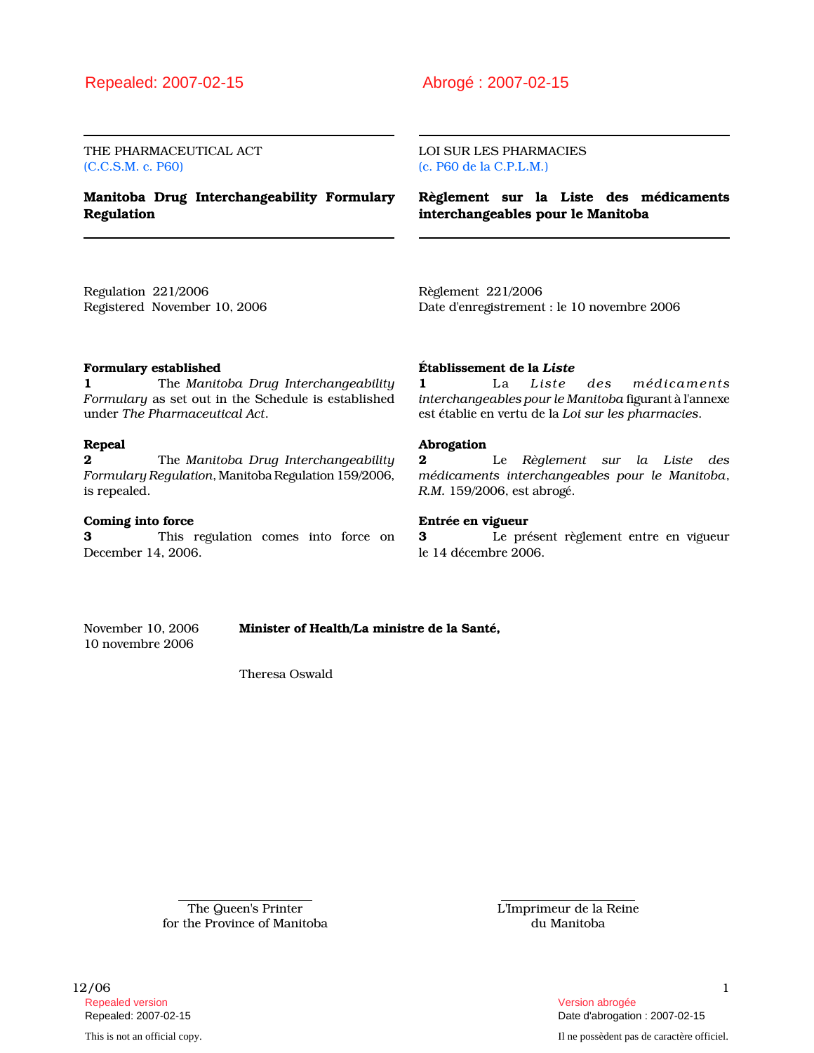Repealed: 2007-02-15

THE PHARMACEUTICAL ACT
(C.C.S.M. c. P60)

## Manitoba Drug Interchangeability Formulary Regulation

Regulation 221/2006
Registered November 10, 2006

**Formulary established**

**1** The *Manitoba Drug Interchangeability Formulary* as set out in the Schedule is established under *The Pharmaceutical Act*.

**Repeal**

**2** The *Manitoba Drug Interchangeability Formulary Regulation*, Manitoba Regulation 159/2006, is repealed.

**Coming into force**

**3** This regulation comes into force on December 14, 2006.

Abrogé : 2007-02-15

LOI SUR LES PHARMACIES
(c. P60 de la C.P.L.M.)

## Règlement sur la Liste des médicaments interchangeables pour le Manitoba

Règlement 221/2006
Date d'enregistrement : le 10 novembre 2006

**Établissement de la *Liste***

**1** La *Liste des médicaments interchangeables pour le Manitoba* figurant à l'annexe est établie en vertu de la *Loi sur les pharmacies*.

**Abrogation**

**2** Le *Règlement sur la Liste des médicaments interchangeables pour le Manitoba*, *R.M.* 159/2006, est abrogé.

**Entrée en vigueur**

**3** Le présent règlement entre en vigueur le 14 décembre 2006.

November 10, 2006
10 novembre 2006

**Minister of Health/La ministre de la Santé,**

Theresa Oswald

The Queen's Printer
for the Province of Manitoba

L'Imprimeur de la Reine
du Manitoba

Repealed version
Repealed: 2007-02-15

This is not an official copy.

Version abrogée
Date d'abrogation : 2007-02-15

Il ne possèdent pas de caractère officiel.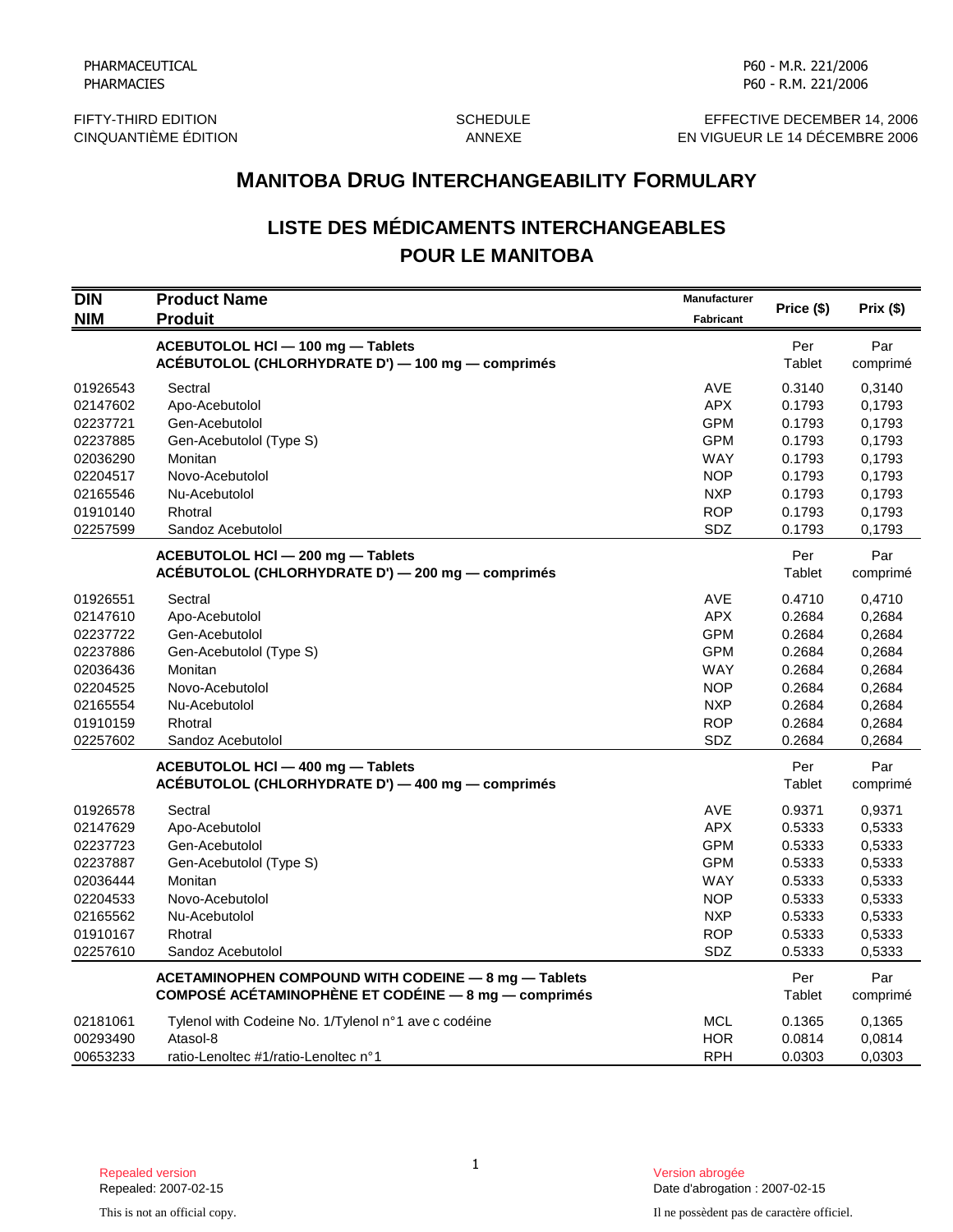PHARMACEUTICAL
PHARMACIES

P60 - M.R. 221/2006
P60 - R.M. 221/2006

FIFTY-THIRD EDITION
CINQUANTIÈME ÉDITION

SCHEDULE
ANNEXE

EFFECTIVE DECEMBER 14, 2006
EN VIGUEUR LE 14 DÉCEMBRE 2006

## MANITOBA DRUG INTERCHANGEABILITY FORMULARY

## LISTE DES MÉDICAMENTS INTERCHANGEABLES POUR LE MANITOBA

| DIN<br>NIM | Product Name<br>Produit | Manufacturer<br>Fabricant | Price ($) | Prix ($) |
|---|---|---|---|---|
| | **ACEBUTOLOL HCl — 100 mg — Tablets<br>ACÉBUTOLOL (CHLORHYDRATE D') — 100 mg — comprimés** | | Per Tablet | Par comprimé |
| 01926543 | Sectral | AVE | 0.3140 | 0,3140 |
| 02147602 | Apo-Acebutolol | APX | 0.1793 | 0,1793 |
| 02237721 | Gen-Acebutolol | GPM | 0.1793 | 0,1793 |
| 02237885 | Gen-Acebutolol (Type S) | GPM | 0.1793 | 0,1793 |
| 02036290 | Monitan | WAY | 0.1793 | 0,1793 |
| 02204517 | Novo-Acebutolol | NOP | 0.1793 | 0,1793 |
| 02165546 | Nu-Acebutolol | NXP | 0.1793 | 0,1793 |
| 01910140 | Rhotral | ROP | 0.1793 | 0,1793 |
| 02257599 | Sandoz Acebutolol | SDZ | 0.1793 | 0,1793 |
| | **ACEBUTOLOL HCl — 200 mg — Tablets<br>ACÉBUTOLOL (CHLORHYDRATE D') — 200 mg — comprimés** | | Per Tablet | Par comprimé |
| 01926551 | Sectral | AVE | 0.4710 | 0,4710 |
| 02147610 | Apo-Acebutolol | APX | 0.2684 | 0,2684 |
| 02237722 | Gen-Acebutolol | GPM | 0.2684 | 0,2684 |
| 02237886 | Gen-Acebutolol (Type S) | GPM | 0.2684 | 0,2684 |
| 02036436 | Monitan | WAY | 0.2684 | 0,2684 |
| 02204525 | Novo-Acebutolol | NOP | 0.2684 | 0,2684 |
| 02165554 | Nu-Acebutolol | NXP | 0.2684 | 0,2684 |
| 01910159 | Rhotral | ROP | 0.2684 | 0,2684 |
| 02257602 | Sandoz Acebutolol | SDZ | 0.2684 | 0,2684 |
| | **ACEBUTOLOL HCl — 400 mg — Tablets<br>ACÉBUTOLOL (CHLORHYDRATE D') — 400 mg — comprimés** | | Per Tablet | Par comprimé |
| 01926578 | Sectral | AVE | 0.9371 | 0,9371 |
| 02147629 | Apo-Acebutolol | APX | 0.5333 | 0,5333 |
| 02237723 | Gen-Acebutolol | GPM | 0.5333 | 0,5333 |
| 02237887 | Gen-Acebutolol (Type S) | GPM | 0.5333 | 0,5333 |
| 02036444 | Monitan | WAY | 0.5333 | 0,5333 |
| 02204533 | Novo-Acebutolol | NOP | 0.5333 | 0,5333 |
| 02165562 | Nu-Acebutolol | NXP | 0.5333 | 0,5333 |
| 01910167 | Rhotral | ROP | 0.5333 | 0,5333 |
| 02257610 | Sandoz Acebutolol | SDZ | 0.5333 | 0,5333 |
| | **ACETAMINOPHEN COMPOUND WITH CODEINE — 8 mg — Tablets<br>COMPOSÉ ACÉTAMINOPHÈNE ET CODÉINE — 8 mg — comprimés** | | Per Tablet | Par comprimé |
| 02181061 | Tylenol with Codeine No. 1/Tylenol n°1 ave c codéine | MCL | 0.1365 | 0,1365 |
| 00293490 | Atasol-8 | HOR | 0.0814 | 0,0814 |
| 00653233 | ratio-Lenoltec #1/ratio-Lenoltec n°1 | RPH | 0.0303 | 0,0303 |

Repealed version
Repealed: 2007-02-15

Version abrogée
Date d'abrogation : 2007-02-15

This is not an official copy.

Il ne possèdent pas de caractère officiel.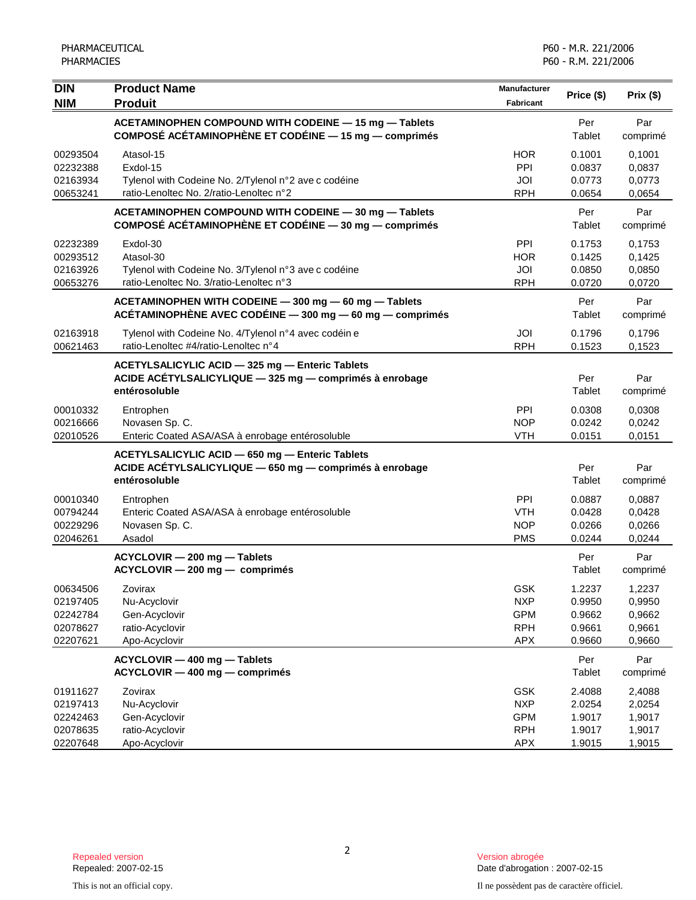| DIN<br>NIM | Product Name<br>Produit | Manufacturer<br>Fabricant | Price ($) | Prix ($) |
|---|---|---|---|---|
| | **ACETAMINOPHEN COMPOUND WITH CODEINE — 15 mg — Tablets**<br>**COMPOSÉ ACÉTAMINOPHÈNE ET CODÉINE — 15 mg — comprimés** | | Per Tablet | Par comprimé |
| 00293504 | Atasol-15 | HOR | 0.1001 | 0,1001 |
| 02232388 | Exdol-15 | PPI | 0.0837 | 0,0837 |
| 02163934 | Tylenol with Codeine No. 2/Tylenol n°2 avec codéine | JOI | 0.0773 | 0,0773 |
| 00653241 | ratio-Lenoltec No. 2/ratio-Lenoltec n°2 | RPH | 0.0654 | 0,0654 |
| | **ACETAMINOPHEN COMPOUND WITH CODEINE — 30 mg — Tablets**<br>**COMPOSÉ ACÉTAMINOPHÈNE ET CODÉINE — 30 mg — comprimés** | | Per Tablet | Par comprimé |
| 02232389 | Exdol-30 | PPI | 0.1753 | 0,1753 |
| 00293512 | Atasol-30 | HOR | 0.1425 | 0,1425 |
| 02163926 | Tylenol with Codeine No. 3/Tylenol n°3 avec codéine | JOI | 0.0850 | 0,0850 |
| 00653276 | ratio-Lenoltec No. 3/ratio-Lenoltec n°3 | RPH | 0.0720 | 0,0720 |
| | **ACETAMINOPHEN WITH CODEINE — 300 mg — 60 mg — Tablets**<br>**ACÉTAMINOPHÈNE AVEC CODÉINE — 300 mg — 60 mg — comprimés** | | Per Tablet | Par comprimé |
| 02163918 | Tylenol with Codeine No. 4/Tylenol n°4 avec codéine | JOI | 0.1796 | 0,1796 |
| 00621463 | ratio-Lenoltec #4/ratio-Lenoltec n°4 | RPH | 0.1523 | 0,1523 |
| | **ACETYLSALICYLIC ACID — 325 mg — Enteric Tablets**<br>**ACIDE ACÉTYLSALICYLIQUE — 325 mg — comprimés à enrobage entérosoluble** | | Per Tablet | Par comprimé |
| 00010332 | Entrophen | PPI | 0.0308 | 0,0308 |
| 00216666 | Novasen Sp. C. | NOP | 0.0242 | 0,0242 |
| 02010526 | Enteric Coated ASA/ASA à enrobage entérosoluble | VTH | 0.0151 | 0,0151 |
| | **ACETYLSALICYLIC ACID — 650 mg — Enteric Tablets**<br>**ACIDE ACÉTYLSALICYLIQUE — 650 mg — comprimés à enrobage entérosoluble** | | Per Tablet | Par comprimé |
| 00010340 | Entrophen | PPI | 0.0887 | 0,0887 |
| 00794244 | Enteric Coated ASA/ASA à enrobage entérosoluble | VTH | 0.0428 | 0,0428 |
| 00229296 | Novasen Sp. C. | NOP | 0.0266 | 0,0266 |
| 02046261 | Asadol | PMS | 0.0244 | 0,0244 |
| | **ACYCLOVIR — 200 mg — Tablets**<br>**ACYCLOVIR — 200 mg — comprimés** | | Per Tablet | Par comprimé |
| 00634506 | Zovirax | GSK | 1.2237 | 1,2237 |
| 02197405 | Nu-Acyclovir | NXP | 0.9950 | 0,9950 |
| 02242784 | Gen-Acyclovir | GPM | 0.9662 | 0,9662 |
| 02078627 | ratio-Acyclovir | RPH | 0.9661 | 0,9661 |
| 02207621 | Apo-Acyclovir | APX | 0.9660 | 0,9660 |
| | **ACYCLOVIR — 400 mg — Tablets**<br>**ACYCLOVIR — 400 mg — comprimés** | | Per Tablet | Par comprimé |
| 01911627 | Zovirax | GSK | 2.4088 | 2,4088 |
| 02197413 | Nu-Acyclovir | NXP | 2.0254 | 2,0254 |
| 02242463 | Gen-Acyclovir | GPM | 1.9017 | 1,9017 |
| 02078635 | ratio-Acyclovir | RPH | 1.9017 | 1,9017 |
| 02207648 | Apo-Acyclovir | APX | 1.9015 | 1,9015 |

Repealed version
Repealed: 2007-02-15

Version abrogée
Date d'abrogation : 2007-02-15

This is not an official copy.

Il ne possèdent pas de caractère officiel.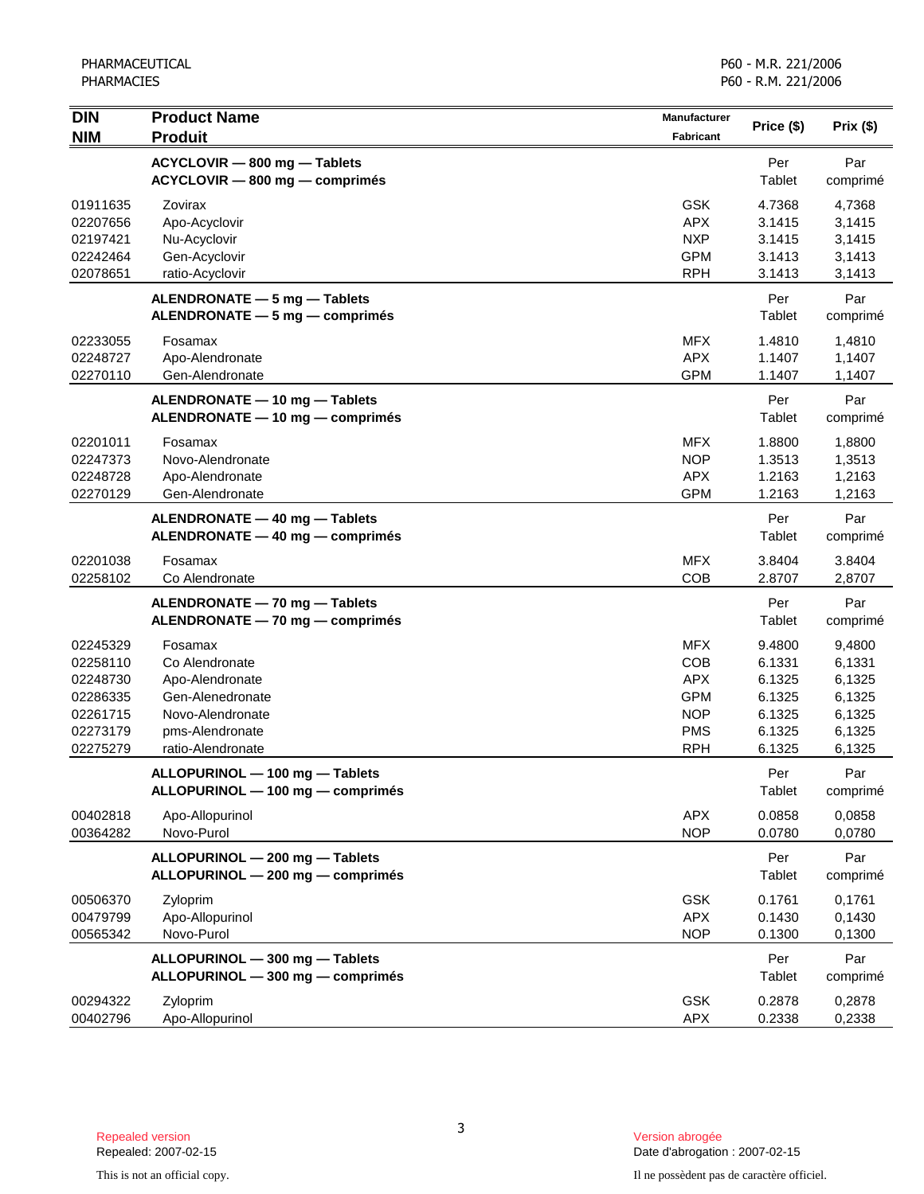| DIN<br>NIM | Product Name<br>Produit | Manufacturer<br>Fabricant | Price ($) | Prix ($) |
|---|---|---|---|---|
| | **ACYCLOVIR — 800 mg — Tablets**<br>**ACYCLOVIR — 800 mg — comprimés** | | Per Tablet | Par comprimé |
| 01911635 | Zovirax | GSK | 4.7368 | 4,7368 |
| 02207656 | Apo-Acyclovir | APX | 3.1415 | 3,1415 |
| 02197421 | Nu-Acyclovir | NXP | 3.1415 | 3,1415 |
| 02242464 | Gen-Acyclovir | GPM | 3.1413 | 3,1413 |
| 02078651 | ratio-Acyclovir | RPH | 3.1413 | 3,1413 |
| | **ALENDRONATE — 5 mg — Tablets**<br>**ALENDRONATE — 5 mg — comprimés** | | Per Tablet | Par comprimé |
| 02233055 | Fosamax | MFX | 1.4810 | 1,4810 |
| 02248727 | Apo-Alendronate | APX | 1.1407 | 1,1407 |
| 02270110 | Gen-Alendronate | GPM | 1.1407 | 1,1407 |
| | **ALENDRONATE — 10 mg — Tablets**<br>**ALENDRONATE — 10 mg — comprimés** | | Per Tablet | Par comprimé |
| 02201011 | Fosamax | MFX | 1.8800 | 1,8800 |
| 02247373 | Novo-Alendronate | NOP | 1.3513 | 1,3513 |
| 02248728 | Apo-Alendronate | APX | 1.2163 | 1,2163 |
| 02270129 | Gen-Alendronate | GPM | 1.2163 | 1,2163 |
| | **ALENDRONATE — 40 mg — Tablets**<br>**ALENDRONATE — 40 mg — comprimés** | | Per Tablet | Par comprimé |
| 02201038 | Fosamax | MFX | 3.8404 | 3.8404 |
| 02258102 | Co Alendronate | COB | 2.8707 | 2,8707 |
| | **ALENDRONATE — 70 mg — Tablets**<br>**ALENDRONATE — 70 mg — comprimés** | | Per Tablet | Par comprimé |
| 02245329 | Fosamax | MFX | 9.4800 | 9,4800 |
| 02258110 | Co Alendronate | COB | 6.1331 | 6,1331 |
| 02248730 | Apo-Alendronate | APX | 6.1325 | 6,1325 |
| 02286335 | Gen-Alenedronate | GPM | 6.1325 | 6,1325 |
| 02261715 | Novo-Alendronate | NOP | 6.1325 | 6,1325 |
| 02273179 | pms-Alendronate | PMS | 6.1325 | 6,1325 |
| 02275279 | ratio-Alendronate | RPH | 6.1325 | 6,1325 |
| | **ALLOPURINOL — 100 mg — Tablets**<br>**ALLOPURINOL — 100 mg — comprimés** | | Per Tablet | Par comprimé |
| 00402818 | Apo-Allopurinol | APX | 0.0858 | 0,0858 |
| 00364282 | Novo-Purol | NOP | 0.0780 | 0,0780 |
| | **ALLOPURINOL — 200 mg — Tablets**<br>**ALLOPURINOL — 200 mg — comprimés** | | Per Tablet | Par comprimé |
| 00506370 | Zyloprim | GSK | 0.1761 | 0,1761 |
| 00479799 | Apo-Allopurinol | APX | 0.1430 | 0,1430 |
| 00565342 | Novo-Purol | NOP | 0.1300 | 0,1300 |
| | **ALLOPURINOL — 300 mg — Tablets**<br>**ALLOPURINOL — 300 mg — comprimés** | | Per Tablet | Par comprimé |
| 00294322 | Zyloprim | GSK | 0.2878 | 0,2878 |
| 00402796 | Apo-Allopurinol | APX | 0.2338 | 0,2338 |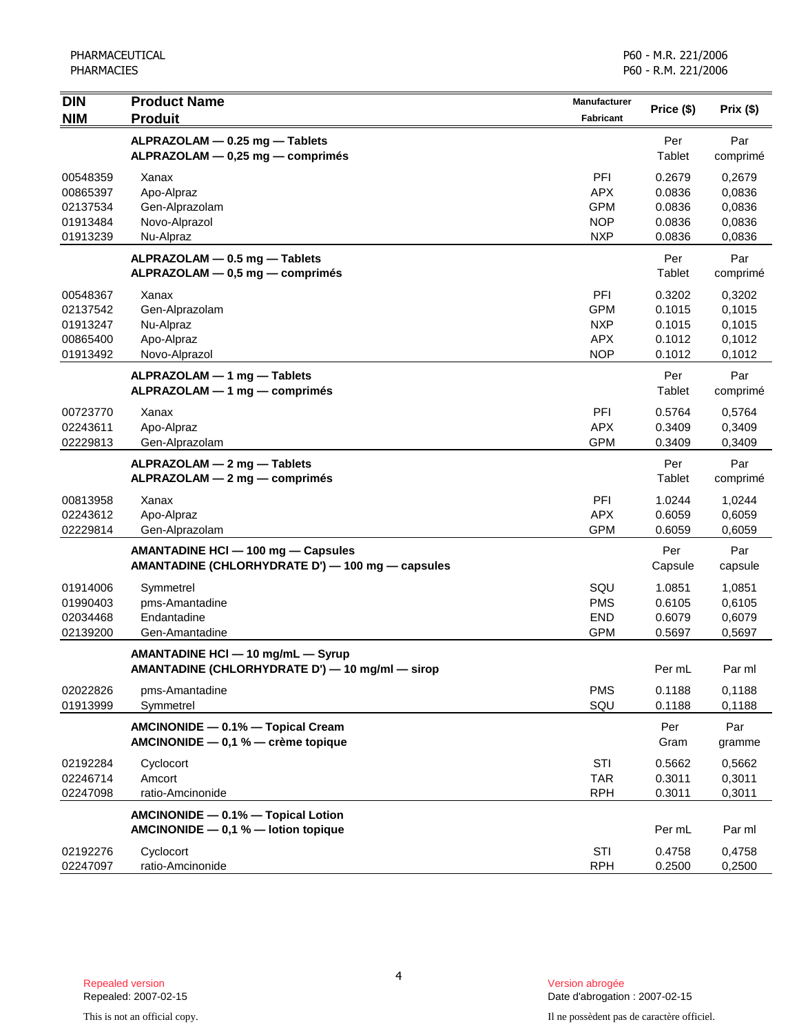| DIN<br>NIM | Product Name<br>Produit | Manufacturer<br>Fabricant | Price ($) | Prix ($) |
|---|---|---|---|---|
| | **ALPRAZOLAM — 0.25 mg — Tablets**<br>**ALPRAZOLAM — 0,25 mg — comprimés** | | Per Tablet | Par comprimé |
| 00548359 | Xanax | PFI | 0.2679 | 0,2679 |
| 00865397 | Apo-Alpraz | APX | 0.0836 | 0,0836 |
| 02137534 | Gen-Alprazolam | GPM | 0.0836 | 0,0836 |
| 01913484 | Novo-Alprazol | NOP | 0.0836 | 0,0836 |
| 01913239 | Nu-Alpraz | NXP | 0.0836 | 0,0836 |
| | **ALPRAZOLAM — 0.5 mg — Tablets**<br>**ALPRAZOLAM — 0,5 mg — comprimés** | | Per Tablet | Par comprimé |
| 00548367 | Xanax | PFI | 0.3202 | 0,3202 |
| 02137542 | Gen-Alprazolam | GPM | 0.1015 | 0,1015 |
| 01913247 | Nu-Alpraz | NXP | 0.1015 | 0,1015 |
| 00865400 | Apo-Alpraz | APX | 0.1012 | 0,1012 |
| 01913492 | Novo-Alprazol | NOP | 0.1012 | 0,1012 |
| | **ALPRAZOLAM — 1 mg — Tablets**<br>**ALPRAZOLAM — 1 mg — comprimés** | | Per Tablet | Par comprimé |
| 00723770 | Xanax | PFI | 0.5764 | 0,5764 |
| 02243611 | Apo-Alpraz | APX | 0.3409 | 0,3409 |
| 02229813 | Gen-Alprazolam | GPM | 0.3409 | 0,3409 |
| | **ALPRAZOLAM — 2 mg — Tablets**<br>**ALPRAZOLAM — 2 mg — comprimés** | | Per Tablet | Par comprimé |
| 00813958 | Xanax | PFI | 1.0244 | 1,0244 |
| 02243612 | Apo-Alpraz | APX | 0.6059 | 0,6059 |
| 02229814 | Gen-Alprazolam | GPM | 0.6059 | 0,6059 |
| | **AMANTADINE HCl — 100 mg — Capsules**<br>**AMANTADINE (CHLORHYDRATE D') — 100 mg — capsules** | | Per Capsule | Par capsule |
| 01914006 | Symmetrel | SQU | 1.0851 | 1,0851 |
| 01990403 | pms-Amantadine | PMS | 0.6105 | 0,6105 |
| 02034468 | Endantadine | END | 0.6079 | 0,6079 |
| 02139200 | Gen-Amantadine | GPM | 0.5697 | 0,5697 |
| | **AMANTADINE HCl — 10 mg/mL — Syrup**<br>**AMANTADINE (CHLORHYDRATE D') — 10 mg/ml — sirop** | | Per mL | Par ml |
| 02022826 | pms-Amantadine | PMS | 0.1188 | 0,1188 |
| 01913999 | Symmetrel | SQU | 0.1188 | 0,1188 |
| | **AMCINONIDE — 0.1% — Topical Cream**<br>**AMCINONIDE — 0,1 % — crème topique** | | Per Gram | Par gramme |
| 02192284 | Cyclocort | STI | 0.5662 | 0,5662 |
| 02246714 | Amcort | TAR | 0.3011 | 0,3011 |
| 02247098 | ratio-Amcinonide | RPH | 0.3011 | 0,3011 |
| | **AMCINONIDE — 0.1% — Topical Lotion**<br>**AMCINONIDE — 0,1 % — lotion topique** | | Per mL | Par ml |
| 02192276 | Cyclocort | STI | 0.4758 | 0,4758 |
| 02247097 | ratio-Amcinonide | RPH | 0.2500 | 0,2500 |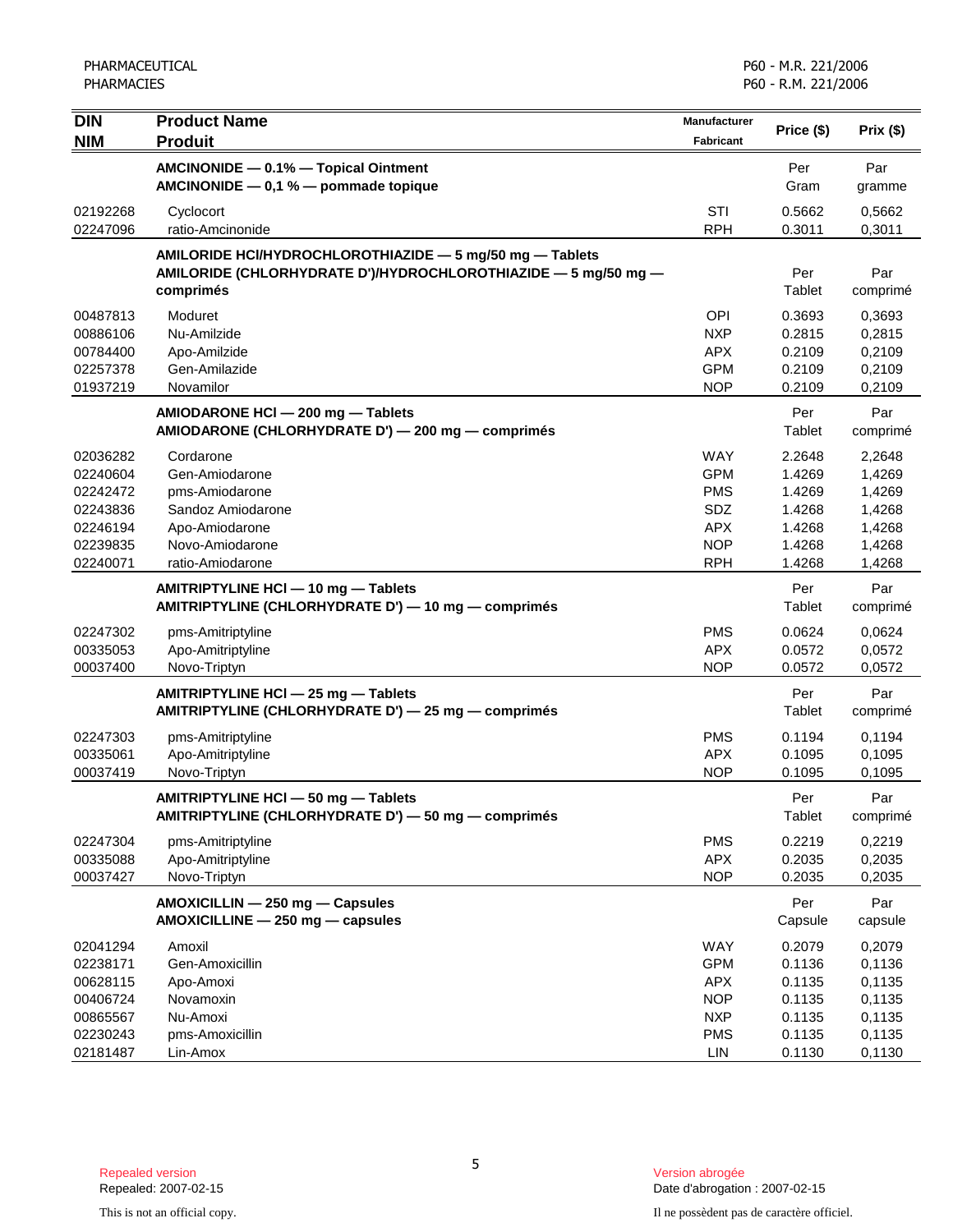| DIN<br>NIM | Product Name<br>Produit | Manufacturer<br>Fabricant | Price ($) | Prix ($) |
|---|---|---|---|---|
| | **AMCINONIDE — 0.1% — Topical Ointment**<br>**AMCINONIDE — 0,1 % — pommade topique** | | Per Gram | Par gramme |
| 02192268 | Cyclocort | STI | 0.5662 | 0,5662 |
| 02247096 | ratio-Amcinonide | RPH | 0.3011 | 0,3011 |
| | **AMILORIDE HCl/HYDROCHLOROTHIAZIDE — 5 mg/50 mg — Tablets**<br>**AMILORIDE (CHLORHYDRATE D')/HYDROCHLOROTHIAZIDE — 5 mg/50 mg — comprimés** | | Per Tablet | Par comprimé |
| 00487813 | Moduret | OPI | 0.3693 | 0,3693 |
| 00886106 | Nu-Amilzide | NXP | 0.2815 | 0,2815 |
| 00784400 | Apo-Amilzide | APX | 0.2109 | 0,2109 |
| 02257378 | Gen-Amilazide | GPM | 0.2109 | 0,2109 |
| 01937219 | Novamilor | NOP | 0.2109 | 0,2109 |
| | **AMIODARONE HCl — 200 mg — Tablets**<br>**AMIODARONE (CHLORHYDRATE D') — 200 mg — comprimés** | | Per Tablet | Par comprimé |
| 02036282 | Cordarone | WAY | 2.2648 | 2,2648 |
| 02240604 | Gen-Amiodarone | GPM | 1.4269 | 1,4269 |
| 02242472 | pms-Amiodarone | PMS | 1.4269 | 1,4269 |
| 02243836 | Sandoz Amiodarone | SDZ | 1.4268 | 1,4268 |
| 02246194 | Apo-Amiodarone | APX | 1.4268 | 1,4268 |
| 02239835 | Novo-Amiodarone | NOP | 1.4268 | 1,4268 |
| 02240071 | ratio-Amiodarone | RPH | 1.4268 | 1,4268 |
| | **AMITRIPTYLINE HCl — 10 mg — Tablets**<br>**AMITRIPTYLINE (CHLORHYDRATE D') — 10 mg — comprimés** | | Per Tablet | Par comprimé |
| 02247302 | pms-Amitriptyline | PMS | 0.0624 | 0,0624 |
| 00335053 | Apo-Amitriptyline | APX | 0.0572 | 0,0572 |
| 00037400 | Novo-Triptyn | NOP | 0.0572 | 0,0572 |
| | **AMITRIPTYLINE HCl — 25 mg — Tablets**<br>**AMITRIPTYLINE (CHLORHYDRATE D') — 25 mg — comprimés** | | Per Tablet | Par comprimé |
| 02247303 | pms-Amitriptyline | PMS | 0.1194 | 0,1194 |
| 00335061 | Apo-Amitriptyline | APX | 0.1095 | 0,1095 |
| 00037419 | Novo-Triptyn | NOP | 0.1095 | 0,1095 |
| | **AMITRIPTYLINE HCl — 50 mg — Tablets**<br>**AMITRIPTYLINE (CHLORHYDRATE D') — 50 mg — comprimés** | | Per Tablet | Par comprimé |
| 02247304 | pms-Amitriptyline | PMS | 0.2219 | 0,2219 |
| 00335088 | Apo-Amitriptyline | APX | 0.2035 | 0,2035 |
| 00037427 | Novo-Triptyn | NOP | 0.2035 | 0,2035 |
| | **AMOXICILLIN — 250 mg — Capsules**<br>**AMOXICILLINE — 250 mg — capsules** | | Per Capsule | Par capsule |
| 02041294 | Amoxil | WAY | 0.2079 | 0,2079 |
| 02238171 | Gen-Amoxicillin | GPM | 0.1136 | 0,1136 |
| 00628115 | Apo-Amoxi | APX | 0.1135 | 0,1135 |
| 00406724 | Novamoxin | NOP | 0.1135 | 0,1135 |
| 00865567 | Nu-Amoxi | NXP | 0.1135 | 0,1135 |
| 02230243 | pms-Amoxicillin | PMS | 0.1135 | 0,1135 |
| 02181487 | Lin-Amox | LIN | 0.1130 | 0,1130 |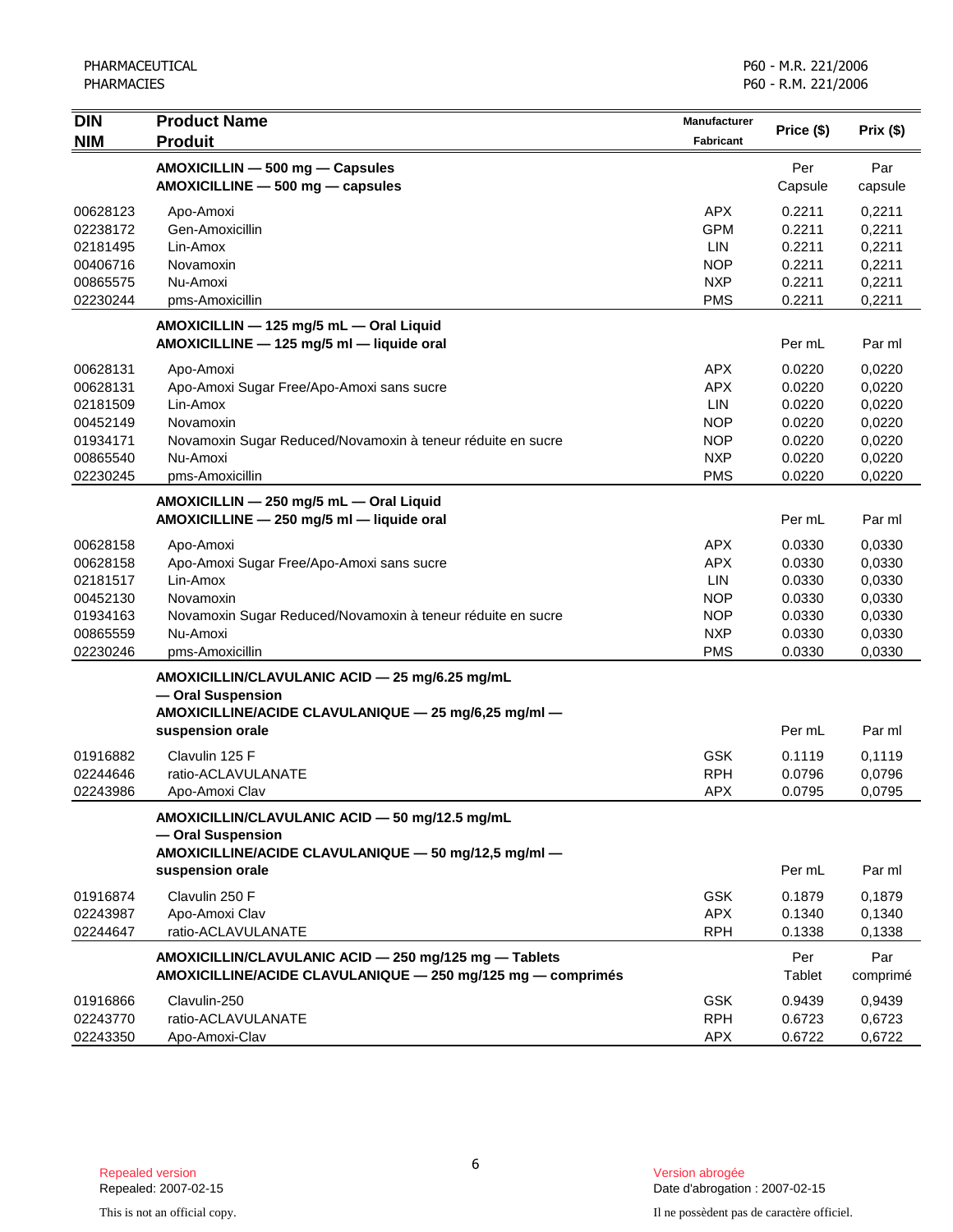| DIN<br>NIM | Product Name<br>Produit | Manufacturer<br>Fabricant | Price ($) | Prix ($) |
|---|---|---|---|---|
| | **AMOXICILLIN — 500 mg — Capsules<br>AMOXICILLINE — 500 mg — capsules** | | Per Capsule | Par capsule |
| 00628123 | Apo-Amoxi | APX | 0.2211 | 0,2211 |
| 02238172 | Gen-Amoxicillin | GPM | 0.2211 | 0,2211 |
| 02181495 | Lin-Amox | LIN | 0.2211 | 0,2211 |
| 00406716 | Novamoxin | NOP | 0.2211 | 0,2211 |
| 00865575 | Nu-Amoxi | NXP | 0.2211 | 0,2211 |
| 02230244 | pms-Amoxicillin | PMS | 0.2211 | 0,2211 |
| | **AMOXICILLIN — 125 mg/5 mL — Oral Liquid<br>AMOXICILLINE — 125 mg/5 ml — liquide oral** | | Per mL | Par ml |
| 00628131 | Apo-Amoxi | APX | 0.0220 | 0,0220 |
| 00628131 | Apo-Amoxi Sugar Free/Apo-Amoxi sans sucre | APX | 0.0220 | 0,0220 |
| 02181509 | Lin-Amox | LIN | 0.0220 | 0,0220 |
| 00452149 | Novamoxin | NOP | 0.0220 | 0,0220 |
| 01934171 | Novamoxin Sugar Reduced/Novamoxin à teneur réduite en sucre | NOP | 0.0220 | 0,0220 |
| 00865540 | Nu-Amoxi | NXP | 0.0220 | 0,0220 |
| 02230245 | pms-Amoxicillin | PMS | 0.0220 | 0,0220 |
| | **AMOXICILLIN — 250 mg/5 mL — Oral Liquid<br>AMOXICILLINE — 250 mg/5 ml — liquide oral** | | Per mL | Par ml |
| 00628158 | Apo-Amoxi | APX | 0.0330 | 0,0330 |
| 00628158 | Apo-Amoxi Sugar Free/Apo-Amoxi sans sucre | APX | 0.0330 | 0,0330 |
| 02181517 | Lin-Amox | LIN | 0.0330 | 0,0330 |
| 00452130 | Novamoxin | NOP | 0.0330 | 0,0330 |
| 01934163 | Novamoxin Sugar Reduced/Novamoxin à teneur réduite en sucre | NOP | 0.0330 | 0,0330 |
| 00865559 | Nu-Amoxi | NXP | 0.0330 | 0,0330 |
| 02230246 | pms-Amoxicillin | PMS | 0.0330 | 0,0330 |
| | **AMOXICILLIN/CLAVULANIC ACID — 25 mg/6.25 mg/mL — Oral Suspension<br>AMOXICILLINE/ACIDE CLAVULANIQUE — 25 mg/6,25 mg/ml — suspension orale** | | Per mL | Par ml |
| 01916882 | Clavulin 125 F | GSK | 0.1119 | 0,1119 |
| 02244646 | ratio-ACLAVULANATE | RPH | 0.0796 | 0,0796 |
| 02243986 | Apo-Amoxi Clav | APX | 0.0795 | 0,0795 |
| | **AMOXICILLIN/CLAVULANIC ACID — 50 mg/12.5 mg/mL — Oral Suspension<br>AMOXICILLINE/ACIDE CLAVULANIQUE — 50 mg/12,5 mg/ml — suspension orale** | | Per mL | Par ml |
| 01916874 | Clavulin 250 F | GSK | 0.1879 | 0,1879 |
| 02243987 | Apo-Amoxi Clav | APX | 0.1340 | 0,1340 |
| 02244647 | ratio-ACLAVULANATE | RPH | 0.1338 | 0,1338 |
| | **AMOXICILLIN/CLAVULANIC ACID — 250 mg/125 mg — Tablets<br>AMOXICILLINE/ACIDE CLAVULANIQUE — 250 mg/125 mg — comprimés** | | Per Tablet | Par comprimé |
| 01916866 | Clavulin-250 | GSK | 0.9439 | 0,9439 |
| 02243770 | ratio-ACLAVULANATE | RPH | 0.6723 | 0,6723 |
| 02243350 | Apo-Amoxi-Clav | APX | 0.6722 | 0,6722 |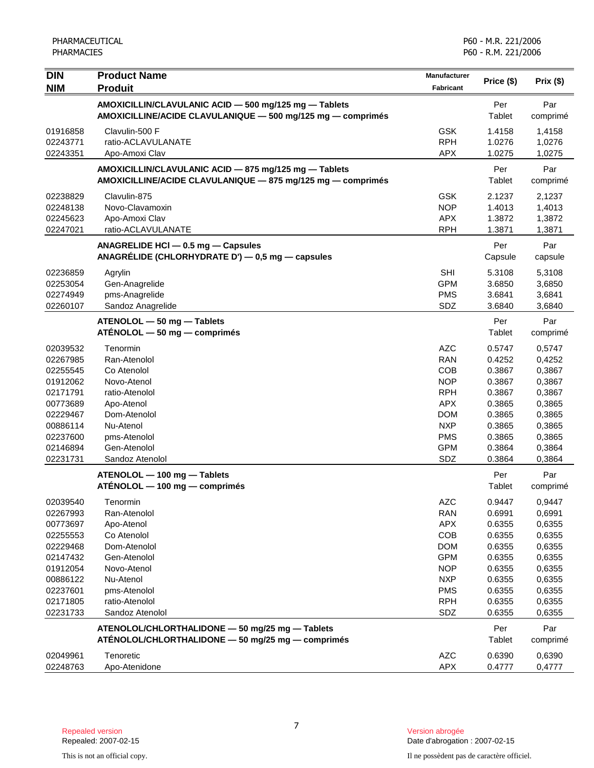| DIN<br>NIM | Product Name<br>Produit | Manufacturer<br>Fabricant | Price ($) | Prix ($) |
|---|---|---|---|---|
| | **AMOXICILLIN/CLAVULANIC ACID — 500 mg/125 mg — Tablets**<br>**AMOXICILLINE/ACIDE CLAVULANIQUE — 500 mg/125 mg — comprimés** | | Per Tablet | Par comprimé |
| 01916858 | Clavulin-500 F | GSK | 1.4158 | 1,4158 |
| 02243771 | ratio-ACLAVULANATE | RPH | 1.0276 | 1,0276 |
| 02243351 | Apo-Amoxi Clav | APX | 1.0275 | 1,0275 |
| | **AMOXICILLIN/CLAVULANIC ACID — 875 mg/125 mg — Tablets**<br>**AMOXICILLINE/ACIDE CLAVULANIQUE — 875 mg/125 mg — comprimés** | | Per Tablet | Par comprimé |
| 02238829 | Clavulin-875 | GSK | 2.1237 | 2,1237 |
| 02248138 | Novo-Clavamoxin | NOP | 1.4013 | 1,4013 |
| 02245623 | Apo-Amoxi Clav | APX | 1.3872 | 1,3872 |
| 02247021 | ratio-ACLAVULANATE | RPH | 1.3871 | 1,3871 |
| | **ANAGRELIDE HCl — 0.5 mg — Capsules**<br>**ANAGRÉLIDE (CHLORHYDRATE D') — 0,5 mg — capsules** | | Per Capsule | Par capsule |
| 02236859 | Agrylin | SHI | 5.3108 | 5,3108 |
| 02253054 | Gen-Anagrelide | GPM | 3.6850 | 3,6850 |
| 02274949 | pms-Anagrelide | PMS | 3.6841 | 3,6841 |
| 02260107 | Sandoz Anagrelide | SDZ | 3.6840 | 3,6840 |
| | **ATENOLOL — 50 mg — Tablets**<br>**ATÉNOLOL — 50 mg — comprimés** | | Per Tablet | Par comprimé |
| 02039532 | Tenormin | AZC | 0.5747 | 0,5747 |
| 02267985 | Ran-Atenolol | RAN | 0.4252 | 0,4252 |
| 02255545 | Co Atenolol | COB | 0.3867 | 0,3867 |
| 01912062 | Novo-Atenol | NOP | 0.3867 | 0,3867 |
| 02171791 | ratio-Atenolol | RPH | 0.3867 | 0,3867 |
| 00773689 | Apo-Atenol | APX | 0.3865 | 0,3865 |
| 02229467 | Dom-Atenolol | DOM | 0.3865 | 0,3865 |
| 00886114 | Nu-Atenol | NXP | 0.3865 | 0,3865 |
| 02237600 | pms-Atenolol | PMS | 0.3865 | 0,3865 |
| 02146894 | Gen-Atenolol | GPM | 0.3864 | 0,3864 |
| 02231731 | Sandoz Atenolol | SDZ | 0.3864 | 0,3864 |
| | **ATENOLOL — 100 mg — Tablets**<br>**ATÉNOLOL — 100 mg — comprimés** | | Per Tablet | Par comprimé |
| 02039540 | Tenormin | AZC | 0.9447 | 0,9447 |
| 02267993 | Ran-Atenolol | RAN | 0.6991 | 0,6991 |
| 00773697 | Apo-Atenol | APX | 0.6355 | 0,6355 |
| 02255553 | Co Atenolol | COB | 0.6355 | 0,6355 |
| 02229468 | Dom-Atenolol | DOM | 0.6355 | 0,6355 |
| 02147432 | Gen-Atenolol | GPM | 0.6355 | 0,6355 |
| 01912054 | Novo-Atenol | NOP | 0.6355 | 0,6355 |
| 00886122 | Nu-Atenol | NXP | 0.6355 | 0,6355 |
| 02237601 | pms-Atenolol | PMS | 0.6355 | 0,6355 |
| 02171805 | ratio-Atenolol | RPH | 0.6355 | 0,6355 |
| 02231733 | Sandoz Atenolol | SDZ | 0.6355 | 0,6355 |
| | **ATENOLOL/CHLORTHALIDONE — 50 mg/25 mg — Tablets**<br>**ATÉNOLOL/CHLORTHALIDONE — 50 mg/25 mg — comprimés** | | Per Tablet | Par comprimé |
| 02049961 | Tenoretic | AZC | 0.6390 | 0,6390 |
| 02248763 | Apo-Atenidone | APX | 0.4777 | 0,4777 |

Repealed version
Repealed: 2007-02-15

Version abrogée
Date d'abrogation : 2007-02-15

This is not an official copy.

Il ne possèdent pas de caractère officiel.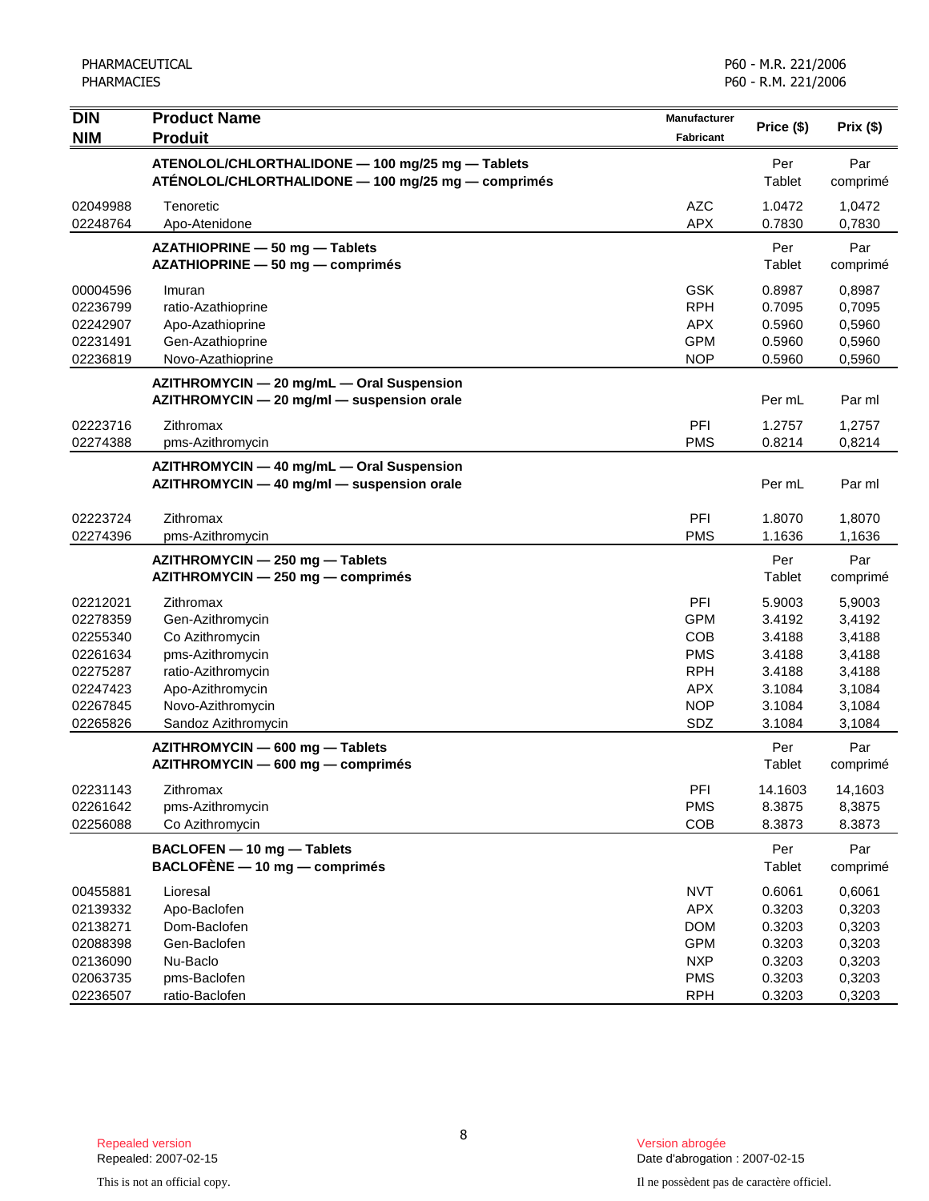| DIN<br>NIM | Product Name<br>Produit | Manufacturer<br>Fabricant | Price ($) | Prix ($) |
|---|---|---|---|---|
| | **ATENOLOL/CHLORTHALIDONE — 100 mg/25 mg — Tablets<br>ATÉNOLOL/CHLORTHALIDONE — 100 mg/25 mg — comprimés** | | Per Tablet | Par comprimé |
| 02049988 | Tenoretic | AZC | 1.0472 | 1,0472 |
| 02248764 | Apo-Atenidone | APX | 0.7830 | 0,7830 |
| | **AZATHIOPRINE — 50 mg — Tablets<br>AZATHIOPRINE — 50 mg — comprimés** | | Per Tablet | Par comprimé |
| 00004596 | Imuran | GSK | 0.8987 | 0,8987 |
| 02236799 | ratio-Azathioprine | RPH | 0.7095 | 0,7095 |
| 02242907 | Apo-Azathioprine | APX | 0.5960 | 0,5960 |
| 02231491 | Gen-Azathioprine | GPM | 0.5960 | 0,5960 |
| 02236819 | Novo-Azathioprine | NOP | 0.5960 | 0,5960 |
| | **AZITHROMYCIN — 20 mg/mL — Oral Suspension<br>AZITHROMYCIN — 20 mg/ml — suspension orale** | | Per mL | Par ml |
| 02223716 | Zithromax | PFI | 1.2757 | 1,2757 |
| 02274388 | pms-Azithromycin | PMS | 0.8214 | 0,8214 |
| | **AZITHROMYCIN — 40 mg/mL — Oral Suspension<br>AZITHROMYCIN — 40 mg/ml — suspension orale** | | Per mL | Par ml |
| 02223724 | Zithromax | PFI | 1.8070 | 1,8070 |
| 02274396 | pms-Azithromycin | PMS | 1.1636 | 1,1636 |
| | **AZITHROMYCIN — 250 mg — Tablets<br>AZITHROMYCIN — 250 mg — comprimés** | | Per Tablet | Par comprimé |
| 02212021 | Zithromax | PFI | 5.9003 | 5,9003 |
| 02278359 | Gen-Azithromycin | GPM | 3.4192 | 3,4192 |
| 02255340 | Co Azithromycin | COB | 3.4188 | 3,4188 |
| 02261634 | pms-Azithromycin | PMS | 3.4188 | 3,4188 |
| 02275287 | ratio-Azithromycin | RPH | 3.4188 | 3,4188 |
| 02247423 | Apo-Azithromycin | APX | 3.1084 | 3,1084 |
| 02267845 | Novo-Azithromycin | NOP | 3.1084 | 3,1084 |
| 02265826 | Sandoz Azithromycin | SDZ | 3.1084 | 3,1084 |
| | **AZITHROMYCIN — 600 mg — Tablets<br>AZITHROMYCIN — 600 mg — comprimés** | | Per Tablet | Par comprimé |
| 02231143 | Zithromax | PFI | 14.1603 | 14,1603 |
| 02261642 | pms-Azithromycin | PMS | 8.3875 | 8,3875 |
| 02256088 | Co Azithromycin | COB | 8.3873 | 8.3873 |
| | **BACLOFEN — 10 mg — Tablets<br>BACLOFÈNE — 10 mg — comprimés** | | Per Tablet | Par comprimé |
| 00455881 | Lioresal | NVT | 0.6061 | 0,6061 |
| 02139332 | Apo-Baclofen | APX | 0.3203 | 0,3203 |
| 02138271 | Dom-Baclofen | DOM | 0.3203 | 0,3203 |
| 02088398 | Gen-Baclofen | GPM | 0.3203 | 0,3203 |
| 02136090 | Nu-Baclo | NXP | 0.3203 | 0,3203 |
| 02063735 | pms-Baclofen | PMS | 0.3203 | 0,3203 |
| 02236507 | ratio-Baclofen | RPH | 0.3203 | 0,3203 |

Repealed version
Repealed: 2007-02-15

Version abrogée
Date d'abrogation : 2007-02-15

This is not an official copy.

Il ne possèdent pas de caractère officiel.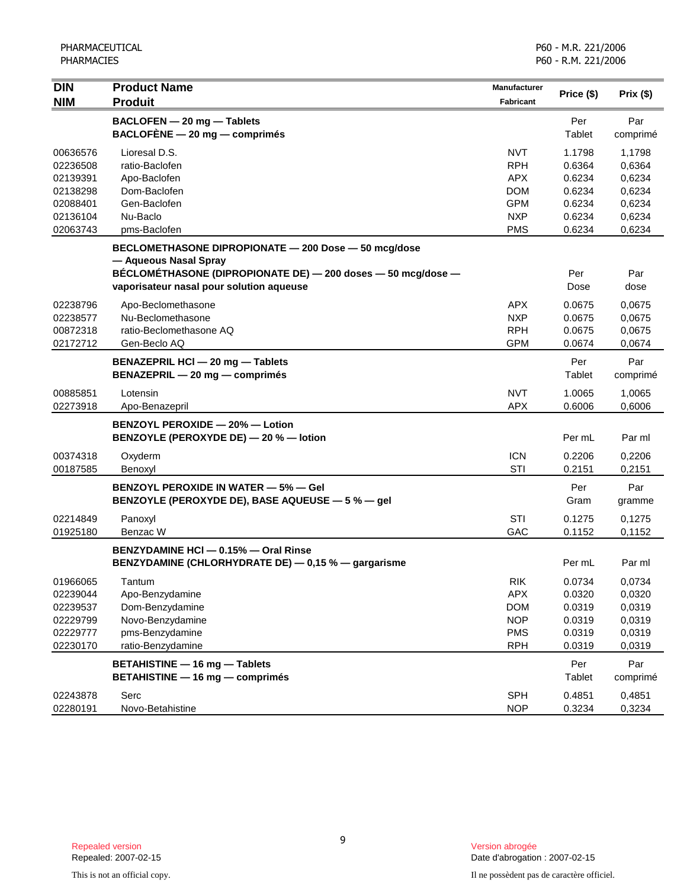| DIN<br>NIM | Product Name<br>Produit | Manufacturer<br>Fabricant | Price ($) | Prix ($) |
|---|---|---|---|---|
| | **BACLOFEN — 20 mg — Tablets**<br>**BACLOFÈNE — 20 mg — comprimés** | | Per Tablet | Par comprimé |
| 00636576 | Lioresal D.S. | NVT | 1.1798 | 1,1798 |
| 02236508 | ratio-Baclofen | RPH | 0.6364 | 0,6364 |
| 02139391 | Apo-Baclofen | APX | 0.6234 | 0,6234 |
| 02138298 | Dom-Baclofen | DOM | 0.6234 | 0,6234 |
| 02088401 | Gen-Baclofen | GPM | 0.6234 | 0,6234 |
| 02136104 | Nu-Baclo | NXP | 0.6234 | 0,6234 |
| 02063743 | pms-Baclofen | PMS | 0.6234 | 0,6234 |
| | **BECLOMETHASONE DIPROPIONATE — 200 Dose — 50 mcg/dose — Aqueous Nasal Spray**<br>**BÉCLOMÉTHASONE (DIPROPIONATE DE) — 200 doses — 50 mcg/dose — vaporisateur nasal pour solution aqueuse** | | Per Dose | Par dose |
| 02238796 | Apo-Beclomethasone | APX | 0.0675 | 0,0675 |
| 02238577 | Nu-Beclomethasone | NXP | 0.0675 | 0,0675 |
| 00872318 | ratio-Beclomethasone AQ | RPH | 0.0675 | 0,0675 |
| 02172712 | Gen-Beclo AQ | GPM | 0.0674 | 0,0674 |
| | **BENAZEPRIL HCl — 20 mg — Tablets**<br>**BENAZEPRIL — 20 mg — comprimés** | | Per Tablet | Par comprimé |
| 00885851 | Lotensin | NVT | 1.0065 | 1,0065 |
| 02273918 | Apo-Benazepril | APX | 0.6006 | 0,6006 |
| | **BENZOYL PEROXIDE — 20% — Lotion**<br>**BENZOYLE (PEROXYDE DE) — 20 % — lotion** | | Per mL | Par ml |
| 00374318 | Oxyderm | ICN | 0.2206 | 0,2206 |
| 00187585 | Benoxyl | STI | 0.2151 | 0,2151 |
| | **BENZOYL PEROXIDE IN WATER — 5% — Gel**<br>**BENZOYLE (PEROXYDE DE), BASE AQUEUSE — 5 % — gel** | | Per Gram | Par gramme |
| 02214849 | Panoxyl | STI | 0.1275 | 0,1275 |
| 01925180 | Benzac W | GAC | 0.1152 | 0,1152 |
| | **BENZYDAMINE HCl — 0.15% — Oral Rinse**<br>**BENZYDAMINE (CHLORHYDRATE DE) — 0,15 % — gargarisme** | | Per mL | Par ml |
| 01966065 | Tantum | RIK | 0.0734 | 0,0734 |
| 02239044 | Apo-Benzydamine | APX | 0.0320 | 0,0320 |
| 02239537 | Dom-Benzydamine | DOM | 0.0319 | 0,0319 |
| 02229799 | Novo-Benzydamine | NOP | 0.0319 | 0,0319 |
| 02229777 | pms-Benzydamine | PMS | 0.0319 | 0,0319 |
| 02230170 | ratio-Benzydamine | RPH | 0.0319 | 0,0319 |
| | **BETAHISTINE — 16 mg — Tablets**<br>**BETAHISTINE — 16 mg — comprimés** | | Per Tablet | Par comprimé |
| 02243878 | Serc | SPH | 0.4851 | 0,4851 |
| 02280191 | Novo-Betahistine | NOP | 0.3234 | 0,3234 |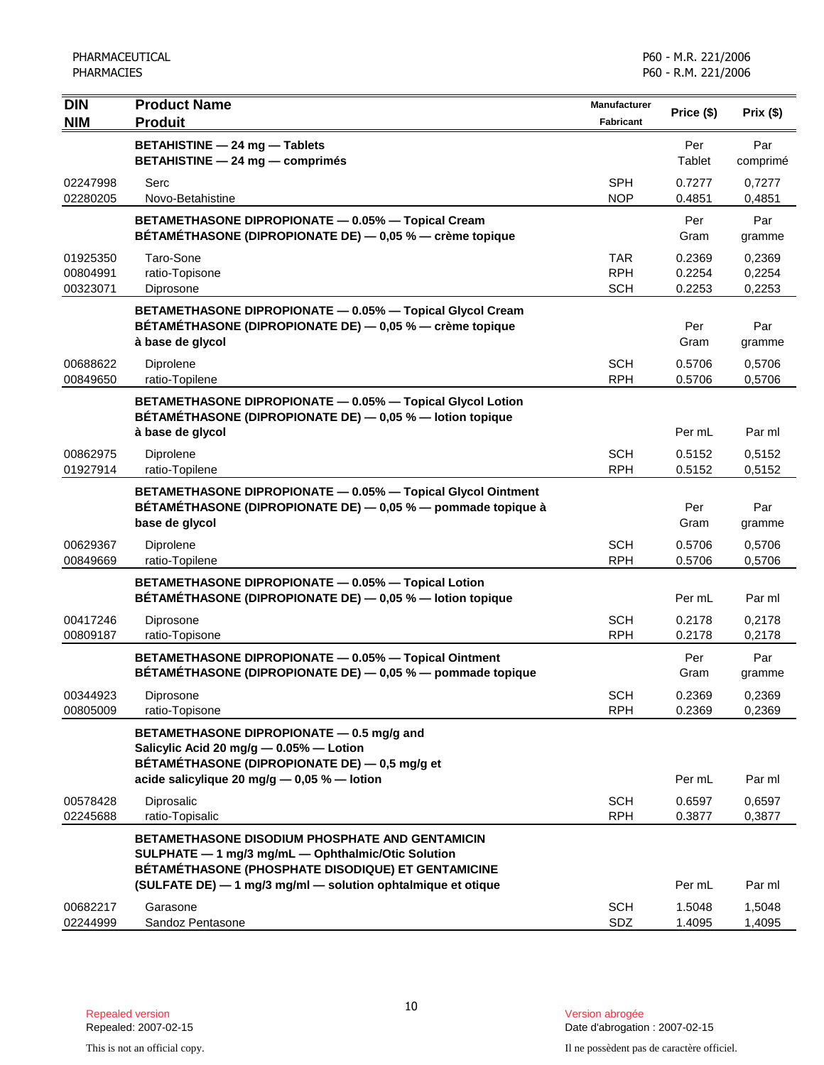| DIN<br>NIM | Product Name<br>Produit | Manufacturer<br>Fabricant | Price ($) | Prix ($) |
|---|---|---|---|---|
| | **BETAHISTINE — 24 mg — Tablets**<br>**BETAHISTINE — 24 mg — comprimés** | | Per<br>Tablet | Par<br>comprimé |
| 02247998 | Serc | SPH | 0.7277 | 0,7277 |
| 02280205 | Novo-Betahistine | NOP | 0.4851 | 0,4851 |
| | **BETAMETHASONE DIPROPIONATE — 0.05% — Topical Cream**<br>**BÉTAMÉTHASONE (DIPROPIONATE DE) — 0,05 % — crème topique** | | Per<br>Gram | Par<br>gramme |
| 01925350 | Taro-Sone | TAR | 0.2369 | 0,2369 |
| 00804991 | ratio-Topisone | RPH | 0.2254 | 0,2254 |
| 00323071 | Diprosone | SCH | 0.2253 | 0,2253 |
| | **BETAMETHASONE DIPROPIONATE — 0.05% — Topical Glycol Cream**<br>**BÉTAMÉTHASONE (DIPROPIONATE DE) — 0,05 % — crème topique à base de glycol** | | Per<br>Gram | Par<br>gramme |
| 00688622 | Diprolene | SCH | 0.5706 | 0,5706 |
| 00849650 | ratio-Topilene | RPH | 0.5706 | 0,5706 |
| | **BETAMETHASONE DIPROPIONATE — 0.05% — Topical Glycol Lotion**<br>**BÉTAMÉTHASONE (DIPROPIONATE DE) — 0,05 % — lotion topique à base de glycol** | | Per mL | Par ml |
| 00862975 | Diprolene | SCH | 0.5152 | 0,5152 |
| 01927914 | ratio-Topilene | RPH | 0.5152 | 0,5152 |
| | **BETAMETHASONE DIPROPIONATE — 0.05% — Topical Glycol Ointment**<br>**BÉTAMÉTHASONE (DIPROPIONATE DE) — 0,05 % — pommade topique à base de glycol** | | Per<br>Gram | Par<br>gramme |
| 00629367 | Diprolene | SCH | 0.5706 | 0,5706 |
| 00849669 | ratio-Topilene | RPH | 0.5706 | 0,5706 |
| | **BETAMETHASONE DIPROPIONATE — 0.05% — Topical Lotion**<br>**BÉTAMÉTHASONE (DIPROPIONATE DE) — 0,05 % — lotion topique** | | Per mL | Par ml |
| 00417246 | Diprosone | SCH | 0.2178 | 0,2178 |
| 00809187 | ratio-Topisone | RPH | 0.2178 | 0,2178 |
| | **BETAMETHASONE DIPROPIONATE — 0.05% — Topical Ointment**<br>**BÉTAMÉTHASONE (DIPROPIONATE DE) — 0,05 % — pommade topique** | | Per<br>Gram | Par<br>gramme |
| 00344923 | Diprosone | SCH | 0.2369 | 0,2369 |
| 00805009 | ratio-Topisone | RPH | 0.2369 | 0,2369 |
| | **BETAMETHASONE DIPROPIONATE — 0.5 mg/g and Salicylic Acid 20 mg/g — 0.05% — Lotion**<br>**BÉTAMÉTHASONE (DIPROPIONATE DE) — 0,5 mg/g et acide salicylique 20 mg/g — 0,05 % — lotion** | | Per mL | Par ml |
| 00578428 | Diprosalic | SCH | 0.6597 | 0,6597 |
| 02245688 | ratio-Topisalic | RPH | 0.3877 | 0,3877 |
| | **BETAMETHASONE DISODIUM PHOSPHATE AND GENTAMICIN SULPHATE — 1 mg/3 mg/mL — Ophthalmic/Otic Solution**<br>**BÉTAMÉTHASONE (PHOSPHATE DISODIQUE) ET GENTAMICINE (SULFATE DE) — 1 mg/3 mg/ml — solution ophtalmique et otique** | | Per mL | Par ml |
| 00682217 | Garasone | SCH | 1.5048 | 1,5048 |
| 02244999 | Sandoz Pentasone | SDZ | 1.4095 | 1,4095 |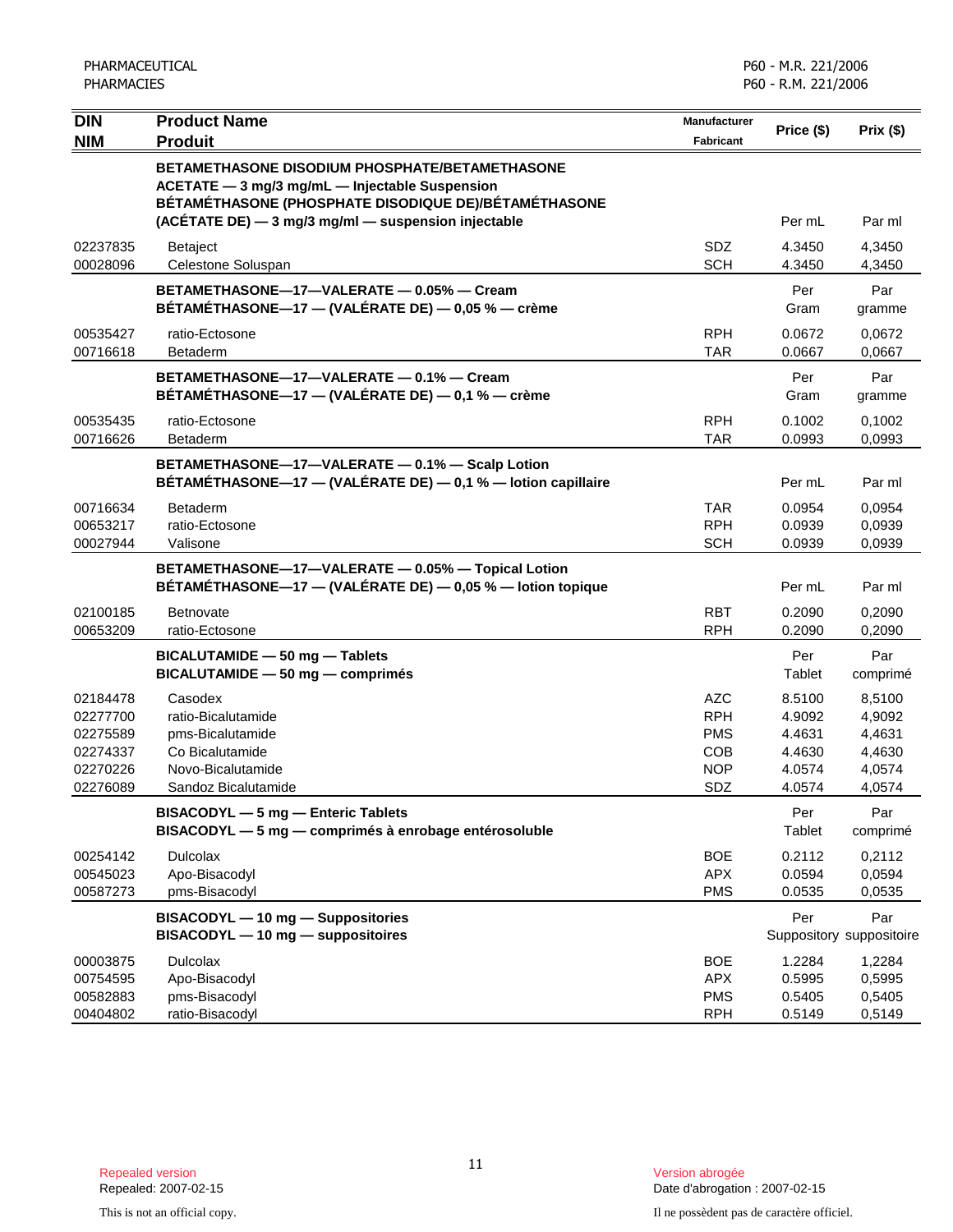| DIN<br>NIM | Product Name<br>Produit | Manufacturer<br>Fabricant | Price ($) | Prix ($) |
|---|---|---|---|---|
| | **BETAMETHASONE DISODIUM PHOSPHATE/BETAMETHASONE ACETATE — 3 mg/3 mg/mL — Injectable Suspension**<br>**BÉTAMÉTHASONE (PHOSPHATE DISODIQUE DE)/BÉTAMÉTHASONE (ACÉTATE DE) — 3 mg/3 mg/ml — suspension injectable** | | Per mL | Par ml |
| 02237835 | Betaject | SDZ | 4.3450 | 4,3450 |
| 00028096 | Celestone Soluspan | SCH | 4.3450 | 4,3450 |
| | **BETAMETHASONE—17—VALERATE — 0.05% — Cream**<br>**BÉTAMÉTHASONE—17 — (VALÉRATE DE) — 0,05 % — crème** | | Per Gram | Par gramme |
| 00535427 | ratio-Ectosone | RPH | 0.0672 | 0,0672 |
| 00716618 | Betaderm | TAR | 0.0667 | 0,0667 |
| | **BETAMETHASONE—17—VALERATE — 0.1% — Cream**<br>**BÉTAMÉTHASONE—17 — (VALÉRATE DE) — 0,1 % — crème** | | Per Gram | Par gramme |
| 00535435 | ratio-Ectosone | RPH | 0.1002 | 0,1002 |
| 00716626 | Betaderm | TAR | 0.0993 | 0,0993 |
| | **BETAMETHASONE—17—VALERATE — 0.1% — Scalp Lotion**<br>**BÉTAMÉTHASONE—17 — (VALÉRATE DE) — 0,1 % — lotion capillaire** | | Per mL | Par ml |
| 00716634 | Betaderm | TAR | 0.0954 | 0,0954 |
| 00653217 | ratio-Ectosone | RPH | 0.0939 | 0,0939 |
| 00027944 | Valisone | SCH | 0.0939 | 0,0939 |
| | **BETAMETHASONE—17—VALERATE — 0.05% — Topical Lotion**<br>**BÉTAMÉTHASONE—17 — (VALÉRATE DE) — 0,05 % — lotion topique** | | Per mL | Par ml |
| 02100185 | Betnovate | RBT | 0.2090 | 0,2090 |
| 00653209 | ratio-Ectosone | RPH | 0.2090 | 0,2090 |
| | **BICALUTAMIDE — 50 mg — Tablets**<br>**BICALUTAMIDE — 50 mg — comprimés** | | Per Tablet | Par comprimé |
| 02184478 | Casodex | AZC | 8.5100 | 8,5100 |
| 02277700 | ratio-Bicalutamide | RPH | 4.9092 | 4,9092 |
| 02275589 | pms-Bicalutamide | PMS | 4.4631 | 4,4631 |
| 02274337 | Co Bicalutamide | COB | 4.4630 | 4,4630 |
| 02270226 | Novo-Bicalutamide | NOP | 4.0574 | 4,0574 |
| 02276089 | Sandoz Bicalutamide | SDZ | 4.0574 | 4,0574 |
| | **BISACODYL — 5 mg — Enteric Tablets**<br>**BISACODYL — 5 mg — comprimés à enrobage entérosoluble** | | Per Tablet | Par comprimé |
| 00254142 | Dulcolax | BOE | 0.2112 | 0,2112 |
| 00545023 | Apo-Bisacodyl | APX | 0.0594 | 0,0594 |
| 00587273 | pms-Bisacodyl | PMS | 0.0535 | 0,0535 |
| | **BISACODYL — 10 mg — Suppositories**<br>**BISACODYL — 10 mg — suppositoires** | | Per Suppository | Par suppositoire |
| 00003875 | Dulcolax | BOE | 1.2284 | 1,2284 |
| 00754595 | Apo-Bisacodyl | APX | 0.5995 | 0,5995 |
| 00582883 | pms-Bisacodyl | PMS | 0.5405 | 0,5405 |
| 00404802 | ratio-Bisacodyl | RPH | 0.5149 | 0,5149 |

Repealed version
Repealed: 2007-02-15

Version abrogée
Date d'abrogation : 2007-02-15

This is not an official copy.

Il ne possèdent pas de caractère officiel.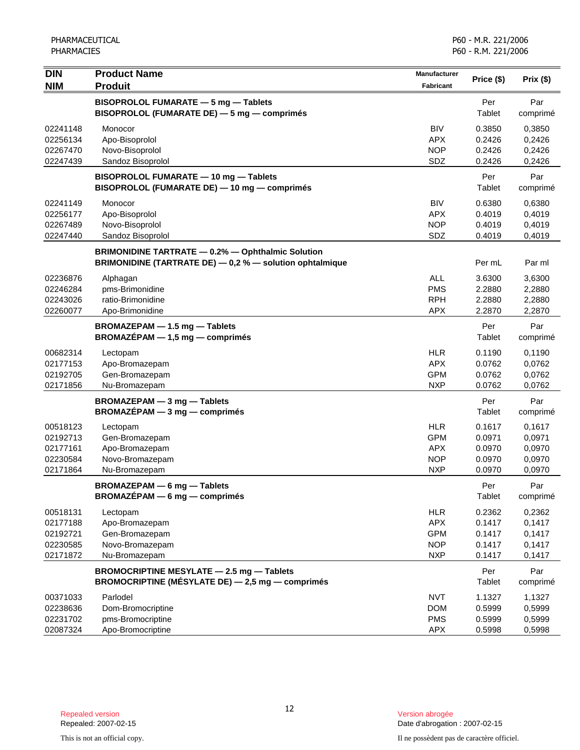| DIN<br>NIM | Product Name<br>Produit | Manufacturer<br>Fabricant | Price ($) | Prix ($) |
|---|---|---|---|---|
| | **BISOPROLOL FUMARATE — 5 mg — Tablets**<br>**BISOPROLOL (FUMARATE DE) — 5 mg — comprimés** | | Per Tablet | Par comprimé |
| 02241148 | Monocor | BIV | 0.3850 | 0,3850 |
| 02256134 | Apo-Bisoprolol | APX | 0.2426 | 0,2426 |
| 02267470 | Novo-Bisoprolol | NOP | 0.2426 | 0,2426 |
| 02247439 | Sandoz Bisoprolol | SDZ | 0.2426 | 0,2426 |
| | **BISOPROLOL FUMARATE — 10 mg — Tablets**<br>**BISOPROLOL (FUMARATE DE) — 10 mg — comprimés** | | Per Tablet | Par comprimé |
| 02241149 | Monocor | BIV | 0.6380 | 0,6380 |
| 02256177 | Apo-Bisoprolol | APX | 0.4019 | 0,4019 |
| 02267489 | Novo-Bisoprolol | NOP | 0.4019 | 0,4019 |
| 02247440 | Sandoz Bisoprolol | SDZ | 0.4019 | 0,4019 |
| | **BRIMONIDINE TARTRATE — 0.2% — Ophthalmic Solution**<br>**BRIMONIDINE (TARTRATE DE) — 0,2 % — solution ophtalmique** | | Per mL | Par ml |
| 02236876 | Alphagan | ALL | 3.6300 | 3,6300 |
| 02246284 | pms-Brimonidine | PMS | 2.2880 | 2,2880 |
| 02243026 | ratio-Brimonidine | RPH | 2.2880 | 2,2880 |
| 02260077 | Apo-Brimonidine | APX | 2.2870 | 2,2870 |
| | **BROMAZEPAM — 1.5 mg — Tablets**<br>**BROMAZÉPAM — 1,5 mg — comprimés** | | Per Tablet | Par comprimé |
| 00682314 | Lectopam | HLR | 0.1190 | 0,1190 |
| 02177153 | Apo-Bromazepam | APX | 0.0762 | 0,0762 |
| 02192705 | Gen-Bromazepam | GPM | 0.0762 | 0,0762 |
| 02171856 | Nu-Bromazepam | NXP | 0.0762 | 0,0762 |
| | **BROMAZEPAM — 3 mg — Tablets**<br>**BROMAZÉPAM — 3 mg — comprimés** | | Per Tablet | Par comprimé |
| 00518123 | Lectopam | HLR | 0.1617 | 0,1617 |
| 02192713 | Gen-Bromazepam | GPM | 0.0971 | 0,0971 |
| 02177161 | Apo-Bromazepam | APX | 0.0970 | 0,0970 |
| 02230584 | Novo-Bromazepam | NOP | 0.0970 | 0,0970 |
| 02171864 | Nu-Bromazepam | NXP | 0.0970 | 0,0970 |
| | **BROMAZEPAM — 6 mg — Tablets**<br>**BROMAZÉPAM — 6 mg — comprimés** | | Per Tablet | Par comprimé |
| 00518131 | Lectopam | HLR | 0.2362 | 0,2362 |
| 02177188 | Apo-Bromazepam | APX | 0.1417 | 0,1417 |
| 02192721 | Gen-Bromazepam | GPM | 0.1417 | 0,1417 |
| 02230585 | Novo-Bromazepam | NOP | 0.1417 | 0,1417 |
| 02171872 | Nu-Bromazepam | NXP | 0.1417 | 0,1417 |
| | **BROMOCRIPTINE MESYLATE — 2.5 mg — Tablets**<br>**BROMOCRIPTINE (MÉSYLATE DE) — 2,5 mg — comprimés** | | Per Tablet | Par comprimé |
| 00371033 | Parlodel | NVT | 1.1327 | 1,1327 |
| 02238636 | Dom-Bromocriptine | DOM | 0.5999 | 0,5999 |
| 02231702 | pms-Bromocriptine | PMS | 0.5999 | 0,5999 |
| 02087324 | Apo-Bromocriptine | APX | 0.5998 | 0,5998 |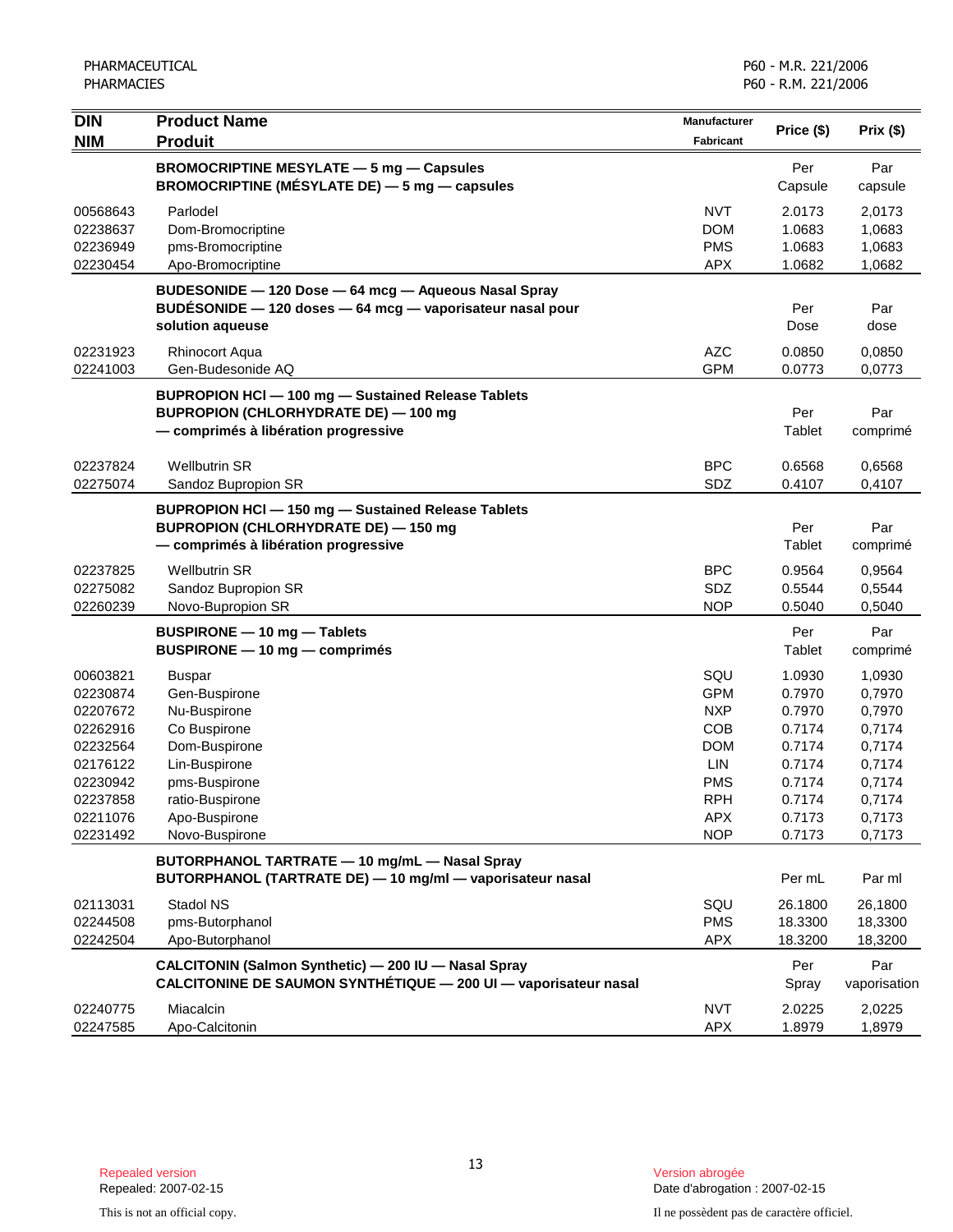| DIN<br>NIM | Product Name<br>Produit | Manufacturer<br>Fabricant | Price ($) | Prix ($) |
|---|---|---|---|---|
| | **BROMOCRIPTINE MESYLATE — 5 mg — Capsules**<br>**BROMOCRIPTINE (MÉSYLATE DE) — 5 mg — capsules** | | Per Capsule | Par capsule |
| 00568643 | Parlodel | NVT | 2.0173 | 2,0173 |
| 02238637 | Dom-Bromocriptine | DOM | 1.0683 | 1,0683 |
| 02236949 | pms-Bromocriptine | PMS | 1.0683 | 1,0683 |
| 02230454 | Apo-Bromocriptine | APX | 1.0682 | 1,0682 |
| | **BUDESONIDE — 120 Dose — 64 mcg — Aqueous Nasal Spray**<br>**BUDÉSONIDE — 120 doses — 64 mcg — vaporisateur nasal pour solution aqueuse** | | Per Dose | Par dose |
| 02231923 | Rhinocort Aqua | AZC | 0.0850 | 0,0850 |
| 02241003 | Gen-Budesonide AQ | GPM | 0.0773 | 0,0773 |
| | **BUPROPION HCl — 100 mg — Sustained Release Tablets**<br>**BUPROPION (CHLORHYDRATE DE) — 100 mg — comprimés à libération progressive** | | Per Tablet | Par comprimé |
| 02237824 | Wellbutrin SR | BPC | 0.6568 | 0,6568 |
| 02275074 | Sandoz Bupropion SR | SDZ | 0.4107 | 0,4107 |
| | **BUPROPION HCl — 150 mg — Sustained Release Tablets**<br>**BUPROPION (CHLORHYDRATE DE) — 150 mg — comprimés à libération progressive** | | Per Tablet | Par comprimé |
| 02237825 | Wellbutrin SR | BPC | 0.9564 | 0,9564 |
| 02275082 | Sandoz Bupropion SR | SDZ | 0.5544 | 0,5544 |
| 02260239 | Novo-Bupropion SR | NOP | 0.5040 | 0,5040 |
| | **BUSPIRONE — 10 mg — Tablets**<br>**BUSPIRONE — 10 mg — comprimés** | | Per Tablet | Par comprimé |
| 00603821 | Buspar | SQU | 1.0930 | 1,0930 |
| 02230874 | Gen-Buspirone | GPM | 0.7970 | 0,7970 |
| 02207672 | Nu-Buspirone | NXP | 0.7970 | 0,7970 |
| 02262916 | Co Buspirone | COB | 0.7174 | 0,7174 |
| 02232564 | Dom-Buspirone | DOM | 0.7174 | 0,7174 |
| 02176122 | Lin-Buspirone | LIN | 0.7174 | 0,7174 |
| 02230942 | pms-Buspirone | PMS | 0.7174 | 0,7174 |
| 02237858 | ratio-Buspirone | RPH | 0.7174 | 0,7174 |
| 02211076 | Apo-Buspirone | APX | 0.7173 | 0,7173 |
| 02231492 | Novo-Buspirone | NOP | 0.7173 | 0,7173 |
| | **BUTORPHANOL TARTRATE — 10 mg/mL — Nasal Spray**<br>**BUTORPHANOL (TARTRATE DE) — 10 mg/ml — vaporisateur nasal** | | Per mL | Par ml |
| 02113031 | Stadol NS | SQU | 26.1800 | 26,1800 |
| 02244508 | pms-Butorphanol | PMS | 18.3300 | 18,3300 |
| 02242504 | Apo-Butorphanol | APX | 18.3200 | 18,3200 |
| | **CALCITONIN (Salmon Synthetic) — 200 IU — Nasal Spray**<br>**CALCITONINE DE SAUMON SYNTHÉTIQUE — 200 UI — vaporisateur nasal** | | Per Spray | Par vaporisation |
| 02240775 | Miacalcin | NVT | 2.0225 | 2,0225 |
| 02247585 | Apo-Calcitonin | APX | 1.8979 | 1,8979 |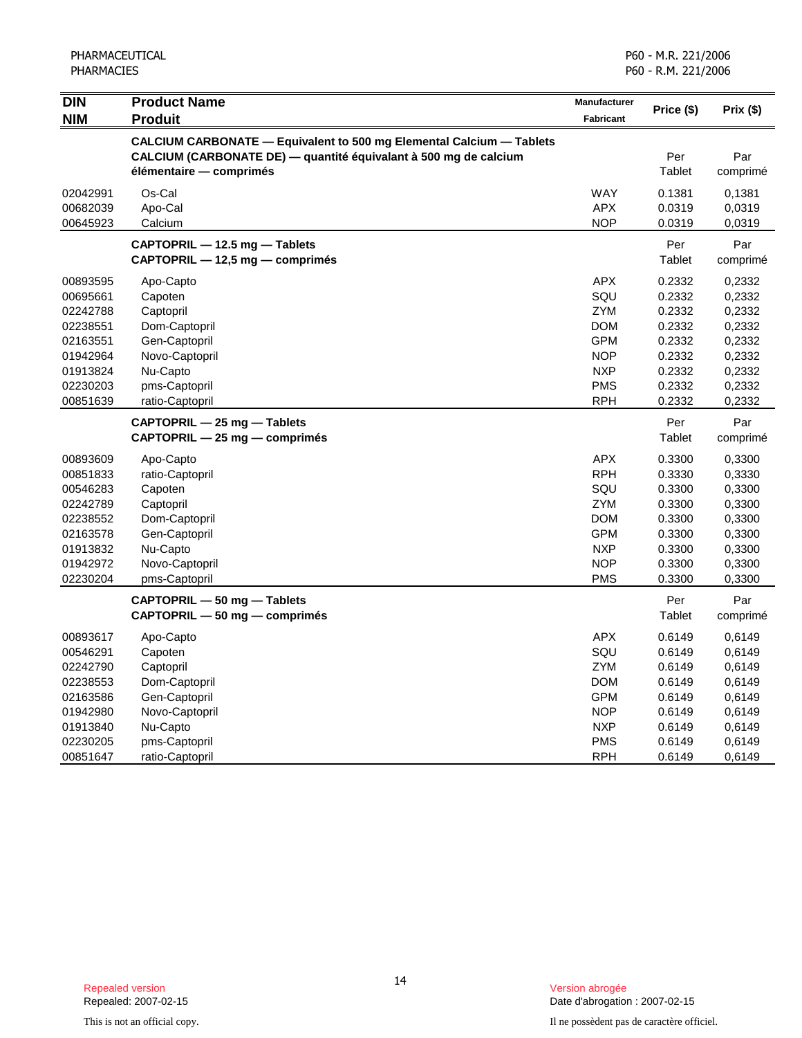| DIN<br>NIM | Product Name<br>Produit | Manufacturer<br>Fabricant | Price ($) | Prix ($) |
|---|---|---|---|---|
| | **CALCIUM CARBONATE — Equivalent to 500 mg Elemental Calcium — Tablets**<br>**CALCIUM (CARBONATE DE) — quantité équivalant à 500 mg de calcium élémentaire — comprimés** | | Per Tablet | Par comprimé |
| 02042991 | Os-Cal | WAY | 0.1381 | 0,1381 |
| 00682039 | Apo-Cal | APX | 0.0319 | 0,0319 |
| 00645923 | Calcium | NOP | 0.0319 | 0,0319 |
| | **CAPTOPRIL — 12.5 mg — Tablets**<br>**CAPTOPRIL — 12,5 mg — comprimés** | | Per Tablet | Par comprimé |
| 00893595 | Apo-Capto | APX | 0.2332 | 0,2332 |
| 00695661 | Capoten | SQU | 0.2332 | 0,2332 |
| 02242788 | Captopril | ZYM | 0.2332 | 0,2332 |
| 02238551 | Dom-Captopril | DOM | 0.2332 | 0,2332 |
| 02163551 | Gen-Captopril | GPM | 0.2332 | 0,2332 |
| 01942964 | Novo-Captopril | NOP | 0.2332 | 0,2332 |
| 01913824 | Nu-Capto | NXP | 0.2332 | 0,2332 |
| 02230203 | pms-Captopril | PMS | 0.2332 | 0,2332 |
| 00851639 | ratio-Captopril | RPH | 0.2332 | 0,2332 |
| | **CAPTOPRIL — 25 mg — Tablets**<br>**CAPTOPRIL — 25 mg — comprimés** | | Per Tablet | Par comprimé |
| 00893609 | Apo-Capto | APX | 0.3300 | 0,3300 |
| 00851833 | ratio-Captopril | RPH | 0.3330 | 0,3330 |
| 00546283 | Capoten | SQU | 0.3300 | 0,3300 |
| 02242789 | Captopril | ZYM | 0.3300 | 0,3300 |
| 02238552 | Dom-Captopril | DOM | 0.3300 | 0,3300 |
| 02163578 | Gen-Captopril | GPM | 0.3300 | 0,3300 |
| 01913832 | Nu-Capto | NXP | 0.3300 | 0,3300 |
| 01942972 | Novo-Captopril | NOP | 0.3300 | 0,3300 |
| 02230204 | pms-Captopril | PMS | 0.3300 | 0,3300 |
| | **CAPTOPRIL — 50 mg — Tablets**<br>**CAPTOPRIL — 50 mg — comprimés** | | Per Tablet | Par comprimé |
| 00893617 | Apo-Capto | APX | 0.6149 | 0,6149 |
| 00546291 | Capoten | SQU | 0.6149 | 0,6149 |
| 02242790 | Captopril | ZYM | 0.6149 | 0,6149 |
| 02238553 | Dom-Captopril | DOM | 0.6149 | 0,6149 |
| 02163586 | Gen-Captopril | GPM | 0.6149 | 0,6149 |
| 01942980 | Novo-Captopril | NOP | 0.6149 | 0,6149 |
| 01913840 | Nu-Capto | NXP | 0.6149 | 0,6149 |
| 02230205 | pms-Captopril | PMS | 0.6149 | 0,6149 |
| 00851647 | ratio-Captopril | RPH | 0.6149 | 0,6149 |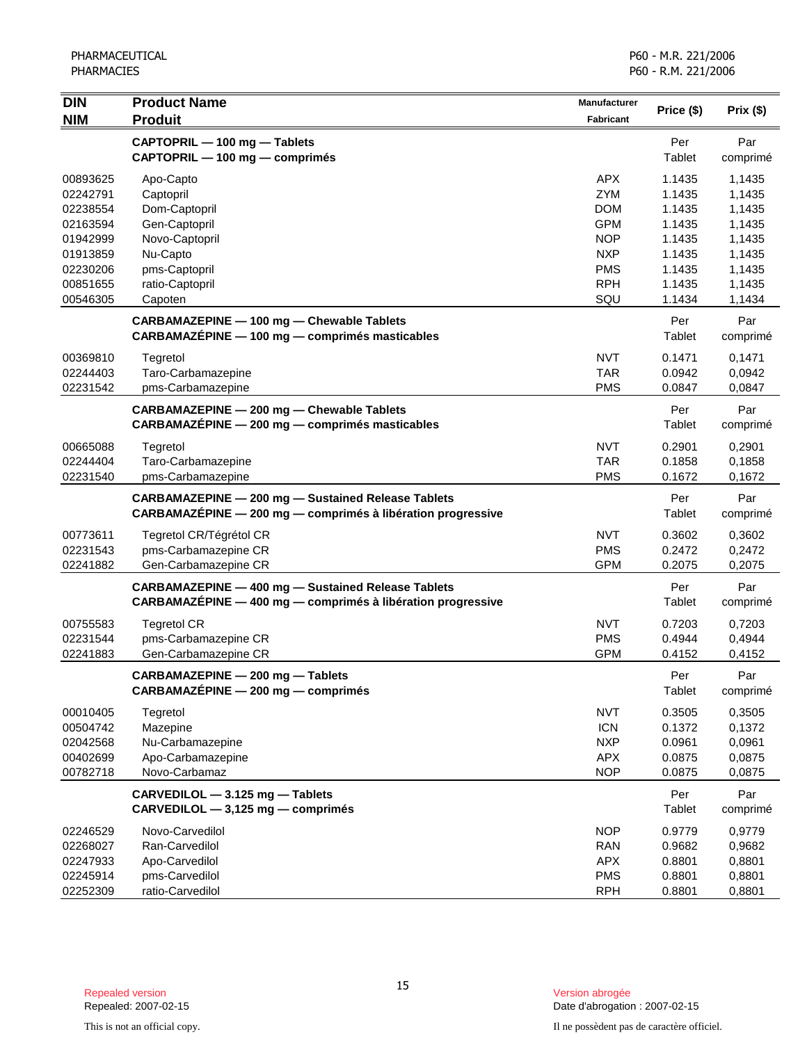| DIN<br>NIM | Product Name<br>Produit | Manufacturer<br>Fabricant | Price ($) | Prix ($) |
|---|---|---|---|---|
| | **CAPTOPRIL — 100 mg — Tablets**<br>**CAPTOPRIL — 100 mg — comprimés** | | Per Tablet | Par comprimé |
| 00893625 | Apo-Capto | APX | 1.1435 | 1,1435 |
| 02242791 | Captopril | ZYM | 1.1435 | 1,1435 |
| 02238554 | Dom-Captopril | DOM | 1.1435 | 1,1435 |
| 02163594 | Gen-Captopril | GPM | 1.1435 | 1,1435 |
| 01942999 | Novo-Captopril | NOP | 1.1435 | 1,1435 |
| 01913859 | Nu-Capto | NXP | 1.1435 | 1,1435 |
| 02230206 | pms-Captopril | PMS | 1.1435 | 1,1435 |
| 00851655 | ratio-Captopril | RPH | 1.1435 | 1,1435 |
| 00546305 | Capoten | SQU | 1.1434 | 1,1434 |
| | **CARBAMAZEPINE — 100 mg — Chewable Tablets**<br>**CARBAMAZÉPINE — 100 mg — comprimés masticables** | | Per Tablet | Par comprimé |
| 00369810 | Tegretol | NVT | 0.1471 | 0,1471 |
| 02244403 | Taro-Carbamazepine | TAR | 0.0942 | 0,0942 |
| 02231542 | pms-Carbamazepine | PMS | 0.0847 | 0,0847 |
| | **CARBAMAZEPINE — 200 mg — Chewable Tablets**<br>**CARBAMAZÉPINE — 200 mg — comprimés masticables** | | Per Tablet | Par comprimé |
| 00665088 | Tegretol | NVT | 0.2901 | 0,2901 |
| 02244404 | Taro-Carbamazepine | TAR | 0.1858 | 0,1858 |
| 02231540 | pms-Carbamazepine | PMS | 0.1672 | 0,1672 |
| | **CARBAMAZEPINE — 200 mg — Sustained Release Tablets**<br>**CARBAMAZÉPINE — 200 mg — comprimés à libération progressive** | | Per Tablet | Par comprimé |
| 00773611 | Tegretol CR/Tégrétol CR | NVT | 0.3602 | 0,3602 |
| 02231543 | pms-Carbamazepine CR | PMS | 0.2472 | 0,2472 |
| 02241882 | Gen-Carbamazepine CR | GPM | 0.2075 | 0,2075 |
| | **CARBAMAZEPINE — 400 mg — Sustained Release Tablets**<br>**CARBAMAZÉPINE — 400 mg — comprimés à libération progressive** | | Per Tablet | Par comprimé |
| 00755583 | Tegretol CR | NVT | 0.7203 | 0,7203 |
| 02231544 | pms-Carbamazepine CR | PMS | 0.4944 | 0,4944 |
| 02241883 | Gen-Carbamazepine CR | GPM | 0.4152 | 0,4152 |
| | **CARBAMAZEPINE — 200 mg — Tablets**<br>**CARBAMAZÉPINE — 200 mg — comprimés** | | Per Tablet | Par comprimé |
| 00010405 | Tegretol | NVT | 0.3505 | 0,3505 |
| 00504742 | Mazepine | ICN | 0.1372 | 0,1372 |
| 02042568 | Nu-Carbamazepine | NXP | 0.0961 | 0,0961 |
| 00402699 | Apo-Carbamazepine | APX | 0.0875 | 0,0875 |
| 00782718 | Novo-Carbamaz | NOP | 0.0875 | 0,0875 |
| | **CARVEDILOL — 3.125 mg — Tablets**<br>**CARVEDILOL — 3,125 mg — comprimés** | | Per Tablet | Par comprimé |
| 02246529 | Novo-Carvedilol | NOP | 0.9779 | 0,9779 |
| 02268027 | Ran-Carvedilol | RAN | 0.9682 | 0,9682 |
| 02247933 | Apo-Carvedilol | APX | 0.8801 | 0,8801 |
| 02245914 | pms-Carvedilol | PMS | 0.8801 | 0,8801 |
| 02252309 | ratio-Carvedilol | RPH | 0.8801 | 0,8801 |

Repealed version
Repealed: 2007-02-15

Version abrogée
Date d'abrogation : 2007-02-15

This is not an official copy.

Il ne possèdent pas de caractère officiel.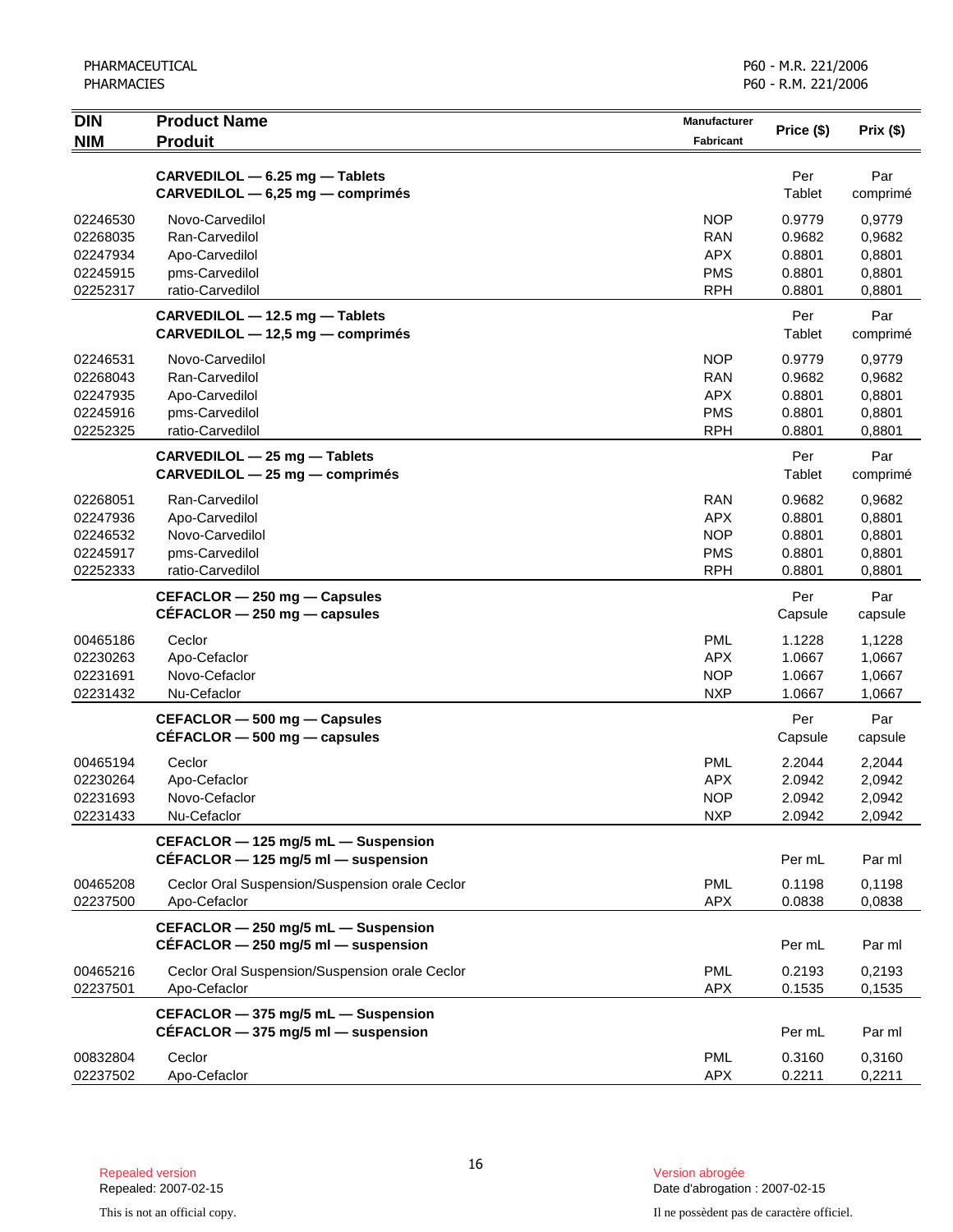| DIN<br>NIM | Product Name<br>Produit | Manufacturer<br>Fabricant | Price ($) | Prix ($) |
|---|---|---|---|---|
| | **CARVEDILOL — 6.25 mg — Tablets**<br>**CARVEDILOL — 6,25 mg — comprimés** | | Per<br>Tablet | Par<br>comprimé |
| 02246530 | Novo-Carvedilol | NOP | 0.9779 | 0,9779 |
| 02268035 | Ran-Carvedilol | RAN | 0.9682 | 0,9682 |
| 02247934 | Apo-Carvedilol | APX | 0.8801 | 0,8801 |
| 02245915 | pms-Carvedilol | PMS | 0.8801 | 0,8801 |
| 02252317 | ratio-Carvedilol | RPH | 0.8801 | 0,8801 |
| | **CARVEDILOL — 12.5 mg — Tablets**<br>**CARVEDILOL — 12,5 mg — comprimés** | | Per<br>Tablet | Par<br>comprimé |
| 02246531 | Novo-Carvedilol | NOP | 0.9779 | 0,9779 |
| 02268043 | Ran-Carvedilol | RAN | 0.9682 | 0,9682 |
| 02247935 | Apo-Carvedilol | APX | 0.8801 | 0,8801 |
| 02245916 | pms-Carvedilol | PMS | 0.8801 | 0,8801 |
| 02252325 | ratio-Carvedilol | RPH | 0.8801 | 0,8801 |
| | **CARVEDILOL — 25 mg — Tablets**<br>**CARVEDILOL — 25 mg — comprimés** | | Per<br>Tablet | Par<br>comprimé |
| 02268051 | Ran-Carvedilol | RAN | 0.9682 | 0,9682 |
| 02247936 | Apo-Carvedilol | APX | 0.8801 | 0,8801 |
| 02246532 | Novo-Carvedilol | NOP | 0.8801 | 0,8801 |
| 02245917 | pms-Carvedilol | PMS | 0.8801 | 0,8801 |
| 02252333 | ratio-Carvedilol | RPH | 0.8801 | 0,8801 |
| | **CEFACLOR — 250 mg — Capsules**<br>**CÉFACLOR — 250 mg — capsules** | | Per<br>Capsule | Par<br>capsule |
| 00465186 | Ceclor | PML | 1.1228 | 1,1228 |
| 02230263 | Apo-Cefaclor | APX | 1.0667 | 1,0667 |
| 02231691 | Novo-Cefaclor | NOP | 1.0667 | 1,0667 |
| 02231432 | Nu-Cefaclor | NXP | 1.0667 | 1,0667 |
| | **CEFACLOR — 500 mg — Capsules**<br>**CÉFACLOR — 500 mg — capsules** | | Per<br>Capsule | Par<br>capsule |
| 00465194 | Ceclor | PML | 2.2044 | 2,2044 |
| 02230264 | Apo-Cefaclor | APX | 2.0942 | 2,0942 |
| 02231693 | Novo-Cefaclor | NOP | 2.0942 | 2,0942 |
| 02231433 | Nu-Cefaclor | NXP | 2.0942 | 2,0942 |
| | **CEFACLOR — 125 mg/5 mL — Suspension**<br>**CÉFACLOR — 125 mg/5 ml — suspension** | | Per mL | Par ml |
| 00465208 | Ceclor Oral Suspension/Suspension orale Ceclor | PML | 0.1198 | 0,1198 |
| 02237500 | Apo-Cefaclor | APX | 0.0838 | 0,0838 |
| | **CEFACLOR — 250 mg/5 mL — Suspension**<br>**CÉFACLOR — 250 mg/5 ml — suspension** | | Per mL | Par ml |
| 00465216 | Ceclor Oral Suspension/Suspension orale Ceclor | PML | 0.2193 | 0,2193 |
| 02237501 | Apo-Cefaclor | APX | 0.1535 | 0,1535 |
| | **CEFACLOR — 375 mg/5 mL — Suspension**<br>**CÉFACLOR — 375 mg/5 ml — suspension** | | Per mL | Par ml |
| 00832804 | Ceclor | PML | 0.3160 | 0,3160 |
| 02237502 | Apo-Cefaclor | APX | 0.2211 | 0,2211 |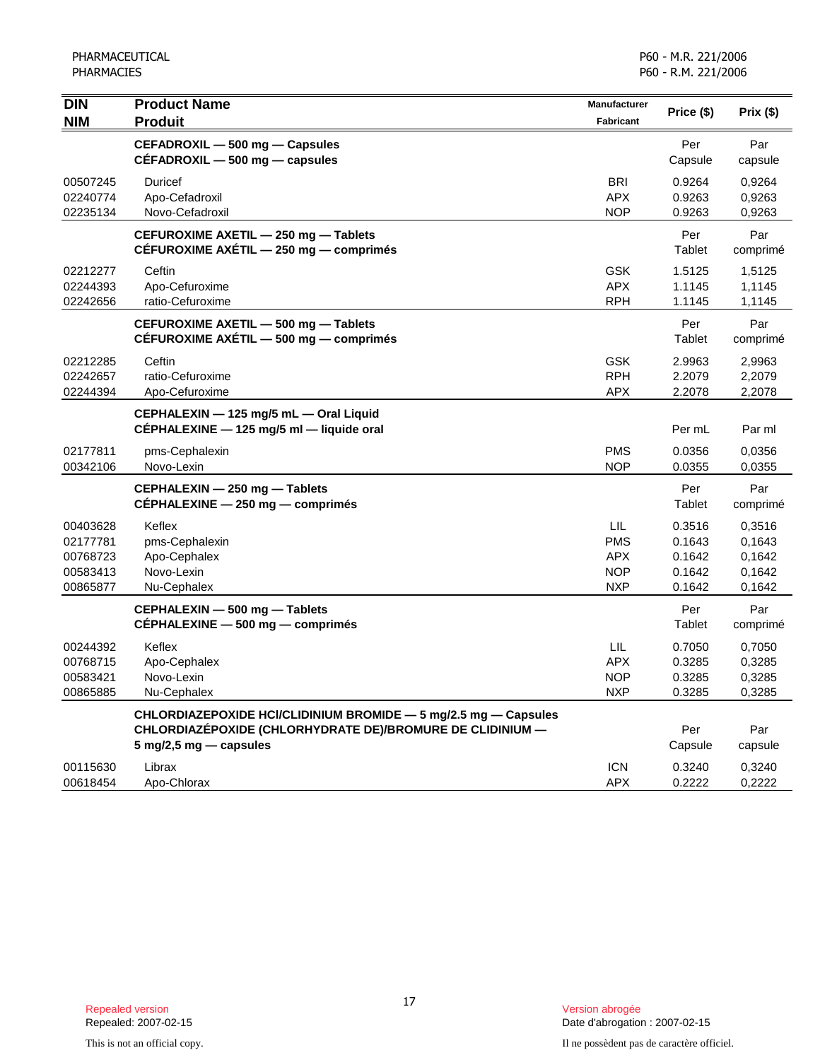| DIN<br>NIM | Product Name<br>Produit | Manufacturer<br>Fabricant | Price ($) | Prix ($) |
|---|---|---|---|---|
| | **CEFADROXIL — 500 mg — Capsules<br>CÉFADROXIL — 500 mg — capsules** | | Per<br>Capsule | Par<br>capsule |
| 00507245 | Duricef | BRI | 0.9264 | 0,9264 |
| 02240774 | Apo-Cefadroxil | APX | 0.9263 | 0,9263 |
| 02235134 | Novo-Cefadroxil | NOP | 0.9263 | 0,9263 |
| | **CEFUROXIME AXETIL — 250 mg — Tablets<br>CÉFUROXIME AXÉTIL — 250 mg — comprimés** | | Per<br>Tablet | Par<br>comprimé |
| 02212277 | Ceftin | GSK | 1.5125 | 1,5125 |
| 02244393 | Apo-Cefuroxime | APX | 1.1145 | 1,1145 |
| 02242656 | ratio-Cefuroxime | RPH | 1.1145 | 1,1145 |
| | **CEFUROXIME AXETIL — 500 mg — Tablets<br>CÉFUROXIME AXÉTIL — 500 mg — comprimés** | | Per<br>Tablet | Par<br>comprimé |
| 02212285 | Ceftin | GSK | 2.9963 | 2,9963 |
| 02242657 | ratio-Cefuroxime | RPH | 2.2079 | 2,2079 |
| 02244394 | Apo-Cefuroxime | APX | 2.2078 | 2,2078 |
| | **CEPHALEXIN — 125 mg/5 mL — Oral Liquid<br>CÉPHALEXINE — 125 mg/5 ml — liquide oral** | | Per mL | Par ml |
| 02177811 | pms-Cephalexin | PMS | 0.0356 | 0,0356 |
| 00342106 | Novo-Lexin | NOP | 0.0355 | 0,0355 |
| | **CEPHALEXIN — 250 mg — Tablets<br>CÉPHALEXINE — 250 mg — comprimés** | | Per<br>Tablet | Par<br>comprimé |
| 00403628 | Keflex | LIL | 0.3516 | 0,3516 |
| 02177781 | pms-Cephalexin | PMS | 0.1643 | 0,1643 |
| 00768723 | Apo-Cephalex | APX | 0.1642 | 0,1642 |
| 00583413 | Novo-Lexin | NOP | 0.1642 | 0,1642 |
| 00865877 | Nu-Cephalex | NXP | 0.1642 | 0,1642 |
| | **CEPHALEXIN — 500 mg — Tablets<br>CÉPHALEXINE — 500 mg — comprimés** | | Per<br>Tablet | Par<br>comprimé |
| 00244392 | Keflex | LIL | 0.7050 | 0,7050 |
| 00768715 | Apo-Cephalex | APX | 0.3285 | 0,3285 |
| 00583421 | Novo-Lexin | NOP | 0.3285 | 0,3285 |
| 00865885 | Nu-Cephalex | NXP | 0.3285 | 0,3285 |
| | **CHLORDIAZEPOXIDE HCl/CLIDINIUM BROMIDE — 5 mg/2.5 mg — Capsules<br>CHLORDIAZÉPOXIDE (CHLORHYDRATE DE)/BROMURE DE CLIDINIUM — 5 mg/2,5 mg — capsules** | | Per<br>Capsule | Par<br>capsule |
| 00115630 | Librax | ICN | 0.3240 | 0,3240 |
| 00618454 | Apo-Chlorax | APX | 0.2222 | 0,2222 |

Repealed version
Repealed: 2007-02-15

Version abrogée
Date d'abrogation : 2007-02-15

This is not an official copy.

Il ne possèdent pas de caractère officiel.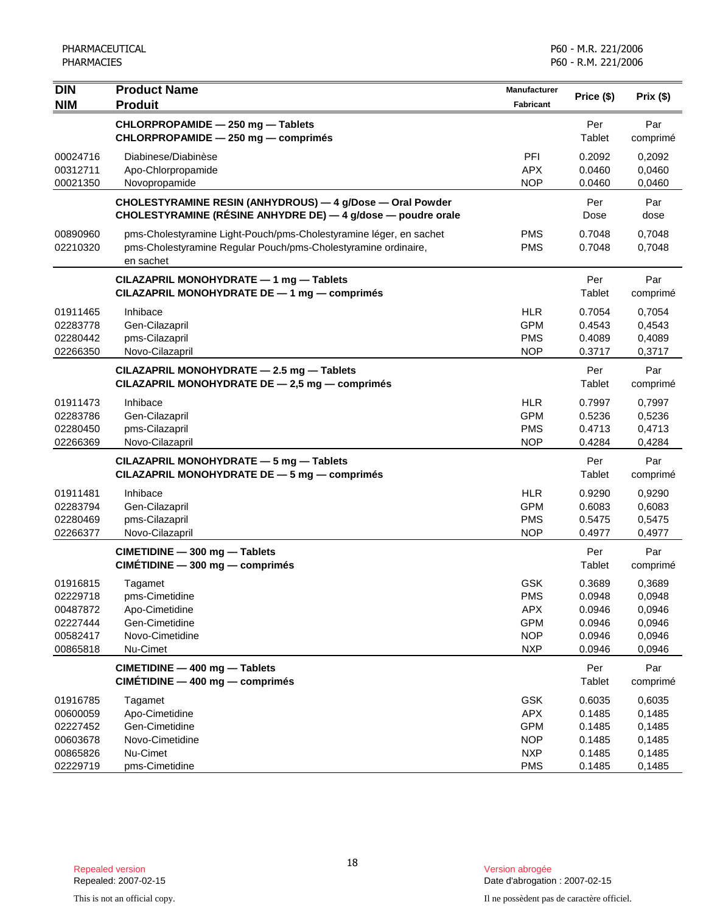| DIN<br>NIM | Product Name<br>Produit | Manufacturer<br>Fabricant | Price ($) | Prix ($) |
|---|---|---|---|---|
| | **CHLORPROPAMIDE — 250 mg — Tablets**<br>**CHLORPROPAMIDE — 250 mg — comprimés** | | Per Tablet | Par comprimé |
| 00024716 | Diabinese/Diabinèse | PFI | 0.2092 | 0,2092 |
| 00312711 | Apo-Chlorpropamide | APX | 0.0460 | 0,0460 |
| 00021350 | Novopropamide | NOP | 0.0460 | 0,0460 |
| | **CHOLESTYRAMINE RESIN (ANHYDROUS) — 4 g/Dose — Oral Powder**<br>**CHOLESTYRAMINE (RÉSINE ANHYDRE DE) — 4 g/dose — poudre orale** | | Per Dose | Par dose |
| 00890960 | pms-Cholestyramine Light-Pouch/pms-Cholestyramine léger, en sachet | PMS | 0.7048 | 0,7048 |
| 02210320 | pms-Cholestyramine Regular Pouch/pms-Cholestyramine ordinaire, en sachet | PMS | 0.7048 | 0,7048 |
| | **CILAZAPRIL MONOHYDRATE — 1 mg — Tablets**<br>**CILAZAPRIL MONOHYDRATE DE — 1 mg — comprimés** | | Per Tablet | Par comprimé |
| 01911465 | Inhibace | HLR | 0.7054 | 0,7054 |
| 02283778 | Gen-Cilazapril | GPM | 0.4543 | 0,4543 |
| 02280442 | pms-Cilazapril | PMS | 0.4089 | 0,4089 |
| 02266350 | Novo-Cilazapril | NOP | 0.3717 | 0,3717 |
| | **CILAZAPRIL MONOHYDRATE — 2.5 mg — Tablets**<br>**CILAZAPRIL MONOHYDRATE DE — 2,5 mg — comprimés** | | Per Tablet | Par comprimé |
| 01911473 | Inhibace | HLR | 0.7997 | 0,7997 |
| 02283786 | Gen-Cilazapril | GPM | 0.5236 | 0,5236 |
| 02280450 | pms-Cilazapril | PMS | 0.4713 | 0,4713 |
| 02266369 | Novo-Cilazapril | NOP | 0.4284 | 0,4284 |
| | **CILAZAPRIL MONOHYDRATE — 5 mg — Tablets**<br>**CILAZAPRIL MONOHYDRATE DE — 5 mg — comprimés** | | Per Tablet | Par comprimé |
| 01911481 | Inhibace | HLR | 0.9290 | 0,9290 |
| 02283794 | Gen-Cilazapril | GPM | 0.6083 | 0,6083 |
| 02280469 | pms-Cilazapril | PMS | 0.5475 | 0,5475 |
| 02266377 | Novo-Cilazapril | NOP | 0.4977 | 0,4977 |
| | **CIMETIDINE — 300 mg — Tablets**<br>**CIMÉTIDINE — 300 mg — comprimés** | | Per Tablet | Par comprimé |
| 01916815 | Tagamet | GSK | 0.3689 | 0,3689 |
| 02229718 | pms-Cimetidine | PMS | 0.0948 | 0,0948 |
| 00487872 | Apo-Cimetidine | APX | 0.0946 | 0,0946 |
| 02227444 | Gen-Cimetidine | GPM | 0.0946 | 0,0946 |
| 00582417 | Novo-Cimetidine | NOP | 0.0946 | 0,0946 |
| 00865818 | Nu-Cimet | NXP | 0.0946 | 0,0946 |
| | **CIMETIDINE — 400 mg — Tablets**<br>**CIMÉTIDINE — 400 mg — comprimés** | | Per Tablet | Par comprimé |
| 01916785 | Tagamet | GSK | 0.6035 | 0,6035 |
| 00600059 | Apo-Cimetidine | APX | 0.1485 | 0,1485 |
| 02227452 | Gen-Cimetidine | GPM | 0.1485 | 0,1485 |
| 00603678 | Novo-Cimetidine | NOP | 0.1485 | 0,1485 |
| 00865826 | Nu-Cimet | NXP | 0.1485 | 0,1485 |
| 02229719 | pms-Cimetidine | PMS | 0.1485 | 0,1485 |

Repealed version
Repealed: 2007-02-15

Version abrogée
Date d'abrogation : 2007-02-15

This is not an official copy.

Il ne possèdent pas de caractère officiel.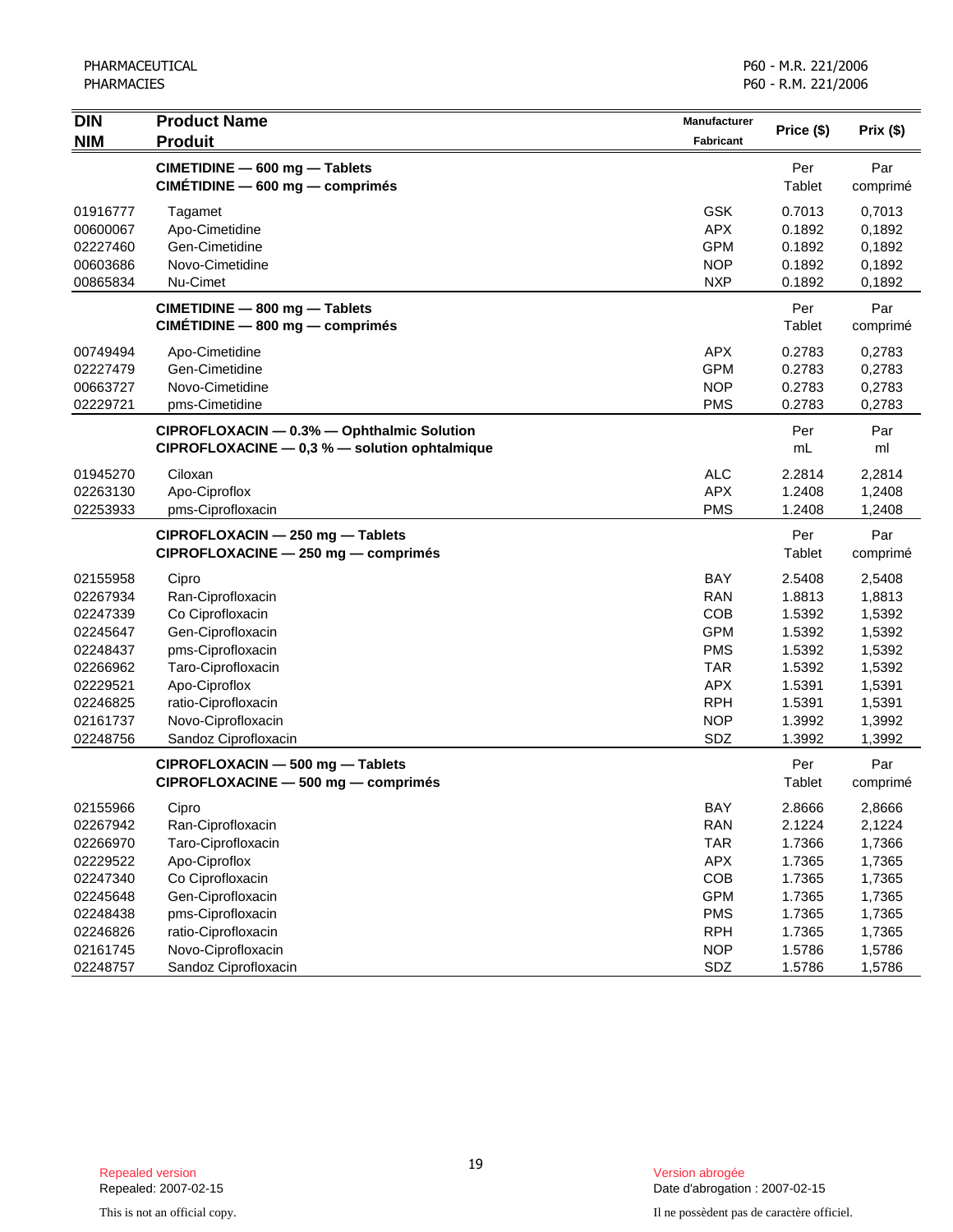| DIN<br>NIM | Product Name<br>Produit | Manufacturer<br>Fabricant | Price ($) | Prix ($) |
|---|---|---|---|---|
| | **CIMETIDINE — 600 mg — Tablets**<br>**CIMÉTIDINE — 600 mg — comprimés** | | Per Tablet | Par comprimé |
| 01916777 | Tagamet | GSK | 0.7013 | 0,7013 |
| 00600067 | Apo-Cimetidine | APX | 0.1892 | 0,1892 |
| 02227460 | Gen-Cimetidine | GPM | 0.1892 | 0,1892 |
| 00603686 | Novo-Cimetidine | NOP | 0.1892 | 0,1892 |
| 00865834 | Nu-Cimet | NXP | 0.1892 | 0,1892 |
| | **CIMETIDINE — 800 mg — Tablets**<br>**CIMÉTIDINE — 800 mg — comprimés** | | Per Tablet | Par comprimé |
| 00749494 | Apo-Cimetidine | APX | 0.2783 | 0,2783 |
| 02227479 | Gen-Cimetidine | GPM | 0.2783 | 0,2783 |
| 00663727 | Novo-Cimetidine | NOP | 0.2783 | 0,2783 |
| 02229721 | pms-Cimetidine | PMS | 0.2783 | 0,2783 |
| | **CIPROFLOXACIN — 0.3% — Ophthalmic Solution**<br>**CIPROFLOXACINE — 0,3 % — solution ophtalmique** | | Per mL | Par ml |
| 01945270 | Ciloxan | ALC | 2.2814 | 2,2814 |
| 02263130 | Apo-Ciproflox | APX | 1.2408 | 1,2408 |
| 02253933 | pms-Ciprofloxacin | PMS | 1.2408 | 1,2408 |
| | **CIPROFLOXACIN — 250 mg — Tablets**<br>**CIPROFLOXACINE — 250 mg — comprimés** | | Per Tablet | Par comprimé |
| 02155958 | Cipro | BAY | 2.5408 | 2,5408 |
| 02267934 | Ran-Ciprofloxacin | RAN | 1.8813 | 1,8813 |
| 02247339 | Co Ciprofloxacin | COB | 1.5392 | 1,5392 |
| 02245647 | Gen-Ciprofloxacin | GPM | 1.5392 | 1,5392 |
| 02248437 | pms-Ciprofloxacin | PMS | 1.5392 | 1,5392 |
| 02266962 | Taro-Ciprofloxacin | TAR | 1.5392 | 1,5392 |
| 02229521 | Apo-Ciproflox | APX | 1.5391 | 1,5391 |
| 02246825 | ratio-Ciprofloxacin | RPH | 1.5391 | 1,5391 |
| 02161737 | Novo-Ciprofloxacin | NOP | 1.3992 | 1,3992 |
| 02248756 | Sandoz Ciprofloxacin | SDZ | 1.3992 | 1,3992 |
| | **CIPROFLOXACIN — 500 mg — Tablets**<br>**CIPROFLOXACINE — 500 mg — comprimés** | | Per Tablet | Par comprimé |
| 02155966 | Cipro | BAY | 2.8666 | 2,8666 |
| 02267942 | Ran-Ciprofloxacin | RAN | 2.1224 | 2,1224 |
| 02266970 | Taro-Ciprofloxacin | TAR | 1.7366 | 1,7366 |
| 02229522 | Apo-Ciproflox | APX | 1.7365 | 1,7365 |
| 02247340 | Co Ciprofloxacin | COB | 1.7365 | 1,7365 |
| 02245648 | Gen-Ciprofloxacin | GPM | 1.7365 | 1,7365 |
| 02248438 | pms-Ciprofloxacin | PMS | 1.7365 | 1,7365 |
| 02246826 | ratio-Ciprofloxacin | RPH | 1.7365 | 1,7365 |
| 02161745 | Novo-Ciprofloxacin | NOP | 1.5786 | 1,5786 |
| 02248757 | Sandoz Ciprofloxacin | SDZ | 1.5786 | 1,5786 |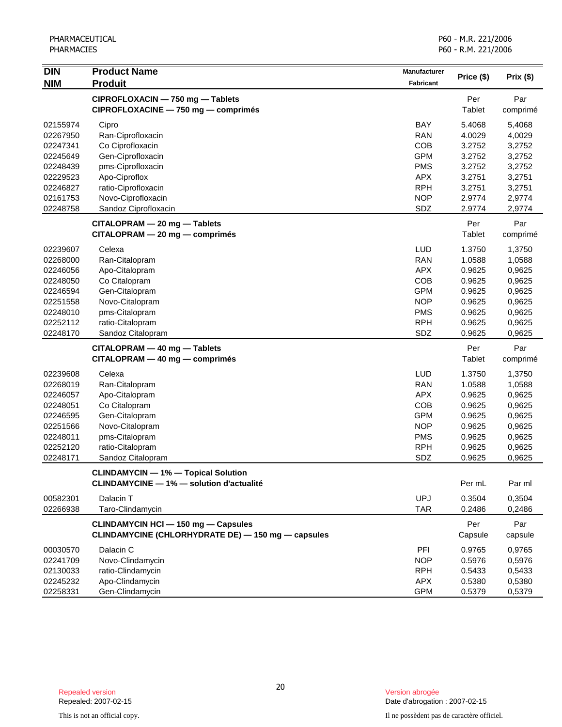| DIN<br>NIM | Product Name<br>Produit | Manufacturer<br>Fabricant | Price ($) | Prix ($) |
|---|---|---|---|---|
| | **CIPROFLOXACIN — 750 mg — Tablets**<br>**CIPROFLOXACINE — 750 mg — comprimés** | | Per Tablet | Par comprimé |
| 02155974 | Cipro | BAY | 5.4068 | 5,4068 |
| 02267950 | Ran-Ciprofloxacin | RAN | 4.0029 | 4,0029 |
| 02247341 | Co Ciprofloxacin | COB | 3.2752 | 3,2752 |
| 02245649 | Gen-Ciprofloxacin | GPM | 3.2752 | 3,2752 |
| 02248439 | pms-Ciprofloxacin | PMS | 3.2752 | 3,2752 |
| 02229523 | Apo-Ciproflox | APX | 3.2751 | 3,2751 |
| 02246827 | ratio-Ciprofloxacin | RPH | 3.2751 | 3,2751 |
| 02161753 | Novo-Ciprofloxacin | NOP | 2.9774 | 2,9774 |
| 02248758 | Sandoz Ciprofloxacin | SDZ | 2.9774 | 2,9774 |
| | **CITALOPRAM — 20 mg — Tablets**<br>**CITALOPRAM — 20 mg — comprimés** | | Per Tablet | Par comprimé |
| 02239607 | Celexa | LUD | 1.3750 | 1,3750 |
| 02268000 | Ran-Citalopram | RAN | 1.0588 | 1,0588 |
| 02246056 | Apo-Citalopram | APX | 0.9625 | 0,9625 |
| 02248050 | Co Citalopram | COB | 0.9625 | 0,9625 |
| 02246594 | Gen-Citalopram | GPM | 0.9625 | 0,9625 |
| 02251558 | Novo-Citalopram | NOP | 0.9625 | 0,9625 |
| 02248010 | pms-Citalopram | PMS | 0.9625 | 0,9625 |
| 02252112 | ratio-Citalopram | RPH | 0.9625 | 0,9625 |
| 02248170 | Sandoz Citalopram | SDZ | 0.9625 | 0,9625 |
| | **CITALOPRAM — 40 mg — Tablets**<br>**CITALOPRAM — 40 mg — comprimés** | | Per Tablet | Par comprimé |
| 02239608 | Celexa | LUD | 1.3750 | 1,3750 |
| 02268019 | Ran-Citalopram | RAN | 1.0588 | 1,0588 |
| 02246057 | Apo-Citalopram | APX | 0.9625 | 0,9625 |
| 02248051 | Co Citalopram | COB | 0.9625 | 0,9625 |
| 02246595 | Gen-Citalopram | GPM | 0.9625 | 0,9625 |
| 02251566 | Novo-Citalopram | NOP | 0.9625 | 0,9625 |
| 02248011 | pms-Citalopram | PMS | 0.9625 | 0,9625 |
| 02252120 | ratio-Citalopram | RPH | 0.9625 | 0,9625 |
| 02248171 | Sandoz Citalopram | SDZ | 0.9625 | 0,9625 |
| | **CLINDAMYCIN — 1% — Topical Solution**<br>**CLINDAMYCINE — 1% — solution d'actualité** | | Per mL | Par ml |
| 00582301 | Dalacin T | UPJ | 0.3504 | 0,3504 |
| 02266938 | Taro-Clindamycin | TAR | 0.2486 | 0,2486 |
| | **CLINDAMYCIN HCl — 150 mg — Capsules**<br>**CLINDAMYCINE (CHLORHYDRATE DE) — 150 mg — capsules** | | Per Capsule | Par capsule |
| 00030570 | Dalacin C | PFI | 0.9765 | 0,9765 |
| 02241709 | Novo-Clindamycin | NOP | 0.5976 | 0,5976 |
| 02130033 | ratio-Clindamycin | RPH | 0.5433 | 0,5433 |
| 02245232 | Apo-Clindamycin | APX | 0.5380 | 0,5380 |
| 02258331 | Gen-Clindamycin | GPM | 0.5379 | 0,5379 |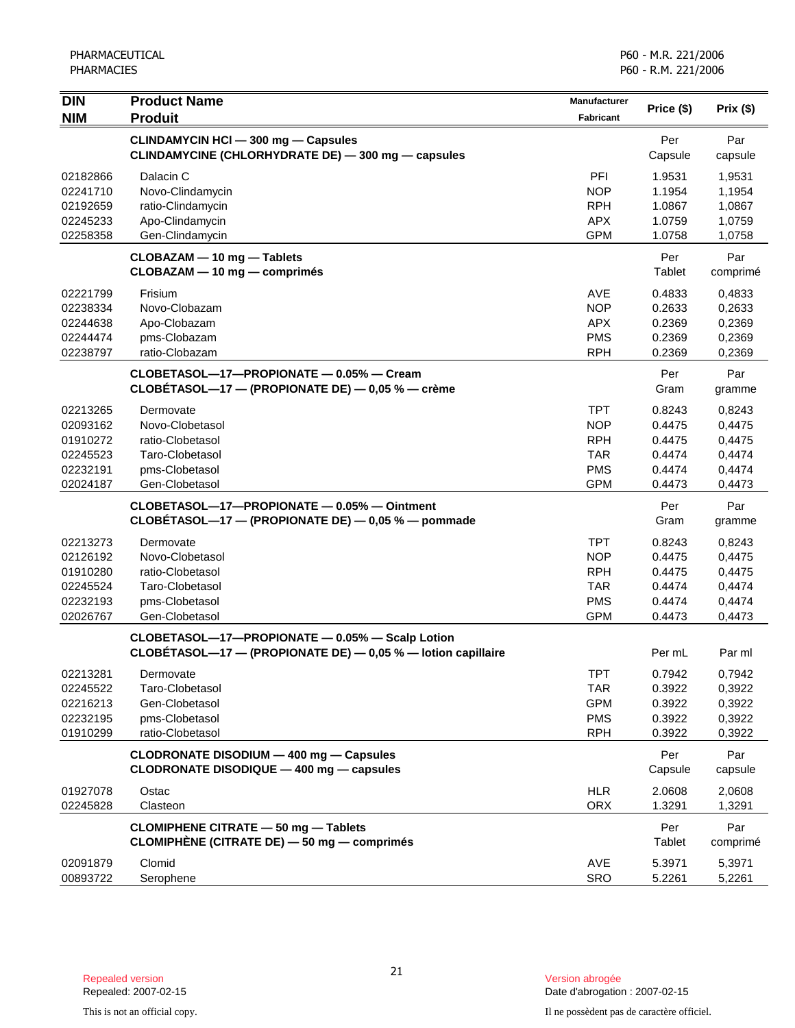| DIN<br>NIM | Product Name<br>Produit | Manufacturer<br>Fabricant | Price ($) | Prix ($) |
|---|---|---|---|---|
| | **CLINDAMYCIN HCl — 300 mg — Capsules**<br>**CLINDAMYCINE (CHLORHYDRATE DE) — 300 mg — capsules** | | Per Capsule | Par capsule |
| 02182866 | Dalacin C | PFI | 1.9531 | 1,9531 |
| 02241710 | Novo-Clindamycin | NOP | 1.1954 | 1,1954 |
| 02192659 | ratio-Clindamycin | RPH | 1.0867 | 1,0867 |
| 02245233 | Apo-Clindamycin | APX | 1.0759 | 1,0759 |
| 02258358 | Gen-Clindamycin | GPM | 1.0758 | 1,0758 |
| | **CLOBAZAM — 10 mg — Tablets**<br>**CLOBAZAM — 10 mg — comprimés** | | Per Tablet | Par comprimé |
| 02221799 | Frisium | AVE | 0.4833 | 0,4833 |
| 02238334 | Novo-Clobazam | NOP | 0.2633 | 0,2633 |
| 02244638 | Apo-Clobazam | APX | 0.2369 | 0,2369 |
| 02244474 | pms-Clobazam | PMS | 0.2369 | 0,2369 |
| 02238797 | ratio-Clobazam | RPH | 0.2369 | 0,2369 |
| | **CLOBETASOL—17—PROPIONATE — 0.05% — Cream**<br>**CLOBÉTASOL—17 — (PROPIONATE DE) — 0,05 % — crème** | | Per Gram | Par gramme |
| 02213265 | Dermovate | TPT | 0.8243 | 0,8243 |
| 02093162 | Novo-Clobetasol | NOP | 0.4475 | 0,4475 |
| 01910272 | ratio-Clobetasol | RPH | 0.4475 | 0,4475 |
| 02245523 | Taro-Clobetasol | TAR | 0.4474 | 0,4474 |
| 02232191 | pms-Clobetasol | PMS | 0.4474 | 0,4474 |
| 02024187 | Gen-Clobetasol | GPM | 0.4473 | 0,4473 |
| | **CLOBETASOL—17—PROPIONATE — 0.05% — Ointment**<br>**CLOBÉTASOL—17 — (PROPIONATE DE) — 0,05 % — pommade** | | Per Gram | Par gramme |
| 02213273 | Dermovate | TPT | 0.8243 | 0,8243 |
| 02126192 | Novo-Clobetasol | NOP | 0.4475 | 0,4475 |
| 01910280 | ratio-Clobetasol | RPH | 0.4475 | 0,4475 |
| 02245524 | Taro-Clobetasol | TAR | 0.4474 | 0,4474 |
| 02232193 | pms-Clobetasol | PMS | 0.4474 | 0,4474 |
| 02026767 | Gen-Clobetasol | GPM | 0.4473 | 0,4473 |
| | **CLOBETASOL—17—PROPIONATE — 0.05% — Scalp Lotion**<br>**CLOBÉTASOL—17 — (PROPIONATE DE) — 0,05 % — lotion capillaire** | | Per mL | Par ml |
| 02213281 | Dermovate | TPT | 0.7942 | 0,7942 |
| 02245522 | Taro-Clobetasol | TAR | 0.3922 | 0,3922 |
| 02216213 | Gen-Clobetasol | GPM | 0.3922 | 0,3922 |
| 02232195 | pms-Clobetasol | PMS | 0.3922 | 0,3922 |
| 01910299 | ratio-Clobetasol | RPH | 0.3922 | 0,3922 |
| | **CLODRONATE DISODIUM — 400 mg — Capsules**<br>**CLODRONATE DISODIQUE — 400 mg — capsules** | | Per Capsule | Par capsule |
| 01927078 | Ostac | HLR | 2.0608 | 2,0608 |
| 02245828 | Clasteon | ORX | 1.3291 | 1,3291 |
| | **CLOMIPHENE CITRATE — 50 mg — Tablets**<br>**CLOMIPHÈNE (CITRATE DE) — 50 mg — comprimés** | | Per Tablet | Par comprimé |
| 02091879 | Clomid | AVE | 5.3971 | 5,3971 |
| 00893722 | Serophene | SRO | 5.2261 | 5,2261 |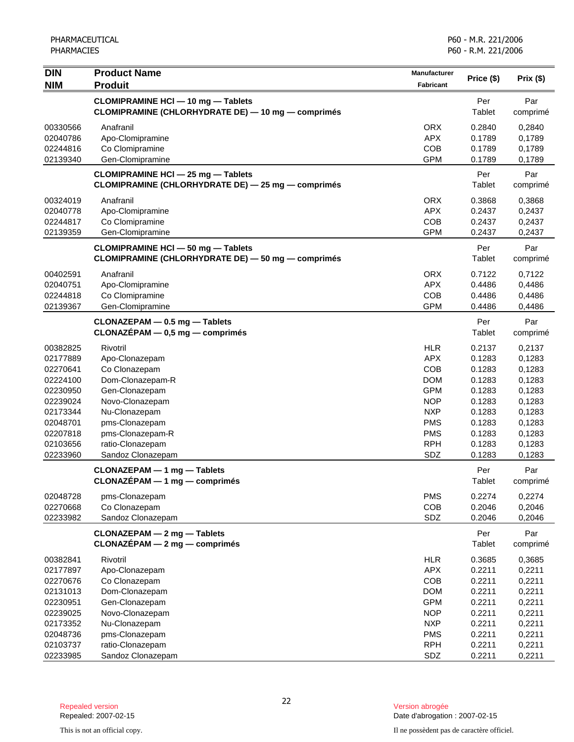| DIN<br>NIM | Product Name<br>Produit | Manufacturer<br>Fabricant | Price ($) | Prix ($) |
|---|---|---|---|---|
| | **CLOMIPRAMINE HCl — 10 mg — Tablets**<br>**CLOMIPRAMINE (CHLORHYDRATE DE) — 10 mg — comprimés** | | Per Tablet | Par comprimé |
| 00330566 | Anafranil | ORX | 0.2840 | 0,2840 |
| 02040786 | Apo-Clomipramine | APX | 0.1789 | 0,1789 |
| 02244816 | Co Clomipramine | COB | 0.1789 | 0,1789 |
| 02139340 | Gen-Clomipramine | GPM | 0.1789 | 0,1789 |
| | **CLOMIPRAMINE HCl — 25 mg — Tablets**<br>**CLOMIPRAMINE (CHLORHYDRATE DE) — 25 mg — comprimés** | | Per Tablet | Par comprimé |
| 00324019 | Anafranil | ORX | 0.3868 | 0,3868 |
| 02040778 | Apo-Clomipramine | APX | 0.2437 | 0,2437 |
| 02244817 | Co Clomipramine | COB | 0.2437 | 0,2437 |
| 02139359 | Gen-Clomipramine | GPM | 0.2437 | 0,2437 |
| | **CLOMIPRAMINE HCl — 50 mg — Tablets**<br>**CLOMIPRAMINE (CHLORHYDRATE DE) — 50 mg — comprimés** | | Per Tablet | Par comprimé |
| 00402591 | Anafranil | ORX | 0.7122 | 0,7122 |
| 02040751 | Apo-Clomipramine | APX | 0.4486 | 0,4486 |
| 02244818 | Co Clomipramine | COB | 0.4486 | 0,4486 |
| 02139367 | Gen-Clomipramine | GPM | 0.4486 | 0,4486 |
| | **CLONAZEPAM — 0.5 mg — Tablets**<br>**CLONAZÉPAM — 0,5 mg — comprimés** | | Per Tablet | Par comprimé |
| 00382825 | Rivotril | HLR | 0.2137 | 0,2137 |
| 02177889 | Apo-Clonazepam | APX | 0.1283 | 0,1283 |
| 02270641 | Co Clonazepam | COB | 0.1283 | 0,1283 |
| 02224100 | Dom-Clonazepam-R | DOM | 0.1283 | 0,1283 |
| 02230950 | Gen-Clonazepam | GPM | 0.1283 | 0,1283 |
| 02239024 | Novo-Clonazepam | NOP | 0.1283 | 0,1283 |
| 02173344 | Nu-Clonazepam | NXP | 0.1283 | 0,1283 |
| 02048701 | pms-Clonazepam | PMS | 0.1283 | 0,1283 |
| 02207818 | pms-Clonazepam-R | PMS | 0.1283 | 0,1283 |
| 02103656 | ratio-Clonazepam | RPH | 0.1283 | 0,1283 |
| 02233960 | Sandoz Clonazepam | SDZ | 0.1283 | 0,1283 |
| | **CLONAZEPAM — 1 mg — Tablets**<br>**CLONAZÉPAM — 1 mg — comprimés** | | Per Tablet | Par comprimé |
| 02048728 | pms-Clonazepam | PMS | 0.2274 | 0,2274 |
| 02270668 | Co Clonazepam | COB | 0.2046 | 0,2046 |
| 02233982 | Sandoz Clonazepam | SDZ | 0.2046 | 0,2046 |
| | **CLONAZEPAM — 2 mg — Tablets**<br>**CLONAZÉPAM — 2 mg — comprimés** | | Per Tablet | Par comprimé |
| 00382841 | Rivotril | HLR | 0.3685 | 0,3685 |
| 02177897 | Apo-Clonazepam | APX | 0.2211 | 0,2211 |
| 02270676 | Co Clonazepam | COB | 0.2211 | 0,2211 |
| 02131013 | Dom-Clonazepam | DOM | 0.2211 | 0,2211 |
| 02230951 | Gen-Clonazepam | GPM | 0.2211 | 0,2211 |
| 02239025 | Novo-Clonazepam | NOP | 0.2211 | 0,2211 |
| 02173352 | Nu-Clonazepam | NXP | 0.2211 | 0,2211 |
| 02048736 | pms-Clonazepam | PMS | 0.2211 | 0,2211 |
| 02103737 | ratio-Clonazepam | RPH | 0.2211 | 0,2211 |
| 02233985 | Sandoz Clonazepam | SDZ | 0.2211 | 0,2211 |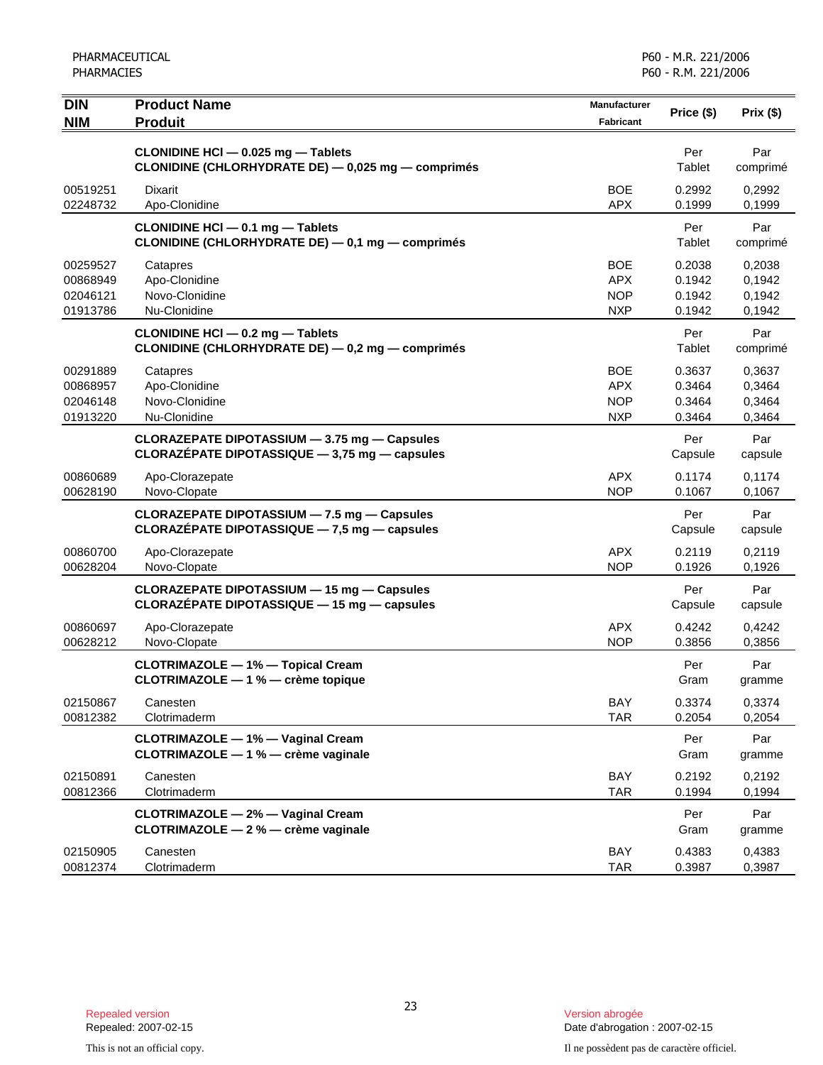| DIN<br>NIM | Product Name<br>Produit | Manufacturer<br>Fabricant | Price ($) | Prix ($) |
|---|---|---|---|---|
| | **CLONIDINE HCl — 0.025 mg — Tablets**<br>**CLONIDINE (CHLORHYDRATE DE) — 0,025 mg — comprimés** | | Per Tablet | Par comprimé |
| 00519251 | Dixarit | BOE | 0.2992 | 0,2992 |
| 02248732 | Apo-Clonidine | APX | 0.1999 | 0,1999 |
| | **CLONIDINE HCl — 0.1 mg — Tablets**<br>**CLONIDINE (CHLORHYDRATE DE) — 0,1 mg — comprimés** | | Per Tablet | Par comprimé |
| 00259527 | Catapres | BOE | 0.2038 | 0,2038 |
| 00868949 | Apo-Clonidine | APX | 0.1942 | 0,1942 |
| 02046121 | Novo-Clonidine | NOP | 0.1942 | 0,1942 |
| 01913786 | Nu-Clonidine | NXP | 0.1942 | 0,1942 |
| | **CLONIDINE HCl — 0.2 mg — Tablets**<br>**CLONIDINE (CHLORHYDRATE DE) — 0,2 mg — comprimés** | | Per Tablet | Par comprimé |
| 00291889 | Catapres | BOE | 0.3637 | 0,3637 |
| 00868957 | Apo-Clonidine | APX | 0.3464 | 0,3464 |
| 02046148 | Novo-Clonidine | NOP | 0.3464 | 0,3464 |
| 01913220 | Nu-Clonidine | NXP | 0.3464 | 0,3464 |
| | **CLORAZEPATE DIPOTASSIUM — 3.75 mg — Capsules**<br>**CLORAZÉPATE DIPOTASSIQUE — 3,75 mg — capsules** | | Per Capsule | Par capsule |
| 00860689 | Apo-Clorazepate | APX | 0.1174 | 0,1174 |
| 00628190 | Novo-Clopate | NOP | 0.1067 | 0,1067 |
| | **CLORAZEPATE DIPOTASSIUM — 7.5 mg — Capsules**<br>**CLORAZÉPATE DIPOTASSIQUE — 7,5 mg — capsules** | | Per Capsule | Par capsule |
| 00860700 | Apo-Clorazepate | APX | 0.2119 | 0,2119 |
| 00628204 | Novo-Clopate | NOP | 0.1926 | 0,1926 |
| | **CLORAZEPATE DIPOTASSIUM — 15 mg — Capsules**<br>**CLORAZÉPATE DIPOTASSIQUE — 15 mg — capsules** | | Per Capsule | Par capsule |
| 00860697 | Apo-Clorazepate | APX | 0.4242 | 0,4242 |
| 00628212 | Novo-Clopate | NOP | 0.3856 | 0,3856 |
| | **CLOTRIMAZOLE — 1% — Topical Cream**<br>**CLOTRIMAZOLE — 1 % — crème topique** | | Per Gram | Par gramme |
| 02150867 | Canesten | BAY | 0.3374 | 0,3374 |
| 00812382 | Clotrimaderm | TAR | 0.2054 | 0,2054 |
| | **CLOTRIMAZOLE — 1% — Vaginal Cream**<br>**CLOTRIMAZOLE — 1 % — crème vaginale** | | Per Gram | Par gramme |
| 02150891 | Canesten | BAY | 0.2192 | 0,2192 |
| 00812366 | Clotrimaderm | TAR | 0.1994 | 0,1994 |
| | **CLOTRIMAZOLE — 2% — Vaginal Cream**<br>**CLOTRIMAZOLE — 2 % — crème vaginale** | | Per Gram | Par gramme |
| 02150905 | Canesten | BAY | 0.4383 | 0,4383 |
| 00812374 | Clotrimaderm | TAR | 0.3987 | 0,3987 |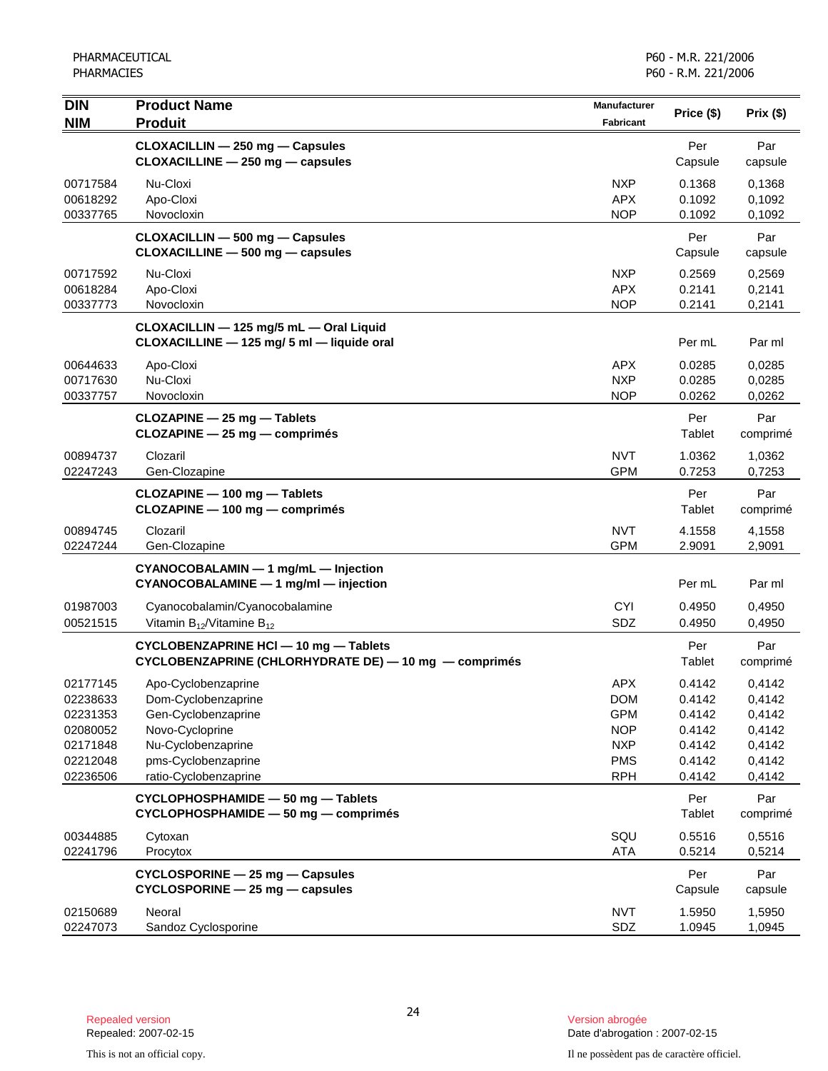| DIN<br>NIM | Product Name<br>Produit | Manufacturer<br>Fabricant | Price ($) | Prix ($) |
|---|---|---|---|---|
| | **CLOXACILLIN — 250 mg — Capsules**<br>**CLOXACILLINE — 250 mg — capsules** | | Per<br>Capsule | Par<br>capsule |
| 00717584 | Nu-Cloxi | NXP | 0.1368 | 0,1368 |
| 00618292 | Apo-Cloxi | APX | 0.1092 | 0,1092 |
| 00337765 | Novocloxin | NOP | 0.1092 | 0,1092 |
| | **CLOXACILLIN — 500 mg — Capsules**<br>**CLOXACILLINE — 500 mg — capsules** | | Per<br>Capsule | Par<br>capsule |
| 00717592 | Nu-Cloxi | NXP | 0.2569 | 0,2569 |
| 00618284 | Apo-Cloxi | APX | 0.2141 | 0,2141 |
| 00337773 | Novocloxin | NOP | 0.2141 | 0,2141 |
| | **CLOXACILLIN — 125 mg/5 mL — Oral Liquid**<br>**CLOXACILLINE — 125 mg/ 5 ml — liquide oral** | | Per mL | Par ml |
| 00644633 | Apo-Cloxi | APX | 0.0285 | 0,0285 |
| 00717630 | Nu-Cloxi | NXP | 0.0285 | 0,0285 |
| 00337757 | Novocloxin | NOP | 0.0262 | 0,0262 |
| | **CLOZAPINE — 25 mg — Tablets**<br>**CLOZAPINE — 25 mg — comprimés** | | Per<br>Tablet | Par<br>comprimé |
| 00894737 | Clozaril | NVT | 1.0362 | 1,0362 |
| 02247243 | Gen-Clozapine | GPM | 0.7253 | 0,7253 |
| | **CLOZAPINE — 100 mg — Tablets**<br>**CLOZAPINE — 100 mg — comprimés** | | Per<br>Tablet | Par<br>comprimé |
| 00894745 | Clozaril | NVT | 4.1558 | 4,1558 |
| 02247244 | Gen-Clozapine | GPM | 2.9091 | 2,9091 |
| | **CYANOCOBALAMIN — 1 mg/mL — Injection**<br>**CYANOCOBALAMINE — 1 mg/ml — injection** | | Per mL | Par ml |
| 01987003 | Cyanocobalamin/Cyanocobalamine | CYI | 0.4950 | 0,4950 |
| 00521515 | Vitamin $B_{12}$/Vitamine $B_{12}$ | SDZ | 0.4950 | 0,4950 |
| | **CYCLOBENZAPRINE HCl — 10 mg — Tablets**<br>**CYCLOBENZAPRINE (CHLORHYDRATE DE) — 10 mg — comprimés** | | Per<br>Tablet | Par<br>comprimé |
| 02177145 | Apo-Cyclobenzaprine | APX | 0.4142 | 0,4142 |
| 02238633 | Dom-Cyclobenzaprine | DOM | 0.4142 | 0,4142 |
| 02231353 | Gen-Cyclobenzaprine | GPM | 0.4142 | 0,4142 |
| 02080052 | Novo-Cycloprine | NOP | 0.4142 | 0,4142 |
| 02171848 | Nu-Cyclobenzaprine | NXP | 0.4142 | 0,4142 |
| 02212048 | pms-Cyclobenzaprine | PMS | 0.4142 | 0,4142 |
| 02236506 | ratio-Cyclobenzaprine | RPH | 0.4142 | 0,4142 |
| | **CYCLOPHOSPHAMIDE — 50 mg — Tablets**<br>**CYCLOPHOSPHAMIDE — 50 mg — comprimés** | | Per<br>Tablet | Par<br>comprimé |
| 00344885 | Cytoxan | SQU | 0.5516 | 0,5516 |
| 02241796 | Procytox | ATA | 0.5214 | 0,5214 |
| | **CYCLOSPORINE — 25 mg — Capsules**<br>**CYCLOSPORINE — 25 mg — capsules** | | Per<br>Capsule | Par<br>capsule |
| 02150689 | Neoral | NVT | 1.5950 | 1,5950 |
| 02247073 | Sandoz Cyclosporine | SDZ | 1.0945 | 1,0945 |

Repealed version
Repealed: 2007-02-15

Version abrogée
Date d'abrogation : 2007-02-15

This is not an official copy.

Il ne possèdent pas de caractère officiel.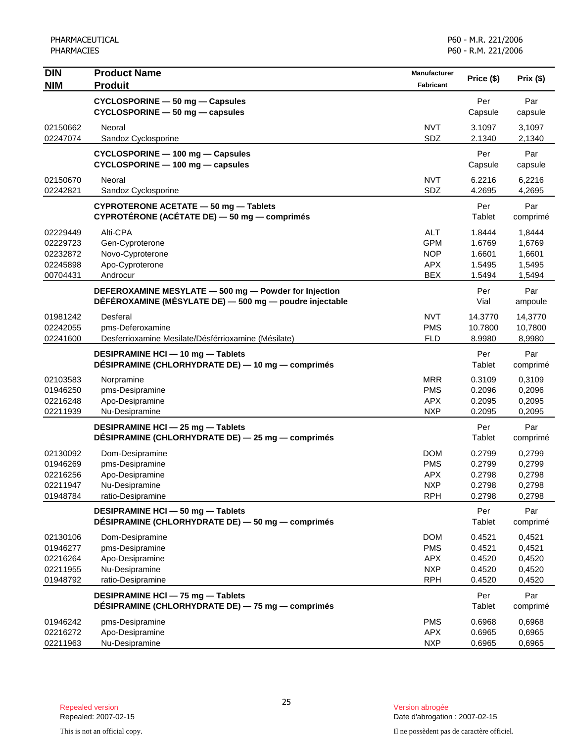| DIN<br>NIM | Product Name<br>Produit | Manufacturer<br>Fabricant | Price ($) | Prix ($) |
|---|---|---|---|---|
| | **CYCLOSPORINE — 50 mg — Capsules**<br>**CYCLOSPORINE — 50 mg — capsules** | | Per<br>Capsule | Par<br>capsule |
| 02150662 | Neoral | NVT | 3.1097 | 3,1097 |
| 02247074 | Sandoz Cyclosporine | SDZ | 2.1340 | 2,1340 |
| | **CYCLOSPORINE — 100 mg — Capsules**<br>**CYCLOSPORINE — 100 mg — capsules** | | Per<br>Capsule | Par<br>capsule |
| 02150670 | Neoral | NVT | 6.2216 | 6,2216 |
| 02242821 | Sandoz Cyclosporine | SDZ | 4.2695 | 4,2695 |
| | **CYPROTERONE ACETATE — 50 mg — Tablets**<br>**CYPROTÉRONE (ACÉTATE DE) — 50 mg — comprimés** | | Per<br>Tablet | Par<br>comprimé |
| 02229449 | Alti-CPA | ALT | 1.8444 | 1,8444 |
| 02229723 | Gen-Cyproterone | GPM | 1.6769 | 1,6769 |
| 02232872 | Novo-Cyproterone | NOP | 1.6601 | 1,6601 |
| 02245898 | Apo-Cyproterone | APX | 1.5495 | 1,5495 |
| 00704431 | Androcur | BEX | 1.5494 | 1,5494 |
| | **DEFEROXAMINE MESYLATE — 500 mg — Powder for Injection**<br>**DÉFÉROXAMINE (MÉSYLATE DE) — 500 mg — poudre injectable** | | Per<br>Vial | Par<br>ampoule |
| 01981242 | Desferal | NVT | 14.3770 | 14,3770 |
| 02242055 | pms-Deferoxamine | PMS | 10.7800 | 10,7800 |
| 02241600 | Desferrioxamine Mesilate/Désférrioxamine (Mésilate) | FLD | 8.9980 | 8,9980 |
| | **DESIPRAMINE HCl — 10 mg — Tablets**<br>**DÉSIPRAMINE (CHLORHYDRATE DE) — 10 mg — comprimés** | | Per<br>Tablet | Par<br>comprimé |
| 02103583 | Norpramine | MRR | 0.3109 | 0,3109 |
| 01946250 | pms-Desipramine | PMS | 0.2096 | 0,2096 |
| 02216248 | Apo-Desipramine | APX | 0.2095 | 0,2095 |
| 02211939 | Nu-Desipramine | NXP | 0.2095 | 0,2095 |
| | **DESIPRAMINE HCl — 25 mg — Tablets**<br>**DÉSIPRAMINE (CHLORHYDRATE DE) — 25 mg — comprimés** | | Per<br>Tablet | Par<br>comprimé |
| 02130092 | Dom-Desipramine | DOM | 0.2799 | 0,2799 |
| 01946269 | pms-Desipramine | PMS | 0.2799 | 0,2799 |
| 02216256 | Apo-Desipramine | APX | 0.2798 | 0,2798 |
| 02211947 | Nu-Desipramine | NXP | 0.2798 | 0,2798 |
| 01948784 | ratio-Desipramine | RPH | 0.2798 | 0,2798 |
| | **DESIPRAMINE HCl — 50 mg — Tablets**<br>**DÉSIPRAMINE (CHLORHYDRATE DE) — 50 mg — comprimés** | | Per<br>Tablet | Par<br>comprimé |
| 02130106 | Dom-Desipramine | DOM | 0.4521 | 0,4521 |
| 01946277 | pms-Desipramine | PMS | 0.4521 | 0,4521 |
| 02216264 | Apo-Desipramine | APX | 0.4520 | 0,4520 |
| 02211955 | Nu-Desipramine | NXP | 0.4520 | 0,4520 |
| 01948792 | ratio-Desipramine | RPH | 0.4520 | 0,4520 |
| | **DESIPRAMINE HCl — 75 mg — Tablets**<br>**DÉSIPRAMINE (CHLORHYDRATE DE) — 75 mg — comprimés** | | Per<br>Tablet | Par<br>comprimé |
| 01946242 | pms-Desipramine | PMS | 0.6968 | 0,6968 |
| 02216272 | Apo-Desipramine | APX | 0.6965 | 0,6965 |
| 02211963 | Nu-Desipramine | NXP | 0.6965 | 0,6965 |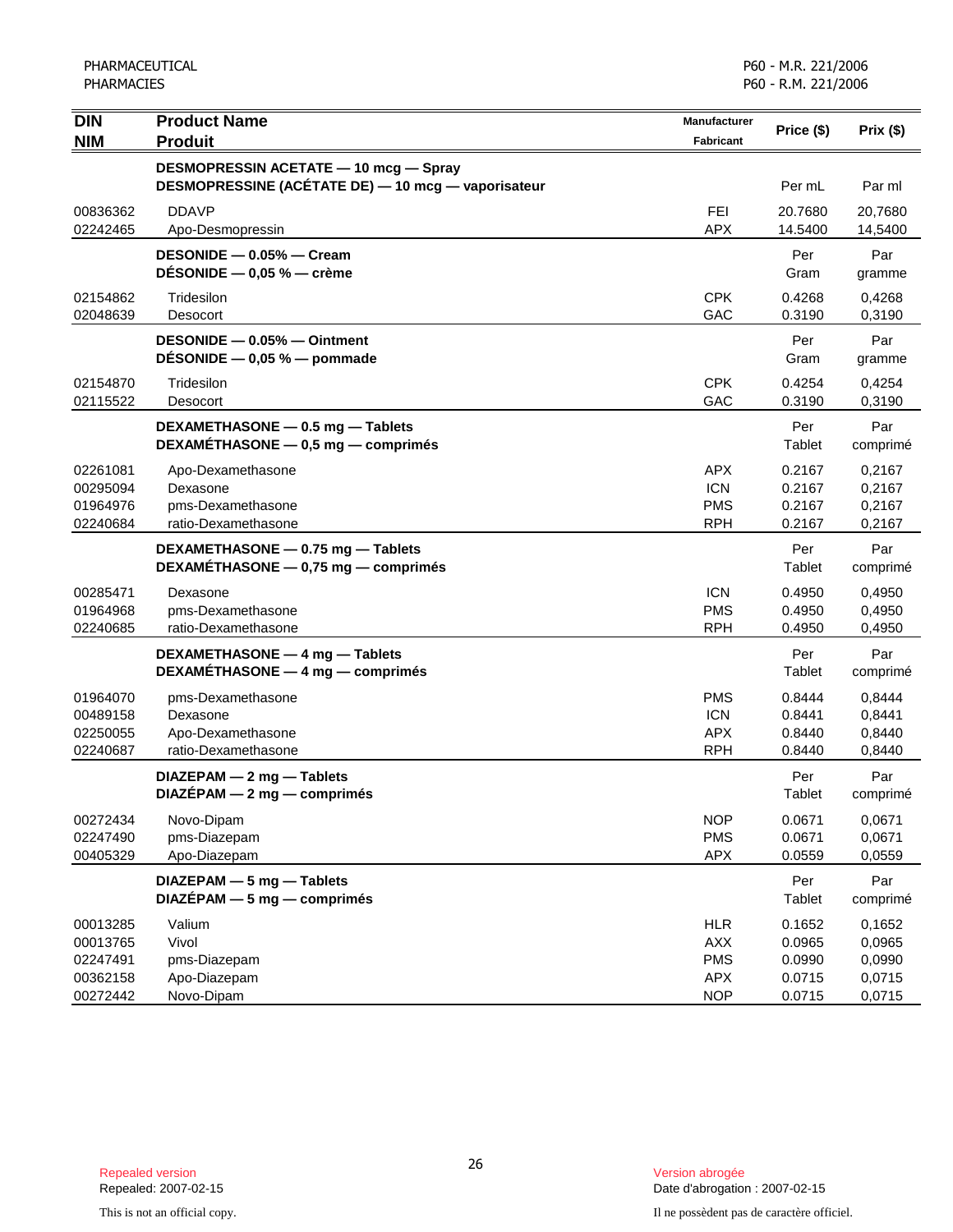| DIN<br>NIM | Product Name<br>Produit | Manufacturer<br>Fabricant | Price ($) | Prix ($) |
|---|---|---|---|---|
| | **DESMOPRESSIN ACETATE — 10 mcg — Spray**<br>**DESMOPRESSINE (ACÉTATE DE) — 10 mcg — vaporisateur** | | Per mL | Par ml |
| 00836362 | DDAVP | FEI | 20.7680 | 20,7680 |
| 02242465 | Apo-Desmopressin | APX | 14.5400 | 14,5400 |
| | **DESONIDE — 0.05% — Cream**<br>**DÉSONIDE — 0,05 % — crème** | | Per Gram | Par gramme |
| 02154862 | Tridesilon | CPK | 0.4268 | 0,4268 |
| 02048639 | Desocort | GAC | 0.3190 | 0,3190 |
| | **DESONIDE — 0.05% — Ointment**<br>**DÉSONIDE — 0,05 % — pommade** | | Per Gram | Par gramme |
| 02154870 | Tridesilon | CPK | 0.4254 | 0,4254 |
| 02115522 | Desocort | GAC | 0.3190 | 0,3190 |
| | **DEXAMETHASONE — 0.5 mg — Tablets**<br>**DEXAMÉTHASONE — 0,5 mg — comprimés** | | Per Tablet | Par comprimé |
| 02261081 | Apo-Dexamethasone | APX | 0.2167 | 0,2167 |
| 00295094 | Dexasone | ICN | 0.2167 | 0,2167 |
| 01964976 | pms-Dexamethasone | PMS | 0.2167 | 0,2167 |
| 02240684 | ratio-Dexamethasone | RPH | 0.2167 | 0,2167 |
| | **DEXAMETHASONE — 0.75 mg — Tablets**<br>**DEXAMÉTHASONE — 0,75 mg — comprimés** | | Per Tablet | Par comprimé |
| 00285471 | Dexasone | ICN | 0.4950 | 0,4950 |
| 01964968 | pms-Dexamethasone | PMS | 0.4950 | 0,4950 |
| 02240685 | ratio-Dexamethasone | RPH | 0.4950 | 0,4950 |
| | **DEXAMETHASONE — 4 mg — Tablets**<br>**DEXAMÉTHASONE — 4 mg — comprimés** | | Per Tablet | Par comprimé |
| 01964070 | pms-Dexamethasone | PMS | 0.8444 | 0,8444 |
| 00489158 | Dexasone | ICN | 0.8441 | 0,8441 |
| 02250055 | Apo-Dexamethasone | APX | 0.8440 | 0,8440 |
| 02240687 | ratio-Dexamethasone | RPH | 0.8440 | 0,8440 |
| | **DIAZEPAM — 2 mg — Tablets**<br>**DIAZÉPAM — 2 mg — comprimés** | | Per Tablet | Par comprimé |
| 00272434 | Novo-Dipam | NOP | 0.0671 | 0,0671 |
| 02247490 | pms-Diazepam | PMS | 0.0671 | 0,0671 |
| 00405329 | Apo-Diazepam | APX | 0.0559 | 0,0559 |
| | **DIAZEPAM — 5 mg — Tablets**<br>**DIAZÉPAM — 5 mg — comprimés** | | Per Tablet | Par comprimé |
| 00013285 | Valium | HLR | 0.1652 | 0,1652 |
| 00013765 | Vivol | AXX | 0.0965 | 0,0965 |
| 02247491 | pms-Diazepam | PMS | 0.0990 | 0,0990 |
| 00362158 | Apo-Diazepam | APX | 0.0715 | 0,0715 |
| 00272442 | Novo-Dipam | NOP | 0.0715 | 0,0715 |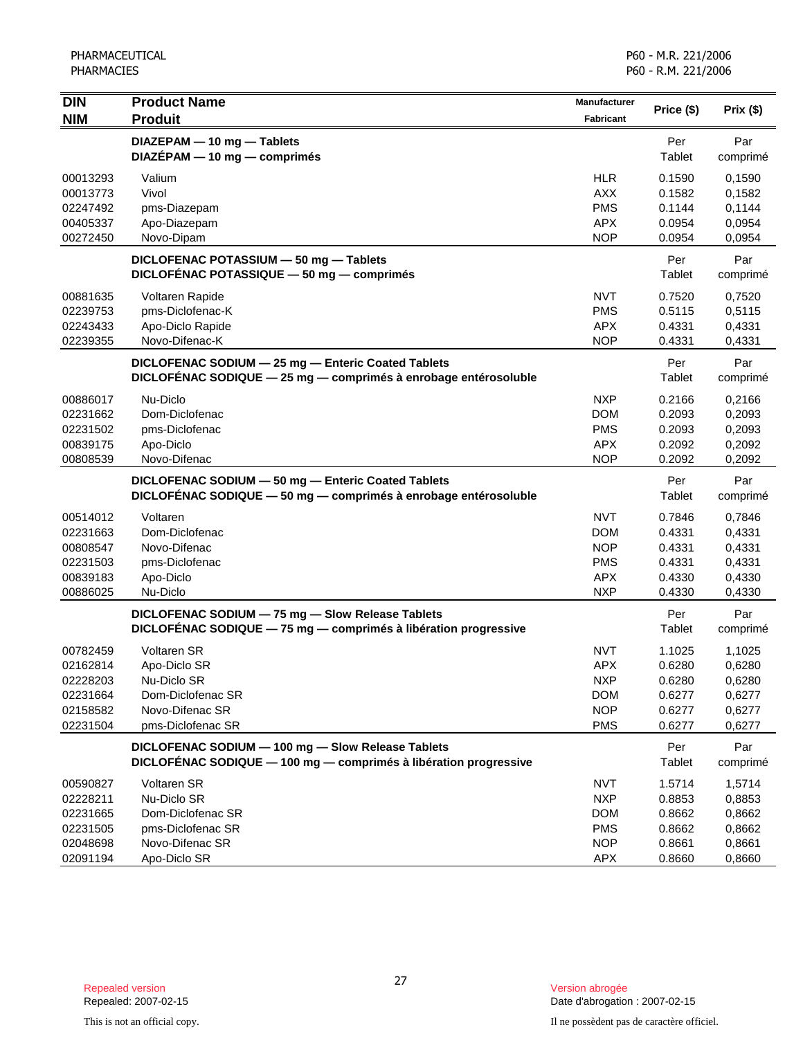| DIN<br>NIM | Product Name<br>Produit | Manufacturer<br>Fabricant | Price ($) | Prix ($) |
|---|---|---|---|---|
| | **DIAZEPAM — 10 mg — Tablets**<br>**DIAZÉPAM — 10 mg — comprimés** | | Per Tablet | Par comprimé |
| 00013293 | Valium | HLR | 0.1590 | 0,1590 |
| 00013773 | Vivol | AXX | 0.1582 | 0,1582 |
| 02247492 | pms-Diazepam | PMS | 0.1144 | 0,1144 |
| 00405337 | Apo-Diazepam | APX | 0.0954 | 0,0954 |
| 00272450 | Novo-Dipam | NOP | 0.0954 | 0,0954 |
| | **DICLOFENAC POTASSIUM — 50 mg — Tablets**<br>**DICLOFÉNAC POTASSIQUE — 50 mg — comprimés** | | Per Tablet | Par comprimé |
| 00881635 | Voltaren Rapide | NVT | 0.7520 | 0,7520 |
| 02239753 | pms-Diclofenac-K | PMS | 0.5115 | 0,5115 |
| 02243433 | Apo-Diclo Rapide | APX | 0.4331 | 0,4331 |
| 02239355 | Novo-Difenac-K | NOP | 0.4331 | 0,4331 |
| | **DICLOFENAC SODIUM — 25 mg — Enteric Coated Tablets**<br>**DICLOFÉNAC SODIQUE — 25 mg — comprimés à enrobage entérosoluble** | | Per Tablet | Par comprimé |
| 00886017 | Nu-Diclo | NXP | 0.2166 | 0,2166 |
| 02231662 | Dom-Diclofenac | DOM | 0.2093 | 0,2093 |
| 02231502 | pms-Diclofenac | PMS | 0.2093 | 0,2093 |
| 00839175 | Apo-Diclo | APX | 0.2092 | 0,2092 |
| 00808539 | Novo-Difenac | NOP | 0.2092 | 0,2092 |
| | **DICLOFENAC SODIUM — 50 mg — Enteric Coated Tablets**<br>**DICLOFÉNAC SODIQUE — 50 mg — comprimés à enrobage entérosoluble** | | Per Tablet | Par comprimé |
| 00514012 | Voltaren | NVT | 0.7846 | 0,7846 |
| 02231663 | Dom-Diclofenac | DOM | 0.4331 | 0,4331 |
| 00808547 | Novo-Difenac | NOP | 0.4331 | 0,4331 |
| 02231503 | pms-Diclofenac | PMS | 0.4331 | 0,4331 |
| 00839183 | Apo-Diclo | APX | 0.4330 | 0,4330 |
| 00886025 | Nu-Diclo | NXP | 0.4330 | 0,4330 |
| | **DICLOFENAC SODIUM — 75 mg — Slow Release Tablets**<br>**DICLOFÉNAC SODIQUE — 75 mg — comprimés à libération progressive** | | Per Tablet | Par comprimé |
| 00782459 | Voltaren SR | NVT | 1.1025 | 1,1025 |
| 02162814 | Apo-Diclo SR | APX | 0.6280 | 0,6280 |
| 02228203 | Nu-Diclo SR | NXP | 0.6280 | 0,6280 |
| 02231664 | Dom-Diclofenac SR | DOM | 0.6277 | 0,6277 |
| 02158582 | Novo-Difenac SR | NOP | 0.6277 | 0,6277 |
| 02231504 | pms-Diclofenac SR | PMS | 0.6277 | 0,6277 |
| | **DICLOFENAC SODIUM — 100 mg — Slow Release Tablets**<br>**DICLOFÉNAC SODIQUE — 100 mg — comprimés à libération progressive** | | Per Tablet | Par comprimé |
| 00590827 | Voltaren SR | NVT | 1.5714 | 1,5714 |
| 02228211 | Nu-Diclo SR | NXP | 0.8853 | 0,8853 |
| 02231665 | Dom-Diclofenac SR | DOM | 0.8662 | 0,8662 |
| 02231505 | pms-Diclofenac SR | PMS | 0.8662 | 0,8662 |
| 02048698 | Novo-Difenac SR | NOP | 0.8661 | 0,8661 |
| 02091194 | Apo-Diclo SR | APX | 0.8660 | 0,8660 |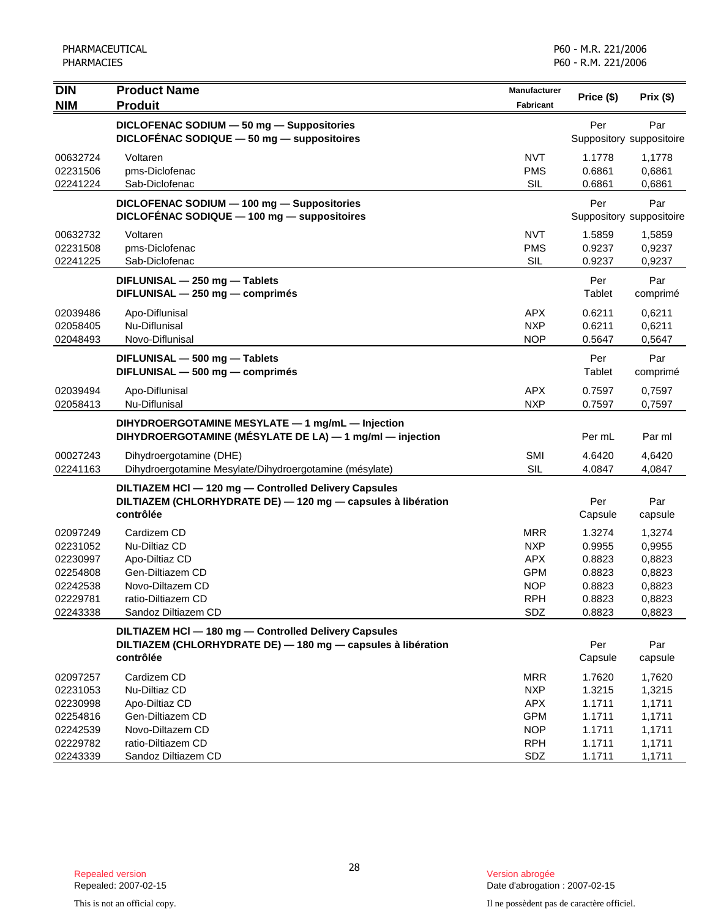| DIN<br>NIM | Product Name<br>Produit | Manufacturer<br>Fabricant | Price ($) | Prix ($) |
|---|---|---|---|---|
| | **DICLOFENAC SODIUM — 50 mg — Suppositories**<br>**DICLOFÉNAC SODIQUE — 50 mg — suppositoires** | | Per Suppository | Par suppositoire |
| 00632724 | Voltaren | NVT | 1.1778 | 1,1778 |
| 02231506 | pms-Diclofenac | PMS | 0.6861 | 0,6861 |
| 02241224 | Sab-Diclofenac | SIL | 0.6861 | 0,6861 |
| | **DICLOFENAC SODIUM — 100 mg — Suppositories**<br>**DICLOFÉNAC SODIQUE — 100 mg — suppositoires** | | Per Suppository | Par suppositoire |
| 00632732 | Voltaren | NVT | 1.5859 | 1,5859 |
| 02231508 | pms-Diclofenac | PMS | 0.9237 | 0,9237 |
| 02241225 | Sab-Diclofenac | SIL | 0.9237 | 0,9237 |
| | **DIFLUNISAL — 250 mg — Tablets**<br>**DIFLUNISAL — 250 mg — comprimés** | | Per Tablet | Par comprimé |
| 02039486 | Apo-Diflunisal | APX | 0.6211 | 0,6211 |
| 02058405 | Nu-Diflunisal | NXP | 0.6211 | 0,6211 |
| 02048493 | Novo-Diflunisal | NOP | 0.5647 | 0,5647 |
| | **DIFLUNISAL — 500 mg — Tablets**<br>**DIFLUNISAL — 500 mg — comprimés** | | Per Tablet | Par comprimé |
| 02039494 | Apo-Diflunisal | APX | 0.7597 | 0,7597 |
| 02058413 | Nu-Diflunisal | NXP | 0.7597 | 0,7597 |
| | **DIHYDROERGOTAMINE MESYLATE — 1 mg/mL — Injection**<br>**DIHYDROERGOTAMINE (MÉSYLATE DE LA) — 1 mg/ml — injection** | | Per mL | Par ml |
| 00027243 | Dihydroergotamine (DHE) | SMI | 4.6420 | 4,6420 |
| 02241163 | Dihydroergotamine Mesylate/Dihydroergotamine (mésylate) | SIL | 4.0847 | 4,0847 |
| | **DILTIAZEM HCl — 120 mg — Controlled Delivery Capsules**<br>**DILTIAZEM (CHLORHYDRATE DE) — 120 mg — capsules à libération contrôlée** | | Per Capsule | Par capsule |
| 02097249 | Cardizem CD | MRR | 1.3274 | 1,3274 |
| 02231052 | Nu-Diltiaz CD | NXP | 0.9955 | 0,9955 |
| 02230997 | Apo-Diltiaz CD | APX | 0.8823 | 0,8823 |
| 02254808 | Gen-Diltiazem CD | GPM | 0.8823 | 0,8823 |
| 02242538 | Novo-Diltazem CD | NOP | 0.8823 | 0,8823 |
| 02229781 | ratio-Diltiazem CD | RPH | 0.8823 | 0,8823 |
| 02243338 | Sandoz Diltiazem CD | SDZ | 0.8823 | 0,8823 |
| | **DILTIAZEM HCl — 180 mg — Controlled Delivery Capsules**<br>**DILTIAZEM (CHLORHYDRATE DE) — 180 mg — capsules à libération contrôlée** | | Per Capsule | Par capsule |
| 02097257 | Cardizem CD | MRR | 1.7620 | 1,7620 |
| 02231053 | Nu-Diltiaz CD | NXP | 1.3215 | 1,3215 |
| 02230998 | Apo-Diltiaz CD | APX | 1.1711 | 1,1711 |
| 02254816 | Gen-Diltiazem CD | GPM | 1.1711 | 1,1711 |
| 02242539 | Novo-Diltazem CD | NOP | 1.1711 | 1,1711 |
| 02229782 | ratio-Diltiazem CD | RPH | 1.1711 | 1,1711 |
| 02243339 | Sandoz Diltiazem CD | SDZ | 1.1711 | 1,1711 |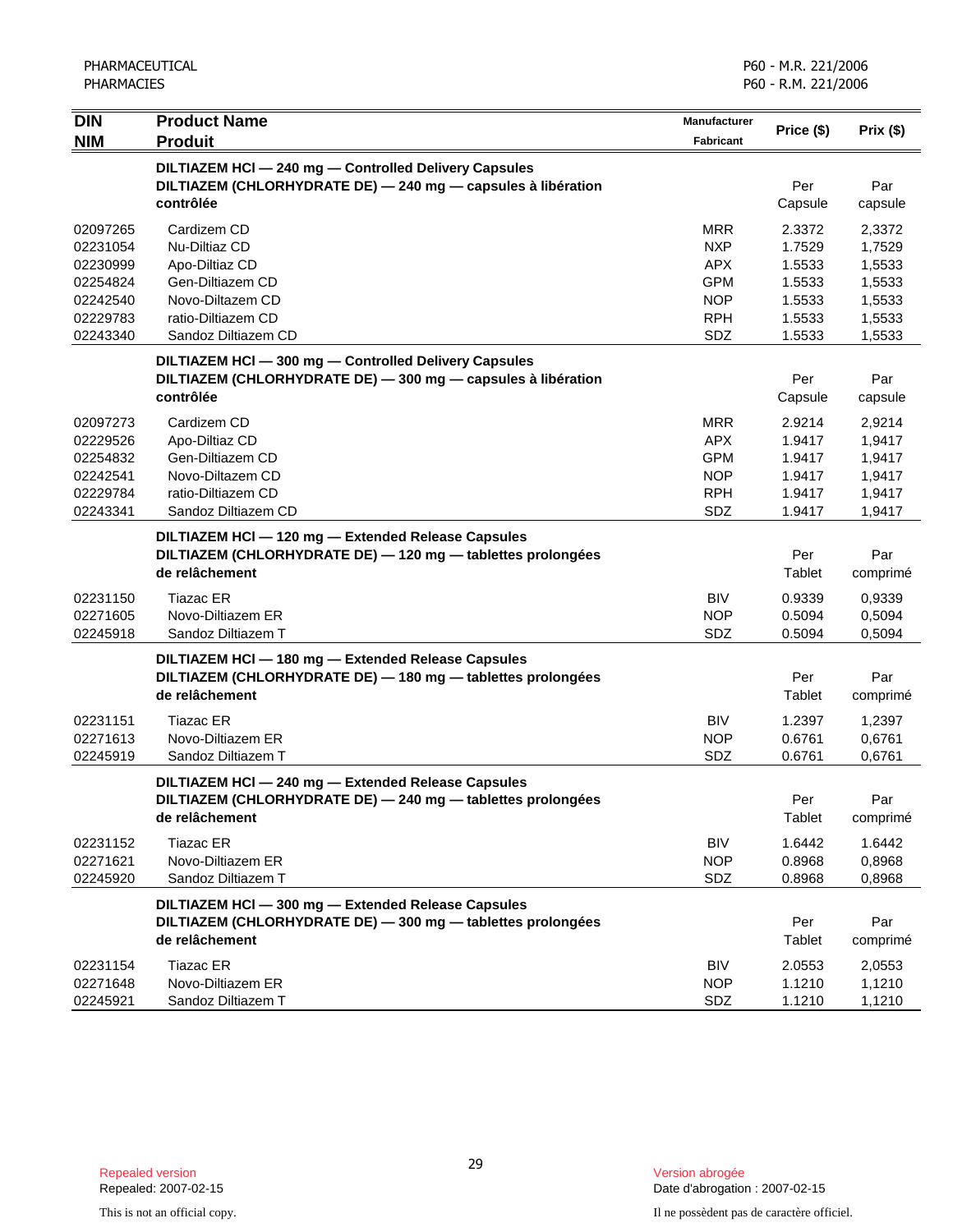| DIN<br>NIM | Product Name<br>Produit | Manufacturer<br>Fabricant | Price ($) | Prix ($) |
|---|---|---|---|---|
| | **DILTIAZEM HCl — 240 mg — Controlled Delivery Capsules**<br>**DILTIAZEM (CHLORHYDRATE DE) — 240 mg — capsules à libération contrôlée** | | Per Capsule | Par capsule |
| 02097265 | Cardizem CD | MRR | 2.3372 | 2,3372 |
| 02231054 | Nu-Diltiaz CD | NXP | 1.7529 | 1,7529 |
| 02230999 | Apo-Diltiaz CD | APX | 1.5533 | 1,5533 |
| 02254824 | Gen-Diltiazem CD | GPM | 1.5533 | 1,5533 |
| 02242540 | Novo-Diltazem CD | NOP | 1.5533 | 1,5533 |
| 02229783 | ratio-Diltiazem CD | RPH | 1.5533 | 1,5533 |
| 02243340 | Sandoz Diltiazem CD | SDZ | 1.5533 | 1,5533 |
| | **DILTIAZEM HCl — 300 mg — Controlled Delivery Capsules**<br>**DILTIAZEM (CHLORHYDRATE DE) — 300 mg — capsules à libération contrôlée** | | Per Capsule | Par capsule |
| 02097273 | Cardizem CD | MRR | 2.9214 | 2,9214 |
| 02229526 | Apo-Diltiaz CD | APX | 1.9417 | 1,9417 |
| 02254832 | Gen-Diltiazem CD | GPM | 1.9417 | 1,9417 |
| 02242541 | Novo-Diltazem CD | NOP | 1.9417 | 1,9417 |
| 02229784 | ratio-Diltiazem CD | RPH | 1.9417 | 1,9417 |
| 02243341 | Sandoz Diltiazem CD | SDZ | 1.9417 | 1,9417 |
| | **DILTIAZEM HCl — 120 mg — Extended Release Capsules**<br>**DILTIAZEM (CHLORHYDRATE DE) — 120 mg — tablettes prolongées de relâchement** | | Per Tablet | Par comprimé |
| 02231150 | Tiazac ER | BIV | 0.9339 | 0,9339 |
| 02271605 | Novo-Diltiazem ER | NOP | 0.5094 | 0,5094 |
| 02245918 | Sandoz Diltiazem T | SDZ | 0.5094 | 0,5094 |
| | **DILTIAZEM HCl — 180 mg — Extended Release Capsules**<br>**DILTIAZEM (CHLORHYDRATE DE) — 180 mg — tablettes prolongées de relâchement** | | Per Tablet | Par comprimé |
| 02231151 | Tiazac ER | BIV | 1.2397 | 1,2397 |
| 02271613 | Novo-Diltiazem ER | NOP | 0.6761 | 0,6761 |
| 02245919 | Sandoz Diltiazem T | SDZ | 0.6761 | 0,6761 |
| | **DILTIAZEM HCl — 240 mg — Extended Release Capsules**<br>**DILTIAZEM (CHLORHYDRATE DE) — 240 mg — tablettes prolongées de relâchement** | | Per Tablet | Par comprimé |
| 02231152 | Tiazac ER | BIV | 1.6442 | 1.6442 |
| 02271621 | Novo-Diltiazem ER | NOP | 0.8968 | 0,8968 |
| 02245920 | Sandoz Diltiazem T | SDZ | 0.8968 | 0,8968 |
| | **DILTIAZEM HCl — 300 mg — Extended Release Capsules**<br>**DILTIAZEM (CHLORHYDRATE DE) — 300 mg — tablettes prolongées de relâchement** | | Per Tablet | Par comprimé |
| 02231154 | Tiazac ER | BIV | 2.0553 | 2,0553 |
| 02271648 | Novo-Diltiazem ER | NOP | 1.1210 | 1,1210 |
| 02245921 | Sandoz Diltiazem T | SDZ | 1.1210 | 1,1210 |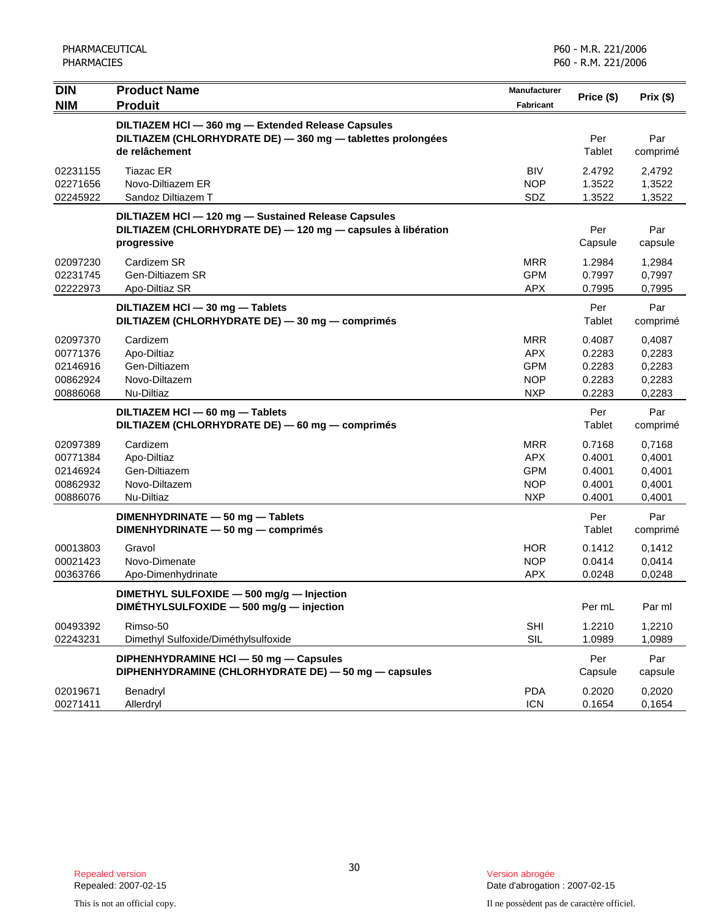| DIN<br>NIM | Product Name<br>Produit | Manufacturer<br>Fabricant | Price ($) | Prix ($) |
|---|---|---|---|---|
| | **DILTIAZEM HCl — 360 mg — Extended Release Capsules<br>DILTIAZEM (CHLORHYDRATE DE) — 360 mg — tablettes prolongées de relâchement** | | Per Tablet | Par comprimé |
| 02231155 | Tiazac ER | BIV | 2.4792 | 2,4792 |
| 02271656 | Novo-Diltiazem ER | NOP | 1.3522 | 1,3522 |
| 02245922 | Sandoz Diltiazem T | SDZ | 1.3522 | 1,3522 |
| | **DILTIAZEM HCl — 120 mg — Sustained Release Capsules<br>DILTIAZEM (CHLORHYDRATE DE) — 120 mg — capsules à libération progressive** | | Per Capsule | Par capsule |
| 02097230 | Cardizem SR | MRR | 1.2984 | 1,2984 |
| 02231745 | Gen-Diltiazem SR | GPM | 0.7997 | 0,7997 |
| 02222973 | Apo-Diltiaz SR | APX | 0.7995 | 0,7995 |
| | **DILTIAZEM HCl — 30 mg — Tablets<br>DILTIAZEM (CHLORHYDRATE DE) — 30 mg — comprimés** | | Per Tablet | Par comprimé |
| 02097370 | Cardizem | MRR | 0.4087 | 0,4087 |
| 00771376 | Apo-Diltiaz | APX | 0.2283 | 0,2283 |
| 02146916 | Gen-Diltiazem | GPM | 0.2283 | 0,2283 |
| 00862924 | Novo-Diltazem | NOP | 0.2283 | 0,2283 |
| 00886068 | Nu-Diltiaz | NXP | 0.2283 | 0,2283 |
| | **DILTIAZEM HCl — 60 mg — Tablets<br>DILTIAZEM (CHLORHYDRATE DE) — 60 mg — comprimés** | | Per Tablet | Par comprimé |
| 02097389 | Cardizem | MRR | 0.7168 | 0,7168 |
| 00771384 | Apo-Diltiaz | APX | 0.4001 | 0,4001 |
| 02146924 | Gen-Diltiazem | GPM | 0.4001 | 0,4001 |
| 00862932 | Novo-Diltazem | NOP | 0.4001 | 0,4001 |
| 00886076 | Nu-Diltiaz | NXP | 0.4001 | 0,4001 |
| | **DIMENHYDRINATE — 50 mg — Tablets<br>DIMENHYDRINATE — 50 mg — comprimés** | | Per Tablet | Par comprimé |
| 00013803 | Gravol | HOR | 0.1412 | 0,1412 |
| 00021423 | Novo-Dimenate | NOP | 0.0414 | 0,0414 |
| 00363766 | Apo-Dimenhydrinate | APX | 0.0248 | 0,0248 |
| | **DIMETHYL SULFOXIDE — 500 mg/g — Injection<br>DIMÉTHYLSULFOXIDE — 500 mg/g — injection** | | Per mL | Par ml |
| 00493392 | Rimso-50 | SHI | 1.2210 | 1,2210 |
| 02243231 | Dimethyl Sulfoxide/Diméthylsulfoxide | SIL | 1.0989 | 1,0989 |
| | **DIPHENHYDRAMINE HCl — 50 mg — Capsules<br>DIPHENHYDRAMINE (CHLORHYDRATE DE) — 50 mg — capsules** | | Per Capsule | Par capsule |
| 02019671 | Benadryl | PDA | 0.2020 | 0,2020 |
| 00271411 | Allerdryl | ICN | 0.1654 | 0,1654 |

Repealed version
Repealed: 2007-02-15

Version abrogée
Date d'abrogation : 2007-02-15

This is not an official copy.

Il ne possèdent pas de caractère officiel.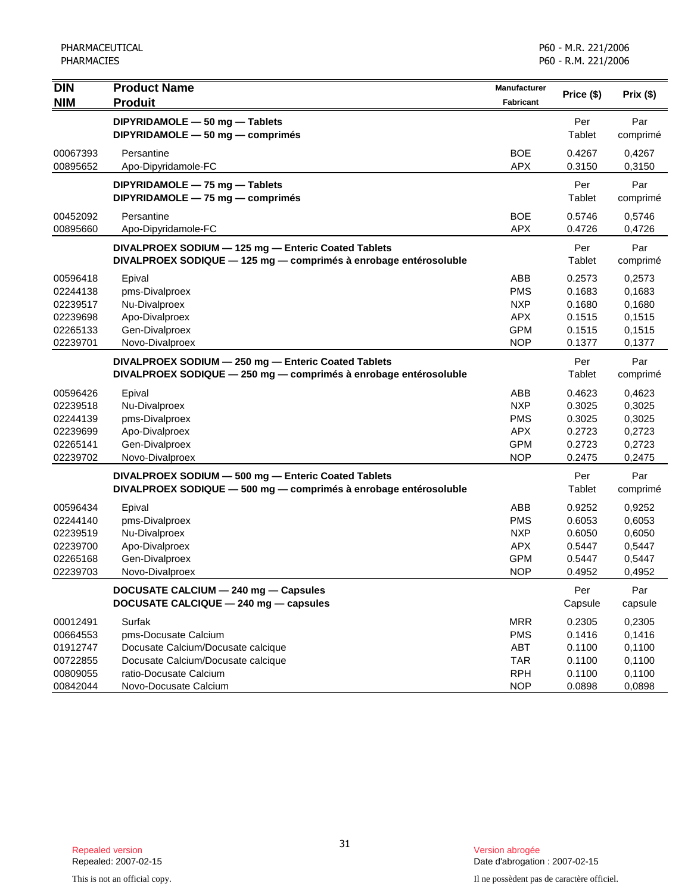| DIN<br>NIM | Product Name<br>Produit | Manufacturer<br>Fabricant | Price ($) | Prix ($) |
|---|---|---|---|---|
| | **DIPYRIDAMOLE — 50 mg — Tablets**<br>**DIPYRIDAMOLE — 50 mg — comprimés** | | Per Tablet | Par comprimé |
| 00067393 | Persantine | BOE | 0.4267 | 0,4267 |
| 00895652 | Apo-Dipyridamole-FC | APX | 0.3150 | 0,3150 |
| | **DIPYRIDAMOLE — 75 mg — Tablets**<br>**DIPYRIDAMOLE — 75 mg — comprimés** | | Per Tablet | Par comprimé |
| 00452092 | Persantine | BOE | 0.5746 | 0,5746 |
| 00895660 | Apo-Dipyridamole-FC | APX | 0.4726 | 0,4726 |
| | **DIVALPROEX SODIUM — 125 mg — Enteric Coated Tablets**<br>**DIVALPROEX SODIQUE — 125 mg — comprimés à enrobage entérosoluble** | | Per Tablet | Par comprimé |
| 00596418 | Epival | ABB | 0.2573 | 0,2573 |
| 02244138 | pms-Divalproex | PMS | 0.1683 | 0,1683 |
| 02239517 | Nu-Divalproex | NXP | 0.1680 | 0,1680 |
| 02239698 | Apo-Divalproex | APX | 0.1515 | 0,1515 |
| 02265133 | Gen-Divalproex | GPM | 0.1515 | 0,1515 |
| 02239701 | Novo-Divalproex | NOP | 0.1377 | 0,1377 |
| | **DIVALPROEX SODIUM — 250 mg — Enteric Coated Tablets**<br>**DIVALPROEX SODIQUE — 250 mg — comprimés à enrobage entérosoluble** | | Per Tablet | Par comprimé |
| 00596426 | Epival | ABB | 0.4623 | 0,4623 |
| 02239518 | Nu-Divalproex | NXP | 0.3025 | 0,3025 |
| 02244139 | pms-Divalproex | PMS | 0.3025 | 0,3025 |
| 02239699 | Apo-Divalproex | APX | 0.2723 | 0,2723 |
| 02265141 | Gen-Divalproex | GPM | 0.2723 | 0,2723 |
| 02239702 | Novo-Divalproex | NOP | 0.2475 | 0,2475 |
| | **DIVALPROEX SODIUM — 500 mg — Enteric Coated Tablets**<br>**DIVALPROEX SODIQUE — 500 mg — comprimés à enrobage entérosoluble** | | Per Tablet | Par comprimé |
| 00596434 | Epival | ABB | 0.9252 | 0,9252 |
| 02244140 | pms-Divalproex | PMS | 0.6053 | 0,6053 |
| 02239519 | Nu-Divalproex | NXP | 0.6050 | 0,6050 |
| 02239700 | Apo-Divalproex | APX | 0.5447 | 0,5447 |
| 02265168 | Gen-Divalproex | GPM | 0.5447 | 0,5447 |
| 02239703 | Novo-Divalproex | NOP | 0.4952 | 0,4952 |
| | **DOCUSATE CALCIUM — 240 mg — Capsules**<br>**DOCUSATE CALCIQUE — 240 mg — capsules** | | Per Capsule | Par capsule |
| 00012491 | Surfak | MRR | 0.2305 | 0,2305 |
| 00664553 | pms-Docusate Calcium | PMS | 0.1416 | 0,1416 |
| 01912747 | Docusate Calcium/Docusate calcique | ABT | 0.1100 | 0,1100 |
| 00722855 | Docusate Calcium/Docusate calcique | TAR | 0.1100 | 0,1100 |
| 00809055 | ratio-Docusate Calcium | RPH | 0.1100 | 0,1100 |
| 00842044 | Novo-Docusate Calcium | NOP | 0.0898 | 0,0898 |

Repealed version
Repealed: 2007-02-15

Version abrogée
Date d'abrogation : 2007-02-15

This is not an official copy.

Il ne possèdent pas de caractère officiel.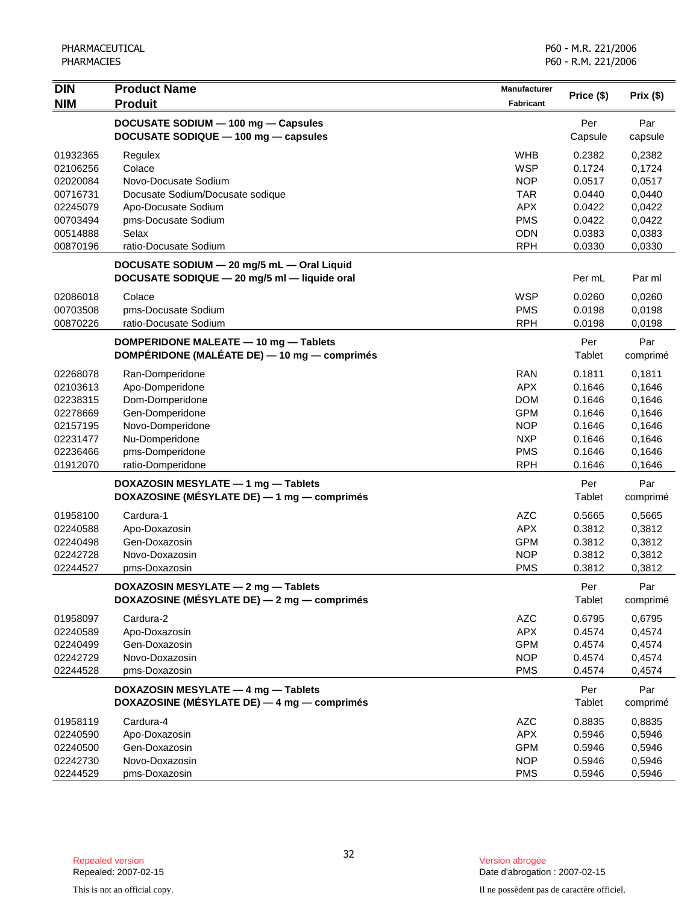| DIN<br>NIM | Product Name<br>Produit | Manufacturer<br>Fabricant | Price ($) | Prix ($) |
|---|---|---|---|---|
| | **DOCUSATE SODIUM — 100 mg — Capsules**<br>**DOCUSATE SODIQUE — 100 mg — capsules** | | Per Capsule | Par capsule |
| 01932365 | Regulex | WHB | 0.2382 | 0,2382 |
| 02106256 | Colace | WSP | 0.1724 | 0,1724 |
| 02020084 | Novo-Docusate Sodium | NOP | 0.0517 | 0,0517 |
| 00716731 | Docusate Sodium/Docusate sodique | TAR | 0.0440 | 0,0440 |
| 02245079 | Apo-Docusate Sodium | APX | 0.0422 | 0,0422 |
| 00703494 | pms-Docusate Sodium | PMS | 0.0422 | 0,0422 |
| 00514888 | Selax | ODN | 0.0383 | 0,0383 |
| 00870196 | ratio-Docusate Sodium | RPH | 0.0330 | 0,0330 |
| | **DOCUSATE SODIUM — 20 mg/5 mL — Oral Liquid**<br>**DOCUSATE SODIQUE — 20 mg/5 ml — liquide oral** | | Per mL | Par ml |
| 02086018 | Colace | WSP | 0.0260 | 0,0260 |
| 00703508 | pms-Docusate Sodium | PMS | 0.0198 | 0,0198 |
| 00870226 | ratio-Docusate Sodium | RPH | 0.0198 | 0,0198 |
| | **DOMPERIDONE MALEATE — 10 mg — Tablets**<br>**DOMPÉRIDONE (MALÉATE DE) — 10 mg — comprimés** | | Per Tablet | Par comprimé |
| 02268078 | Ran-Domperidone | RAN | 0.1811 | 0,1811 |
| 02103613 | Apo-Domperidone | APX | 0.1646 | 0,1646 |
| 02238315 | Dom-Domperidone | DOM | 0.1646 | 0,1646 |
| 02278669 | Gen-Domperidone | GPM | 0.1646 | 0,1646 |
| 02157195 | Novo-Domperidone | NOP | 0.1646 | 0,1646 |
| 02231477 | Nu-Domperidone | NXP | 0.1646 | 0,1646 |
| 02236466 | pms-Domperidone | PMS | 0.1646 | 0,1646 |
| 01912070 | ratio-Domperidone | RPH | 0.1646 | 0,1646 |
| | **DOXAZOSIN MESYLATE — 1 mg — Tablets**<br>**DOXAZOSINE (MÉSYLATE DE) — 1 mg — comprimés** | | Per Tablet | Par comprimé |
| 01958100 | Cardura-1 | AZC | 0.5665 | 0,5665 |
| 02240588 | Apo-Doxazosin | APX | 0.3812 | 0,3812 |
| 02240498 | Gen-Doxazosin | GPM | 0.3812 | 0,3812 |
| 02242728 | Novo-Doxazosin | NOP | 0.3812 | 0,3812 |
| 02244527 | pms-Doxazosin | PMS | 0.3812 | 0,3812 |
| | **DOXAZOSIN MESYLATE — 2 mg — Tablets**<br>**DOXAZOSINE (MÉSYLATE DE) — 2 mg — comprimés** | | Per Tablet | Par comprimé |
| 01958097 | Cardura-2 | AZC | 0.6795 | 0,6795 |
| 02240589 | Apo-Doxazosin | APX | 0.4574 | 0,4574 |
| 02240499 | Gen-Doxazosin | GPM | 0.4574 | 0,4574 |
| 02242729 | Novo-Doxazosin | NOP | 0.4574 | 0,4574 |
| 02244528 | pms-Doxazosin | PMS | 0.4574 | 0,4574 |
| | **DOXAZOSIN MESYLATE — 4 mg — Tablets**<br>**DOXAZOSINE (MÉSYLATE DE) — 4 mg — comprimés** | | Per Tablet | Par comprimé |
| 01958119 | Cardura-4 | AZC | 0.8835 | 0,8835 |
| 02240590 | Apo-Doxazosin | APX | 0.5946 | 0,5946 |
| 02240500 | Gen-Doxazosin | GPM | 0.5946 | 0,5946 |
| 02242730 | Novo-Doxazosin | NOP | 0.5946 | 0,5946 |
| 02244529 | pms-Doxazosin | PMS | 0.5946 | 0,5946 |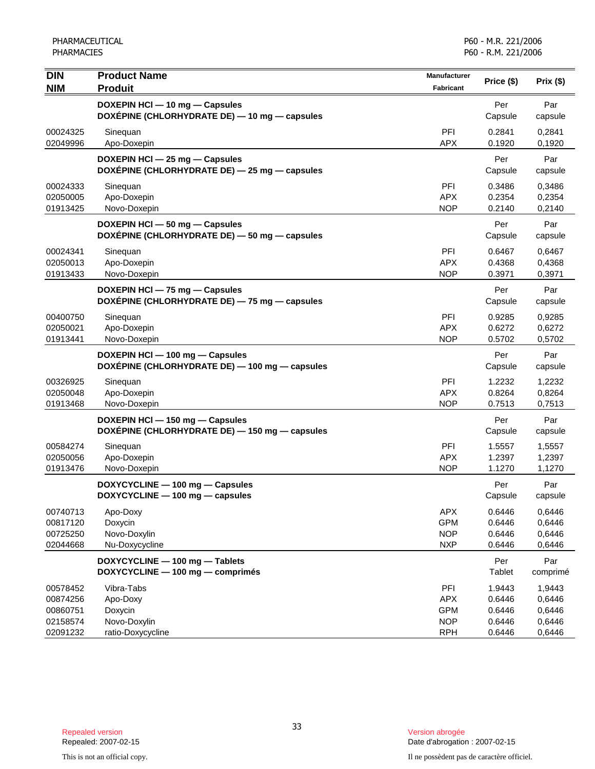| DIN<br>NIM | Product Name<br>Produit | Manufacturer<br>Fabricant | Price ($) | Prix ($) |
|---|---|---|---|---|
| | **DOXEPIN HCl — 10 mg — Capsules**<br>**DOXÉPINE (CHLORHYDRATE DE) — 10 mg — capsules** | | Per Capsule | Par capsule |
| 00024325 | Sinequan | PFI | 0.2841 | 0,2841 |
| 02049996 | Apo-Doxepin | APX | 0.1920 | 0,1920 |
| | **DOXEPIN HCl — 25 mg — Capsules**<br>**DOXÉPINE (CHLORHYDRATE DE) — 25 mg — capsules** | | Per Capsule | Par capsule |
| 00024333 | Sinequan | PFI | 0.3486 | 0,3486 |
| 02050005 | Apo-Doxepin | APX | 0.2354 | 0,2354 |
| 01913425 | Novo-Doxepin | NOP | 0.2140 | 0,2140 |
| | **DOXEPIN HCl — 50 mg — Capsules**<br>**DOXÉPINE (CHLORHYDRATE DE) — 50 mg — capsules** | | Per Capsule | Par capsule |
| 00024341 | Sinequan | PFI | 0.6467 | 0,6467 |
| 02050013 | Apo-Doxepin | APX | 0.4368 | 0,4368 |
| 01913433 | Novo-Doxepin | NOP | 0.3971 | 0,3971 |
| | **DOXEPIN HCl — 75 mg — Capsules**<br>**DOXÉPINE (CHLORHYDRATE DE) — 75 mg — capsules** | | Per Capsule | Par capsule |
| 00400750 | Sinequan | PFI | 0.9285 | 0,9285 |
| 02050021 | Apo-Doxepin | APX | 0.6272 | 0,6272 |
| 01913441 | Novo-Doxepin | NOP | 0.5702 | 0,5702 |
| | **DOXEPIN HCl — 100 mg — Capsules**<br>**DOXÉPINE (CHLORHYDRATE DE) — 100 mg — capsules** | | Per Capsule | Par capsule |
| 00326925 | Sinequan | PFI | 1.2232 | 1,2232 |
| 02050048 | Apo-Doxepin | APX | 0.8264 | 0,8264 |
| 01913468 | Novo-Doxepin | NOP | 0.7513 | 0,7513 |
| | **DOXEPIN HCl — 150 mg — Capsules**<br>**DOXÉPINE (CHLORHYDRATE DE) — 150 mg — capsules** | | Per Capsule | Par capsule |
| 00584274 | Sinequan | PFI | 1.5557 | 1,5557 |
| 02050056 | Apo-Doxepin | APX | 1.2397 | 1,2397 |
| 01913476 | Novo-Doxepin | NOP | 1.1270 | 1,1270 |
| | **DOXYCYCLINE — 100 mg — Capsules**<br>**DOXYCYCLINE — 100 mg — capsules** | | Per Capsule | Par capsule |
| 00740713 | Apo-Doxy | APX | 0.6446 | 0,6446 |
| 00817120 | Doxycin | GPM | 0.6446 | 0,6446 |
| 00725250 | Novo-Doxylin | NOP | 0.6446 | 0,6446 |
| 02044668 | Nu-Doxycycline | NXP | 0.6446 | 0,6446 |
| | **DOXYCYCLINE — 100 mg — Tablets**<br>**DOXYCYCLINE — 100 mg — comprimés** | | Per Tablet | Par comprimé |
| 00578452 | Vibra-Tabs | PFI | 1.9443 | 1,9443 |
| 00874256 | Apo-Doxy | APX | 0.6446 | 0,6446 |
| 00860751 | Doxycin | GPM | 0.6446 | 0,6446 |
| 02158574 | Novo-Doxylin | NOP | 0.6446 | 0,6446 |
| 02091232 | ratio-Doxycycline | RPH | 0.6446 | 0,6446 |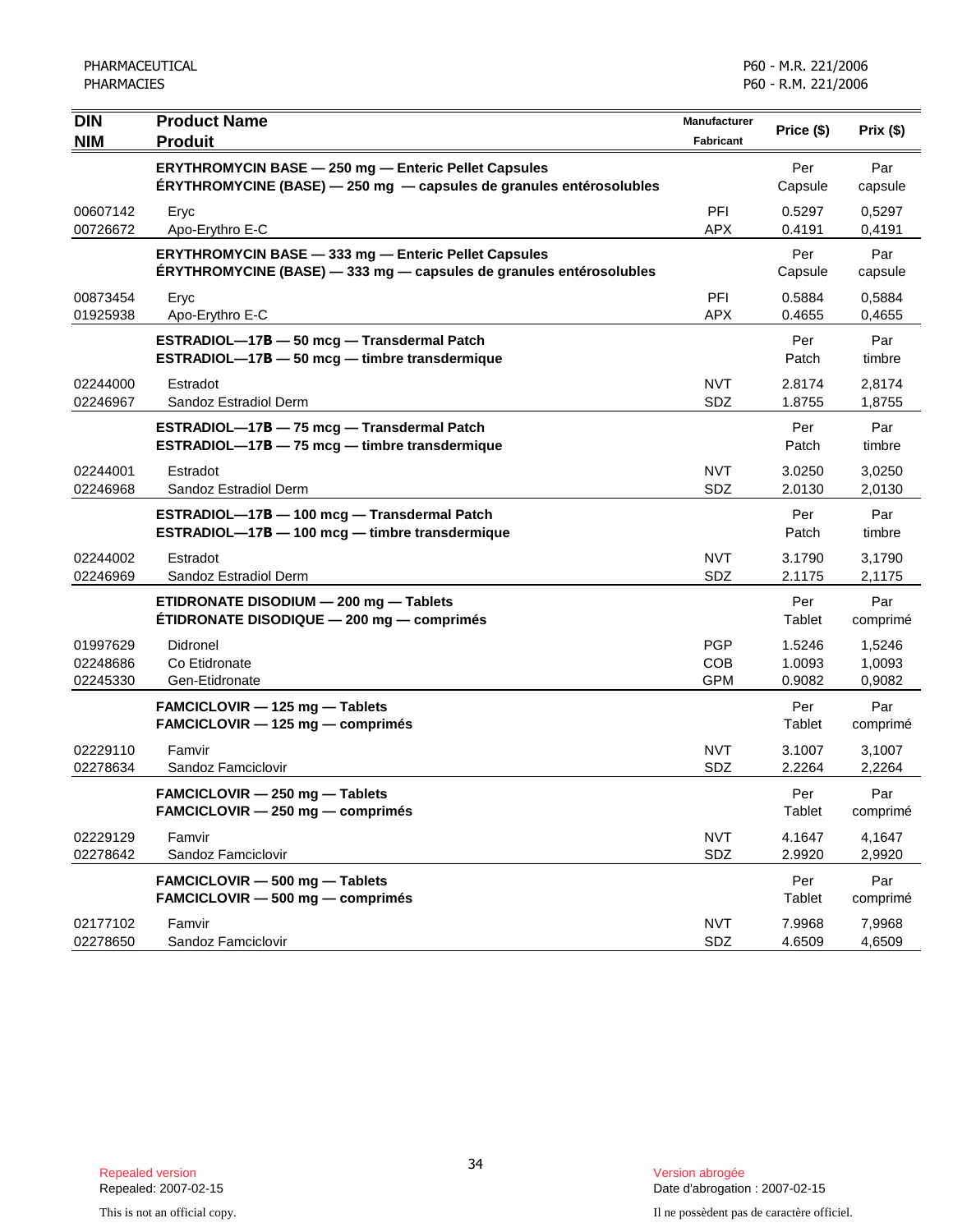| DIN<br>NIM | Product Name<br>Produit | Manufacturer<br>Fabricant | Price ($) | Prix ($) |
|---|---|---|---|---|
| | **ERYTHROMYCIN BASE — 250 mg — Enteric Pellet Capsules**<br>**ÉRYTHROMYCINE (BASE) — 250 mg — capsules de granules entérosolubles** | | Per Capsule | Par capsule |
| 00607142 | Eryc | PFI | 0.5297 | 0,5297 |
| 00726672 | Apo-Erythro E-C | APX | 0.4191 | 0,4191 |
| | **ERYTHROMYCIN BASE — 333 mg — Enteric Pellet Capsules**<br>**ÉRYTHROMYCINE (BASE) — 333 mg — capsules de granules entérosolubles** | | Per Capsule | Par capsule |
| 00873454 | Eryc | PFI | 0.5884 | 0,5884 |
| 01925938 | Apo-Erythro E-C | APX | 0.4655 | 0,4655 |
| | **ESTRADIOL—17Β — 50 mcg — Transdermal Patch**<br>**ESTRADIOL—17Β — 50 mcg — timbre transdermique** | | Per Patch | Par timbre |
| 02244000 | Estradot | NVT | 2.8174 | 2,8174 |
| 02246967 | Sandoz Estradiol Derm | SDZ | 1.8755 | 1,8755 |
| | **ESTRADIOL—17Β — 75 mcg — Transdermal Patch**<br>**ESTRADIOL—17Β — 75 mcg — timbre transdermique** | | Per Patch | Par timbre |
| 02244001 | Estradot | NVT | 3.0250 | 3,0250 |
| 02246968 | Sandoz Estradiol Derm | SDZ | 2.0130 | 2,0130 |
| | **ESTRADIOL—17Β — 100 mcg — Transdermal Patch**<br>**ESTRADIOL—17Β — 100 mcg — timbre transdermique** | | Per Patch | Par timbre |
| 02244002 | Estradot | NVT | 3.1790 | 3,1790 |
| 02246969 | Sandoz Estradiol Derm | SDZ | 2.1175 | 2,1175 |
| | **ETIDRONATE DISODIUM — 200 mg — Tablets**<br>**ÉTIDRONATE DISODIQUE — 200 mg — comprimés** | | Per Tablet | Par comprimé |
| 01997629 | Didronel | PGP | 1.5246 | 1,5246 |
| 02248686 | Co Etidronate | COB | 1.0093 | 1,0093 |
| 02245330 | Gen-Etidronate | GPM | 0.9082 | 0,9082 |
| | **FAMCICLOVIR — 125 mg — Tablets**<br>**FAMCICLOVIR — 125 mg — comprimés** | | Per Tablet | Par comprimé |
| 02229110 | Famvir | NVT | 3.1007 | 3,1007 |
| 02278634 | Sandoz Famciclovir | SDZ | 2.2264 | 2,2264 |
| | **FAMCICLOVIR — 250 mg — Tablets**<br>**FAMCICLOVIR — 250 mg — comprimés** | | Per Tablet | Par comprimé |
| 02229129 | Famvir | NVT | 4.1647 | 4,1647 |
| 02278642 | Sandoz Famciclovir | SDZ | 2.9920 | 2,9920 |
| | **FAMCICLOVIR — 500 mg — Tablets**<br>**FAMCICLOVIR — 500 mg — comprimés** | | Per Tablet | Par comprimé |
| 02177102 | Famvir | NVT | 7.9968 | 7,9968 |
| 02278650 | Sandoz Famciclovir | SDZ | 4.6509 | 4,6509 |

Repealed version
Repealed: 2007-02-15

Version abrogée
Date d'abrogation : 2007-02-15

This is not an official copy.

Il ne possèdent pas de caractère officiel.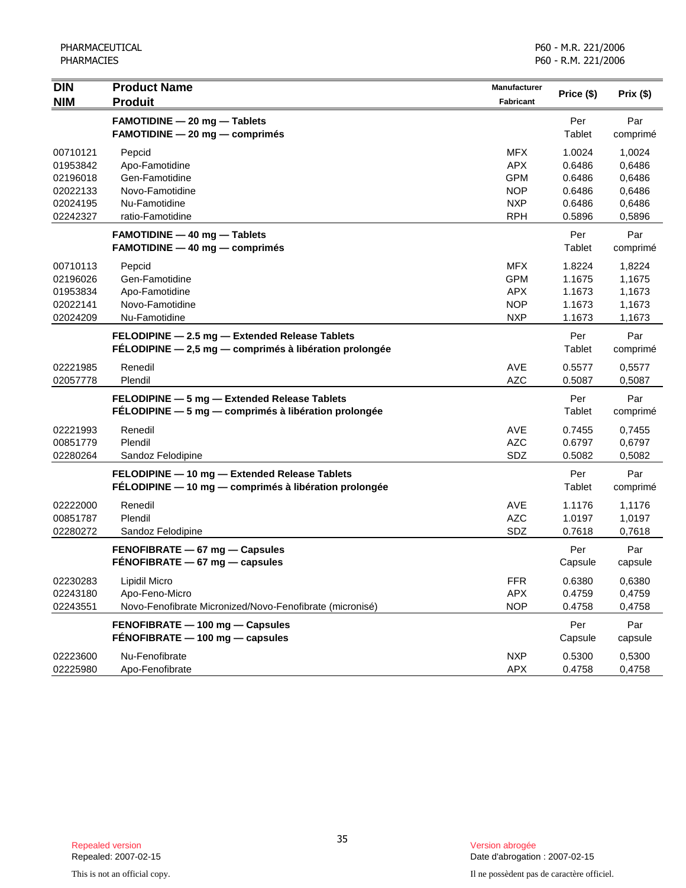| DIN<br>NIM | Product Name<br>Produit | Manufacturer<br>Fabricant | Price ($) | Prix ($) |
|---|---|---|---|---|
| | **FAMOTIDINE — 20 mg — Tablets**<br>**FAMOTIDINE — 20 mg — comprimés** | | Per Tablet | Par comprimé |
| 00710121 | Pepcid | MFX | 1.0024 | 1,0024 |
| 01953842 | Apo-Famotidine | APX | 0.6486 | 0,6486 |
| 02196018 | Gen-Famotidine | GPM | 0.6486 | 0,6486 |
| 02022133 | Novo-Famotidine | NOP | 0.6486 | 0,6486 |
| 02024195 | Nu-Famotidine | NXP | 0.6486 | 0,6486 |
| 02242327 | ratio-Famotidine | RPH | 0.5896 | 0,5896 |
| | **FAMOTIDINE — 40 mg — Tablets**<br>**FAMOTIDINE — 40 mg — comprimés** | | Per Tablet | Par comprimé |
| 00710113 | Pepcid | MFX | 1.8224 | 1,8224 |
| 02196026 | Gen-Famotidine | GPM | 1.1675 | 1,1675 |
| 01953834 | Apo-Famotidine | APX | 1.1673 | 1,1673 |
| 02022141 | Novo-Famotidine | NOP | 1.1673 | 1,1673 |
| 02024209 | Nu-Famotidine | NXP | 1.1673 | 1,1673 |
| | **FELODIPINE — 2.5 mg — Extended Release Tablets**<br>**FÉLODIPINE — 2,5 mg — comprimés à libération prolongée** | | Per Tablet | Par comprimé |
| 02221985 | Renedil | AVE | 0.5577 | 0,5577 |
| 02057778 | Plendil | AZC | 0.5087 | 0,5087 |
| | **FELODIPINE — 5 mg — Extended Release Tablets**<br>**FÉLODIPINE — 5 mg — comprimés à libération prolongée** | | Per Tablet | Par comprimé |
| 02221993 | Renedil | AVE | 0.7455 | 0,7455 |
| 00851779 | Plendil | AZC | 0.6797 | 0,6797 |
| 02280264 | Sandoz Felodipine | SDZ | 0.5082 | 0,5082 |
| | **FELODIPINE — 10 mg — Extended Release Tablets**<br>**FÉLODIPINE — 10 mg — comprimés à libération prolongée** | | Per Tablet | Par comprimé |
| 02222000 | Renedil | AVE | 1.1176 | 1,1176 |
| 00851787 | Plendil | AZC | 1.0197 | 1,0197 |
| 02280272 | Sandoz Felodipine | SDZ | 0.7618 | 0,7618 |
| | **FENOFIBRATE — 67 mg — Capsules**<br>**FÉNOFIBRATE — 67 mg — capsules** | | Per Capsule | Par capsule |
| 02230283 | Lipidil Micro | FFR | 0.6380 | 0,6380 |
| 02243180 | Apo-Feno-Micro | APX | 0.4759 | 0,4759 |
| 02243551 | Novo-Fenofibrate Micronized/Novo-Fenofibrate (micronisé) | NOP | 0.4758 | 0,4758 |
| | **FENOFIBRATE — 100 mg — Capsules**<br>**FÉNOFIBRATE — 100 mg — capsules** | | Per Capsule | Par capsule |
| 02223600 | Nu-Fenofibrate | NXP | 0.5300 | 0,5300 |
| 02225980 | Apo-Fenofibrate | APX | 0.4758 | 0,4758 |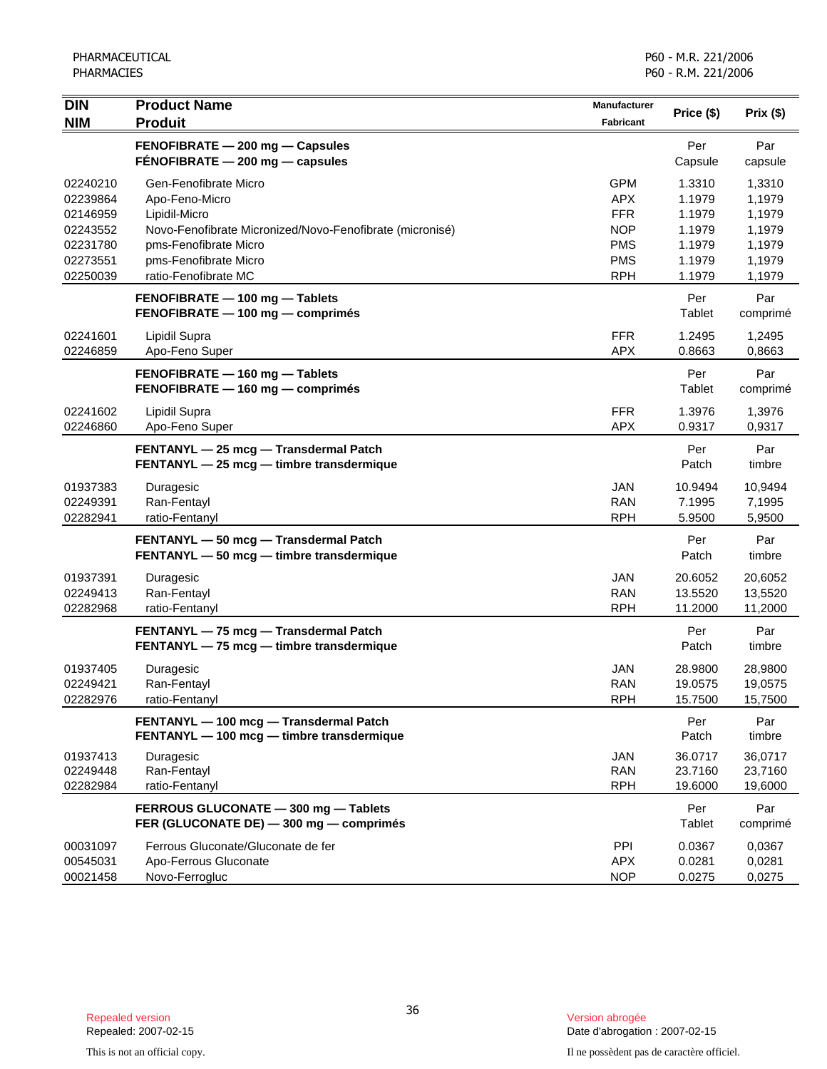| DIN<br>NIM | Product Name<br>Produit | Manufacturer<br>Fabricant | Price ($) | Prix ($) |
|---|---|---|---|---|
| | **FENOFIBRATE — 200 mg — Capsules**<br>**FÉNOFIBRATE — 200 mg — capsules** | | Per<br>Capsule | Par<br>capsule |
| 02240210 | Gen-Fenofibrate Micro | GPM | 1.3310 | 1,3310 |
| 02239864 | Apo-Feno-Micro | APX | 1.1979 | 1,1979 |
| 02146959 | Lipidil-Micro | FFR | 1.1979 | 1,1979 |
| 02243552 | Novo-Fenofibrate Micronized/Novo-Fenofibrate (micronisé) | NOP | 1.1979 | 1,1979 |
| 02231780 | pms-Fenofibrate Micro | PMS | 1.1979 | 1,1979 |
| 02273551 | pms-Fenofibrate Micro | PMS | 1.1979 | 1,1979 |
| 02250039 | ratio-Fenofibrate MC | RPH | 1.1979 | 1,1979 |
| | **FENOFIBRATE — 100 mg — Tablets**<br>**FENOFIBRATE — 100 mg — comprimés** | | Per<br>Tablet | Par<br>comprimé |
| 02241601 | Lipidil Supra | FFR | 1.2495 | 1,2495 |
| 02246859 | Apo-Feno Super | APX | 0.8663 | 0,8663 |
| | **FENOFIBRATE — 160 mg — Tablets**<br>**FENOFIBRATE — 160 mg — comprimés** | | Per<br>Tablet | Par<br>comprimé |
| 02241602 | Lipidil Supra | FFR | 1.3976 | 1,3976 |
| 02246860 | Apo-Feno Super | APX | 0.9317 | 0,9317 |
| | **FENTANYL — 25 mcg — Transdermal Patch**<br>**FENTANYL — 25 mcg — timbre transdermique** | | Per<br>Patch | Par<br>timbre |
| 01937383 | Duragesic | JAN | 10.9494 | 10,9494 |
| 02249391 | Ran-Fentayl | RAN | 7.1995 | 7,1995 |
| 02282941 | ratio-Fentanyl | RPH | 5.9500 | 5,9500 |
| | **FENTANYL — 50 mcg — Transdermal Patch**<br>**FENTANYL — 50 mcg — timbre transdermique** | | Per<br>Patch | Par<br>timbre |
| 01937391 | Duragesic | JAN | 20.6052 | 20,6052 |
| 02249413 | Ran-Fentayl | RAN | 13.5520 | 13,5520 |
| 02282968 | ratio-Fentanyl | RPH | 11.2000 | 11,2000 |
| | **FENTANYL — 75 mcg — Transdermal Patch**<br>**FENTANYL — 75 mcg — timbre transdermique** | | Per<br>Patch | Par<br>timbre |
| 01937405 | Duragesic | JAN | 28.9800 | 28,9800 |
| 02249421 | Ran-Fentayl | RAN | 19.0575 | 19,0575 |
| 02282976 | ratio-Fentanyl | RPH | 15.7500 | 15,7500 |
| | **FENTANYL — 100 mcg — Transdermal Patch**<br>**FENTANYL — 100 mcg — timbre transdermique** | | Per<br>Patch | Par<br>timbre |
| 01937413 | Duragesic | JAN | 36.0717 | 36,0717 |
| 02249448 | Ran-Fentayl | RAN | 23.7160 | 23,7160 |
| 02282984 | ratio-Fentanyl | RPH | 19.6000 | 19,6000 |
| | **FERROUS GLUCONATE — 300 mg — Tablets**<br>**FER (GLUCONATE DE) — 300 mg — comprimés** | | Per<br>Tablet | Par<br>comprimé |
| 00031097 | Ferrous Gluconate/Gluconate de fer | PPI | 0.0367 | 0,0367 |
| 00545031 | Apo-Ferrous Gluconate | APX | 0.0281 | 0,0281 |
| 00021458 | Novo-Ferrogluc | NOP | 0.0275 | 0,0275 |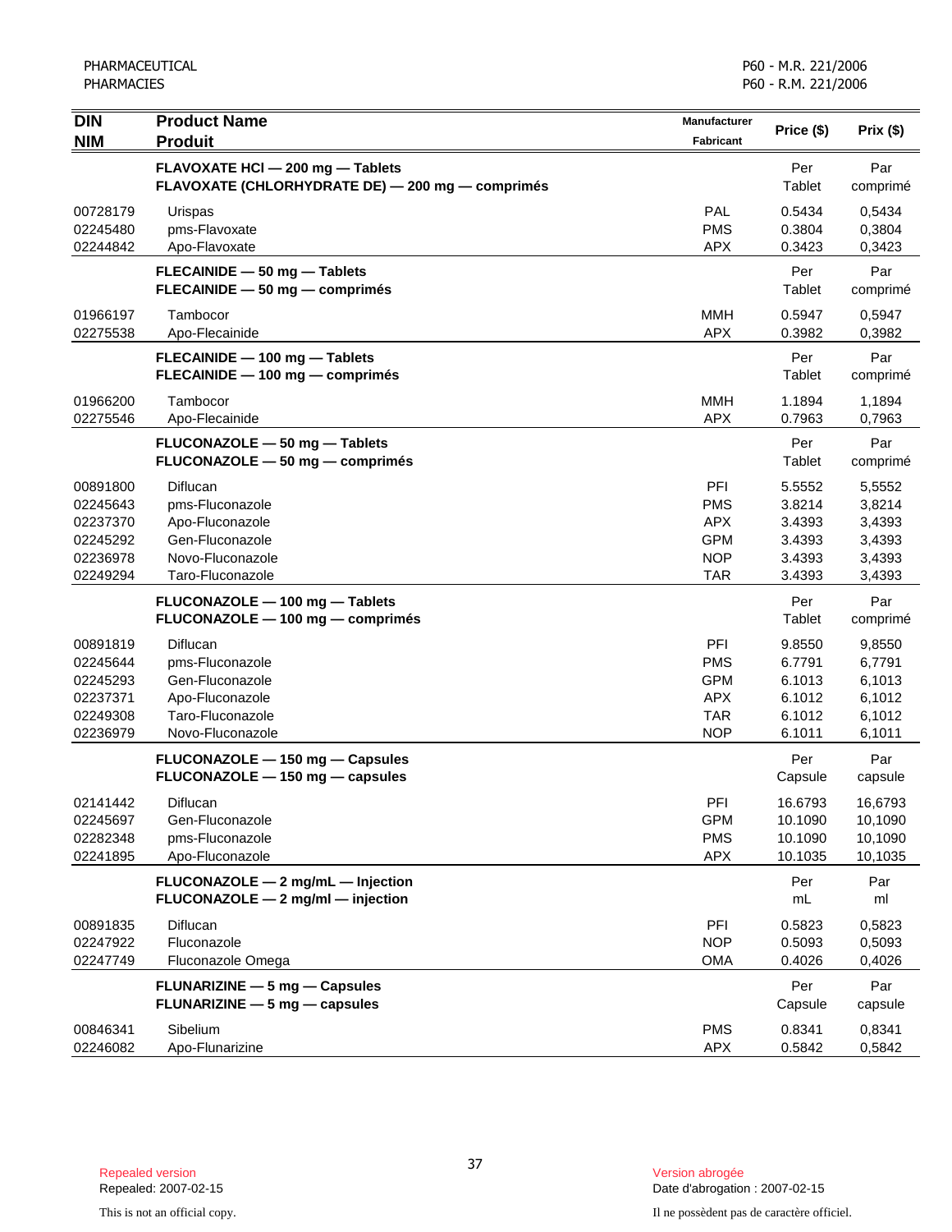| DIN<br>NIM | Product Name<br>Produit | Manufacturer<br>Fabricant | Price ($) | Prix ($) |
|---|---|---|---|---|
| | **FLAVOXATE HCl — 200 mg — Tablets**<br>**FLAVOXATE (CHLORHYDRATE DE) — 200 mg — comprimés** | | Per Tablet | Par comprimé |
| 00728179 | Urispas | PAL | 0.5434 | 0,5434 |
| 02245480 | pms-Flavoxate | PMS | 0.3804 | 0,3804 |
| 02244842 | Apo-Flavoxate | APX | 0.3423 | 0,3423 |
| | **FLECAINIDE — 50 mg — Tablets**<br>**FLECAINIDE — 50 mg — comprimés** | | Per Tablet | Par comprimé |
| 01966197 | Tambocor | MMH | 0.5947 | 0,5947 |
| 02275538 | Apo-Flecainide | APX | 0.3982 | 0,3982 |
| | **FLECAINIDE — 100 mg — Tablets**<br>**FLECAINIDE — 100 mg — comprimés** | | Per Tablet | Par comprimé |
| 01966200 | Tambocor | MMH | 1.1894 | 1,1894 |
| 02275546 | Apo-Flecainide | APX | 0.7963 | 0,7963 |
| | **FLUCONAZOLE — 50 mg — Tablets**<br>**FLUCONAZOLE — 50 mg — comprimés** | | Per Tablet | Par comprimé |
| 00891800 | Diflucan | PFI | 5.5552 | 5,5552 |
| 02245643 | pms-Fluconazole | PMS | 3.8214 | 3,8214 |
| 02237370 | Apo-Fluconazole | APX | 3.4393 | 3,4393 |
| 02245292 | Gen-Fluconazole | GPM | 3.4393 | 3,4393 |
| 02236978 | Novo-Fluconazole | NOP | 3.4393 | 3,4393 |
| 02249294 | Taro-Fluconazole | TAR | 3.4393 | 3,4393 |
| | **FLUCONAZOLE — 100 mg — Tablets**<br>**FLUCONAZOLE — 100 mg — comprimés** | | Per Tablet | Par comprimé |
| 00891819 | Diflucan | PFI | 9.8550 | 9,8550 |
| 02245644 | pms-Fluconazole | PMS | 6.7791 | 6,7791 |
| 02245293 | Gen-Fluconazole | GPM | 6.1013 | 6,1013 |
| 02237371 | Apo-Fluconazole | APX | 6.1012 | 6,1012 |
| 02249308 | Taro-Fluconazole | TAR | 6.1012 | 6,1012 |
| 02236979 | Novo-Fluconazole | NOP | 6.1011 | 6,1011 |
| | **FLUCONAZOLE — 150 mg — Capsules**<br>**FLUCONAZOLE — 150 mg — capsules** | | Per Capsule | Par capsule |
| 02141442 | Diflucan | PFI | 16.6793 | 16,6793 |
| 02245697 | Gen-Fluconazole | GPM | 10.1090 | 10,1090 |
| 02282348 | pms-Fluconazole | PMS | 10.1090 | 10,1090 |
| 02241895 | Apo-Fluconazole | APX | 10.1035 | 10,1035 |
| | **FLUCONAZOLE — 2 mg/mL — Injection**<br>**FLUCONAZOLE — 2 mg/ml — injection** | | Per mL | Par ml |
| 00891835 | Diflucan | PFI | 0.5823 | 0,5823 |
| 02247922 | Fluconazole | NOP | 0.5093 | 0,5093 |
| 02247749 | Fluconazole Omega | OMA | 0.4026 | 0,4026 |
| | **FLUNARIZINE — 5 mg — Capsules**<br>**FLUNARIZINE — 5 mg — capsules** | | Per Capsule | Par capsule |
| 00846341 | Sibelium | PMS | 0.8341 | 0,8341 |
| 02246082 | Apo-Flunarizine | APX | 0.5842 | 0,5842 |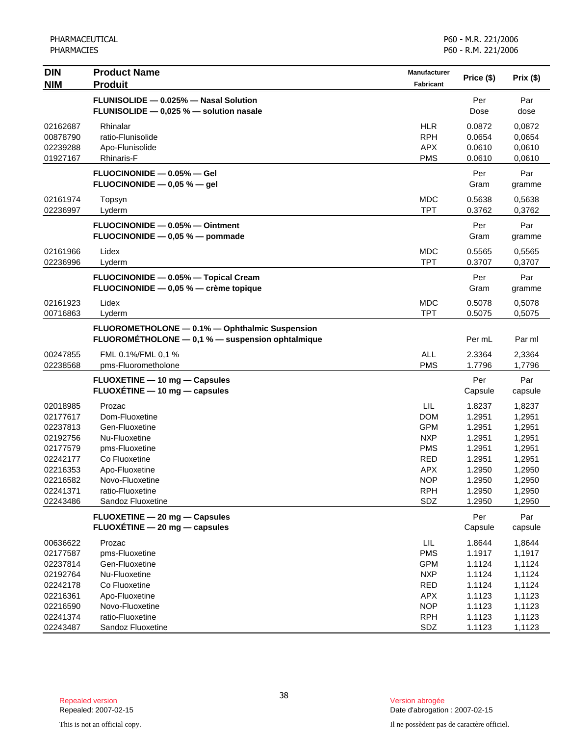| DIN<br>NIM | Product Name<br>Produit | Manufacturer<br>Fabricant | Price ($) | Prix ($) |
|---|---|---|---|---|
| | **FLUNISOLIDE — 0.025% — Nasal Solution**<br>**FLUNISOLIDE — 0,025 % — solution nasale** | | Per<br>Dose | Par<br>dose |
| 02162687 | Rhinalar | HLR | 0.0872 | 0,0872 |
| 00878790 | ratio-Flunisolide | RPH | 0.0654 | 0,0654 |
| 02239288 | Apo-Flunisolide | APX | 0.0610 | 0,0610 |
| 01927167 | Rhinaris-F | PMS | 0.0610 | 0,0610 |
| | **FLUOCINONIDE — 0.05% — Gel**<br>**FLUOCINONIDE — 0,05 % — gel** | | Per<br>Gram | Par<br>gramme |
| 02161974 | Topsyn | MDC | 0.5638 | 0,5638 |
| 02236997 | Lyderm | TPT | 0.3762 | 0,3762 |
| | **FLUOCINONIDE — 0.05% — Ointment**<br>**FLUOCINONIDE — 0,05 % — pommade** | | Per<br>Gram | Par<br>gramme |
| 02161966 | Lidex | MDC | 0.5565 | 0,5565 |
| 02236996 | Lyderm | TPT | 0.3707 | 0,3707 |
| | **FLUOCINONIDE — 0.05% — Topical Cream**<br>**FLUOCINONIDE — 0,05 % — crème topique** | | Per<br>Gram | Par<br>gramme |
| 02161923 | Lidex | MDC | 0.5078 | 0,5078 |
| 00716863 | Lyderm | TPT | 0.5075 | 0,5075 |
| | **FLUOROMETHOLONE — 0.1% — Ophthalmic Suspension**<br>**FLUOROMÉTHOLONE — 0,1 % — suspension ophtalmique** | | Per mL | Par ml |
| 00247855 | FML 0.1%/FML 0,1 % | ALL | 2.3364 | 2,3364 |
| 02238568 | pms-Fluorometholone | PMS | 1.7796 | 1,7796 |
| | **FLUOXETINE — 10 mg — Capsules**<br>**FLUOXÉTINE — 10 mg — capsules** | | Per<br>Capsule | Par<br>capsule |
| 02018985 | Prozac | LIL | 1.8237 | 1,8237 |
| 02177617 | Dom-Fluoxetine | DOM | 1.2951 | 1,2951 |
| 02237813 | Gen-Fluoxetine | GPM | 1.2951 | 1,2951 |
| 02192756 | Nu-Fluoxetine | NXP | 1.2951 | 1,2951 |
| 02177579 | pms-Fluoxetine | PMS | 1.2951 | 1,2951 |
| 02242177 | Co Fluoxetine | RED | 1.2951 | 1,2951 |
| 02216353 | Apo-Fluoxetine | APX | 1.2950 | 1,2950 |
| 02216582 | Novo-Fluoxetine | NOP | 1.2950 | 1,2950 |
| 02241371 | ratio-Fluoxetine | RPH | 1.2950 | 1,2950 |
| 02243486 | Sandoz Fluoxetine | SDZ | 1.2950 | 1,2950 |
| | **FLUOXETINE — 20 mg — Capsules**<br>**FLUOXÉTINE — 20 mg — capsules** | | Per<br>Capsule | Par<br>capsule |
| 00636622 | Prozac | LIL | 1.8644 | 1,8644 |
| 02177587 | pms-Fluoxetine | PMS | 1.1917 | 1,1917 |
| 02237814 | Gen-Fluoxetine | GPM | 1.1124 | 1,1124 |
| 02192764 | Nu-Fluoxetine | NXP | 1.1124 | 1,1124 |
| 02242178 | Co Fluoxetine | RED | 1.1124 | 1,1124 |
| 02216361 | Apo-Fluoxetine | APX | 1.1123 | 1,1123 |
| 02216590 | Novo-Fluoxetine | NOP | 1.1123 | 1,1123 |
| 02241374 | ratio-Fluoxetine | RPH | 1.1123 | 1,1123 |
| 02243487 | Sandoz Fluoxetine | SDZ | 1.1123 | 1,1123 |

Repealed version
Repealed: 2007-02-15

This is not an official copy.

Version abrogée
Date d'abrogation : 2007-02-15

Il ne possèdent pas de caractère officiel.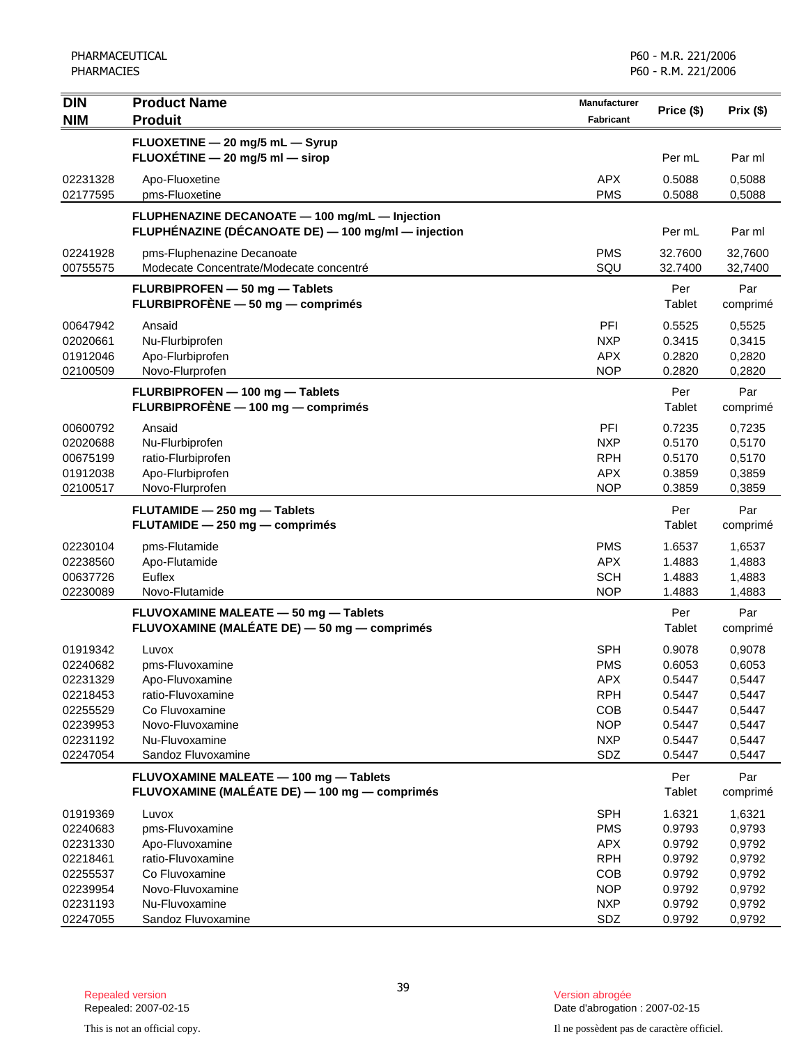| DIN<br>NIM | Product Name<br>Produit | Manufacturer<br>Fabricant | Price ($) | Prix ($) |
|---|---|---|---|---|
| | **FLUOXETINE — 20 mg/5 mL — Syrup**<br>**FLUOXÉTINE — 20 mg/5 ml — sirop** | | Per mL | Par ml |
| 02231328 | Apo-Fluoxetine | APX | 0.5088 | 0,5088 |
| 02177595 | pms-Fluoxetine | PMS | 0.5088 | 0,5088 |
| | **FLUPHENAZINE DECANOATE — 100 mg/mL — Injection**<br>**FLUPHÉNAZINE (DÉCANOATE DE) — 100 mg/ml — injection** | | Per mL | Par ml |
| 02241928 | pms-Fluphenazine Decanoate | PMS | 32.7600 | 32,7600 |
| 00755575 | Modecate Concentrate/Modecate concentré | SQU | 32.7400 | 32,7400 |
| | **FLURBIPROFEN — 50 mg — Tablets**<br>**FLURBIPROFÈNE — 50 mg — comprimés** | | Per Tablet | Par comprimé |
| 00647942 | Ansaid | PFI | 0.5525 | 0,5525 |
| 02020661 | Nu-Flurbiprofen | NXP | 0.3415 | 0,3415 |
| 01912046 | Apo-Flurbiprofen | APX | 0.2820 | 0,2820 |
| 02100509 | Novo-Flurprofen | NOP | 0.2820 | 0,2820 |
| | **FLURBIPROFEN — 100 mg — Tablets**<br>**FLURBIPROFÈNE — 100 mg — comprimés** | | Per Tablet | Par comprimé |
| 00600792 | Ansaid | PFI | 0.7235 | 0,7235 |
| 02020688 | Nu-Flurbiprofen | NXP | 0.5170 | 0,5170 |
| 00675199 | ratio-Flurbiprofen | RPH | 0.5170 | 0,5170 |
| 01912038 | Apo-Flurbiprofen | APX | 0.3859 | 0,3859 |
| 02100517 | Novo-Flurprofen | NOP | 0.3859 | 0,3859 |
| | **FLUTAMIDE — 250 mg — Tablets**<br>**FLUTAMIDE — 250 mg — comprimés** | | Per Tablet | Par comprimé |
| 02230104 | pms-Flutamide | PMS | 1.6537 | 1,6537 |
| 02238560 | Apo-Flutamide | APX | 1.4883 | 1,4883 |
| 00637726 | Euflex | SCH | 1.4883 | 1,4883 |
| 02230089 | Novo-Flutamide | NOP | 1.4883 | 1,4883 |
| | **FLUVOXAMINE MALEATE — 50 mg — Tablets**<br>**FLUVOXAMINE (MALÉATE DE) — 50 mg — comprimés** | | Per Tablet | Par comprimé |
| 01919342 | Luvox | SPH | 0.9078 | 0,9078 |
| 02240682 | pms-Fluvoxamine | PMS | 0.6053 | 0,6053 |
| 02231329 | Apo-Fluvoxamine | APX | 0.5447 | 0,5447 |
| 02218453 | ratio-Fluvoxamine | RPH | 0.5447 | 0,5447 |
| 02255529 | Co Fluvoxamine | COB | 0.5447 | 0,5447 |
| 02239953 | Novo-Fluvoxamine | NOP | 0.5447 | 0,5447 |
| 02231192 | Nu-Fluvoxamine | NXP | 0.5447 | 0,5447 |
| 02247054 | Sandoz Fluvoxamine | SDZ | 0.5447 | 0,5447 |
| | **FLUVOXAMINE MALEATE — 100 mg — Tablets**<br>**FLUVOXAMINE (MALÉATE DE) — 100 mg — comprimés** | | Per Tablet | Par comprimé |
| 01919369 | Luvox | SPH | 1.6321 | 1,6321 |
| 02240683 | pms-Fluvoxamine | PMS | 0.9793 | 0,9793 |
| 02231330 | Apo-Fluvoxamine | APX | 0.9792 | 0,9792 |
| 02218461 | ratio-Fluvoxamine | RPH | 0.9792 | 0,9792 |
| 02255537 | Co Fluvoxamine | COB | 0.9792 | 0,9792 |
| 02239954 | Novo-Fluvoxamine | NOP | 0.9792 | 0,9792 |
| 02231193 | Nu-Fluvoxamine | NXP | 0.9792 | 0,9792 |
| 02247055 | Sandoz Fluvoxamine | SDZ | 0.9792 | 0,9792 |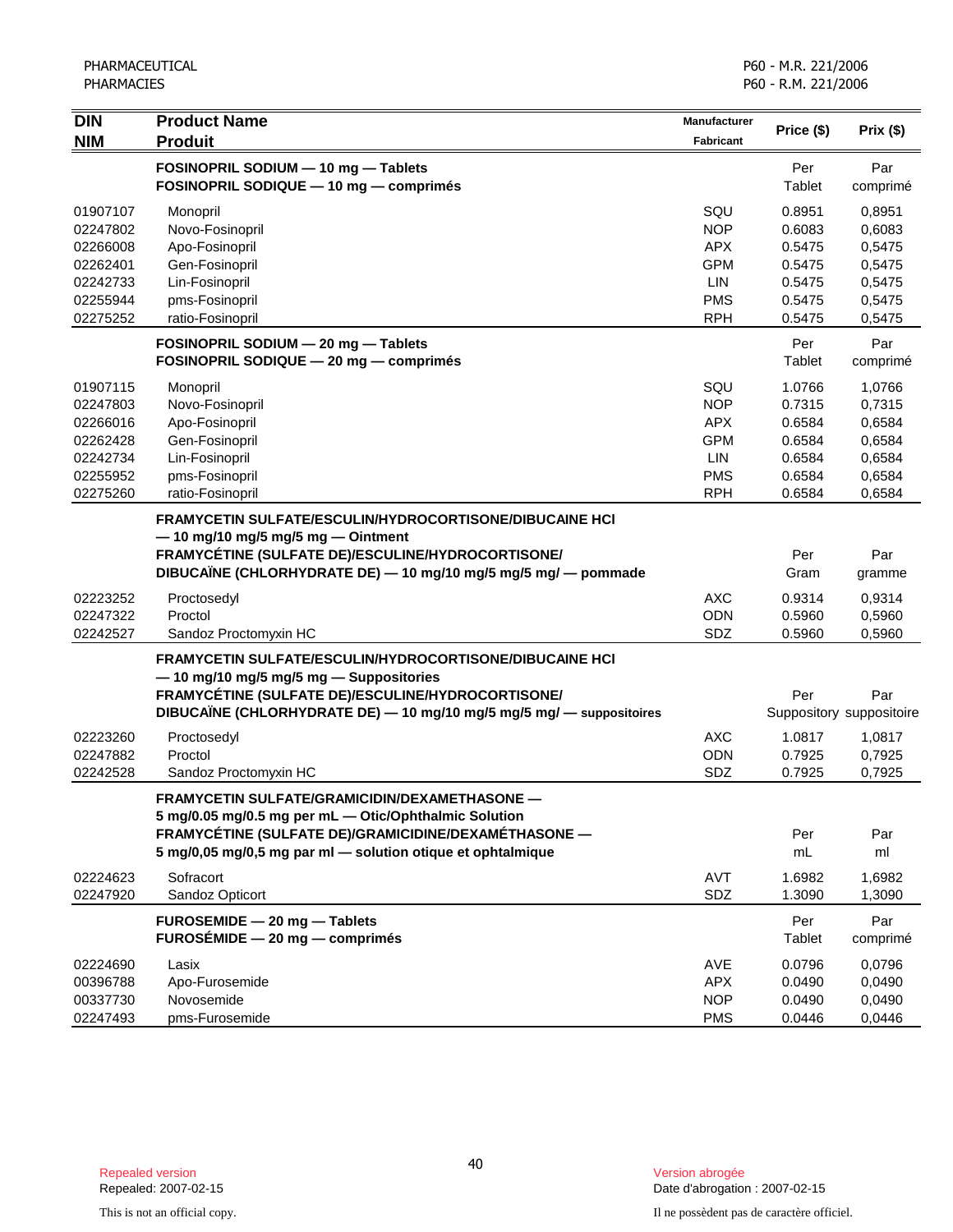| DIN<br>NIM | Product Name<br>Produit | Manufacturer<br>Fabricant | Price ($) | Prix ($) |
|---|---|---|---|---|
| | **FOSINOPRIL SODIUM — 10 mg — Tablets**<br>**FOSINOPRIL SODIQUE — 10 mg — comprimés** | | Per Tablet | Par comprimé |
| 01907107 | Monopril | SQU | 0.8951 | 0,8951 |
| 02247802 | Novo-Fosinopril | NOP | 0.6083 | 0,6083 |
| 02266008 | Apo-Fosinopril | APX | 0.5475 | 0,5475 |
| 02262401 | Gen-Fosinopril | GPM | 0.5475 | 0,5475 |
| 02242733 | Lin-Fosinopril | LIN | 0.5475 | 0,5475 |
| 02255944 | pms-Fosinopril | PMS | 0.5475 | 0,5475 |
| 02275252 | ratio-Fosinopril | RPH | 0.5475 | 0,5475 |
| | **FOSINOPRIL SODIUM — 20 mg — Tablets**<br>**FOSINOPRIL SODIQUE — 20 mg — comprimés** | | Per Tablet | Par comprimé |
| 01907115 | Monopril | SQU | 1.0766 | 1,0766 |
| 02247803 | Novo-Fosinopril | NOP | 0.7315 | 0,7315 |
| 02266016 | Apo-Fosinopril | APX | 0.6584 | 0,6584 |
| 02262428 | Gen-Fosinopril | GPM | 0.6584 | 0,6584 |
| 02242734 | Lin-Fosinopril | LIN | 0.6584 | 0,6584 |
| 02255952 | pms-Fosinopril | PMS | 0.6584 | 0,6584 |
| 02275260 | ratio-Fosinopril | RPH | 0.6584 | 0,6584 |
| | **FRAMYCETIN SULFATE/ESCULIN/HYDROCORTISONE/DIBUCAINE HCl — 10 mg/10 mg/5 mg/5 mg — Ointment**<br>**FRAMYCÉTINE (SULFATE DE)/ESCULINE/HYDROCORTISONE/ DIBUCAÏNE (CHLORHYDRATE DE) — 10 mg/10 mg/5 mg/5 mg/ — pommade** | | Per Gram | Par gramme |
| 02223252 | Proctosedyl | AXC | 0.9314 | 0,9314 |
| 02247322 | Proctol | ODN | 0.5960 | 0,5960 |
| 02242527 | Sandoz Proctomyxin HC | SDZ | 0.5960 | 0,5960 |
| | **FRAMYCETIN SULFATE/ESCULIN/HYDROCORTISONE/DIBUCAINE HCl — 10 mg/10 mg/5 mg/5 mg — Suppositories**<br>**FRAMYCÉTINE (SULFATE DE)/ESCULINE/HYDROCORTISONE/ DIBUCAÏNE (CHLORHYDRATE DE) — 10 mg/10 mg/5 mg/5 mg/ — suppositoires** | | Per Suppository | Par suppositoire |
| 02223260 | Proctosedyl | AXC | 1.0817 | 1,0817 |
| 02247882 | Proctol | ODN | 0.7925 | 0,7925 |
| 02242528 | Sandoz Proctomyxin HC | SDZ | 0.7925 | 0,7925 |
| | **FRAMYCETIN SULFATE/GRAMICIDIN/DEXAMETHASONE — 5 mg/0.05 mg/0.5 mg per mL — Otic/Ophthalmic Solution**<br>**FRAMYCÉTINE (SULFATE DE)/GRAMICIDINE/DEXAMÉTHASONE — 5 mg/0,05 mg/0,5 mg par ml — solution otique et ophtalmique** | | Per mL | Par ml |
| 02224623 | Sofracort | AVT | 1.6982 | 1,6982 |
| 02247920 | Sandoz Opticort | SDZ | 1.3090 | 1,3090 |
| | **FUROSEMIDE — 20 mg — Tablets**<br>**FUROSÉMIDE — 20 mg — comprimés** | | Per Tablet | Par comprimé |
| 02224690 | Lasix | AVE | 0.0796 | 0,0796 |
| 00396788 | Apo-Furosemide | APX | 0.0490 | 0,0490 |
| 00337730 | Novosemide | NOP | 0.0490 | 0,0490 |
| 02247493 | pms-Furosemide | PMS | 0.0446 | 0,0446 |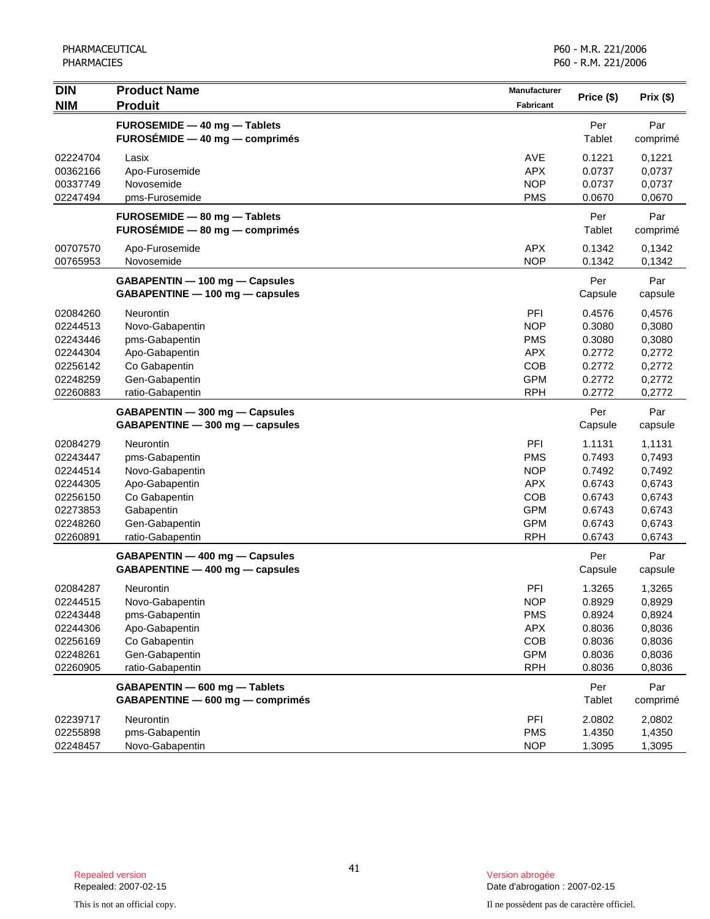| DIN<br>NIM | Product Name<br>Produit | Manufacturer<br>Fabricant | Price ($) | Prix ($) |
|---|---|---|---|---|
| | **FUROSEMIDE — 40 mg — Tablets**<br>**FUROSÉMIDE — 40 mg — comprimés** | | Per Tablet | Par comprimé |
| 02224704 | Lasix | AVE | 0.1221 | 0,1221 |
| 00362166 | Apo-Furosemide | APX | 0.0737 | 0,0737 |
| 00337749 | Novosemide | NOP | 0.0737 | 0,0737 |
| 02247494 | pms-Furosemide | PMS | 0.0670 | 0,0670 |
| | **FUROSEMIDE — 80 mg — Tablets**<br>**FUROSÉMIDE — 80 mg — comprimés** | | Per Tablet | Par comprimé |
| 00707570 | Apo-Furosemide | APX | 0.1342 | 0,1342 |
| 00765953 | Novosemide | NOP | 0.1342 | 0,1342 |
| | **GABAPENTIN — 100 mg — Capsules**<br>**GABAPENTINE — 100 mg — capsules** | | Per Capsule | Par capsule |
| 02084260 | Neurontin | PFI | 0.4576 | 0,4576 |
| 02244513 | Novo-Gabapentin | NOP | 0.3080 | 0,3080 |
| 02243446 | pms-Gabapentin | PMS | 0.3080 | 0,3080 |
| 02244304 | Apo-Gabapentin | APX | 0.2772 | 0,2772 |
| 02256142 | Co Gabapentin | COB | 0.2772 | 0,2772 |
| 02248259 | Gen-Gabapentin | GPM | 0.2772 | 0,2772 |
| 02260883 | ratio-Gabapentin | RPH | 0.2772 | 0,2772 |
| | **GABAPENTIN — 300 mg — Capsules**<br>**GABAPENTINE — 300 mg — capsules** | | Per Capsule | Par capsule |
| 02084279 | Neurontin | PFI | 1.1131 | 1,1131 |
| 02243447 | pms-Gabapentin | PMS | 0.7493 | 0,7493 |
| 02244514 | Novo-Gabapentin | NOP | 0.7492 | 0,7492 |
| 02244305 | Apo-Gabapentin | APX | 0.6743 | 0,6743 |
| 02256150 | Co Gabapentin | COB | 0.6743 | 0,6743 |
| 02273853 | Gabapentin | GPM | 0.6743 | 0,6743 |
| 02248260 | Gen-Gabapentin | GPM | 0.6743 | 0,6743 |
| 02260891 | ratio-Gabapentin | RPH | 0.6743 | 0,6743 |
| | **GABAPENTIN — 400 mg — Capsules**<br>**GABAPENTINE — 400 mg — capsules** | | Per Capsule | Par capsule |
| 02084287 | Neurontin | PFI | 1.3265 | 1,3265 |
| 02244515 | Novo-Gabapentin | NOP | 0.8929 | 0,8929 |
| 02243448 | pms-Gabapentin | PMS | 0.8924 | 0,8924 |
| 02244306 | Apo-Gabapentin | APX | 0.8036 | 0,8036 |
| 02256169 | Co Gabapentin | COB | 0.8036 | 0,8036 |
| 02248261 | Gen-Gabapentin | GPM | 0.8036 | 0,8036 |
| 02260905 | ratio-Gabapentin | RPH | 0.8036 | 0,8036 |
| | **GABAPENTIN — 600 mg — Tablets**<br>**GABAPENTINE — 600 mg — comprimés** | | Per Tablet | Par comprimé |
| 02239717 | Neurontin | PFI | 2.0802 | 2,0802 |
| 02255898 | pms-Gabapentin | PMS | 1.4350 | 1,4350 |
| 02248457 | Novo-Gabapentin | NOP | 1.3095 | 1,3095 |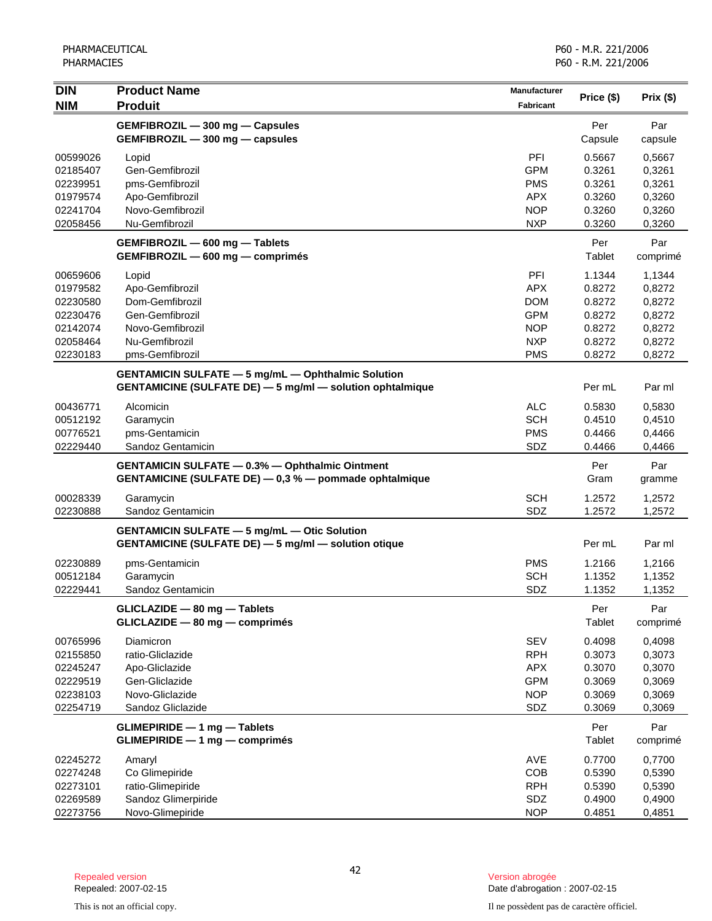| DIN<br>NIM | Product Name<br>Produit | Manufacturer<br>Fabricant | Price ($) | Prix ($) |
|---|---|---|---|---|
| | **GEMFIBROZIL — 300 mg — Capsules**<br>**GEMFIBROZIL — 300 mg — capsules** | | Per Capsule | Par capsule |
| 00599026 | Lopid | PFI | 0.5667 | 0,5667 |
| 02185407 | Gen-Gemfibrozil | GPM | 0.3261 | 0,3261 |
| 02239951 | pms-Gemfibrozil | PMS | 0.3261 | 0,3261 |
| 01979574 | Apo-Gemfibrozil | APX | 0.3260 | 0,3260 |
| 02241704 | Novo-Gemfibrozil | NOP | 0.3260 | 0,3260 |
| 02058456 | Nu-Gemfibrozil | NXP | 0.3260 | 0,3260 |
| | **GEMFIBROZIL — 600 mg — Tablets**<br>**GEMFIBROZIL — 600 mg — comprimés** | | Per Tablet | Par comprimé |
| 00659606 | Lopid | PFI | 1.1344 | 1,1344 |
| 01979582 | Apo-Gemfibrozil | APX | 0.8272 | 0,8272 |
| 02230580 | Dom-Gemfibrozil | DOM | 0.8272 | 0,8272 |
| 02230476 | Gen-Gemfibrozil | GPM | 0.8272 | 0,8272 |
| 02142074 | Novo-Gemfibrozil | NOP | 0.8272 | 0,8272 |
| 02058464 | Nu-Gemfibrozil | NXP | 0.8272 | 0,8272 |
| 02230183 | pms-Gemfibrozil | PMS | 0.8272 | 0,8272 |
| | **GENTAMICIN SULFATE — 5 mg/mL — Ophthalmic Solution**<br>**GENTAMICINE (SULFATE DE) — 5 mg/ml — solution ophtalmique** | | Per mL | Par ml |
| 00436771 | Alcomicin | ALC | 0.5830 | 0,5830 |
| 00512192 | Garamycin | SCH | 0.4510 | 0,4510 |
| 00776521 | pms-Gentamicin | PMS | 0.4466 | 0,4466 |
| 02229440 | Sandoz Gentamicin | SDZ | 0.4466 | 0,4466 |
| | **GENTAMICIN SULFATE — 0.3% — Ophthalmic Ointment**<br>**GENTAMICINE (SULFATE DE) — 0,3 % — pommade ophtalmique** | | Per Gram | Par gramme |
| 00028339 | Garamycin | SCH | 1.2572 | 1,2572 |
| 02230888 | Sandoz Gentamicin | SDZ | 1.2572 | 1,2572 |
| | **GENTAMICIN SULFATE — 5 mg/mL — Otic Solution**<br>**GENTAMICINE (SULFATE DE) — 5 mg/ml — solution otique** | | Per mL | Par ml |
| 02230889 | pms-Gentamicin | PMS | 1.2166 | 1,2166 |
| 00512184 | Garamycin | SCH | 1.1352 | 1,1352 |
| 02229441 | Sandoz Gentamicin | SDZ | 1.1352 | 1,1352 |
| | **GLICLAZIDE — 80 mg — Tablets**<br>**GLICLAZIDE — 80 mg — comprimés** | | Per Tablet | Par comprimé |
| 00765996 | Diamicron | SEV | 0.4098 | 0,4098 |
| 02155850 | ratio-Gliclazide | RPH | 0.3073 | 0,3073 |
| 02245247 | Apo-Gliclazide | APX | 0.3070 | 0,3070 |
| 02229519 | Gen-Gliclazide | GPM | 0.3069 | 0,3069 |
| 02238103 | Novo-Gliclazide | NOP | 0.3069 | 0,3069 |
| 02254719 | Sandoz Gliclazide | SDZ | 0.3069 | 0,3069 |
| | **GLIMEPIRIDE — 1 mg — Tablets**<br>**GLIMEPIRIDE — 1 mg — comprimés** | | Per Tablet | Par comprimé |
| 02245272 | Amaryl | AVE | 0.7700 | 0,7700 |
| 02274248 | Co Glimepiride | COB | 0.5390 | 0,5390 |
| 02273101 | ratio-Glimepiride | RPH | 0.5390 | 0,5390 |
| 02269589 | Sandoz Glimerpiride | SDZ | 0.4900 | 0,4900 |
| 02273756 | Novo-Glimepiride | NOP | 0.4851 | 0,4851 |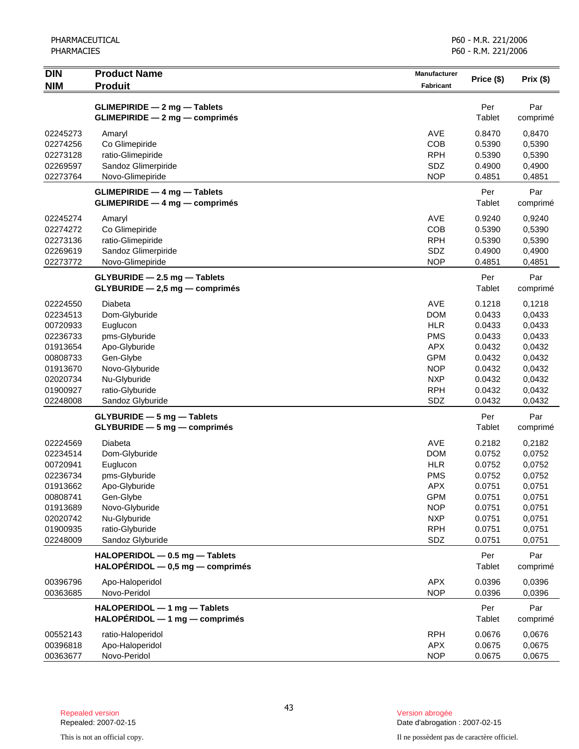| DIN<br>NIM | Product Name<br>Produit | Manufacturer<br>Fabricant | Price ($) | Prix ($) |
|---|---|---|---|---|
| | **GLIMEPIRIDE — 2 mg — Tablets**<br>**GLIMEPIRIDE — 2 mg — comprimés** | | Per Tablet | Par comprimé |
| 02245273 | Amaryl | AVE | 0.8470 | 0,8470 |
| 02274256 | Co Glimepiride | COB | 0.5390 | 0,5390 |
| 02273128 | ratio-Glimepiride | RPH | 0.5390 | 0,5390 |
| 02269597 | Sandoz Glimerpiride | SDZ | 0.4900 | 0,4900 |
| 02273764 | Novo-Glimepiride | NOP | 0.4851 | 0,4851 |
| | **GLIMEPIRIDE — 4 mg — Tablets**<br>**GLIMEPIRIDE — 4 mg — comprimés** | | Per Tablet | Par comprimé |
| 02245274 | Amaryl | AVE | 0.9240 | 0,9240 |
| 02274272 | Co Glimepiride | COB | 0.5390 | 0,5390 |
| 02273136 | ratio-Glimepiride | RPH | 0.5390 | 0,5390 |
| 02269619 | Sandoz Glimerpiride | SDZ | 0.4900 | 0,4900 |
| 02273772 | Novo-Glimepiride | NOP | 0.4851 | 0,4851 |
| | **GLYBURIDE — 2.5 mg — Tablets**<br>**GLYBURIDE — 2,5 mg — comprimés** | | Per Tablet | Par comprimé |
| 02224550 | Diabeta | AVE | 0.1218 | 0,1218 |
| 02234513 | Dom-Glyburide | DOM | 0.0433 | 0,0433 |
| 00720933 | Euglucon | HLR | 0.0433 | 0,0433 |
| 02236733 | pms-Glyburide | PMS | 0.0433 | 0,0433 |
| 01913654 | Apo-Glyburide | APX | 0.0432 | 0,0432 |
| 00808733 | Gen-Glybe | GPM | 0.0432 | 0,0432 |
| 01913670 | Novo-Glyburide | NOP | 0.0432 | 0,0432 |
| 02020734 | Nu-Glyburide | NXP | 0.0432 | 0,0432 |
| 01900927 | ratio-Glyburide | RPH | 0.0432 | 0,0432 |
| 02248008 | Sandoz Glyburide | SDZ | 0.0432 | 0,0432 |
| | **GLYBURIDE — 5 mg — Tablets**<br>**GLYBURIDE — 5 mg — comprimés** | | Per Tablet | Par comprimé |
| 02224569 | Diabeta | AVE | 0.2182 | 0,2182 |
| 02234514 | Dom-Glyburide | DOM | 0.0752 | 0,0752 |
| 00720941 | Euglucon | HLR | 0.0752 | 0,0752 |
| 02236734 | pms-Glyburide | PMS | 0.0752 | 0,0752 |
| 01913662 | Apo-Glyburide | APX | 0.0751 | 0,0751 |
| 00808741 | Gen-Glybe | GPM | 0.0751 | 0,0751 |
| 01913689 | Novo-Glyburide | NOP | 0.0751 | 0,0751 |
| 02020742 | Nu-Glyburide | NXP | 0.0751 | 0,0751 |
| 01900935 | ratio-Glyburide | RPH | 0.0751 | 0,0751 |
| 02248009 | Sandoz Glyburide | SDZ | 0.0751 | 0,0751 |
| | **HALOPERIDOL — 0.5 mg — Tablets**<br>**HALOPÉRIDOL — 0,5 mg — comprimés** | | Per Tablet | Par comprimé |
| 00396796 | Apo-Haloperidol | APX | 0.0396 | 0,0396 |
| 00363685 | Novo-Peridol | NOP | 0.0396 | 0,0396 |
| | **HALOPERIDOL — 1 mg — Tablets**<br>**HALOPÉRIDOL — 1 mg — comprimés** | | Per Tablet | Par comprimé |
| 00552143 | ratio-Haloperidol | RPH | 0.0676 | 0,0676 |
| 00396818 | Apo-Haloperidol | APX | 0.0675 | 0,0675 |
| 00363677 | Novo-Peridol | NOP | 0.0675 | 0,0675 |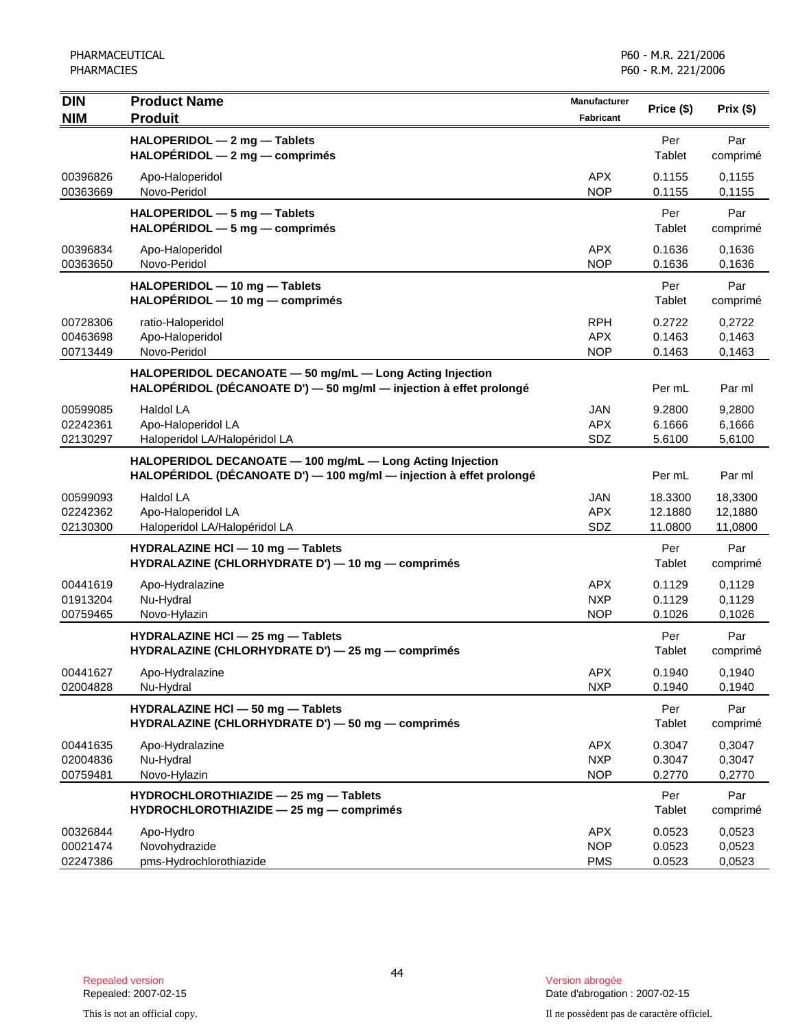| DIN<br>NIM | Product Name<br>Produit | Manufacturer<br>Fabricant | Price ($) | Prix ($) |
|---|---|---|---|---|
| | **HALOPERIDOL — 2 mg — Tablets**<br>**HALOPÉRIDOL — 2 mg — comprimés** | | Per Tablet | Par comprimé |
| 00396826 | Apo-Haloperidol | APX | 0.1155 | 0,1155 |
| 00363669 | Novo-Peridol | NOP | 0.1155 | 0,1155 |
| | **HALOPERIDOL — 5 mg — Tablets**<br>**HALOPÉRIDOL — 5 mg — comprimés** | | Per Tablet | Par comprimé |
| 00396834 | Apo-Haloperidol | APX | 0.1636 | 0,1636 |
| 00363650 | Novo-Peridol | NOP | 0.1636 | 0,1636 |
| | **HALOPERIDOL — 10 mg — Tablets**<br>**HALOPÉRIDOL — 10 mg — comprimés** | | Per Tablet | Par comprimé |
| 00728306 | ratio-Haloperidol | RPH | 0.2722 | 0,2722 |
| 00463698 | Apo-Haloperidol | APX | 0.1463 | 0,1463 |
| 00713449 | Novo-Peridol | NOP | 0.1463 | 0,1463 |
| | **HALOPERIDOL DECANOATE — 50 mg/mL — Long Acting Injection**<br>**HALOPÉRIDOL (DÉCANOATE D') — 50 mg/ml — injection à effet prolongé** | | Per mL | Par ml |
| 00599085 | Haldol LA | JAN | 9.2800 | 9,2800 |
| 02242361 | Apo-Haloperidol LA | APX | 6.1666 | 6,1666 |
| 02130297 | Haloperidol LA/Halopéridol LA | SDZ | 5.6100 | 5,6100 |
| | **HALOPERIDOL DECANOATE — 100 mg/mL — Long Acting Injection**<br>**HALOPÉRIDOL (DÉCANOATE D') — 100 mg/ml — injection à effet prolongé** | | Per mL | Par ml |
| 00599093 | Haldol LA | JAN | 18.3300 | 18,3300 |
| 02242362 | Apo-Haloperidol LA | APX | 12.1880 | 12,1880 |
| 02130300 | Haloperidol LA/Halopéridol LA | SDZ | 11.0800 | 11,0800 |
| | **HYDRALAZINE HCl — 10 mg — Tablets**<br>**HYDRALAZINE (CHLORHYDRATE D') — 10 mg — comprimés** | | Per Tablet | Par comprimé |
| 00441619 | Apo-Hydralazine | APX | 0.1129 | 0,1129 |
| 01913204 | Nu-Hydral | NXP | 0.1129 | 0,1129 |
| 00759465 | Novo-Hylazin | NOP | 0.1026 | 0,1026 |
| | **HYDRALAZINE HCl — 25 mg — Tablets**<br>**HYDRALAZINE (CHLORHYDRATE D') — 25 mg — comprimés** | | Per Tablet | Par comprimé |
| 00441627 | Apo-Hydralazine | APX | 0.1940 | 0,1940 |
| 02004828 | Nu-Hydral | NXP | 0.1940 | 0,1940 |
| | **HYDRALAZINE HCl — 50 mg — Tablets**<br>**HYDRALAZINE (CHLORHYDRATE D') — 50 mg — comprimés** | | Per Tablet | Par comprimé |
| 00441635 | Apo-Hydralazine | APX | 0.3047 | 0,3047 |
| 02004836 | Nu-Hydral | NXP | 0.3047 | 0,3047 |
| 00759481 | Novo-Hylazin | NOP | 0.2770 | 0,2770 |
| | **HYDROCHLOROTHIAZIDE — 25 mg — Tablets**<br>**HYDROCHLOROTHIAZIDE — 25 mg — comprimés** | | Per Tablet | Par comprimé |
| 00326844 | Apo-Hydro | APX | 0.0523 | 0,0523 |
| 00021474 | Novohydrazide | NOP | 0.0523 | 0,0523 |
| 02247386 | pms-Hydrochlorothiazide | PMS | 0.0523 | 0,0523 |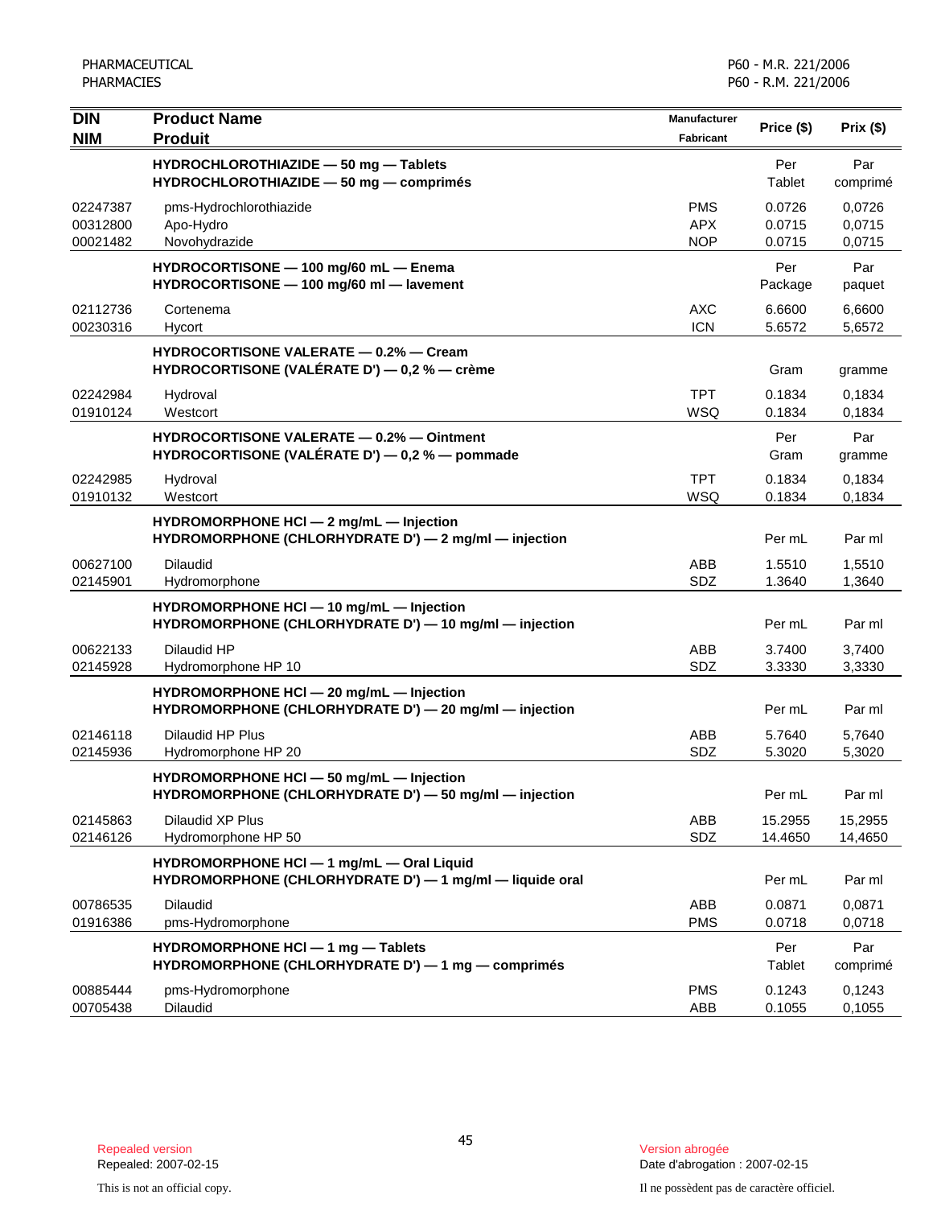| DIN<br>NIM | Product Name<br>Produit | Manufacturer<br>Fabricant | Price ($) | Prix ($) |
|---|---|---|---|---|
| | **HYDROCHLOROTHIAZIDE — 50 mg — Tablets**<br>**HYDROCHLOROTHIAZIDE — 50 mg — comprimés** | | Per Tablet | Par comprimé |
| 02247387 | pms-Hydrochlorothiazide | PMS | 0.0726 | 0,0726 |
| 00312800 | Apo-Hydro | APX | 0.0715 | 0,0715 |
| 00021482 | Novohydrazide | NOP | 0.0715 | 0,0715 |
| | **HYDROCORTISONE — 100 mg/60 mL — Enema**<br>**HYDROCORTISONE — 100 mg/60 ml — lavement** | | Per Package | Par paquet |
| 02112736 | Cortenema | AXC | 6.6600 | 6,6600 |
| 00230316 | Hycort | ICN | 5.6572 | 5,6572 |
| | **HYDROCORTISONE VALERATE — 0.2% — Cream**<br>**HYDROCORTISONE (VALÉRATE D') — 0,2 % — crème** | | Gram | gramme |
| 02242984 | Hydroval | TPT | 0.1834 | 0,1834 |
| 01910124 | Westcort | WSQ | 0.1834 | 0,1834 |
| | **HYDROCORTISONE VALERATE — 0.2% — Ointment**<br>**HYDROCORTISONE (VALÉRATE D') — 0,2 % — pommade** | | Per Gram | Par gramme |
| 02242985 | Hydroval | TPT | 0.1834 | 0,1834 |
| 01910132 | Westcort | WSQ | 0.1834 | 0,1834 |
| | **HYDROMORPHONE HCl — 2 mg/mL — Injection**<br>**HYDROMORPHONE (CHLORHYDRATE D') — 2 mg/ml — injection** | | Per mL | Par ml |
| 00627100 | Dilaudid | ABB | 1.5510 | 1,5510 |
| 02145901 | Hydromorphone | SDZ | 1.3640 | 1,3640 |
| | **HYDROMORPHONE HCl — 10 mg/mL — Injection**<br>**HYDROMORPHONE (CHLORHYDRATE D') — 10 mg/ml — injection** | | Per mL | Par ml |
| 00622133 | Dilaudid HP | ABB | 3.7400 | 3,7400 |
| 02145928 | Hydromorphone HP 10 | SDZ | 3.3330 | 3,3330 |
| | **HYDROMORPHONE HCl — 20 mg/mL — Injection**<br>**HYDROMORPHONE (CHLORHYDRATE D') — 20 mg/ml — injection** | | Per mL | Par ml |
| 02146118 | Dilaudid HP Plus | ABB | 5.7640 | 5,7640 |
| 02145936 | Hydromorphone HP 20 | SDZ | 5.3020 | 5,3020 |
| | **HYDROMORPHONE HCl — 50 mg/mL — Injection**<br>**HYDROMORPHONE (CHLORHYDRATE D') — 50 mg/ml — injection** | | Per mL | Par ml |
| 02145863 | Dilaudid XP Plus | ABB | 15.2955 | 15,2955 |
| 02146126 | Hydromorphone HP 50 | SDZ | 14.4650 | 14,4650 |
| | **HYDROMORPHONE HCl — 1 mg/mL — Oral Liquid**<br>**HYDROMORPHONE (CHLORHYDRATE D') — 1 mg/ml — liquide oral** | | Per mL | Par ml |
| 00786535 | Dilaudid | ABB | 0.0871 | 0,0871 |
| 01916386 | pms-Hydromorphone | PMS | 0.0718 | 0,0718 |
| | **HYDROMORPHONE HCl — 1 mg — Tablets**<br>**HYDROMORPHONE (CHLORHYDRATE D') — 1 mg — comprimés** | | Per Tablet | Par comprimé |
| 00885444 | pms-Hydromorphone | PMS | 0.1243 | 0,1243 |
| 00705438 | Dilaudid | ABB | 0.1055 | 0,1055 |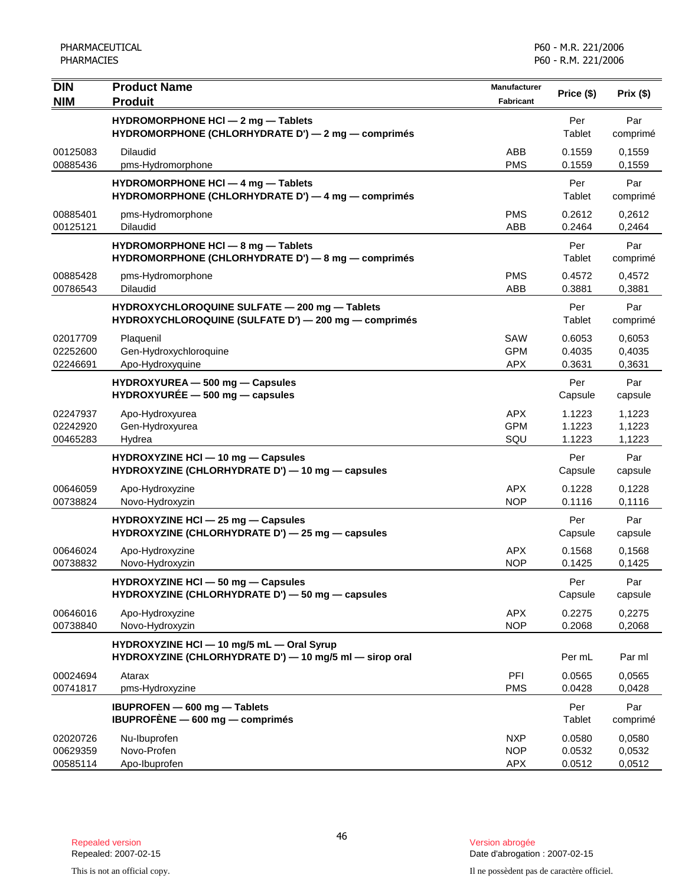| DIN<br>NIM | Product Name<br>Produit | Manufacturer<br>Fabricant | Price ($) | Prix ($) |
|---|---|---|---|---|
| | **HYDROMORPHONE HCl — 2 mg — Tablets**<br>**HYDROMORPHONE (CHLORHYDRATE D') — 2 mg — comprimés** | | Per Tablet | Par comprimé |
| 00125083 | Dilaudid | ABB | 0.1559 | 0,1559 |
| 00885436 | pms-Hydromorphone | PMS | 0.1559 | 0,1559 |
| | **HYDROMORPHONE HCl — 4 mg — Tablets**<br>**HYDROMORPHONE (CHLORHYDRATE D') — 4 mg — comprimés** | | Per Tablet | Par comprimé |
| 00885401 | pms-Hydromorphone | PMS | 0.2612 | 0,2612 |
| 00125121 | Dilaudid | ABB | 0.2464 | 0,2464 |
| | **HYDROMORPHONE HCl — 8 mg — Tablets**<br>**HYDROMORPHONE (CHLORHYDRATE D') — 8 mg — comprimés** | | Per Tablet | Par comprimé |
| 00885428 | pms-Hydromorphone | PMS | 0.4572 | 0,4572 |
| 00786543 | Dilaudid | ABB | 0.3881 | 0,3881 |
| | **HYDROXYCHLOROQUINE SULFATE — 200 mg — Tablets**<br>**HYDROXYCHLOROQUINE (SULFATE D') — 200 mg — comprimés** | | Per Tablet | Par comprimé |
| 02017709 | Plaquenil | SAW | 0.6053 | 0,6053 |
| 02252600 | Gen-Hydroxychloroquine | GPM | 0.4035 | 0,4035 |
| 02246691 | Apo-Hydroxyquine | APX | 0.3631 | 0,3631 |
| | **HYDROXYUREA — 500 mg — Capsules**<br>**HYDROXYURÉE — 500 mg — capsules** | | Per Capsule | Par capsule |
| 02247937 | Apo-Hydroxyurea | APX | 1.1223 | 1,1223 |
| 02242920 | Gen-Hydroxyurea | GPM | 1.1223 | 1,1223 |
| 00465283 | Hydrea | SQU | 1.1223 | 1,1223 |
| | **HYDROXYZINE HCl — 10 mg — Capsules**<br>**HYDROXYZINE (CHLORHYDRATE D') — 10 mg — capsules** | | Per Capsule | Par capsule |
| 00646059 | Apo-Hydroxyzine | APX | 0.1228 | 0,1228 |
| 00738824 | Novo-Hydroxyzin | NOP | 0.1116 | 0,1116 |
| | **HYDROXYZINE HCl — 25 mg — Capsules**<br>**HYDROXYZINE (CHLORHYDRATE D') — 25 mg — capsules** | | Per Capsule | Par capsule |
| 00646024 | Apo-Hydroxyzine | APX | 0.1568 | 0,1568 |
| 00738832 | Novo-Hydroxyzin | NOP | 0.1425 | 0,1425 |
| | **HYDROXYZINE HCl — 50 mg — Capsules**<br>**HYDROXYZINE (CHLORHYDRATE D') — 50 mg — capsules** | | Per Capsule | Par capsule |
| 00646016 | Apo-Hydroxyzine | APX | 0.2275 | 0,2275 |
| 00738840 | Novo-Hydroxyzin | NOP | 0.2068 | 0,2068 |
| | **HYDROXYZINE HCl — 10 mg/5 mL — Oral Syrup**<br>**HYDROXYZINE (CHLORHYDRATE D') — 10 mg/5 ml — sirop oral** | | Per mL | Par ml |
| 00024694 | Atarax | PFI | 0.0565 | 0,0565 |
| 00741817 | pms-Hydroxyzine | PMS | 0.0428 | 0,0428 |
| | **IBUPROFEN — 600 mg — Tablets**<br>**IBUPROFÈNE — 600 mg — comprimés** | | Per Tablet | Par comprimé |
| 02020726 | Nu-Ibuprofen | NXP | 0.0580 | 0,0580 |
| 00629359 | Novo-Profen | NOP | 0.0532 | 0,0532 |
| 00585114 | Apo-Ibuprofen | APX | 0.0512 | 0,0512 |

Repealed version
Repealed: 2007-02-15

Version abrogée
Date d'abrogation : 2007-02-15

This is not an official copy.

Il ne possèdent pas de caractère officiel.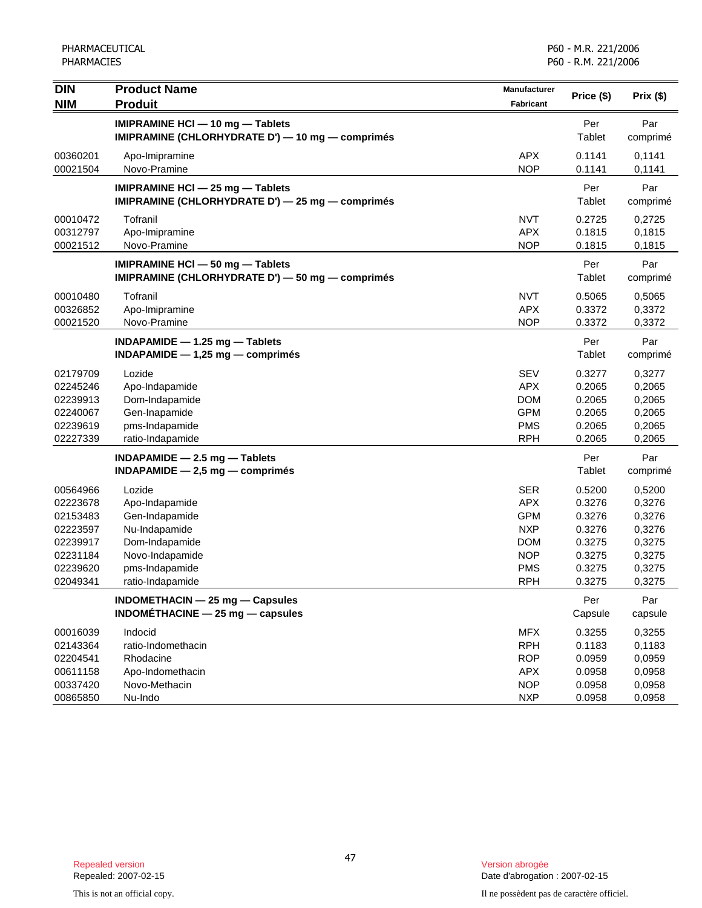| DIN<br>NIM | Product Name<br>Produit | Manufacturer<br>Fabricant | Price ($) | Prix ($) |
|---|---|---|---|---|
| | **IMIPRAMINE HCl — 10 mg — Tablets**<br>**IMIPRAMINE (CHLORHYDRATE D') — 10 mg — comprimés** | | Per<br>Tablet | Par<br>comprimé |
| 00360201 | Apo-Imipramine | APX | 0.1141 | 0,1141 |
| 00021504 | Novo-Pramine | NOP | 0.1141 | 0,1141 |
| | **IMIPRAMINE HCl — 25 mg — Tablets**<br>**IMIPRAMINE (CHLORHYDRATE D') — 25 mg — comprimés** | | Per<br>Tablet | Par<br>comprimé |
| 00010472 | Tofranil | NVT | 0.2725 | 0,2725 |
| 00312797 | Apo-Imipramine | APX | 0.1815 | 0,1815 |
| 00021512 | Novo-Pramine | NOP | 0.1815 | 0,1815 |
| | **IMIPRAMINE HCl — 50 mg — Tablets**<br>**IMIPRAMINE (CHLORHYDRATE D') — 50 mg — comprimés** | | Per<br>Tablet | Par<br>comprimé |
| 00010480 | Tofranil | NVT | 0.5065 | 0,5065 |
| 00326852 | Apo-Imipramine | APX | 0.3372 | 0,3372 |
| 00021520 | Novo-Pramine | NOP | 0.3372 | 0,3372 |
| | **INDAPAMIDE — 1.25 mg — Tablets**<br>**INDAPAMIDE — 1,25 mg — comprimés** | | Per<br>Tablet | Par<br>comprimé |
| 02179709 | Lozide | SEV | 0.3277 | 0,3277 |
| 02245246 | Apo-Indapamide | APX | 0.2065 | 0,2065 |
| 02239913 | Dom-Indapamide | DOM | 0.2065 | 0,2065 |
| 02240067 | Gen-Inapamide | GPM | 0.2065 | 0,2065 |
| 02239619 | pms-Indapamide | PMS | 0.2065 | 0,2065 |
| 02227339 | ratio-Indapamide | RPH | 0.2065 | 0,2065 |
| | **INDAPAMIDE — 2.5 mg — Tablets**<br>**INDAPAMIDE — 2,5 mg — comprimés** | | Per<br>Tablet | Par<br>comprimé |
| 00564966 | Lozide | SER | 0.5200 | 0,5200 |
| 02223678 | Apo-Indapamide | APX | 0.3276 | 0,3276 |
| 02153483 | Gen-Indapamide | GPM | 0.3276 | 0,3276 |
| 02223597 | Nu-Indapamide | NXP | 0.3276 | 0,3276 |
| 02239917 | Dom-Indapamide | DOM | 0.3275 | 0,3275 |
| 02231184 | Novo-Indapamide | NOP | 0.3275 | 0,3275 |
| 02239620 | pms-Indapamide | PMS | 0.3275 | 0,3275 |
| 02049341 | ratio-Indapamide | RPH | 0.3275 | 0,3275 |
| | **INDOMETHACIN — 25 mg — Capsules**<br>**INDOMÉTHACINE — 25 mg — capsules** | | Per<br>Capsule | Par<br>capsule |
| 00016039 | Indocid | MFX | 0.3255 | 0,3255 |
| 02143364 | ratio-Indomethacin | RPH | 0.1183 | 0,1183 |
| 02204541 | Rhodacine | ROP | 0.0959 | 0,0959 |
| 00611158 | Apo-Indomethacin | APX | 0.0958 | 0,0958 |
| 00337420 | Novo-Methacin | NOP | 0.0958 | 0,0958 |
| 00865850 | Nu-Indo | NXP | 0.0958 | 0,0958 |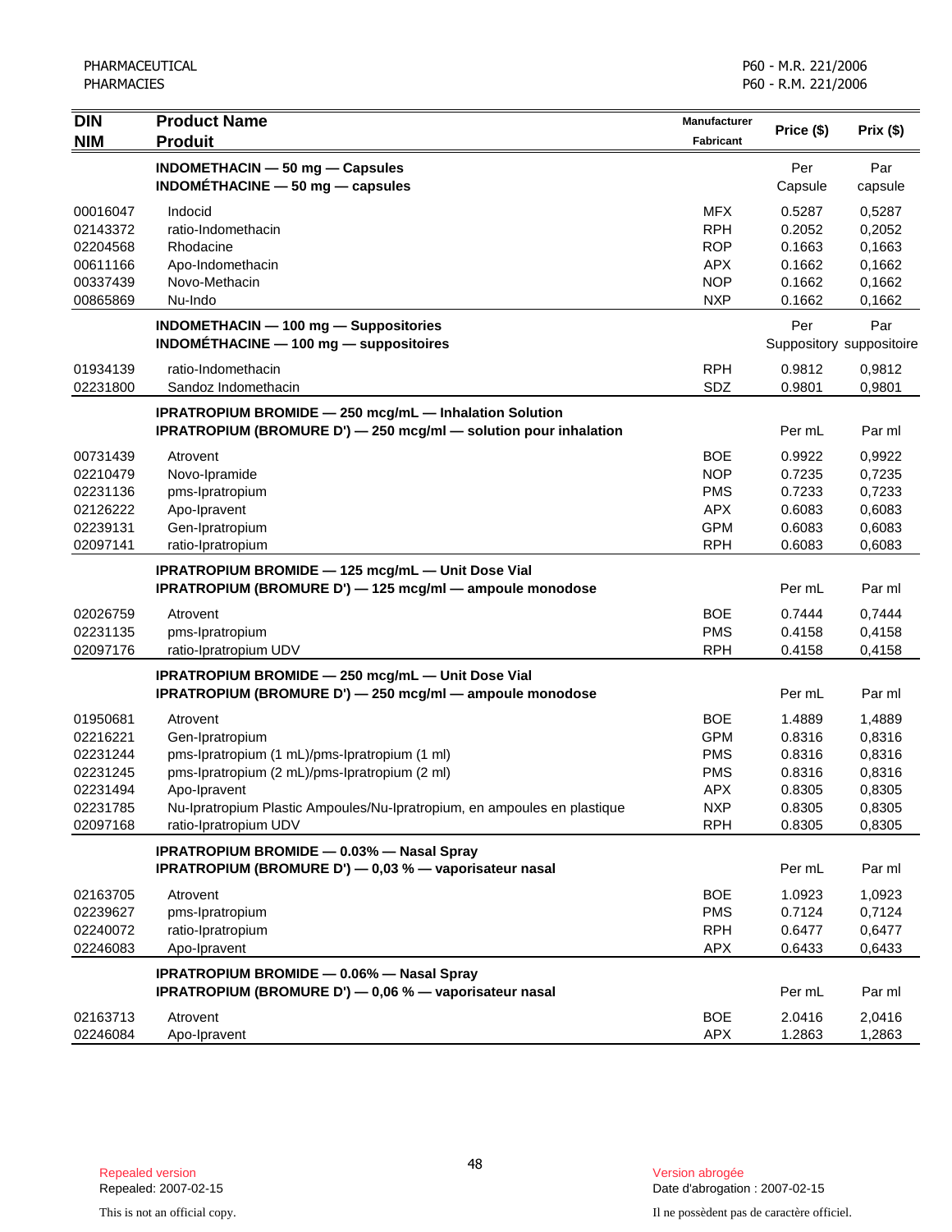| DIN<br>NIM | Product Name<br>Produit | Manufacturer<br>Fabricant | Price ($) | Prix ($) |
|---|---|---|---|---|
| | **INDOMETHACIN — 50 mg — Capsules**<br>**INDOMÉTHACINE — 50 mg — capsules** | | Per Capsule | Par capsule |
| 00016047 | Indocid | MFX | 0.5287 | 0,5287 |
| 02143372 | ratio-Indomethacin | RPH | 0.2052 | 0,2052 |
| 02204568 | Rhodacine | ROP | 0.1663 | 0,1663 |
| 00611166 | Apo-Indomethacin | APX | 0.1662 | 0,1662 |
| 00337439 | Novo-Methacin | NOP | 0.1662 | 0,1662 |
| 00865869 | Nu-Indo | NXP | 0.1662 | 0,1662 |
| | **INDOMETHACIN — 100 mg — Suppositories**<br>**INDOMÉTHACINE — 100 mg — suppositoires** | | Per Suppository | Par suppositoire |
| 01934139 | ratio-Indomethacin | RPH | 0.9812 | 0,9812 |
| 02231800 | Sandoz Indomethacin | SDZ | 0.9801 | 0,9801 |
| | **IPRATROPIUM BROMIDE — 250 mcg/mL — Inhalation Solution**<br>**IPRATROPIUM (BROMURE D') — 250 mcg/ml — solution pour inhalation** | | Per mL | Par ml |
| 00731439 | Atrovent | BOE | 0.9922 | 0,9922 |
| 02210479 | Novo-Ipramide | NOP | 0.7235 | 0,7235 |
| 02231136 | pms-Ipratropium | PMS | 0.7233 | 0,7233 |
| 02126222 | Apo-Ipravent | APX | 0.6083 | 0,6083 |
| 02239131 | Gen-Ipratropium | GPM | 0.6083 | 0,6083 |
| 02097141 | ratio-Ipratropium | RPH | 0.6083 | 0,6083 |
| | **IPRATROPIUM BROMIDE — 125 mcg/mL — Unit Dose Vial**<br>**IPRATROPIUM (BROMURE D') — 125 mcg/ml — ampoule monodose** | | Per mL | Par ml |
| 02026759 | Atrovent | BOE | 0.7444 | 0,7444 |
| 02231135 | pms-Ipratropium | PMS | 0.4158 | 0,4158 |
| 02097176 | ratio-Ipratropium UDV | RPH | 0.4158 | 0,4158 |
| | **IPRATROPIUM BROMIDE — 250 mcg/mL — Unit Dose Vial**<br>**IPRATROPIUM (BROMURE D') — 250 mcg/ml — ampoule monodose** | | Per mL | Par ml |
| 01950681 | Atrovent | BOE | 1.4889 | 1,4889 |
| 02216221 | Gen-Ipratropium | GPM | 0.8316 | 0,8316 |
| 02231244 | pms-Ipratropium (1 mL)/pms-Ipratropium (1 ml) | PMS | 0.8316 | 0,8316 |
| 02231245 | pms-Ipratropium (2 mL)/pms-Ipratropium (2 ml) | PMS | 0.8316 | 0,8316 |
| 02231494 | Apo-Ipravent | APX | 0.8305 | 0,8305 |
| 02231785 | Nu-Ipratropium Plastic Ampoules/Nu-Ipratropium, en ampoules en plastique | NXP | 0.8305 | 0,8305 |
| 02097168 | ratio-Ipratropium UDV | RPH | 0.8305 | 0,8305 |
| | **IPRATROPIUM BROMIDE — 0.03% — Nasal Spray**<br>**IPRATROPIUM (BROMURE D') — 0,03 % — vaporisateur nasal** | | Per mL | Par ml |
| 02163705 | Atrovent | BOE | 1.0923 | 1,0923 |
| 02239627 | pms-Ipratropium | PMS | 0.7124 | 0,7124 |
| 02240072 | ratio-Ipratropium | RPH | 0.6477 | 0,6477 |
| 02246083 | Apo-Ipravent | APX | 0.6433 | 0,6433 |
| | **IPRATROPIUM BROMIDE — 0.06% — Nasal Spray**<br>**IPRATROPIUM (BROMURE D') — 0,06 % — vaporisateur nasal** | | Per mL | Par ml |
| 02163713 | Atrovent | BOE | 2.0416 | 2,0416 |
| 02246084 | Apo-Ipravent | APX | 1.2863 | 1,2863 |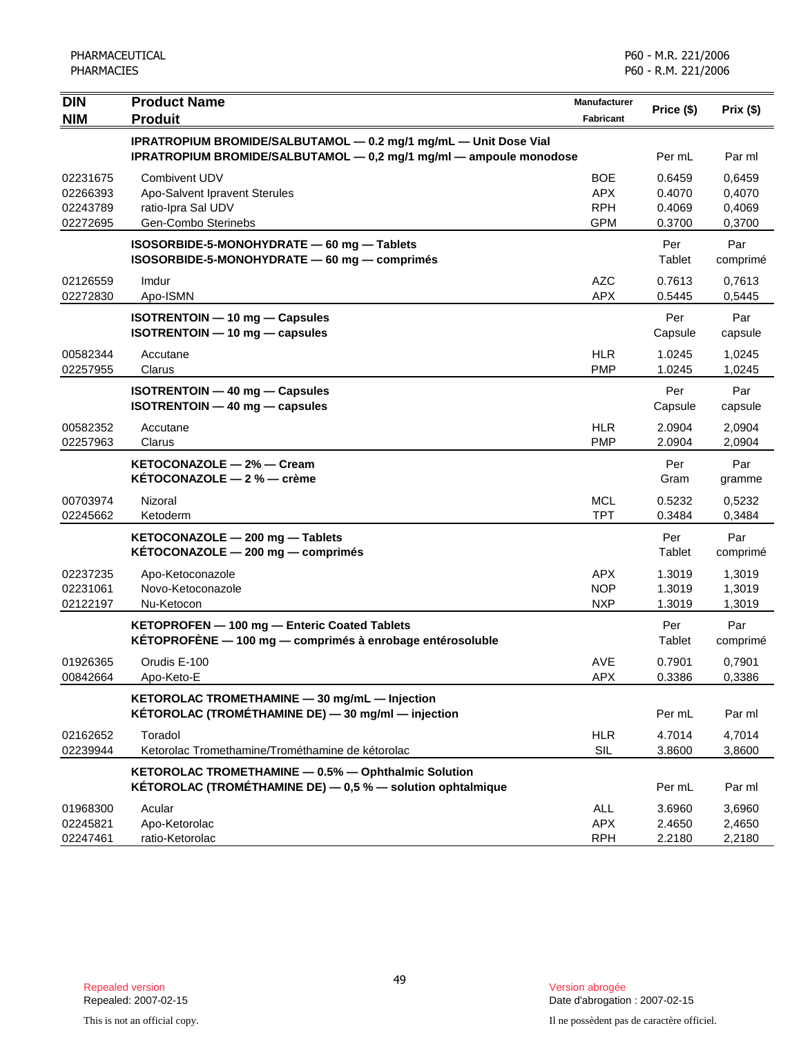| DIN<br>NIM | Product Name<br>Produit | Manufacturer<br>Fabricant | Price ($) | Prix ($) |
|---|---|---|---|---|
| | **IPRATROPIUM BROMIDE/SALBUTAMOL — 0.2 mg/1 mg/mL — Unit Dose Vial**<br>**IPRATROPIUM BROMIDE/SALBUTAMOL — 0,2 mg/1 mg/ml — ampoule monodose** | | Per mL | Par ml |
| 02231675 | Combivent UDV | BOE | 0.6459 | 0,6459 |
| 02266393 | Apo-Salvent Ipravent Sterules | APX | 0.4070 | 0,4070 |
| 02243789 | ratio-Ipra Sal UDV | RPH | 0.4069 | 0,4069 |
| 02272695 | Gen-Combo Sterinebs | GPM | 0.3700 | 0,3700 |
| | **ISOSORBIDE-5-MONOHYDRATE — 60 mg — Tablets**<br>**ISOSORBIDE-5-MONOHYDRATE — 60 mg — comprimés** | | Per Tablet | Par comprimé |
| 02126559 | Imdur | AZC | 0.7613 | 0,7613 |
| 02272830 | Apo-ISMN | APX | 0.5445 | 0,5445 |
| | **ISOTRENTOIN — 10 mg — Capsules**<br>**ISOTRENTOIN — 10 mg — capsules** | | Per Capsule | Par capsule |
| 00582344 | Accutane | HLR | 1.0245 | 1,0245 |
| 02257955 | Clarus | PMP | 1.0245 | 1,0245 |
| | **ISOTRENTOIN — 40 mg — Capsules**<br>**ISOTRENTOIN — 40 mg — capsules** | | Per Capsule | Par capsule |
| 00582352 | Accutane | HLR | 2.0904 | 2,0904 |
| 02257963 | Clarus | PMP | 2.0904 | 2,0904 |
| | **KETOCONAZOLE — 2% — Cream**<br>**KÉTOCONAZOLE — 2 % — crème** | | Per Gram | Par gramme |
| 00703974 | Nizoral | MCL | 0.5232 | 0,5232 |
| 02245662 | Ketoderm | TPT | 0.3484 | 0,3484 |
| | **KETOCONAZOLE — 200 mg — Tablets**<br>**KÉTOCONAZOLE — 200 mg — comprimés** | | Per Tablet | Par comprimé |
| 02237235 | Apo-Ketoconazole | APX | 1.3019 | 1,3019 |
| 02231061 | Novo-Ketoconazole | NOP | 1.3019 | 1,3019 |
| 02122197 | Nu-Ketocon | NXP | 1.3019 | 1,3019 |
| | **KETOPROFEN — 100 mg — Enteric Coated Tablets**<br>**KÉTOPROFÈNE — 100 mg — comprimés à enrobage entérosoluble** | | Per Tablet | Par comprimé |
| 01926365 | Orudis E-100 | AVE | 0.7901 | 0,7901 |
| 00842664 | Apo-Keto-E | APX | 0.3386 | 0,3386 |
| | **KETOROLAC TROMETHAMINE — 30 mg/mL — Injection**<br>**KÉTOROLAC (TROMÉTHAMINE DE) — 30 mg/ml — injection** | | Per mL | Par ml |
| 02162652 | Toradol | HLR | 4.7014 | 4,7014 |
| 02239944 | Ketorolac Tromethamine/Trométhamine de kétorolac | SIL | 3.8600 | 3,8600 |
| | **KETOROLAC TROMETHAMINE — 0.5% — Ophthalmic Solution**<br>**KÉTOROLAC (TROMÉTHAMINE DE) — 0,5 % — solution ophtalmique** | | Per mL | Par ml |
| 01968300 | Acular | ALL | 3.6960 | 3,6960 |
| 02245821 | Apo-Ketorolac | APX | 2.4650 | 2,4650 |
| 02247461 | ratio-Ketorolac | RPH | 2.2180 | 2,2180 |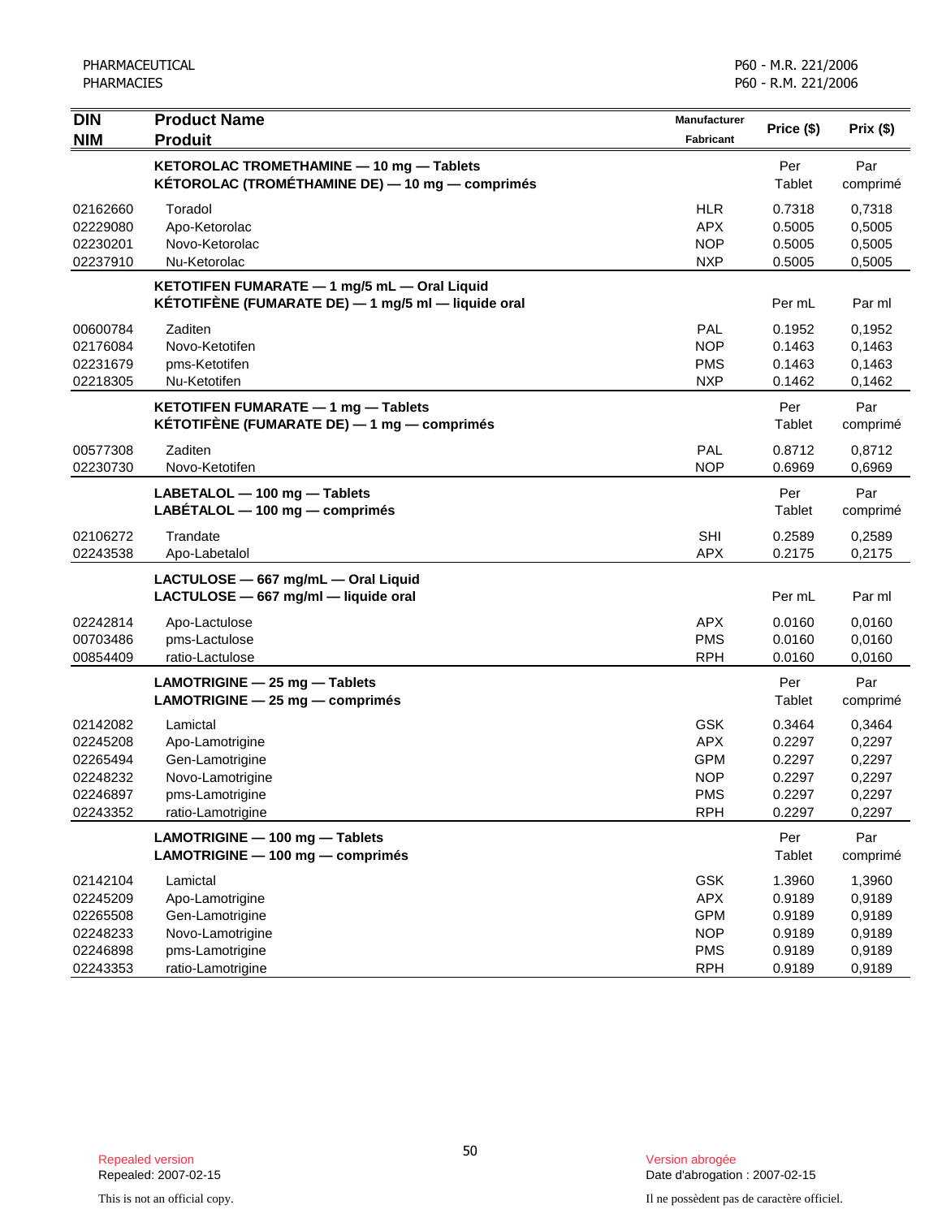| DIN<br>NIM | Product Name<br>Produit | Manufacturer<br>Fabricant | Price ($) | Prix ($) |
|---|---|---|---|---|
| | **KETOROLAC TROMETHAMINE — 10 mg — Tablets<br>KÉTOROLAC (TROMÉTHAMINE DE) — 10 mg — comprimés** | | Per Tablet | Par comprimé |
| 02162660 | Toradol | HLR | 0.7318 | 0,7318 |
| 02229080 | Apo-Ketorolac | APX | 0.5005 | 0,5005 |
| 02230201 | Novo-Ketorolac | NOP | 0.5005 | 0,5005 |
| 02237910 | Nu-Ketorolac | NXP | 0.5005 | 0,5005 |
| | **KETOTIFEN FUMARATE — 1 mg/5 mL — Oral Liquid<br>KÉTOTIFÈNE (FUMARATE DE) — 1 mg/5 ml — liquide oral** | | Per mL | Par ml |
| 00600784 | Zaditen | PAL | 0.1952 | 0,1952 |
| 02176084 | Novo-Ketotifen | NOP | 0.1463 | 0,1463 |
| 02231679 | pms-Ketotifen | PMS | 0.1463 | 0,1463 |
| 02218305 | Nu-Ketotifen | NXP | 0.1462 | 0,1462 |
| | **KETOTIFEN FUMARATE — 1 mg — Tablets<br>KÉTOTIFÈNE (FUMARATE DE) — 1 mg — comprimés** | | Per Tablet | Par comprimé |
| 00577308 | Zaditen | PAL | 0.8712 | 0,8712 |
| 02230730 | Novo-Ketotifen | NOP | 0.6969 | 0,6969 |
| | **LABETALOL — 100 mg — Tablets<br>LABÉTALOL — 100 mg — comprimés** | | Per Tablet | Par comprimé |
| 02106272 | Trandate | SHI | 0.2589 | 0,2589 |
| 02243538 | Apo-Labetalol | APX | 0.2175 | 0,2175 |
| | **LACTULOSE — 667 mg/mL — Oral Liquid<br>LACTULOSE — 667 mg/ml — liquide oral** | | Per mL | Par ml |
| 02242814 | Apo-Lactulose | APX | 0.0160 | 0,0160 |
| 00703486 | pms-Lactulose | PMS | 0.0160 | 0,0160 |
| 00854409 | ratio-Lactulose | RPH | 0.0160 | 0,0160 |
| | **LAMOTRIGINE — 25 mg — Tablets<br>LAMOTRIGINE — 25 mg — comprimés** | | Per Tablet | Par comprimé |
| 02142082 | Lamictal | GSK | 0.3464 | 0,3464 |
| 02245208 | Apo-Lamotrigine | APX | 0.2297 | 0,2297 |
| 02265494 | Gen-Lamotrigine | GPM | 0.2297 | 0,2297 |
| 02248232 | Novo-Lamotrigine | NOP | 0.2297 | 0,2297 |
| 02246897 | pms-Lamotrigine | PMS | 0.2297 | 0,2297 |
| 02243352 | ratio-Lamotrigine | RPH | 0.2297 | 0,2297 |
| | **LAMOTRIGINE — 100 mg — Tablets<br>LAMOTRIGINE — 100 mg — comprimés** | | Per Tablet | Par comprimé |
| 02142104 | Lamictal | GSK | 1.3960 | 1,3960 |
| 02245209 | Apo-Lamotrigine | APX | 0.9189 | 0,9189 |
| 02265508 | Gen-Lamotrigine | GPM | 0.9189 | 0,9189 |
| 02248233 | Novo-Lamotrigine | NOP | 0.9189 | 0,9189 |
| 02246898 | pms-Lamotrigine | PMS | 0.9189 | 0,9189 |
| 02243353 | ratio-Lamotrigine | RPH | 0.9189 | 0,9189 |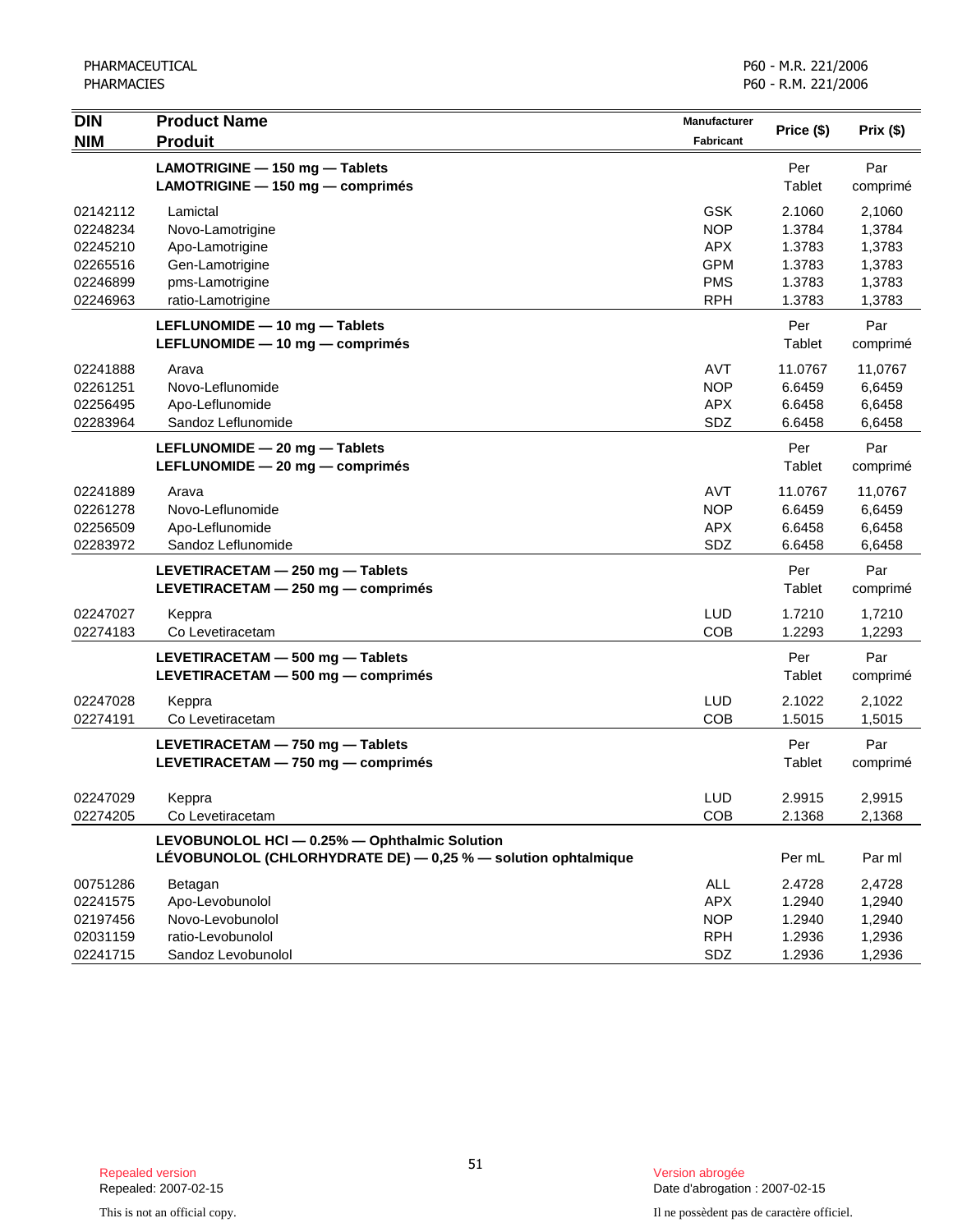| DIN<br>NIM | Product Name<br>Produit | Manufacturer<br>Fabricant | Price ($) | Prix ($) |
|---|---|---|---|---|
| | **LAMOTRIGINE — 150 mg — Tablets**<br>**LAMOTRIGINE — 150 mg — comprimés** | | Per Tablet | Par comprimé |
| 02142112 | Lamictal | GSK | 2.1060 | 2,1060 |
| 02248234 | Novo-Lamotrigine | NOP | 1.3784 | 1,3784 |
| 02245210 | Apo-Lamotrigine | APX | 1.3783 | 1,3783 |
| 02265516 | Gen-Lamotrigine | GPM | 1.3783 | 1,3783 |
| 02246899 | pms-Lamotrigine | PMS | 1.3783 | 1,3783 |
| 02246963 | ratio-Lamotrigine | RPH | 1.3783 | 1,3783 |
| | **LEFLUNOMIDE — 10 mg — Tablets**<br>**LEFLUNOMIDE — 10 mg — comprimés** | | Per Tablet | Par comprimé |
| 02241888 | Arava | AVT | 11.0767 | 11,0767 |
| 02261251 | Novo-Leflunomide | NOP | 6.6459 | 6,6459 |
| 02256495 | Apo-Leflunomide | APX | 6.6458 | 6,6458 |
| 02283964 | Sandoz Leflunomide | SDZ | 6.6458 | 6,6458 |
| | **LEFLUNOMIDE — 20 mg — Tablets**<br>**LEFLUNOMIDE — 20 mg — comprimés** | | Per Tablet | Par comprimé |
| 02241889 | Arava | AVT | 11.0767 | 11,0767 |
| 02261278 | Novo-Leflunomide | NOP | 6.6459 | 6,6459 |
| 02256509 | Apo-Leflunomide | APX | 6.6458 | 6,6458 |
| 02283972 | Sandoz Leflunomide | SDZ | 6.6458 | 6,6458 |
| | **LEVETIRACETAM — 250 mg — Tablets**<br>**LEVETIRACETAM — 250 mg — comprimés** | | Per Tablet | Par comprimé |
| 02247027 | Keppra | LUD | 1.7210 | 1,7210 |
| 02274183 | Co Levetiracetam | COB | 1.2293 | 1,2293 |
| | **LEVETIRACETAM — 500 mg — Tablets**<br>**LEVETIRACETAM — 500 mg — comprimés** | | Per Tablet | Par comprimé |
| 02247028 | Keppra | LUD | 2.1022 | 2,1022 |
| 02274191 | Co Levetiracetam | COB | 1.5015 | 1,5015 |
| | **LEVETIRACETAM — 750 mg — Tablets**<br>**LEVETIRACETAM — 750 mg — comprimés** | | Per Tablet | Par comprimé |
| 02247029 | Keppra | LUD | 2.9915 | 2,9915 |
| 02274205 | Co Levetiracetam | COB | 2.1368 | 2,1368 |
| | **LEVOBUNOLOL HCl — 0.25% — Ophthalmic Solution**<br>**LÉVOBUNOLOL (CHLORHYDRATE DE) — 0,25 % — solution ophtalmique** | | Per mL | Par ml |
| 00751286 | Betagan | ALL | 2.4728 | 2,4728 |
| 02241575 | Apo-Levobunolol | APX | 1.2940 | 1,2940 |
| 02197456 | Novo-Levobunolol | NOP | 1.2940 | 1,2940 |
| 02031159 | ratio-Levobunolol | RPH | 1.2936 | 1,2936 |
| 02241715 | Sandoz Levobunolol | SDZ | 1.2936 | 1,2936 |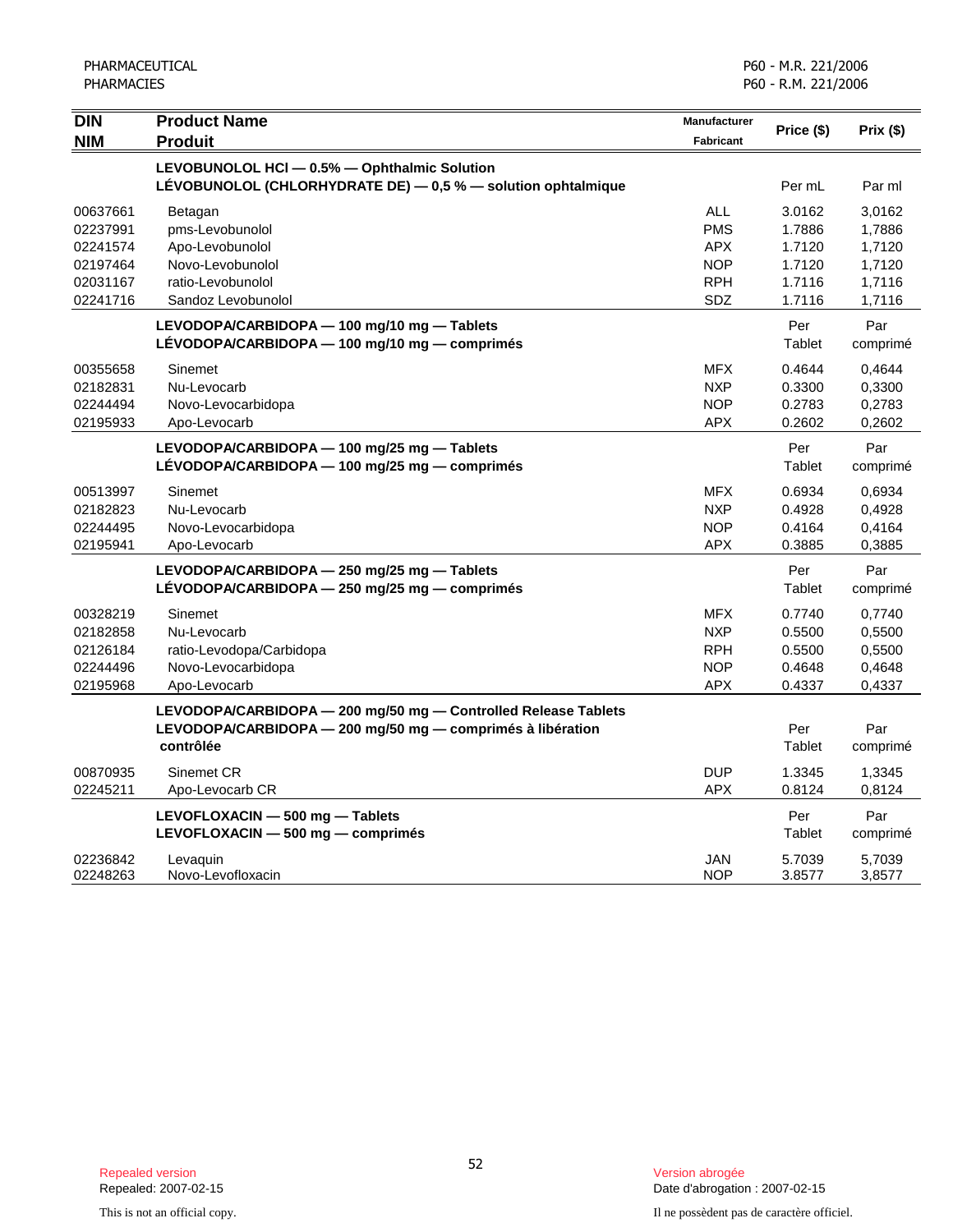| DIN<br>NIM | Product Name<br>Produit | Manufacturer<br>Fabricant | Price ($) | Prix ($) |
|---|---|---|---|---|
| | **LEVOBUNOLOL HCl — 0.5% — Ophthalmic Solution**<br>**LÉVOBUNOLOL (CHLORHYDRATE DE) — 0,5 % — solution ophtalmique** | | Per mL | Par ml |
| 00637661 | Betagan | ALL | 3.0162 | 3,0162 |
| 02237991 | pms-Levobunolol | PMS | 1.7886 | 1,7886 |
| 02241574 | Apo-Levobunolol | APX | 1.7120 | 1,7120 |
| 02197464 | Novo-Levobunolol | NOP | 1.7120 | 1,7120 |
| 02031167 | ratio-Levobunolol | RPH | 1.7116 | 1,7116 |
| 02241716 | Sandoz Levobunolol | SDZ | 1.7116 | 1,7116 |
| | **LEVODOPA/CARBIDOPA — 100 mg/10 mg — Tablets**<br>**LÉVODOPA/CARBIDOPA — 100 mg/10 mg — comprimés** | | Per Tablet | Par comprimé |
| 00355658 | Sinemet | MFX | 0.4644 | 0,4644 |
| 02182831 | Nu-Levocarb | NXP | 0.3300 | 0,3300 |
| 02244494 | Novo-Levocarbidopa | NOP | 0.2783 | 0,2783 |
| 02195933 | Apo-Levocarb | APX | 0.2602 | 0,2602 |
| | **LEVODOPA/CARBIDOPA — 100 mg/25 mg — Tablets**<br>**LÉVODOPA/CARBIDOPA — 100 mg/25 mg — comprimés** | | Per Tablet | Par comprimé |
| 00513997 | Sinemet | MFX | 0.6934 | 0,6934 |
| 02182823 | Nu-Levocarb | NXP | 0.4928 | 0,4928 |
| 02244495 | Novo-Levocarbidopa | NOP | 0.4164 | 0,4164 |
| 02195941 | Apo-Levocarb | APX | 0.3885 | 0,3885 |
| | **LEVODOPA/CARBIDOPA — 250 mg/25 mg — Tablets**<br>**LÉVODOPA/CARBIDOPA — 250 mg/25 mg — comprimés** | | Per Tablet | Par comprimé |
| 00328219 | Sinemet | MFX | 0.7740 | 0,7740 |
| 02182858 | Nu-Levocarb | NXP | 0.5500 | 0,5500 |
| 02126184 | ratio-Levodopa/Carbidopa | RPH | 0.5500 | 0,5500 |
| 02244496 | Novo-Levocarbidopa | NOP | 0.4648 | 0,4648 |
| 02195968 | Apo-Levocarb | APX | 0.4337 | 0,4337 |
| | **LEVODOPA/CARBIDOPA — 200 mg/50 mg — Controlled Release Tablets**<br>**LEVODOPA/CARBIDOPA — 200 mg/50 mg — comprimés à libération contrôlée** | | Per Tablet | Par comprimé |
| 00870935 | Sinemet CR | DUP | 1.3345 | 1,3345 |
| 02245211 | Apo-Levocarb CR | APX | 0.8124 | 0,8124 |
| | **LEVOFLOXACIN — 500 mg — Tablets**<br>**LEVOFLOXACIN — 500 mg — comprimés** | | Per Tablet | Par comprimé |
| 02236842 | Levaquin | JAN | 5.7039 | 5,7039 |
| 02248263 | Novo-Levofloxacin | NOP | 3.8577 | 3,8577 |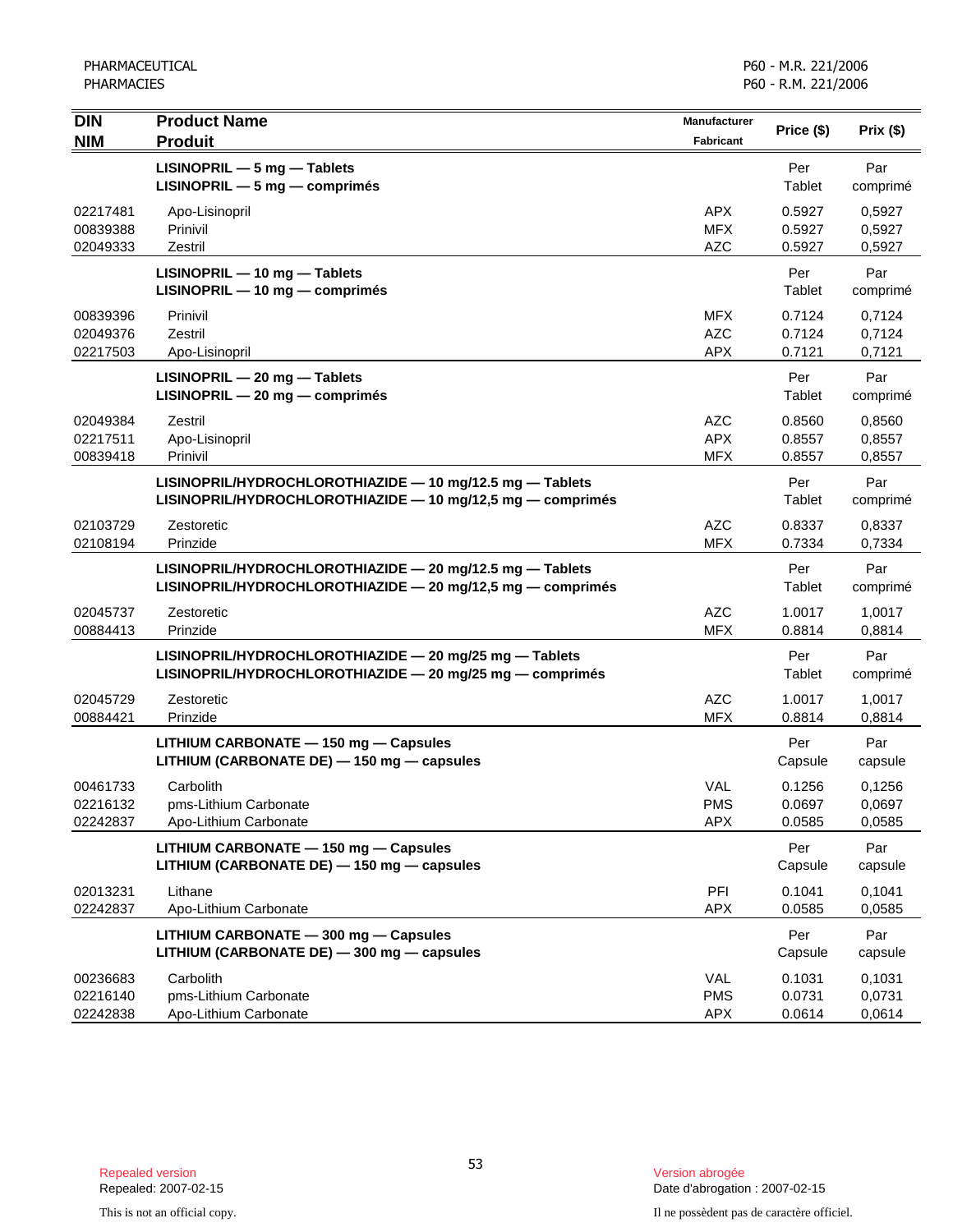| DIN<br>NIM | Product Name<br>Produit | Manufacturer<br>Fabricant | Price ($) | Prix ($) |
|---|---|---|---|---|
| | **LISINOPRIL — 5 mg — Tablets**<br>**LISINOPRIL — 5 mg — comprimés** | | Per<br>Tablet | Par<br>comprimé |
| 02217481 | Apo-Lisinopril | APX | 0.5927 | 0,5927 |
| 00839388 | Prinivil | MFX | 0.5927 | 0,5927 |
| 02049333 | Zestril | AZC | 0.5927 | 0,5927 |
| | **LISINOPRIL — 10 mg — Tablets**<br>**LISINOPRIL — 10 mg — comprimés** | | Per<br>Tablet | Par<br>comprimé |
| 00839396 | Prinivil | MFX | 0.7124 | 0,7124 |
| 02049376 | Zestril | AZC | 0.7124 | 0,7124 |
| 02217503 | Apo-Lisinopril | APX | 0.7121 | 0,7121 |
| | **LISINOPRIL — 20 mg — Tablets**<br>**LISINOPRIL — 20 mg — comprimés** | | Per<br>Tablet | Par<br>comprimé |
| 02049384 | Zestril | AZC | 0.8560 | 0,8560 |
| 02217511 | Apo-Lisinopril | APX | 0.8557 | 0,8557 |
| 00839418 | Prinivil | MFX | 0.8557 | 0,8557 |
| | **LISINOPRIL/HYDROCHLOROTHIAZIDE — 10 mg/12.5 mg — Tablets**<br>**LISINOPRIL/HYDROCHLOROTHIAZIDE — 10 mg/12,5 mg — comprimés** | | Per<br>Tablet | Par<br>comprimé |
| 02103729 | Zestoretic | AZC | 0.8337 | 0,8337 |
| 02108194 | Prinzide | MFX | 0.7334 | 0,7334 |
| | **LISINOPRIL/HYDROCHLOROTHIAZIDE — 20 mg/12.5 mg — Tablets**<br>**LISINOPRIL/HYDROCHLOROTHIAZIDE — 20 mg/12,5 mg — comprimés** | | Per<br>Tablet | Par<br>comprimé |
| 02045737 | Zestoretic | AZC | 1.0017 | 1,0017 |
| 00884413 | Prinzide | MFX | 0.8814 | 0,8814 |
| | **LISINOPRIL/HYDROCHLOROTHIAZIDE — 20 mg/25 mg — Tablets**<br>**LISINOPRIL/HYDROCHLOROTHIAZIDE — 20 mg/25 mg — comprimés** | | Per<br>Tablet | Par<br>comprimé |
| 02045729 | Zestoretic | AZC | 1.0017 | 1,0017 |
| 00884421 | Prinzide | MFX | 0.8814 | 0,8814 |
| | **LITHIUM CARBONATE — 150 mg — Capsules**<br>**LITHIUM (CARBONATE DE) — 150 mg — capsules** | | Per<br>Capsule | Par<br>capsule |
| 00461733 | Carbolith | VAL | 0.1256 | 0,1256 |
| 02216132 | pms-Lithium Carbonate | PMS | 0.0697 | 0,0697 |
| 02242837 | Apo-Lithium Carbonate | APX | 0.0585 | 0,0585 |
| | **LITHIUM CARBONATE — 150 mg — Capsules**<br>**LITHIUM (CARBONATE DE) — 150 mg — capsules** | | Per<br>Capsule | Par<br>capsule |
| 02013231 | Lithane | PFI | 0.1041 | 0,1041 |
| 02242837 | Apo-Lithium Carbonate | APX | 0.0585 | 0,0585 |
| | **LITHIUM CARBONATE — 300 mg — Capsules**<br>**LITHIUM (CARBONATE DE) — 300 mg — capsules** | | Per<br>Capsule | Par<br>capsule |
| 00236683 | Carbolith | VAL | 0.1031 | 0,1031 |
| 02216140 | pms-Lithium Carbonate | PMS | 0.0731 | 0,0731 |
| 02242838 | Apo-Lithium Carbonate | APX | 0.0614 | 0,0614 |

Repealed version
Repealed: 2007-02-15

Version abrogée
Date d'abrogation : 2007-02-15

This is not an official copy.

Il ne possèdent pas de caractère officiel.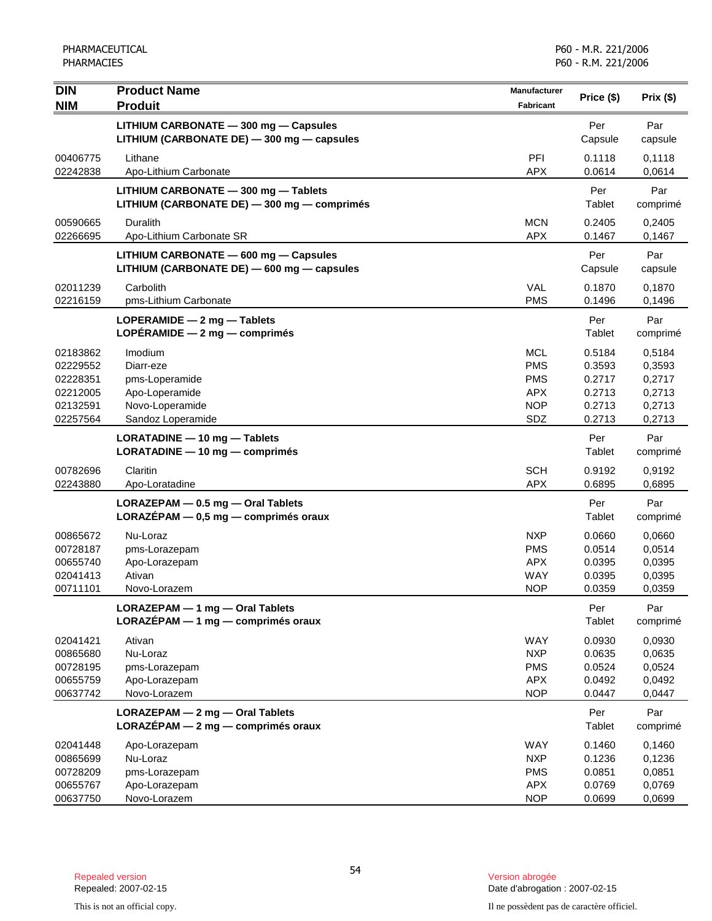| DIN<br>NIM | Product Name<br>Produit | Manufacturer<br>Fabricant | Price ($) | Prix ($) |
|---|---|---|---|---|
| | **LITHIUM CARBONATE — 300 mg — Capsules**<br>**LITHIUM (CARBONATE DE) — 300 mg — capsules** | | Per Capsule | Par capsule |
| 00406775 | Lithane | PFI | 0.1118 | 0,1118 |
| 02242838 | Apo-Lithium Carbonate | APX | 0.0614 | 0,0614 |
| | **LITHIUM CARBONATE — 300 mg — Tablets**<br>**LITHIUM (CARBONATE DE) — 300 mg — comprimés** | | Per Tablet | Par comprimé |
| 00590665 | Duralith | MCN | 0.2405 | 0,2405 |
| 02266695 | Apo-Lithium Carbonate SR | APX | 0.1467 | 0,1467 |
| | **LITHIUM CARBONATE — 600 mg — Capsules**<br>**LITHIUM (CARBONATE DE) — 600 mg — capsules** | | Per Capsule | Par capsule |
| 02011239 | Carbolith | VAL | 0.1870 | 0,1870 |
| 02216159 | pms-Lithium Carbonate | PMS | 0.1496 | 0,1496 |
| | **LOPERAMIDE — 2 mg — Tablets**<br>**LOPÉRAMIDE — 2 mg — comprimés** | | Per Tablet | Par comprimé |
| 02183862 | Imodium | MCL | 0.5184 | 0,5184 |
| 02229552 | Diarr-eze | PMS | 0.3593 | 0,3593 |
| 02228351 | pms-Loperamide | PMS | 0.2717 | 0,2717 |
| 02212005 | Apo-Loperamide | APX | 0.2713 | 0,2713 |
| 02132591 | Novo-Loperamide | NOP | 0.2713 | 0,2713 |
| 02257564 | Sandoz Loperamide | SDZ | 0.2713 | 0,2713 |
| | **LORATADINE — 10 mg — Tablets**<br>**LORATADINE — 10 mg — comprimés** | | Per Tablet | Par comprimé |
| 00782696 | Claritin | SCH | 0.9192 | 0,9192 |
| 02243880 | Apo-Loratadine | APX | 0.6895 | 0,6895 |
| | **LORAZEPAM — 0.5 mg — Oral Tablets**<br>**LORAZÉPAM — 0,5 mg — comprimés oraux** | | Per Tablet | Par comprimé |
| 00865672 | Nu-Loraz | NXP | 0.0660 | 0,0660 |
| 00728187 | pms-Lorazepam | PMS | 0.0514 | 0,0514 |
| 00655740 | Apo-Lorazepam | APX | 0.0395 | 0,0395 |
| 02041413 | Ativan | WAY | 0.0395 | 0,0395 |
| 00711101 | Novo-Lorazem | NOP | 0.0359 | 0,0359 |
| | **LORAZEPAM — 1 mg — Oral Tablets**<br>**LORAZÉPAM — 1 mg — comprimés oraux** | | Per Tablet | Par comprimé |
| 02041421 | Ativan | WAY | 0.0930 | 0,0930 |
| 00865680 | Nu-Loraz | NXP | 0.0635 | 0,0635 |
| 00728195 | pms-Lorazepam | PMS | 0.0524 | 0,0524 |
| 00655759 | Apo-Lorazepam | APX | 0.0492 | 0,0492 |
| 00637742 | Novo-Lorazem | NOP | 0.0447 | 0,0447 |
| | **LORAZEPAM — 2 mg — Oral Tablets**<br>**LORAZÉPAM — 2 mg — comprimés oraux** | | Per Tablet | Par comprimé |
| 02041448 | Apo-Lorazepam | WAY | 0.1460 | 0,1460 |
| 00865699 | Nu-Loraz | NXP | 0.1236 | 0,1236 |
| 00728209 | pms-Lorazepam | PMS | 0.0851 | 0,0851 |
| 00655767 | Apo-Lorazepam | APX | 0.0769 | 0,0769 |
| 00637750 | Novo-Lorazem | NOP | 0.0699 | 0,0699 |

Repealed version
Repealed: 2007-02-15

Version abrogée
Date d'abrogation : 2007-02-15

This is not an official copy.

Il ne possèdent pas de caractère officiel.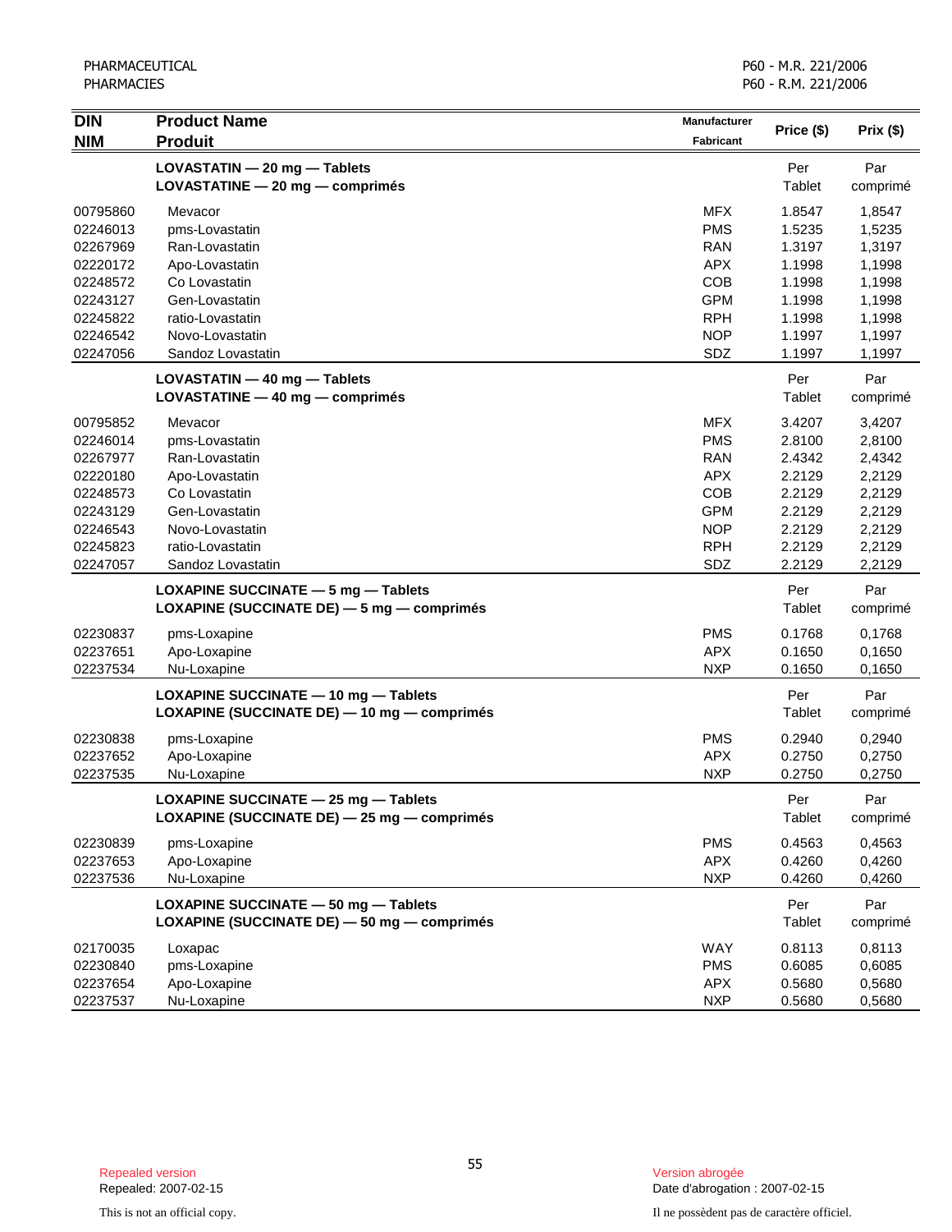| DIN<br>NIM | Product Name<br>Produit | Manufacturer<br>Fabricant | Price ($) | Prix ($) |
|---|---|---|---|---|
| | **LOVASTATIN — 20 mg — Tablets**<br>**LOVASTATINE — 20 mg — comprimés** | | Per Tablet | Par comprimé |
| 00795860 | Mevacor | MFX | 1.8547 | 1,8547 |
| 02246013 | pms-Lovastatin | PMS | 1.5235 | 1,5235 |
| 02267969 | Ran-Lovastatin | RAN | 1.3197 | 1,3197 |
| 02220172 | Apo-Lovastatin | APX | 1.1998 | 1,1998 |
| 02248572 | Co Lovastatin | COB | 1.1998 | 1,1998 |
| 02243127 | Gen-Lovastatin | GPM | 1.1998 | 1,1998 |
| 02245822 | ratio-Lovastatin | RPH | 1.1998 | 1,1998 |
| 02246542 | Novo-Lovastatin | NOP | 1.1997 | 1,1997 |
| 02247056 | Sandoz Lovastatin | SDZ | 1.1997 | 1,1997 |
| | **LOVASTATIN — 40 mg — Tablets**<br>**LOVASTATINE — 40 mg — comprimés** | | Per Tablet | Par comprimé |
| 00795852 | Mevacor | MFX | 3.4207 | 3,4207 |
| 02246014 | pms-Lovastatin | PMS | 2.8100 | 2,8100 |
| 02267977 | Ran-Lovastatin | RAN | 2.4342 | 2,4342 |
| 02220180 | Apo-Lovastatin | APX | 2.2129 | 2,2129 |
| 02248573 | Co Lovastatin | COB | 2.2129 | 2,2129 |
| 02243129 | Gen-Lovastatin | GPM | 2.2129 | 2,2129 |
| 02246543 | Novo-Lovastatin | NOP | 2.2129 | 2,2129 |
| 02245823 | ratio-Lovastatin | RPH | 2.2129 | 2,2129 |
| 02247057 | Sandoz Lovastatin | SDZ | 2.2129 | 2,2129 |
| | **LOXAPINE SUCCINATE — 5 mg — Tablets**<br>**LOXAPINE (SUCCINATE DE) — 5 mg — comprimés** | | Per Tablet | Par comprimé |
| 02230837 | pms-Loxapine | PMS | 0.1768 | 0,1768 |
| 02237651 | Apo-Loxapine | APX | 0.1650 | 0,1650 |
| 02237534 | Nu-Loxapine | NXP | 0.1650 | 0,1650 |
| | **LOXAPINE SUCCINATE — 10 mg — Tablets**<br>**LOXAPINE (SUCCINATE DE) — 10 mg — comprimés** | | Per Tablet | Par comprimé |
| 02230838 | pms-Loxapine | PMS | 0.2940 | 0,2940 |
| 02237652 | Apo-Loxapine | APX | 0.2750 | 0,2750 |
| 02237535 | Nu-Loxapine | NXP | 0.2750 | 0,2750 |
| | **LOXAPINE SUCCINATE — 25 mg — Tablets**<br>**LOXAPINE (SUCCINATE DE) — 25 mg — comprimés** | | Per Tablet | Par comprimé |
| 02230839 | pms-Loxapine | PMS | 0.4563 | 0,4563 |
| 02237653 | Apo-Loxapine | APX | 0.4260 | 0,4260 |
| 02237536 | Nu-Loxapine | NXP | 0.4260 | 0,4260 |
| | **LOXAPINE SUCCINATE — 50 mg — Tablets**<br>**LOXAPINE (SUCCINATE DE) — 50 mg — comprimés** | | Per Tablet | Par comprimé |
| 02170035 | Loxapac | WAY | 0.8113 | 0,8113 |
| 02230840 | pms-Loxapine | PMS | 0.6085 | 0,6085 |
| 02237654 | Apo-Loxapine | APX | 0.5680 | 0,5680 |
| 02237537 | Nu-Loxapine | NXP | 0.5680 | 0,5680 |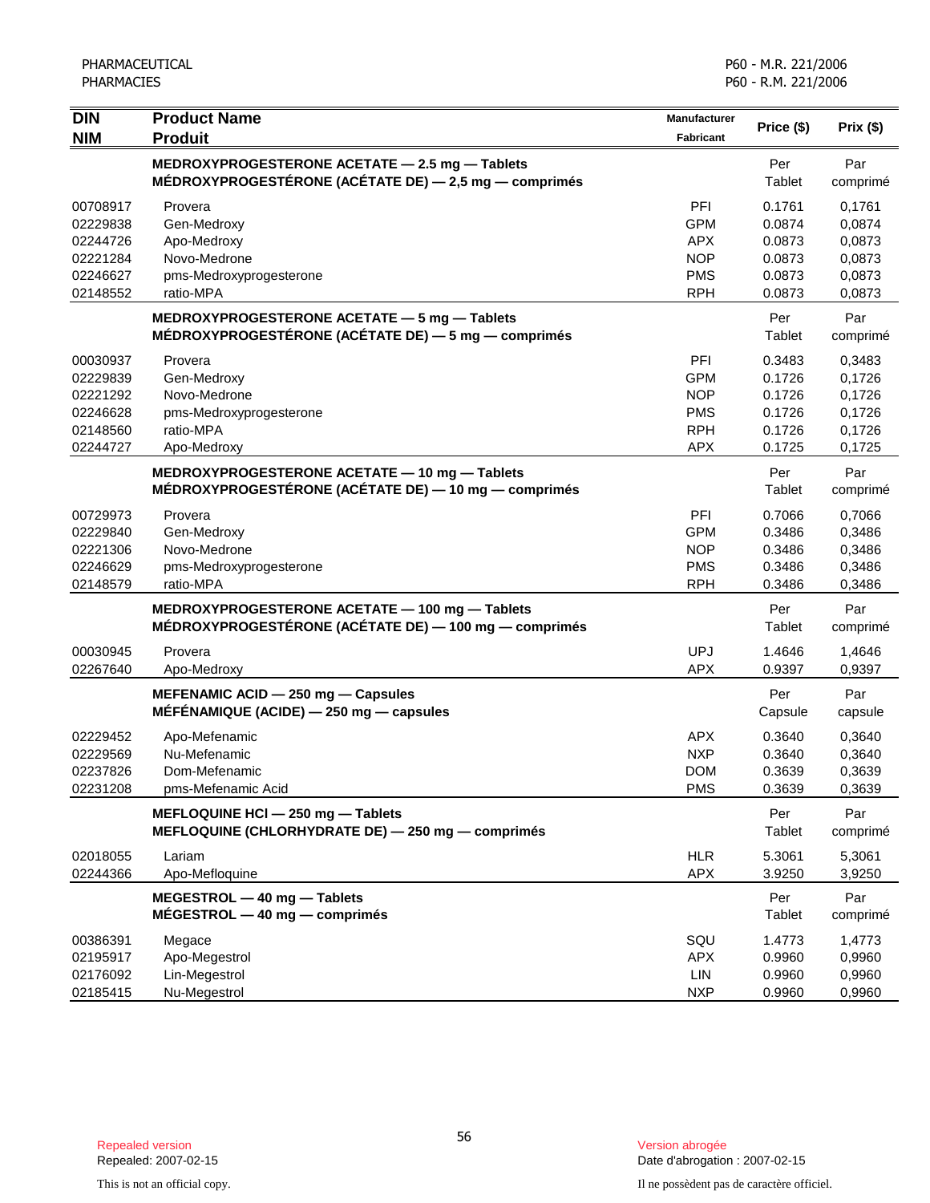| DIN<br>NIM | Product Name<br>Produit | Manufacturer<br>Fabricant | Price ($) | Prix ($) |
|---|---|---|---|---|
| | **MEDROXYPROGESTERONE ACETATE — 2.5 mg — Tablets<br>MÉDROXYPROGESTÉRONE (ACÉTATE DE) — 2,5 mg — comprimés** | | Per Tablet | Par comprimé |
| 00708917 | Provera | PFI | 0.1761 | 0,1761 |
| 02229838 | Gen-Medroxy | GPM | 0.0874 | 0,0874 |
| 02244726 | Apo-Medroxy | APX | 0.0873 | 0,0873 |
| 02221284 | Novo-Medrone | NOP | 0.0873 | 0,0873 |
| 02246627 | pms-Medroxyprogesterone | PMS | 0.0873 | 0,0873 |
| 02148552 | ratio-MPA | RPH | 0.0873 | 0,0873 |
| | **MEDROXYPROGESTERONE ACETATE — 5 mg — Tablets<br>MÉDROXYPROGESTÉRONE (ACÉTATE DE) — 5 mg — comprimés** | | Per Tablet | Par comprimé |
| 00030937 | Provera | PFI | 0.3483 | 0,3483 |
| 02229839 | Gen-Medroxy | GPM | 0.1726 | 0,1726 |
| 02221292 | Novo-Medrone | NOP | 0.1726 | 0,1726 |
| 02246628 | pms-Medroxyprogesterone | PMS | 0.1726 | 0,1726 |
| 02148560 | ratio-MPA | RPH | 0.1726 | 0,1726 |
| 02244727 | Apo-Medroxy | APX | 0.1725 | 0,1725 |
| | **MEDROXYPROGESTERONE ACETATE — 10 mg — Tablets<br>MÉDROXYPROGESTÉRONE (ACÉTATE DE) — 10 mg — comprimés** | | Per Tablet | Par comprimé |
| 00729973 | Provera | PFI | 0.7066 | 0,7066 |
| 02229840 | Gen-Medroxy | GPM | 0.3486 | 0,3486 |
| 02221306 | Novo-Medrone | NOP | 0.3486 | 0,3486 |
| 02246629 | pms-Medroxyprogesterone | PMS | 0.3486 | 0,3486 |
| 02148579 | ratio-MPA | RPH | 0.3486 | 0,3486 |
| | **MEDROXYPROGESTERONE ACETATE — 100 mg — Tablets<br>MÉDROXYPROGESTÉRONE (ACÉTATE DE) — 100 mg — comprimés** | | Per Tablet | Par comprimé |
| 00030945 | Provera | UPJ | 1.4646 | 1,4646 |
| 02267640 | Apo-Medroxy | APX | 0.9397 | 0,9397 |
| | **MEFENAMIC ACID — 250 mg — Capsules<br>MÉFÉNAMIQUE (ACIDE) — 250 mg — capsules** | | Per Capsule | Par capsule |
| 02229452 | Apo-Mefenamic | APX | 0.3640 | 0,3640 |
| 02229569 | Nu-Mefenamic | NXP | 0.3640 | 0,3640 |
| 02237826 | Dom-Mefenamic | DOM | 0.3639 | 0,3639 |
| 02231208 | pms-Mefenamic Acid | PMS | 0.3639 | 0,3639 |
| | **MEFLOQUINE HCl — 250 mg — Tablets<br>MEFLOQUINE (CHLORHYDRATE DE) — 250 mg — comprimés** | | Per Tablet | Par comprimé |
| 02018055 | Lariam | HLR | 5.3061 | 5,3061 |
| 02244366 | Apo-Mefloquine | APX | 3.9250 | 3,9250 |
| | **MEGESTROL — 40 mg — Tablets<br>MÉGESTROL — 40 mg — comprimés** | | Per Tablet | Par comprimé |
| 00386391 | Megace | SQU | 1.4773 | 1,4773 |
| 02195917 | Apo-Megestrol | APX | 0.9960 | 0,9960 |
| 02176092 | Lin-Megestrol | LIN | 0.9960 | 0,9960 |
| 02185415 | Nu-Megestrol | NXP | 0.9960 | 0,9960 |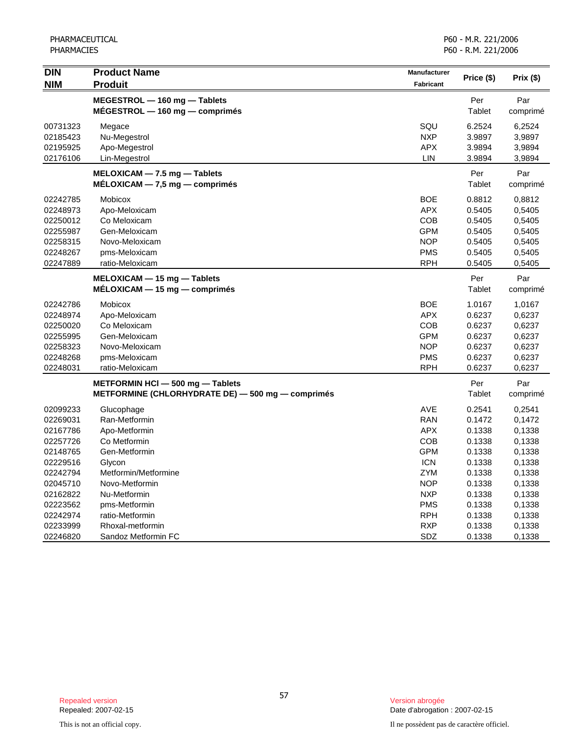| DIN<br>NIM | Product Name<br>Produit | Manufacturer<br>Fabricant | Price ($) | Prix ($) |
|---|---|---|---|---|
| | **MEGESTROL — 160 mg — Tablets**<br>**MÉGESTROL — 160 mg — comprimés** | | Per Tablet | Par comprimé |
| 00731323 | Megace | SQU | 6.2524 | 6,2524 |
| 02185423 | Nu-Megestrol | NXP | 3.9897 | 3,9897 |
| 02195925 | Apo-Megestrol | APX | 3.9894 | 3,9894 |
| 02176106 | Lin-Megestrol | LIN | 3.9894 | 3,9894 |
| | **MELOXICAM — 7.5 mg — Tablets**<br>**MÉLOXICAM — 7,5 mg — comprimés** | | Per Tablet | Par comprimé |
| 02242785 | Mobicox | BOE | 0.8812 | 0,8812 |
| 02248973 | Apo-Meloxicam | APX | 0.5405 | 0,5405 |
| 02250012 | Co Meloxicam | COB | 0.5405 | 0,5405 |
| 02255987 | Gen-Meloxicam | GPM | 0.5405 | 0,5405 |
| 02258315 | Novo-Meloxicam | NOP | 0.5405 | 0,5405 |
| 02248267 | pms-Meloxicam | PMS | 0.5405 | 0,5405 |
| 02247889 | ratio-Meloxicam | RPH | 0.5405 | 0,5405 |
| | **MELOXICAM — 15 mg — Tablets**<br>**MÉLOXICAM — 15 mg — comprimés** | | Per Tablet | Par comprimé |
| 02242786 | Mobicox | BOE | 1.0167 | 1,0167 |
| 02248974 | Apo-Meloxicam | APX | 0.6237 | 0,6237 |
| 02250020 | Co Meloxicam | COB | 0.6237 | 0,6237 |
| 02255995 | Gen-Meloxicam | GPM | 0.6237 | 0,6237 |
| 02258323 | Novo-Meloxicam | NOP | 0.6237 | 0,6237 |
| 02248268 | pms-Meloxicam | PMS | 0.6237 | 0,6237 |
| 02248031 | ratio-Meloxicam | RPH | 0.6237 | 0,6237 |
| | **METFORMIN HCl — 500 mg — Tablets**<br>**METFORMINE (CHLORHYDRATE DE) — 500 mg — comprimés** | | Per Tablet | Par comprimé |
| 02099233 | Glucophage | AVE | 0.2541 | 0,2541 |
| 02269031 | Ran-Metformin | RAN | 0.1472 | 0,1472 |
| 02167786 | Apo-Metformin | APX | 0.1338 | 0,1338 |
| 02257726 | Co Metformin | COB | 0.1338 | 0,1338 |
| 02148765 | Gen-Metformin | GPM | 0.1338 | 0,1338 |
| 02229516 | Glycon | ICN | 0.1338 | 0,1338 |
| 02242794 | Metformin/Metformine | ZYM | 0.1338 | 0,1338 |
| 02045710 | Novo-Metformin | NOP | 0.1338 | 0,1338 |
| 02162822 | Nu-Metformin | NXP | 0.1338 | 0,1338 |
| 02223562 | pms-Metformin | PMS | 0.1338 | 0,1338 |
| 02242974 | ratio-Metformin | RPH | 0.1338 | 0,1338 |
| 02233999 | Rhoxal-metformin | RXP | 0.1338 | 0,1338 |
| 02246820 | Sandoz Metformin FC | SDZ | 0.1338 | 0,1338 |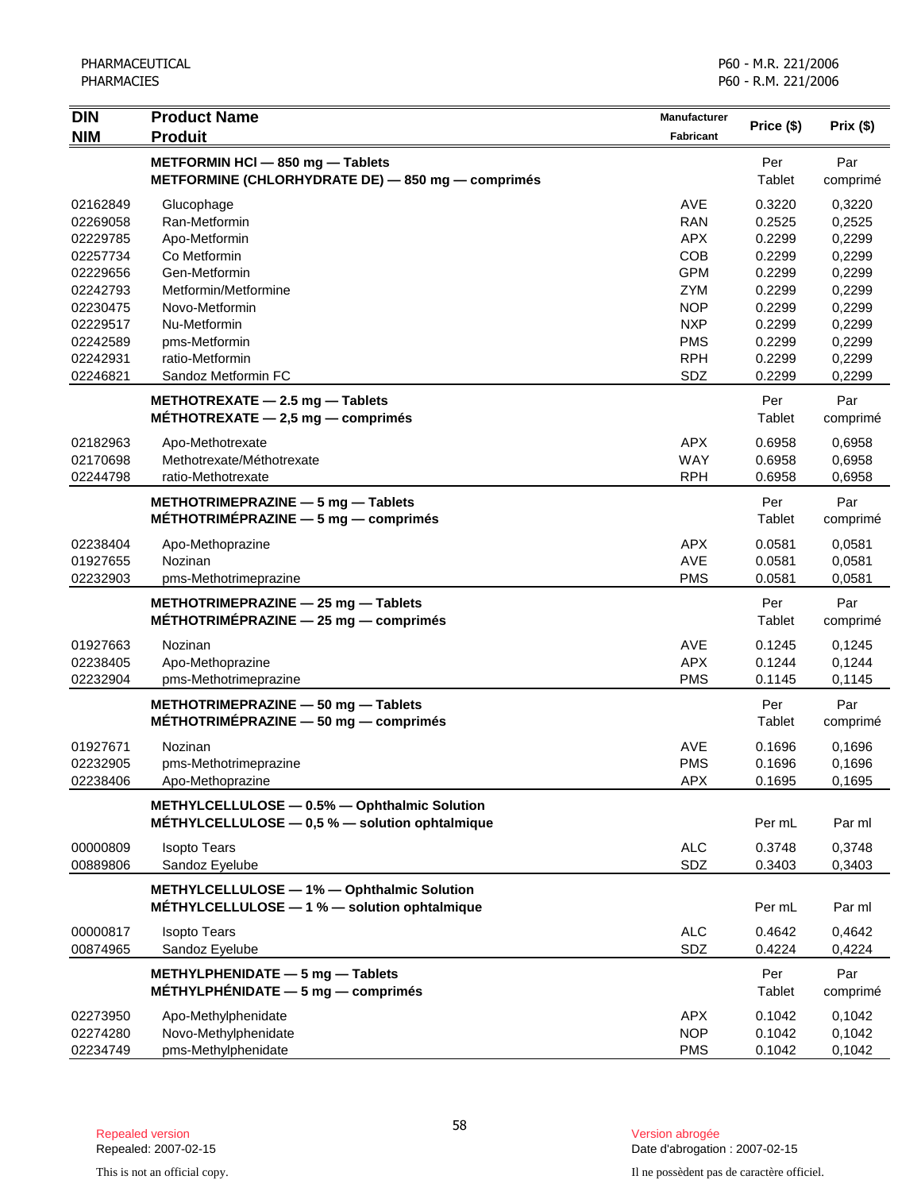| DIN<br>NIM | Product Name<br>Produit | Manufacturer<br>Fabricant | Price ($) | Prix ($) |
|---|---|---|---|---|
| | **METFORMIN HCl — 850 mg — Tablets**<br>**METFORMINE (CHLORHYDRATE DE) — 850 mg — comprimés** | | Per Tablet | Par comprimé |
| 02162849 | Glucophage | AVE | 0.3220 | 0,3220 |
| 02269058 | Ran-Metformin | RAN | 0.2525 | 0,2525 |
| 02229785 | Apo-Metformin | APX | 0.2299 | 0,2299 |
| 02257734 | Co Metformin | COB | 0.2299 | 0,2299 |
| 02229656 | Gen-Metformin | GPM | 0.2299 | 0,2299 |
| 02242793 | Metformin/Metformine | ZYM | 0.2299 | 0,2299 |
| 02230475 | Novo-Metformin | NOP | 0.2299 | 0,2299 |
| 02229517 | Nu-Metformin | NXP | 0.2299 | 0,2299 |
| 02242589 | pms-Metformin | PMS | 0.2299 | 0,2299 |
| 02242931 | ratio-Metformin | RPH | 0.2299 | 0,2299 |
| 02246821 | Sandoz Metformin FC | SDZ | 0.2299 | 0,2299 |
| | **METHOTREXATE — 2.5 mg — Tablets**<br>**MÉTHOTREXATE — 2,5 mg — comprimés** | | Per Tablet | Par comprimé |
| 02182963 | Apo-Methotrexate | APX | 0.6958 | 0,6958 |
| 02170698 | Methotrexate/Méthotrexate | WAY | 0.6958 | 0,6958 |
| 02244798 | ratio-Methotrexate | RPH | 0.6958 | 0,6958 |
| | **METHOTRIMEPRAZINE — 5 mg — Tablets**<br>**MÉTHOTRIMÉPRAZINE — 5 mg — comprimés** | | Per Tablet | Par comprimé |
| 02238404 | Apo-Methoprazine | APX | 0.0581 | 0,0581 |
| 01927655 | Nozinan | AVE | 0.0581 | 0,0581 |
| 02232903 | pms-Methotrimeprazine | PMS | 0.0581 | 0,0581 |
| | **METHOTRIMEPRAZINE — 25 mg — Tablets**<br>**MÉTHOTRIMÉPRAZINE — 25 mg — comprimés** | | Per Tablet | Par comprimé |
| 01927663 | Nozinan | AVE | 0.1245 | 0,1245 |
| 02238405 | Apo-Methoprazine | APX | 0.1244 | 0,1244 |
| 02232904 | pms-Methotrimeprazine | PMS | 0.1145 | 0,1145 |
| | **METHOTRIMEPRAZINE — 50 mg — Tablets**<br>**MÉTHOTRIMÉPRAZINE — 50 mg — comprimés** | | Per Tablet | Par comprimé |
| 01927671 | Nozinan | AVE | 0.1696 | 0,1696 |
| 02232905 | pms-Methotrimeprazine | PMS | 0.1696 | 0,1696 |
| 02238406 | Apo-Methoprazine | APX | 0.1695 | 0,1695 |
| | **METHYLCELLULOSE — 0.5% — Ophthalmic Solution**<br>**MÉTHYLCELLULOSE — 0,5 % — solution ophtalmique** | | Per mL | Par ml |
| 00000809 | Isopto Tears | ALC | 0.3748 | 0,3748 |
| 00889806 | Sandoz Eyelube | SDZ | 0.3403 | 0,3403 |
| | **METHYLCELLULOSE — 1% — Ophthalmic Solution**<br>**MÉTHYLCELLULOSE — 1 % — solution ophtalmique** | | Per mL | Par ml |
| 00000817 | Isopto Tears | ALC | 0.4642 | 0,4642 |
| 00874965 | Sandoz Eyelube | SDZ | 0.4224 | 0,4224 |
| | **METHYLPHENIDATE — 5 mg — Tablets**<br>**MÉTHYLPHÉNIDATE — 5 mg — comprimés** | | Per Tablet | Par comprimé |
| 02273950 | Apo-Methylphenidate | APX | 0.1042 | 0,1042 |
| 02274280 | Novo-Methylphenidate | NOP | 0.1042 | 0,1042 |
| 02234749 | pms-Methylphenidate | PMS | 0.1042 | 0,1042 |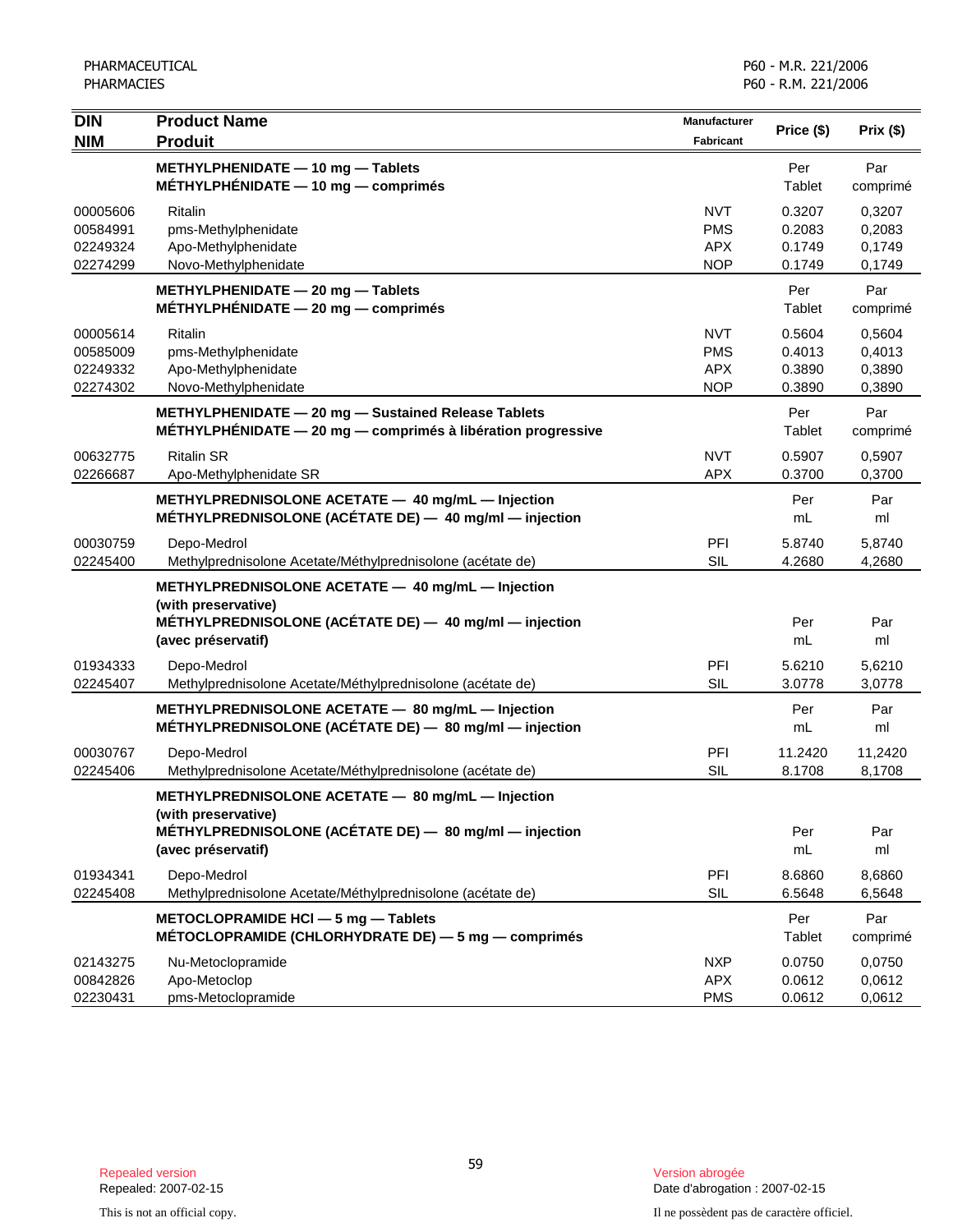| DIN<br>NIM | Product Name<br>Produit | Manufacturer<br>Fabricant | Price ($) | Prix ($) |
|---|---|---|---|---|
| | **METHYLPHENIDATE — 10 mg — Tablets**<br>**MÉTHYLPHÉNIDATE — 10 mg — comprimés** | | Per Tablet | Par comprimé |
| 00005606 | Ritalin | NVT | 0.3207 | 0,3207 |
| 00584991 | pms-Methylphenidate | PMS | 0.2083 | 0,2083 |
| 02249324 | Apo-Methylphenidate | APX | 0.1749 | 0,1749 |
| 02274299 | Novo-Methylphenidate | NOP | 0.1749 | 0,1749 |
| | **METHYLPHENIDATE — 20 mg — Tablets**<br>**MÉTHYLPHÉNIDATE — 20 mg — comprimés** | | Per Tablet | Par comprimé |
| 00005614 | Ritalin | NVT | 0.5604 | 0,5604 |
| 00585009 | pms-Methylphenidate | PMS | 0.4013 | 0,4013 |
| 02249332 | Apo-Methylphenidate | APX | 0.3890 | 0,3890 |
| 02274302 | Novo-Methylphenidate | NOP | 0.3890 | 0,3890 |
| | **METHYLPHENIDATE — 20 mg — Sustained Release Tablets**<br>**MÉTHYLPHÉNIDATE — 20 mg — comprimés à libération progressive** | | Per Tablet | Par comprimé |
| 00632775 | Ritalin SR | NVT | 0.5907 | 0,5907 |
| 02266687 | Apo-Methylphenidate SR | APX | 0.3700 | 0,3700 |
| | **METHYLPREDNISOLONE ACETATE — 40 mg/mL — Injection**<br>**MÉTHYLPREDNISOLONE (ACÉTATE DE) — 40 mg/ml — injection** | | Per mL | Par ml |
| 00030759 | Depo-Medrol | PFI | 5.8740 | 5,8740 |
| 02245400 | Methylprednisolone Acetate/Méthylprednisolone (acétate de) | SIL | 4.2680 | 4,2680 |
| | **METHYLPREDNISOLONE ACETATE — 40 mg/mL — Injection (with preservative)**<br>**MÉTHYLPREDNISOLONE (ACÉTATE DE) — 40 mg/ml — injection (avec préservatif)** | | Per mL | Par ml |
| 01934333 | Depo-Medrol | PFI | 5.6210 | 5,6210 |
| 02245407 | Methylprednisolone Acetate/Méthylprednisolone (acétate de) | SIL | 3.0778 | 3,0778 |
| | **METHYLPREDNISOLONE ACETATE — 80 mg/mL — Injection**<br>**MÉTHYLPREDNISOLONE (ACÉTATE DE) — 80 mg/ml — injection** | | Per mL | Par ml |
| 00030767 | Depo-Medrol | PFI | 11.2420 | 11,2420 |
| 02245406 | Methylprednisolone Acetate/Méthylprednisolone (acétate de) | SIL | 8.1708 | 8,1708 |
| | **METHYLPREDNISOLONE ACETATE — 80 mg/mL — Injection (with preservative)**<br>**MÉTHYLPREDNISOLONE (ACÉTATE DE) — 80 mg/ml — injection (avec préservatif)** | | Per mL | Par ml |
| 01934341 | Depo-Medrol | PFI | 8.6860 | 8,6860 |
| 02245408 | Methylprednisolone Acetate/Méthylprednisolone (acétate de) | SIL | 6.5648 | 6,5648 |
| | **METOCLOPRAMIDE HCl — 5 mg — Tablets**<br>**MÉTOCLOPRAMIDE (CHLORHYDRATE DE) — 5 mg — comprimés** | | Per Tablet | Par comprimé |
| 02143275 | Nu-Metoclopramide | NXP | 0.0750 | 0,0750 |
| 00842826 | Apo-Metoclop | APX | 0.0612 | 0,0612 |
| 02230431 | pms-Metoclopramide | PMS | 0.0612 | 0,0612 |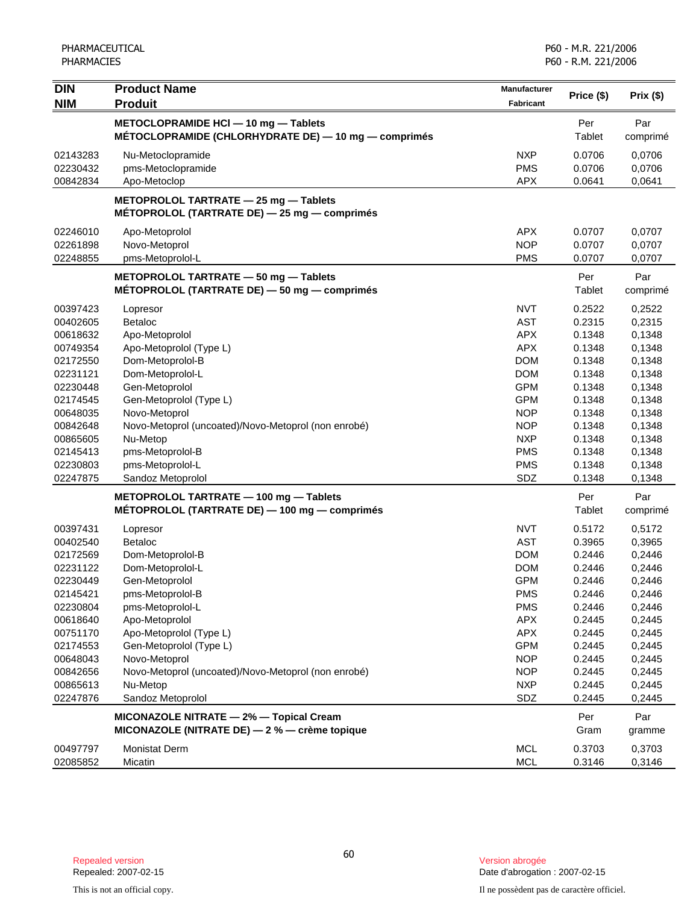| DIN<br>NIM | Product Name<br>Produit | Manufacturer<br>Fabricant | Price ($) | Prix ($) |
|---|---|---|---|---|
| | **METOCLOPRAMIDE HCl — 10 mg — Tablets<br>MÉTOCLOPRAMIDE (CHLORHYDRATE DE) — 10 mg — comprimés** | | Per<br>Tablet | Par<br>comprimé |
| 02143283 | Nu-Metoclopramide | NXP | 0.0706 | 0,0706 |
| 02230432 | pms-Metoclopramide | PMS | 0.0706 | 0,0706 |
| 00842834 | Apo-Metoclop | APX | 0.0641 | 0,0641 |
| | **METOPROLOL TARTRATE — 25 mg — Tablets<br>MÉTOPROLOL (TARTRATE DE) — 25 mg — comprimés** | | | |
| 02246010 | Apo-Metoprolol | APX | 0.0707 | 0,0707 |
| 02261898 | Novo-Metoprol | NOP | 0.0707 | 0,0707 |
| 02248855 | pms-Metoprolol-L | PMS | 0.0707 | 0,0707 |
| | **METOPROLOL TARTRATE — 50 mg — Tablets<br>MÉTOPROLOL (TARTRATE DE) — 50 mg — comprimés** | | Per<br>Tablet | Par<br>comprimé |
| 00397423 | Lopresor | NVT | 0.2522 | 0,2522 |
| 00402605 | Betaloc | AST | 0.2315 | 0,2315 |
| 00618632 | Apo-Metoprolol | APX | 0.1348 | 0,1348 |
| 00749354 | Apo-Metoprolol (Type L) | APX | 0.1348 | 0,1348 |
| 02172550 | Dom-Metoprolol-B | DOM | 0.1348 | 0,1348 |
| 02231121 | Dom-Metoprolol-L | DOM | 0.1348 | 0,1348 |
| 02230448 | Gen-Metoprolol | GPM | 0.1348 | 0,1348 |
| 02174545 | Gen-Metoprolol (Type L) | GPM | 0.1348 | 0,1348 |
| 00648035 | Novo-Metoprol | NOP | 0.1348 | 0,1348 |
| 00842648 | Novo-Metoprol (uncoated)/Novo-Metoprol (non enrobé) | NOP | 0.1348 | 0,1348 |
| 00865605 | Nu-Metop | NXP | 0.1348 | 0,1348 |
| 02145413 | pms-Metoprolol-B | PMS | 0.1348 | 0,1348 |
| 02230803 | pms-Metoprolol-L | PMS | 0.1348 | 0,1348 |
| 02247875 | Sandoz Metoprolol | SDZ | 0.1348 | 0,1348 |
| | **METOPROLOL TARTRATE — 100 mg — Tablets<br>MÉTOPROLOL (TARTRATE DE) — 100 mg — comprimés** | | Per<br>Tablet | Par<br>comprimé |
| 00397431 | Lopresor | NVT | 0.5172 | 0,5172 |
| 00402540 | Betaloc | AST | 0.3965 | 0,3965 |
| 02172569 | Dom-Metoprolol-B | DOM | 0.2446 | 0,2446 |
| 02231122 | Dom-Metoprolol-L | DOM | 0.2446 | 0,2446 |
| 02230449 | Gen-Metoprolol | GPM | 0.2446 | 0,2446 |
| 02145421 | pms-Metoprolol-B | PMS | 0.2446 | 0,2446 |
| 02230804 | pms-Metoprolol-L | PMS | 0.2446 | 0,2446 |
| 00618640 | Apo-Metoprolol | APX | 0.2445 | 0,2445 |
| 00751170 | Apo-Metoprolol (Type L) | APX | 0.2445 | 0,2445 |
| 02174553 | Gen-Metoprolol (Type L) | GPM | 0.2445 | 0,2445 |
| 00648043 | Novo-Metoprol | NOP | 0.2445 | 0,2445 |
| 00842656 | Novo-Metoprol (uncoated)/Novo-Metoprol (non enrobé) | NOP | 0.2445 | 0,2445 |
| 00865613 | Nu-Metop | NXP | 0.2445 | 0,2445 |
| 02247876 | Sandoz Metoprolol | SDZ | 0.2445 | 0,2445 |
| | **MICONAZOLE NITRATE — 2% — Topical Cream<br>MICONAZOLE (NITRATE DE) — 2 % — crème topique** | | Per<br>Gram | Par<br>gramme |
| 00497797 | Monistat Derm | MCL | 0.3703 | 0,3703 |
| 02085852 | Micatin | MCL | 0.3146 | 0,3146 |

Repealed version
Repealed: 2007-02-15

Version abrogée
Date d'abrogation : 2007-02-15

This is not an official copy.

Il ne possèdent pas de caractère officiel.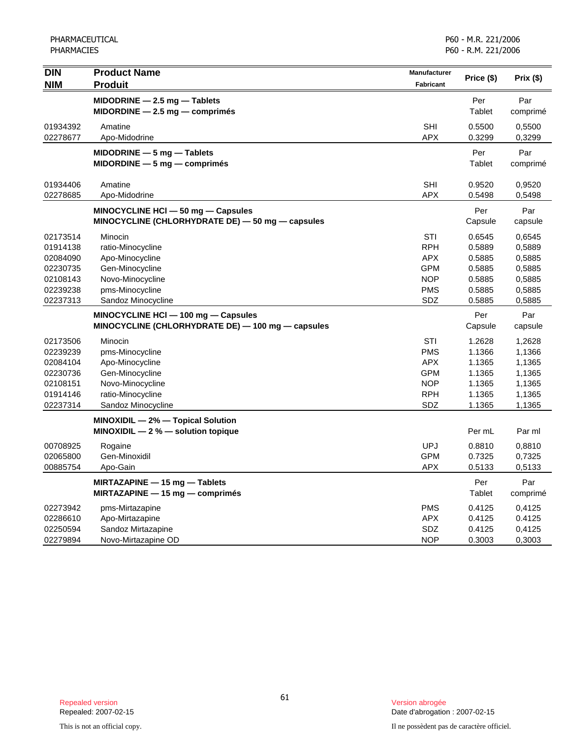| DIN<br>NIM | Product Name<br>Produit | Manufacturer<br>Fabricant | Price ($) | Prix ($) |
|---|---|---|---|---|
| | **MIDODRINE — 2.5 mg — Tablets**<br>**MIDORDINE — 2.5 mg — comprimés** | | Per Tablet | Par comprimé |
| 01934392 | Amatine | SHI | 0.5500 | 0,5500 |
| 02278677 | Apo-Midodrine | APX | 0.3299 | 0,3299 |
| | **MIDODRINE — 5 mg — Tablets**<br>**MIDORDINE — 5 mg — comprimés** | | Per Tablet | Par comprimé |
| 01934406 | Amatine | SHI | 0.9520 | 0,9520 |
| 02278685 | Apo-Midodrine | APX | 0.5498 | 0,5498 |
| | **MINOCYCLINE HCl — 50 mg — Capsules**<br>**MINOCYCLINE (CHLORHYDRATE DE) — 50 mg — capsules** | | Per Capsule | Par capsule |
| 02173514 | Minocin | STI | 0.6545 | 0,6545 |
| 01914138 | ratio-Minocycline | RPH | 0.5889 | 0,5889 |
| 02084090 | Apo-Minocycline | APX | 0.5885 | 0,5885 |
| 02230735 | Gen-Minocycline | GPM | 0.5885 | 0,5885 |
| 02108143 | Novo-Minocycline | NOP | 0.5885 | 0,5885 |
| 02239238 | pms-Minocycline | PMS | 0.5885 | 0,5885 |
| 02237313 | Sandoz Minocycline | SDZ | 0.5885 | 0,5885 |
| | **MINOCYCLINE HCl — 100 mg — Capsules**<br>**MINOCYCLINE (CHLORHYDRATE DE) — 100 mg — capsules** | | Per Capsule | Par capsule |
| 02173506 | Minocin | STI | 1.2628 | 1,2628 |
| 02239239 | pms-Minocycline | PMS | 1.1366 | 1,1366 |
| 02084104 | Apo-Minocycline | APX | 1.1365 | 1,1365 |
| 02230736 | Gen-Minocycline | GPM | 1.1365 | 1,1365 |
| 02108151 | Novo-Minocycline | NOP | 1.1365 | 1,1365 |
| 01914146 | ratio-Minocycline | RPH | 1.1365 | 1,1365 |
| 02237314 | Sandoz Minocycline | SDZ | 1.1365 | 1,1365 |
| | **MINOXIDIL — 2% — Topical Solution**<br>**MINOXIDIL — 2 % — solution topique** | | Per mL | Par ml |
| 00708925 | Rogaine | UPJ | 0.8810 | 0,8810 |
| 02065800 | Gen-Minoxidil | GPM | 0.7325 | 0,7325 |
| 00885754 | Apo-Gain | APX | 0.5133 | 0,5133 |
| | **MIRTAZAPINE — 15 mg — Tablets**<br>**MIRTAZAPINE — 15 mg — comprimés** | | Per Tablet | Par comprimé |
| 02273942 | pms-Mirtazapine | PMS | 0.4125 | 0,4125 |
| 02286610 | Apo-Mirtazapine | APX | 0.4125 | 0.4125 |
| 02250594 | Sandoz Mirtazapine | SDZ | 0.4125 | 0,4125 |
| 02279894 | Novo-Mirtazapine OD | NOP | 0.3003 | 0,3003 |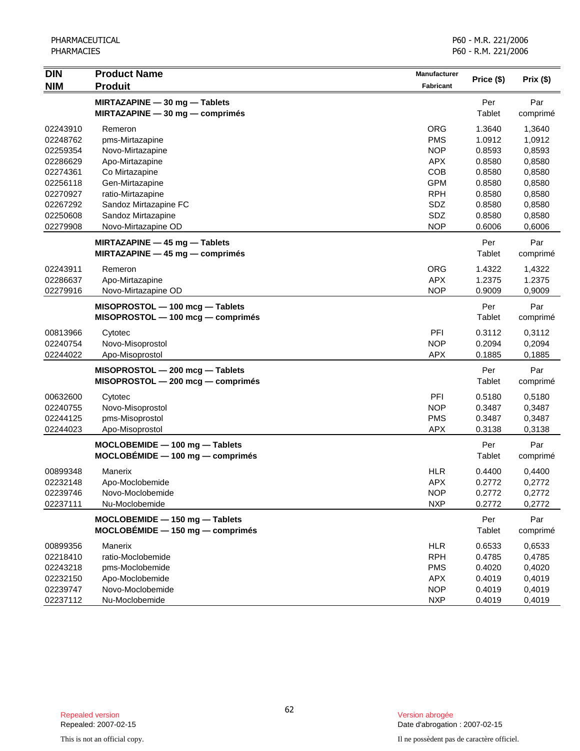| DIN<br>NIM | Product Name<br>Produit | Manufacturer<br>Fabricant | Price ($) | Prix ($) |
|---|---|---|---|---|
| | **MIRTAZAPINE — 30 mg — Tablets**<br>**MIRTAZAPINE — 30 mg — comprimés** | | Per Tablet | Par comprimé |
| 02243910 | Remeron | ORG | 1.3640 | 1,3640 |
| 02248762 | pms-Mirtazapine | PMS | 1.0912 | 1,0912 |
| 02259354 | Novo-Mirtazapine | NOP | 0.8593 | 0,8593 |
| 02286629 | Apo-Mirtazapine | APX | 0.8580 | 0,8580 |
| 02274361 | Co Mirtazapine | COB | 0.8580 | 0,8580 |
| 02256118 | Gen-Mirtazapine | GPM | 0.8580 | 0,8580 |
| 02270927 | ratio-Mirtazapine | RPH | 0.8580 | 0,8580 |
| 02267292 | Sandoz Mirtazapine FC | SDZ | 0.8580 | 0,8580 |
| 02250608 | Sandoz Mirtazapine | SDZ | 0.8580 | 0,8580 |
| 02279908 | Novo-Mirtazapine OD | NOP | 0.6006 | 0,6006 |
| | **MIRTAZAPINE — 45 mg — Tablets**<br>**MIRTAZAPINE — 45 mg — comprimés** | | Per Tablet | Par comprimé |
| 02243911 | Remeron | ORG | 1.4322 | 1,4322 |
| 02286637 | Apo-Mirtazapine | APX | 1.2375 | 1.2375 |
| 02279916 | Novo-Mirtazapine OD | NOP | 0.9009 | 0,9009 |
| | **MISOPROSTOL — 100 mcg — Tablets**<br>**MISOPROSTOL — 100 mcg — comprimés** | | Per Tablet | Par comprimé |
| 00813966 | Cytotec | PFI | 0.3112 | 0,3112 |
| 02240754 | Novo-Misoprostol | NOP | 0.2094 | 0,2094 |
| 02244022 | Apo-Misoprostol | APX | 0.1885 | 0,1885 |
| | **MISOPROSTOL — 200 mcg — Tablets**<br>**MISOPROSTOL — 200 mcg — comprimés** | | Per Tablet | Par comprimé |
| 00632600 | Cytotec | PFI | 0.5180 | 0,5180 |
| 02240755 | Novo-Misoprostol | NOP | 0.3487 | 0,3487 |
| 02244125 | pms-Misoprostol | PMS | 0.3487 | 0,3487 |
| 02244023 | Apo-Misoprostol | APX | 0.3138 | 0,3138 |
| | **MOCLOBEMIDE — 100 mg — Tablets**<br>**MOCLOBÉMIDE — 100 mg — comprimés** | | Per Tablet | Par comprimé |
| 00899348 | Manerix | HLR | 0.4400 | 0,4400 |
| 02232148 | Apo-Moclobemide | APX | 0.2772 | 0,2772 |
| 02239746 | Novo-Moclobemide | NOP | 0.2772 | 0,2772 |
| 02237111 | Nu-Moclobemide | NXP | 0.2772 | 0,2772 |
| | **MOCLOBEMIDE — 150 mg — Tablets**<br>**MOCLOBÉMIDE — 150 mg — comprimés** | | Per Tablet | Par comprimé |
| 00899356 | Manerix | HLR | 0.6533 | 0,6533 |
| 02218410 | ratio-Moclobemide | RPH | 0.4785 | 0,4785 |
| 02243218 | pms-Moclobemide | PMS | 0.4020 | 0,4020 |
| 02232150 | Apo-Moclobemide | APX | 0.4019 | 0,4019 |
| 02239747 | Novo-Moclobemide | NOP | 0.4019 | 0,4019 |
| 02237112 | Nu-Moclobemide | NXP | 0.4019 | 0,4019 |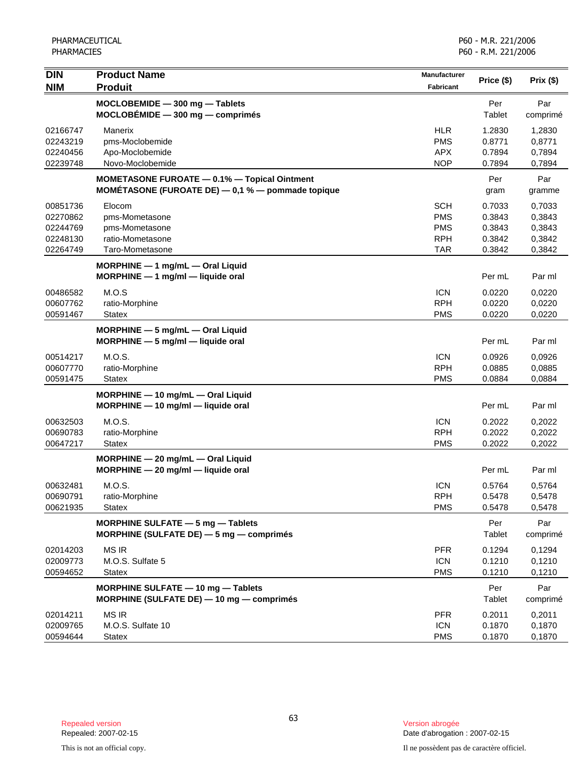| DIN<br>NIM | Product Name<br>Produit | Manufacturer<br>Fabricant | Price ($) | Prix ($) |
|---|---|---|---|---|
| | **MOCLOBEMIDE — 300 mg — Tablets**<br>**MOCLOBÉMIDE — 300 mg — comprimés** | | Per Tablet | Par comprimé |
| 02166747 | Manerix | HLR | 1.2830 | 1,2830 |
| 02243219 | pms-Moclobemide | PMS | 0.8771 | 0,8771 |
| 02240456 | Apo-Moclobemide | APX | 0.7894 | 0,7894 |
| 02239748 | Novo-Moclobemide | NOP | 0.7894 | 0,7894 |
| | **MOMETASONE FUROATE — 0.1% — Topical Ointment**<br>**MOMÉTASONE (FUROATE DE) — 0,1 % — pommade topique** | | Per gram | Par gramme |
| 00851736 | Elocom | SCH | 0.7033 | 0,7033 |
| 02270862 | pms-Mometasone | PMS | 0.3843 | 0,3843 |
| 02244769 | pms-Mometasone | PMS | 0.3843 | 0,3843 |
| 02248130 | ratio-Mometasone | RPH | 0.3842 | 0,3842 |
| 02264749 | Taro-Mometasone | TAR | 0.3842 | 0,3842 |
| | **MORPHINE — 1 mg/mL — Oral Liquid**<br>**MORPHINE — 1 mg/ml — liquide oral** | | Per mL | Par ml |
| 00486582 | M.O.S | ICN | 0.0220 | 0,0220 |
| 00607762 | ratio-Morphine | RPH | 0.0220 | 0,0220 |
| 00591467 | Statex | PMS | 0.0220 | 0,0220 |
| | **MORPHINE — 5 mg/mL — Oral Liquid**<br>**MORPHINE — 5 mg/ml — liquide oral** | | Per mL | Par ml |
| 00514217 | M.O.S. | ICN | 0.0926 | 0,0926 |
| 00607770 | ratio-Morphine | RPH | 0.0885 | 0,0885 |
| 00591475 | Statex | PMS | 0.0884 | 0,0884 |
| | **MORPHINE — 10 mg/mL — Oral Liquid**<br>**MORPHINE — 10 mg/ml — liquide oral** | | Per mL | Par ml |
| 00632503 | M.O.S. | ICN | 0.2022 | 0,2022 |
| 00690783 | ratio-Morphine | RPH | 0.2022 | 0,2022 |
| 00647217 | Statex | PMS | 0.2022 | 0,2022 |
| | **MORPHINE — 20 mg/mL — Oral Liquid**<br>**MORPHINE — 20 mg/ml — liquide oral** | | Per mL | Par ml |
| 00632481 | M.O.S. | ICN | 0.5764 | 0,5764 |
| 00690791 | ratio-Morphine | RPH | 0.5478 | 0,5478 |
| 00621935 | Statex | PMS | 0.5478 | 0,5478 |
| | **MORPHINE SULFATE — 5 mg — Tablets**<br>**MORPHINE (SULFATE DE) — 5 mg — comprimés** | | Per Tablet | Par comprimé |
| 02014203 | MS IR | PFR | 0.1294 | 0,1294 |
| 02009773 | M.O.S. Sulfate 5 | ICN | 0.1210 | 0,1210 |
| 00594652 | Statex | PMS | 0.1210 | 0,1210 |
| | **MORPHINE SULFATE — 10 mg — Tablets**<br>**MORPHINE (SULFATE DE) — 10 mg — comprimés** | | Per Tablet | Par comprimé |
| 02014211 | MS IR | PFR | 0.2011 | 0,2011 |
| 02009765 | M.O.S. Sulfate 10 | ICN | 0.1870 | 0,1870 |
| 00594644 | Statex | PMS | 0.1870 | 0,1870 |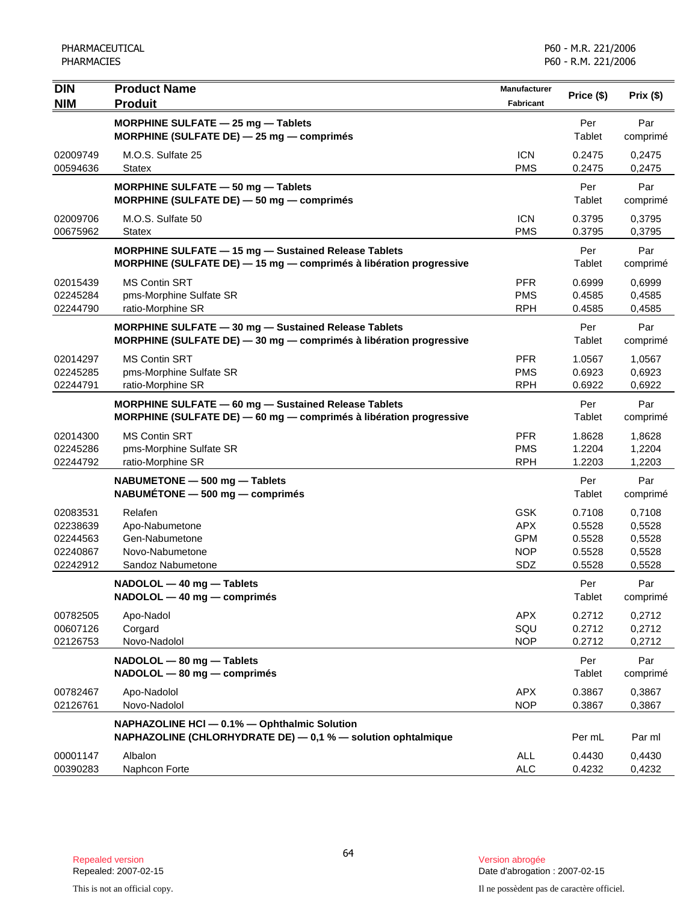| DIN<br>NIM | Product Name<br>Produit | Manufacturer<br>Fabricant | Price ($) | Prix ($) |
|---|---|---|---|---|
| | **MORPHINE SULFATE — 25 mg — Tablets<br>MORPHINE (SULFATE DE) — 25 mg — comprimés** | | Per Tablet | Par comprimé |
| 02009749 | M.O.S. Sulfate 25 | ICN | 0.2475 | 0,2475 |
| 00594636 | Statex | PMS | 0.2475 | 0,2475 |
| | **MORPHINE SULFATE — 50 mg — Tablets<br>MORPHINE (SULFATE DE) — 50 mg — comprimés** | | Per Tablet | Par comprimé |
| 02009706 | M.O.S. Sulfate 50 | ICN | 0.3795 | 0,3795 |
| 00675962 | Statex | PMS | 0.3795 | 0,3795 |
| | **MORPHINE SULFATE — 15 mg — Sustained Release Tablets<br>MORPHINE (SULFATE DE) — 15 mg — comprimés à libération progressive** | | Per Tablet | Par comprimé |
| 02015439 | MS Contin SRT | PFR | 0.6999 | 0,6999 |
| 02245284 | pms-Morphine Sulfate SR | PMS | 0.4585 | 0,4585 |
| 02244790 | ratio-Morphine SR | RPH | 0.4585 | 0,4585 |
| | **MORPHINE SULFATE — 30 mg — Sustained Release Tablets<br>MORPHINE (SULFATE DE) — 30 mg — comprimés à libération progressive** | | Per Tablet | Par comprimé |
| 02014297 | MS Contin SRT | PFR | 1.0567 | 1,0567 |
| 02245285 | pms-Morphine Sulfate SR | PMS | 0.6923 | 0,6923 |
| 02244791 | ratio-Morphine SR | RPH | 0.6922 | 0,6922 |
| | **MORPHINE SULFATE — 60 mg — Sustained Release Tablets<br>MORPHINE (SULFATE DE) — 60 mg — comprimés à libération progressive** | | Per Tablet | Par comprimé |
| 02014300 | MS Contin SRT | PFR | 1.8628 | 1,8628 |
| 02245286 | pms-Morphine Sulfate SR | PMS | 1.2204 | 1,2204 |
| 02244792 | ratio-Morphine SR | RPH | 1.2203 | 1,2203 |
| | **NABUMETONE — 500 mg — Tablets<br>NABUMÉTONE — 500 mg — comprimés** | | Per Tablet | Par comprimé |
| 02083531 | Relafen | GSK | 0.7108 | 0,7108 |
| 02238639 | Apo-Nabumetone | APX | 0.5528 | 0,5528 |
| 02244563 | Gen-Nabumetone | GPM | 0.5528 | 0,5528 |
| 02240867 | Novo-Nabumetone | NOP | 0.5528 | 0,5528 |
| 02242912 | Sandoz Nabumetone | SDZ | 0.5528 | 0,5528 |
| | **NADOLOL — 40 mg — Tablets<br>NADOLOL — 40 mg — comprimés** | | Per Tablet | Par comprimé |
| 00782505 | Apo-Nadol | APX | 0.2712 | 0,2712 |
| 00607126 | Corgard | SQU | 0.2712 | 0,2712 |
| 02126753 | Novo-Nadolol | NOP | 0.2712 | 0,2712 |
| | **NADOLOL — 80 mg — Tablets<br>NADOLOL — 80 mg — comprimés** | | Per Tablet | Par comprimé |
| 00782467 | Apo-Nadolol | APX | 0.3867 | 0,3867 |
| 02126761 | Novo-Nadolol | NOP | 0.3867 | 0,3867 |
| | **NAPHAZOLINE HCl — 0.1% — Ophthalmic Solution<br>NAPHAZOLINE (CHLORHYDRATE DE) — 0,1 % — solution ophtalmique** | | Per mL | Par ml |
| 00001147 | Albalon | ALL | 0.4430 | 0,4430 |
| 00390283 | Naphcon Forte | ALC | 0.4232 | 0,4232 |

Repealed version
Repealed: 2007-02-15

Version abrogée
Date d'abrogation : 2007-02-15

This is not an official copy.

Il ne possèdent pas de caractère officiel.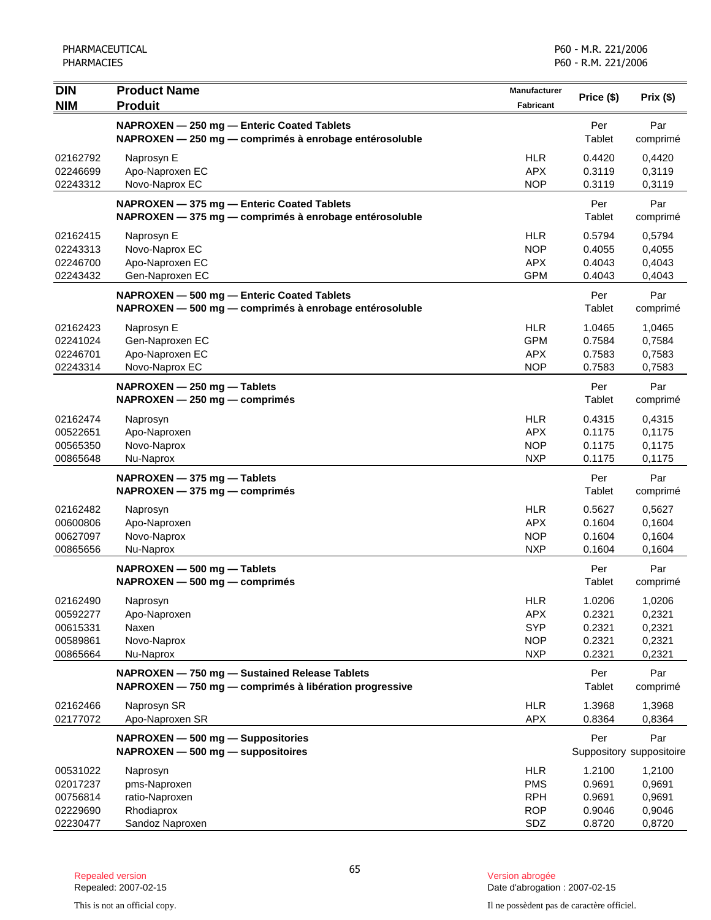| DIN<br>NIM | Product Name<br>Produit | Manufacturer<br>Fabricant | Price ($) | Prix ($) |
|---|---|---|---|---|
| | **NAPROXEN — 250 mg — Enteric Coated Tablets**<br>**NAPROXEN — 250 mg — comprimés à enrobage entérosoluble** | | Per<br>Tablet | Par<br>comprimé |
| 02162792 | Naprosyn E | HLR | 0.4420 | 0,4420 |
| 02246699 | Apo-Naproxen EC | APX | 0.3119 | 0,3119 |
| 02243312 | Novo-Naprox EC | NOP | 0.3119 | 0,3119 |
| | **NAPROXEN — 375 mg — Enteric Coated Tablets**<br>**NAPROXEN — 375 mg — comprimés à enrobage entérosoluble** | | Per<br>Tablet | Par<br>comprimé |
| 02162415 | Naprosyn E | HLR | 0.5794 | 0,5794 |
| 02243313 | Novo-Naprox EC | NOP | 0.4055 | 0,4055 |
| 02246700 | Apo-Naproxen EC | APX | 0.4043 | 0,4043 |
| 02243432 | Gen-Naproxen EC | GPM | 0.4043 | 0,4043 |
| | **NAPROXEN — 500 mg — Enteric Coated Tablets**<br>**NAPROXEN — 500 mg — comprimés à enrobage entérosoluble** | | Per<br>Tablet | Par<br>comprimé |
| 02162423 | Naprosyn E | HLR | 1.0465 | 1,0465 |
| 02241024 | Gen-Naproxen EC | GPM | 0.7584 | 0,7584 |
| 02246701 | Apo-Naproxen EC | APX | 0.7583 | 0,7583 |
| 02243314 | Novo-Naprox EC | NOP | 0.7583 | 0,7583 |
| | **NAPROXEN — 250 mg — Tablets**<br>**NAPROXEN — 250 mg — comprimés** | | Per<br>Tablet | Par<br>comprimé |
| 02162474 | Naprosyn | HLR | 0.4315 | 0,4315 |
| 00522651 | Apo-Naproxen | APX | 0.1175 | 0,1175 |
| 00565350 | Novo-Naprox | NOP | 0.1175 | 0,1175 |
| 00865648 | Nu-Naprox | NXP | 0.1175 | 0,1175 |
| | **NAPROXEN — 375 mg — Tablets**<br>**NAPROXEN — 375 mg — comprimés** | | Per<br>Tablet | Par<br>comprimé |
| 02162482 | Naprosyn | HLR | 0.5627 | 0,5627 |
| 00600806 | Apo-Naproxen | APX | 0.1604 | 0,1604 |
| 00627097 | Novo-Naprox | NOP | 0.1604 | 0,1604 |
| 00865656 | Nu-Naprox | NXP | 0.1604 | 0,1604 |
| | **NAPROXEN — 500 mg — Tablets**<br>**NAPROXEN — 500 mg — comprimés** | | Per<br>Tablet | Par<br>comprimé |
| 02162490 | Naprosyn | HLR | 1.0206 | 1,0206 |
| 00592277 | Apo-Naproxen | APX | 0.2321 | 0,2321 |
| 00615331 | Naxen | SYP | 0.2321 | 0,2321 |
| 00589861 | Novo-Naprox | NOP | 0.2321 | 0,2321 |
| 00865664 | Nu-Naprox | NXP | 0.2321 | 0,2321 |
| | **NAPROXEN — 750 mg — Sustained Release Tablets**<br>**NAPROXEN — 750 mg — comprimés à libération progressive** | | Per<br>Tablet | Par<br>comprimé |
| 02162466 | Naprosyn SR | HLR | 1.3968 | 1,3968 |
| 02177072 | Apo-Naproxen SR | APX | 0.8364 | 0,8364 |
| | **NAPROXEN — 500 mg — Suppositories**<br>**NAPROXEN — 500 mg — suppositoires** | | Per<br>Suppository | Par<br>suppositoire |
| 00531022 | Naprosyn | HLR | 1.2100 | 1,2100 |
| 02017237 | pms-Naproxen | PMS | 0.9691 | 0,9691 |
| 00756814 | ratio-Naproxen | RPH | 0.9691 | 0,9691 |
| 02229690 | Rhodiaprox | ROP | 0.9046 | 0,9046 |
| 02230477 | Sandoz Naproxen | SDZ | 0.8720 | 0,8720 |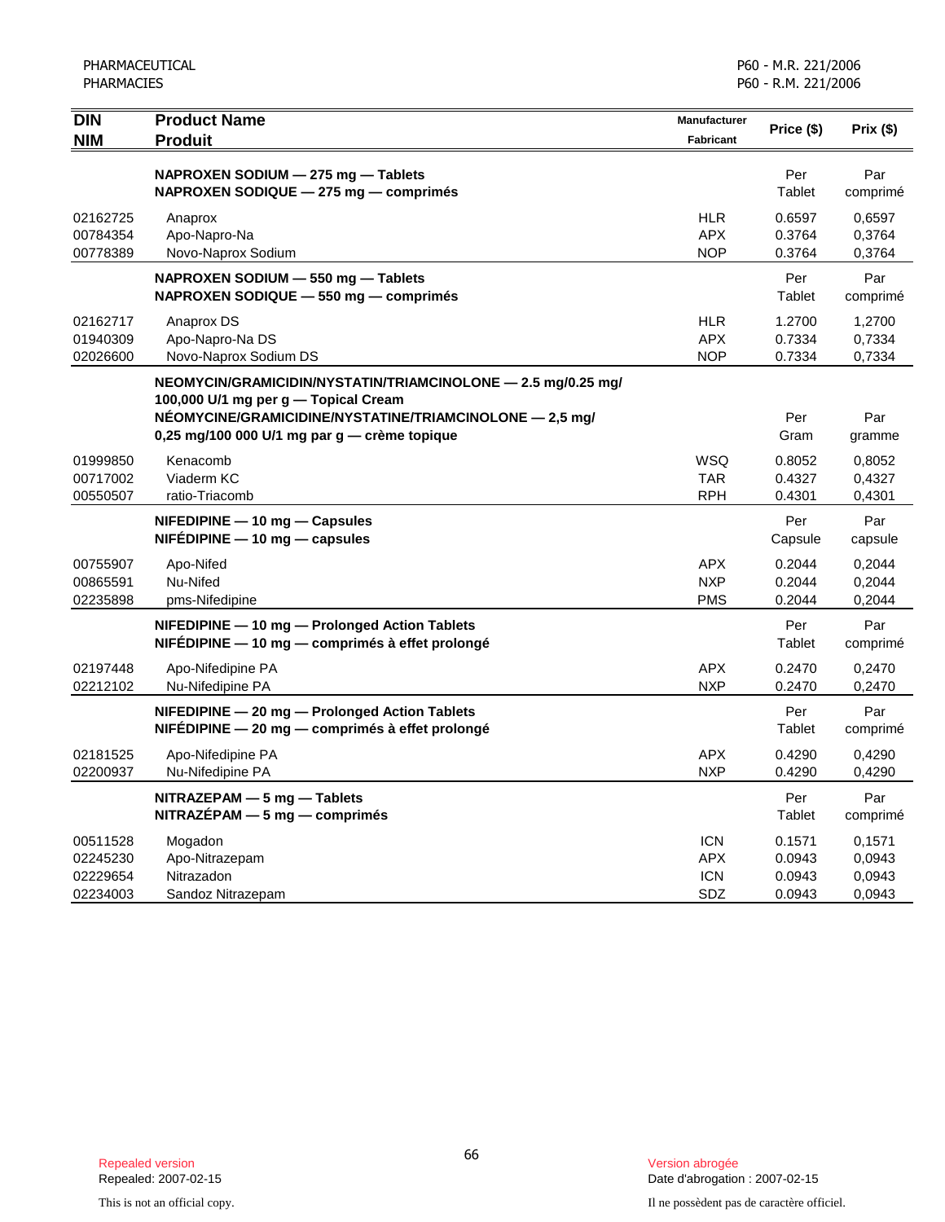| DIN<br>NIM | Product Name<br>Produit | Manufacturer<br>Fabricant | Price ($) | Prix ($) |
|---|---|---|---|---|
| | **NAPROXEN SODIUM — 275 mg — Tablets**<br>**NAPROXEN SODIQUE — 275 mg — comprimés** | | Per Tablet | Par comprimé |
| 02162725 | Anaprox | HLR | 0.6597 | 0,6597 |
| 00784354 | Apo-Napro-Na | APX | 0.3764 | 0,3764 |
| 00778389 | Novo-Naprox Sodium | NOP | 0.3764 | 0,3764 |
| | **NAPROXEN SODIUM — 550 mg — Tablets**<br>**NAPROXEN SODIQUE — 550 mg — comprimés** | | Per Tablet | Par comprimé |
| 02162717 | Anaprox DS | HLR | 1.2700 | 1,2700 |
| 01940309 | Apo-Napro-Na DS | APX | 0.7334 | 0,7334 |
| 02026600 | Novo-Naprox Sodium DS | NOP | 0.7334 | 0,7334 |
| | **NEOMYCIN/GRAMICIDIN/NYSTATIN/TRIAMCINOLONE — 2.5 mg/0.25 mg/ 100,000 U/1 mg per g — Topical Cream**<br>**NÉOMYCINE/GRAMICIDINE/NYSTATINE/TRIAMCINOLONE — 2,5 mg/ 0,25 mg/100 000 U/1 mg par g — crème topique** | | Per Gram | Par gramme |
| 01999850 | Kenacomb | WSQ | 0.8052 | 0,8052 |
| 00717002 | Viaderm KC | TAR | 0.4327 | 0,4327 |
| 00550507 | ratio-Triacomb | RPH | 0.4301 | 0,4301 |
| | **NIFEDIPINE — 10 mg — Capsules**<br>**NIFÉDIPINE — 10 mg — capsules** | | Per Capsule | Par capsule |
| 00755907 | Apo-Nifed | APX | 0.2044 | 0,2044 |
| 00865591 | Nu-Nifed | NXP | 0.2044 | 0,2044 |
| 02235898 | pms-Nifedipine | PMS | 0.2044 | 0,2044 |
| | **NIFEDIPINE — 10 mg — Prolonged Action Tablets**<br>**NIFÉDIPINE — 10 mg — comprimés à effet prolongé** | | Per Tablet | Par comprimé |
| 02197448 | Apo-Nifedipine PA | APX | 0.2470 | 0,2470 |
| 02212102 | Nu-Nifedipine PA | NXP | 0.2470 | 0,2470 |
| | **NIFEDIPINE — 20 mg — Prolonged Action Tablets**<br>**NIFÉDIPINE — 20 mg — comprimés à effet prolongé** | | Per Tablet | Par comprimé |
| 02181525 | Apo-Nifedipine PA | APX | 0.4290 | 0,4290 |
| 02200937 | Nu-Nifedipine PA | NXP | 0.4290 | 0,4290 |
| | **NITRAZEPAM — 5 mg — Tablets**<br>**NITRAZÉPAM — 5 mg — comprimés** | | Per Tablet | Par comprimé |
| 00511528 | Mogadon | ICN | 0.1571 | 0,1571 |
| 02245230 | Apo-Nitrazepam | APX | 0.0943 | 0,0943 |
| 02229654 | Nitrazadon | ICN | 0.0943 | 0,0943 |
| 02234003 | Sandoz Nitrazepam | SDZ | 0.0943 | 0,0943 |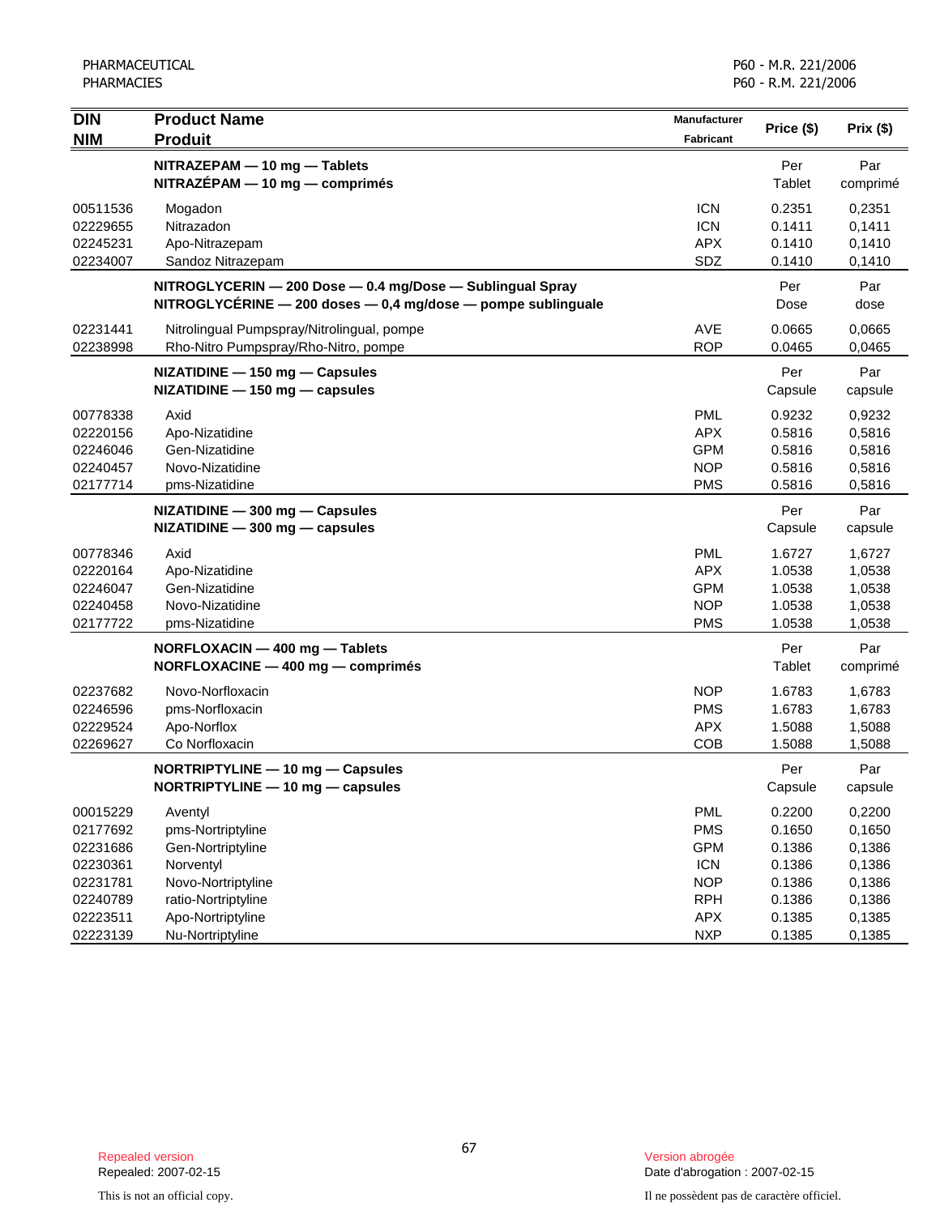| DIN<br>NIM | Product Name<br>Produit | Manufacturer<br>Fabricant | Price ($) | Prix ($) |
|---|---|---|---|---|
| | **NITRAZEPAM — 10 mg — Tablets**<br>**NITRAZÉPAM — 10 mg — comprimés** | | Per Tablet | Par comprimé |
| 00511536 | Mogadon | ICN | 0.2351 | 0,2351 |
| 02229655 | Nitrazadon | ICN | 0.1411 | 0,1411 |
| 02245231 | Apo-Nitrazepam | APX | 0.1410 | 0,1410 |
| 02234007 | Sandoz Nitrazepam | SDZ | 0.1410 | 0,1410 |
| | **NITROGLYCERIN — 200 Dose — 0.4 mg/Dose — Sublingual Spray**<br>**NITROGLYCÉRINE — 200 doses — 0,4 mg/dose — pompe sublinguale** | | Per Dose | Par dose |
| 02231441 | Nitrolingual Pumpspray/Nitrolingual, pompe | AVE | 0.0665 | 0,0665 |
| 02238998 | Rho-Nitro Pumpspray/Rho-Nitro, pompe | ROP | 0.0465 | 0,0465 |
| | **NIZATIDINE — 150 mg — Capsules**<br>**NIZATIDINE — 150 mg — capsules** | | Per Capsule | Par capsule |
| 00778338 | Axid | PML | 0.9232 | 0,9232 |
| 02220156 | Apo-Nizatidine | APX | 0.5816 | 0,5816 |
| 02246046 | Gen-Nizatidine | GPM | 0.5816 | 0,5816 |
| 02240457 | Novo-Nizatidine | NOP | 0.5816 | 0,5816 |
| 02177714 | pms-Nizatidine | PMS | 0.5816 | 0,5816 |
| | **NIZATIDINE — 300 mg — Capsules**<br>**NIZATIDINE — 300 mg — capsules** | | Per Capsule | Par capsule |
| 00778346 | Axid | PML | 1.6727 | 1,6727 |
| 02220164 | Apo-Nizatidine | APX | 1.0538 | 1,0538 |
| 02246047 | Gen-Nizatidine | GPM | 1.0538 | 1,0538 |
| 02240458 | Novo-Nizatidine | NOP | 1.0538 | 1,0538 |
| 02177722 | pms-Nizatidine | PMS | 1.0538 | 1,0538 |
| | **NORFLOXACIN — 400 mg — Tablets**<br>**NORFLOXACINE — 400 mg — comprimés** | | Per Tablet | Par comprimé |
| 02237682 | Novo-Norfloxacin | NOP | 1.6783 | 1,6783 |
| 02246596 | pms-Norfloxacin | PMS | 1.6783 | 1,6783 |
| 02229524 | Apo-Norflox | APX | 1.5088 | 1,5088 |
| 02269627 | Co Norfloxacin | COB | 1.5088 | 1,5088 |
| | **NORTRIPTYLINE — 10 mg — Capsules**<br>**NORTRIPTYLINE — 10 mg — capsules** | | Per Capsule | Par capsule |
| 00015229 | Aventyl | PML | 0.2200 | 0,2200 |
| 02177692 | pms-Nortriptyline | PMS | 0.1650 | 0,1650 |
| 02231686 | Gen-Nortriptyline | GPM | 0.1386 | 0,1386 |
| 02230361 | Norventyl | ICN | 0.1386 | 0,1386 |
| 02231781 | Novo-Nortriptyline | NOP | 0.1386 | 0,1386 |
| 02240789 | ratio-Nortriptyline | RPH | 0.1386 | 0,1386 |
| 02223511 | Apo-Nortriptyline | APX | 0.1385 | 0,1385 |
| 02223139 | Nu-Nortriptyline | NXP | 0.1385 | 0,1385 |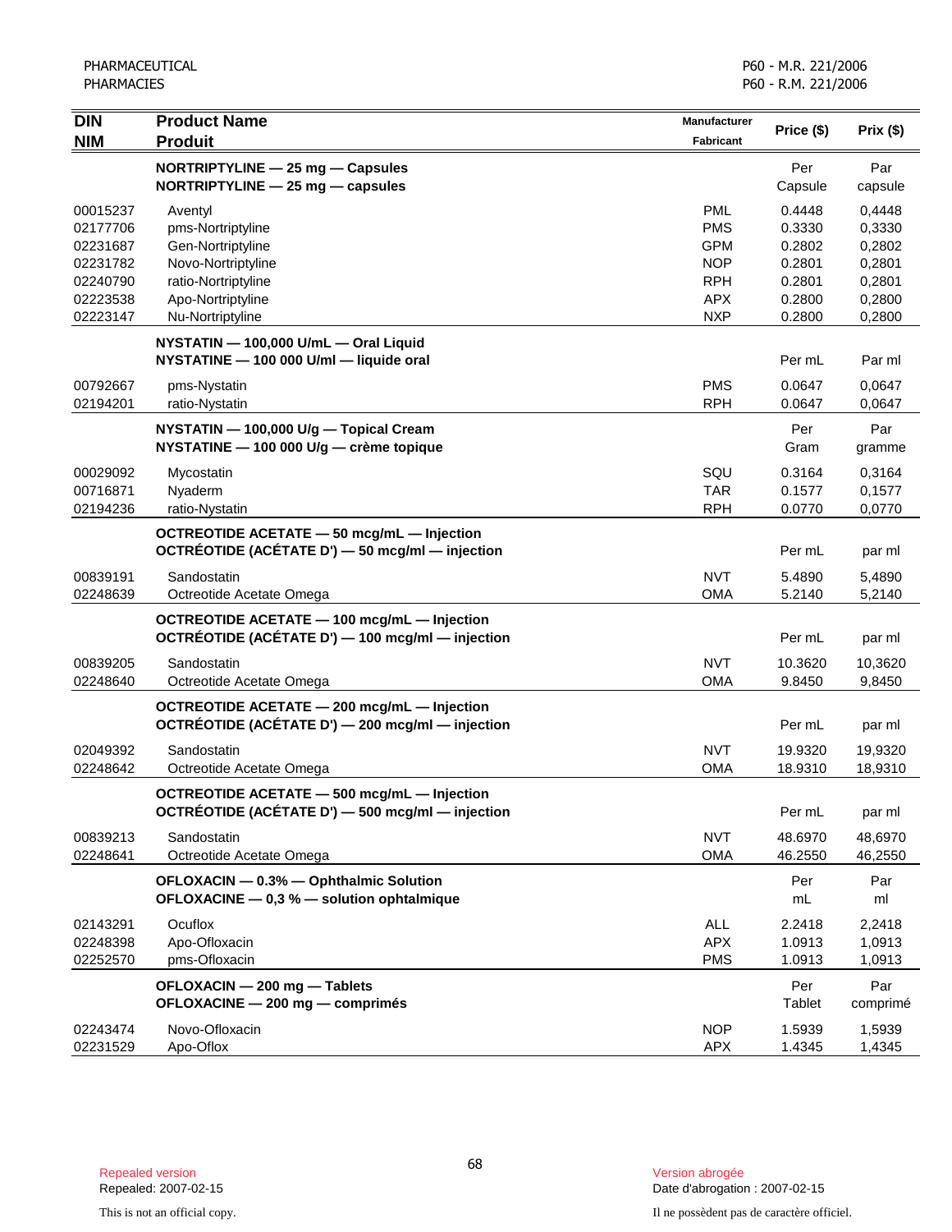| DIN<br>NIM | Product Name<br>Produit | Manufacturer<br>Fabricant | Price ($) | Prix ($) |
|---|---|---|---|---|
| | **NORTRIPTYLINE — 25 mg — Capsules**<br>**NORTRIPTYLINE — 25 mg — capsules** | | Per Capsule | Par capsule |
| 00015237 | Aventyl | PML | 0.4448 | 0,4448 |
| 02177706 | pms-Nortriptyline | PMS | 0.3330 | 0,3330 |
| 02231687 | Gen-Nortriptyline | GPM | 0.2802 | 0,2802 |
| 02231782 | Novo-Nortriptyline | NOP | 0.2801 | 0,2801 |
| 02240790 | ratio-Nortriptyline | RPH | 0.2801 | 0,2801 |
| 02223538 | Apo-Nortriptyline | APX | 0.2800 | 0,2800 |
| 02223147 | Nu-Nortriptyline | NXP | 0.2800 | 0,2800 |
| | **NYSTATIN — 100,000 U/mL — Oral Liquid**<br>**NYSTATINE — 100 000 U/ml — liquide oral** | | Per mL | Par ml |
| 00792667 | pms-Nystatin | PMS | 0.0647 | 0,0647 |
| 02194201 | ratio-Nystatin | RPH | 0.0647 | 0,0647 |
| | **NYSTATIN — 100,000 U/g — Topical Cream**<br>**NYSTATINE — 100 000 U/g — crème topique** | | Per Gram | Par gramme |
| 00029092 | Mycostatin | SQU | 0.3164 | 0,3164 |
| 00716871 | Nyaderm | TAR | 0.1577 | 0,1577 |
| 02194236 | ratio-Nystatin | RPH | 0.0770 | 0,0770 |
| | **OCTREOTIDE ACETATE — 50 mcg/mL — Injection**<br>**OCTRÉOTIDE (ACÉTATE D') — 50 mcg/ml — injection** | | Per mL | par ml |
| 00839191 | Sandostatin | NVT | 5.4890 | 5,4890 |
| 02248639 | Octreotide Acetate Omega | OMA | 5.2140 | 5,2140 |
| | **OCTREOTIDE ACETATE — 100 mcg/mL — Injection**<br>**OCTRÉOTIDE (ACÉTATE D') — 100 mcg/ml — injection** | | Per mL | par ml |
| 00839205 | Sandostatin | NVT | 10.3620 | 10,3620 |
| 02248640 | Octreotide Acetate Omega | OMA | 9.8450 | 9,8450 |
| | **OCTREOTIDE ACETATE — 200 mcg/mL — Injection**<br>**OCTRÉOTIDE (ACÉTATE D') — 200 mcg/ml — injection** | | Per mL | par ml |
| 02049392 | Sandostatin | NVT | 19.9320 | 19,9320 |
| 02248642 | Octreotide Acetate Omega | OMA | 18.9310 | 18,9310 |
| | **OCTREOTIDE ACETATE — 500 mcg/mL — Injection**<br>**OCTRÉOTIDE (ACÉTATE D') — 500 mcg/ml — injection** | | Per mL | par ml |
| 00839213 | Sandostatin | NVT | 48.6970 | 48,6970 |
| 02248641 | Octreotide Acetate Omega | OMA | 46.2550 | 46,2550 |
| | **OFLOXACIN — 0.3% — Ophthalmic Solution**<br>**OFLOXACINE — 0,3 % — solution ophtalmique** | | Per mL | Par ml |
| 02143291 | Ocuflox | ALL | 2.2418 | 2,2418 |
| 02248398 | Apo-Ofloxacin | APX | 1.0913 | 1,0913 |
| 02252570 | pms-Ofloxacin | PMS | 1.0913 | 1,0913 |
| | **OFLOXACIN — 200 mg — Tablets**<br>**OFLOXACINE — 200 mg — comprimés** | | Per Tablet | Par comprimé |
| 02243474 | Novo-Ofloxacin | NOP | 1.5939 | 1,5939 |
| 02231529 | Apo-Oflox | APX | 1.4345 | 1,4345 |

Repealed version
Repealed: 2007-02-15

Version abrogée
Date d'abrogation : 2007-02-15

This is not an official copy.

Il ne possèdent pas de caractère officiel.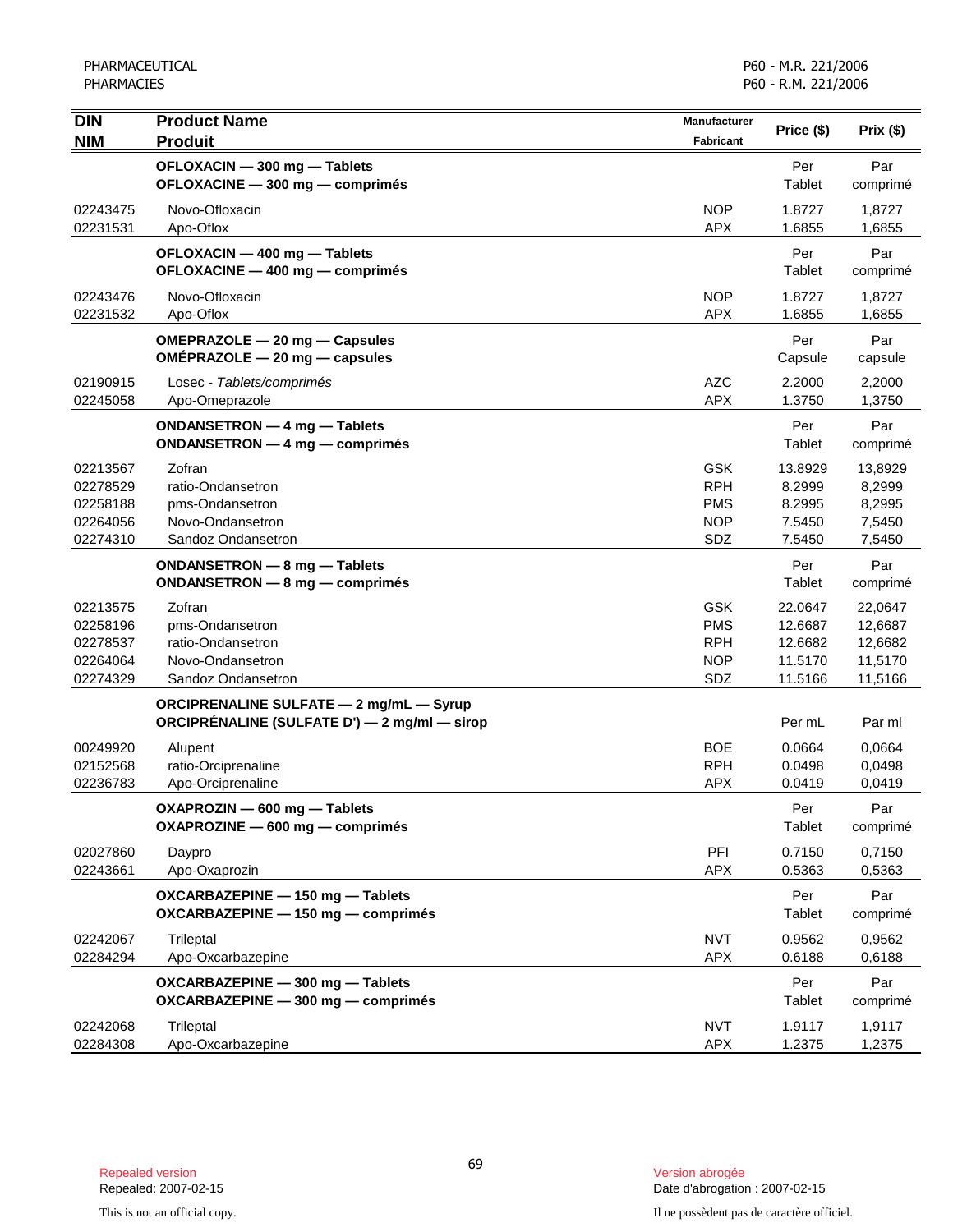| DIN<br>NIM | Product Name<br>Produit | Manufacturer<br>Fabricant | Price ($) | Prix ($) |
|---|---|---|---|---|
| | **OFLOXACIN — 300 mg — Tablets**<br>**OFLOXACINE — 300 mg — comprimés** | | Per<br>Tablet | Par<br>comprimé |
| 02243475 | Novo-Ofloxacin | NOP | 1.8727 | 1,8727 |
| 02231531 | Apo-Oflox | APX | 1.6855 | 1,6855 |
| | **OFLOXACIN — 400 mg — Tablets**<br>**OFLOXACINE — 400 mg — comprimés** | | Per<br>Tablet | Par<br>comprimé |
| 02243476 | Novo-Ofloxacin | NOP | 1.8727 | 1,8727 |
| 02231532 | Apo-Oflox | APX | 1.6855 | 1,6855 |
| | **OMEPRAZOLE — 20 mg — Capsules**<br>**OMÉPRAZOLE — 20 mg — capsules** | | Per<br>Capsule | Par<br>capsule |
| 02190915 | Losec - *Tablets/comprimés* | AZC | 2.2000 | 2,2000 |
| 02245058 | Apo-Omeprazole | APX | 1.3750 | 1,3750 |
| | **ONDANSETRON — 4 mg — Tablets**<br>**ONDANSETRON — 4 mg — comprimés** | | Per<br>Tablet | Par<br>comprimé |
| 02213567 | Zofran | GSK | 13.8929 | 13,8929 |
| 02278529 | ratio-Ondansetron | RPH | 8.2999 | 8,2999 |
| 02258188 | pms-Ondansetron | PMS | 8.2995 | 8,2995 |
| 02264056 | Novo-Ondansetron | NOP | 7.5450 | 7,5450 |
| 02274310 | Sandoz Ondansetron | SDZ | 7.5450 | 7,5450 |
| | **ONDANSETRON — 8 mg — Tablets**<br>**ONDANSETRON — 8 mg — comprimés** | | Per<br>Tablet | Par<br>comprimé |
| 02213575 | Zofran | GSK | 22.0647 | 22,0647 |
| 02258196 | pms-Ondansetron | PMS | 12.6687 | 12,6687 |
| 02278537 | ratio-Ondansetron | RPH | 12.6682 | 12,6682 |
| 02264064 | Novo-Ondansetron | NOP | 11.5170 | 11,5170 |
| 02274329 | Sandoz Ondansetron | SDZ | 11.5166 | 11,5166 |
| | **ORCIPRENALINE SULFATE — 2 mg/mL — Syrup**<br>**ORCIPRÉNALINE (SULFATE D') — 2 mg/ml — sirop** | | Per mL | Par ml |
| 00249920 | Alupent | BOE | 0.0664 | 0,0664 |
| 02152568 | ratio-Orciprenaline | RPH | 0.0498 | 0,0498 |
| 02236783 | Apo-Orciprenaline | APX | 0.0419 | 0,0419 |
| | **OXAPROZIN — 600 mg — Tablets**<br>**OXAPROZINE — 600 mg — comprimés** | | Per<br>Tablet | Par<br>comprimé |
| 02027860 | Daypro | PFI | 0.7150 | 0,7150 |
| 02243661 | Apo-Oxaprozin | APX | 0.5363 | 0,5363 |
| | **OXCARBAZEPINE — 150 mg — Tablets**<br>**OXCARBAZEPINE — 150 mg — comprimés** | | Per<br>Tablet | Par<br>comprimé |
| 02242067 | Trileptal | NVT | 0.9562 | 0,9562 |
| 02284294 | Apo-Oxcarbazepine | APX | 0.6188 | 0,6188 |
| | **OXCARBAZEPINE — 300 mg — Tablets**<br>**OXCARBAZEPINE — 300 mg — comprimés** | | Per<br>Tablet | Par<br>comprimé |
| 02242068 | Trileptal | NVT | 1.9117 | 1,9117 |
| 02284308 | Apo-Oxcarbazepine | APX | 1.2375 | 1,2375 |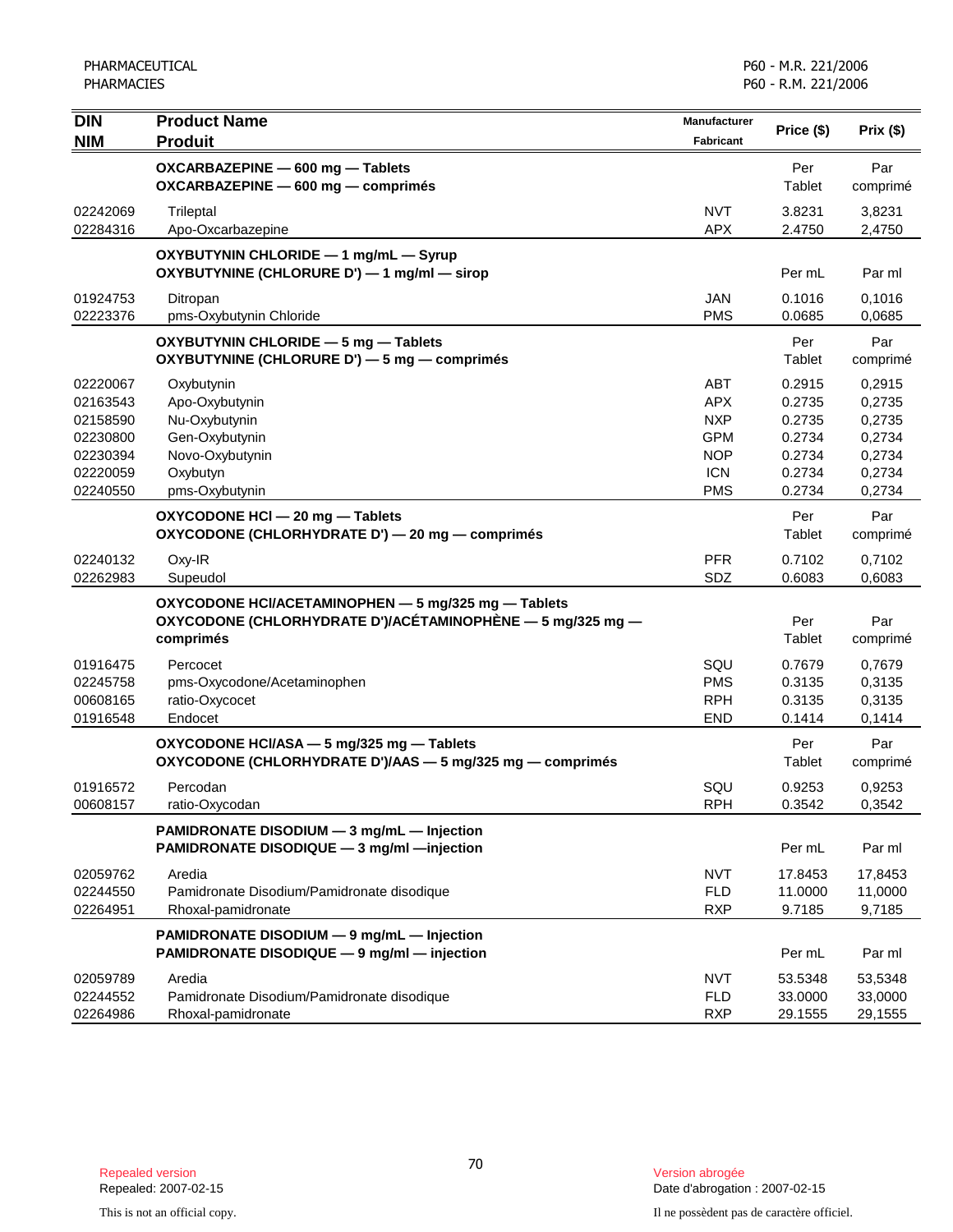| DIN<br>NIM | Product Name<br>Produit | Manufacturer<br>Fabricant | Price ($) | Prix ($) |
|---|---|---|---|---|
| | **OXCARBAZEPINE — 600 mg — Tablets**<br>**OXCARBAZEPINE — 600 mg — comprimés** | | Per Tablet | Par comprimé |
| 02242069 | Trileptal | NVT | 3.8231 | 3,8231 |
| 02284316 | Apo-Oxcarbazepine | APX | 2.4750 | 2,4750 |
| | **OXYBUTYNIN CHLORIDE — 1 mg/mL — Syrup**<br>**OXYBUTYNINE (CHLORURE D') — 1 mg/ml — sirop** | | Per mL | Par ml |
| 01924753 | Ditropan | JAN | 0.1016 | 0,1016 |
| 02223376 | pms-Oxybutynin Chloride | PMS | 0.0685 | 0,0685 |
| | **OXYBUTYNIN CHLORIDE — 5 mg — Tablets**<br>**OXYBUTYNINE (CHLORURE D') — 5 mg — comprimés** | | Per Tablet | Par comprimé |
| 02220067 | Oxybutynin | ABT | 0.2915 | 0,2915 |
| 02163543 | Apo-Oxybutynin | APX | 0.2735 | 0,2735 |
| 02158590 | Nu-Oxybutynin | NXP | 0.2735 | 0,2735 |
| 02230800 | Gen-Oxybutynin | GPM | 0.2734 | 0,2734 |
| 02230394 | Novo-Oxybutynin | NOP | 0.2734 | 0,2734 |
| 02220059 | Oxybutyn | ICN | 0.2734 | 0,2734 |
| 02240550 | pms-Oxybutynin | PMS | 0.2734 | 0,2734 |
| | **OXYCODONE HCl — 20 mg — Tablets**<br>**OXYCODONE (CHLORHYDRATE D') — 20 mg — comprimés** | | Per Tablet | Par comprimé |
| 02240132 | Oxy-IR | PFR | 0.7102 | 0,7102 |
| 02262983 | Supeudol | SDZ | 0.6083 | 0,6083 |
| | **OXYCODONE HCl/ACETAMINOPHEN — 5 mg/325 mg — Tablets**<br>**OXYCODONE (CHLORHYDRATE D')/ACÉTAMINOPHÈNE — 5 mg/325 mg — comprimés** | | Per Tablet | Par comprimé |
| 01916475 | Percocet | SQU | 0.7679 | 0,7679 |
| 02245758 | pms-Oxycodone/Acetaminophen | PMS | 0.3135 | 0,3135 |
| 00608165 | ratio-Oxycocet | RPH | 0.3135 | 0,3135 |
| 01916548 | Endocet | END | 0.1414 | 0,1414 |
| | **OXYCODONE HCl/ASA — 5 mg/325 mg — Tablets**<br>**OXYCODONE (CHLORHYDRATE D')/AAS — 5 mg/325 mg — comprimés** | | Per Tablet | Par comprimé |
| 01916572 | Percodan | SQU | 0.9253 | 0,9253 |
| 00608157 | ratio-Oxycodan | RPH | 0.3542 | 0,3542 |
| | **PAMIDRONATE DISODIUM — 3 mg/mL — Injection**<br>**PAMIDRONATE DISODIQUE — 3 mg/ml —injection** | | Per mL | Par ml |
| 02059762 | Aredia | NVT | 17.8453 | 17,8453 |
| 02244550 | Pamidronate Disodium/Pamidronate disodique | FLD | 11.0000 | 11,0000 |
| 02264951 | Rhoxal-pamidronate | RXP | 9.7185 | 9,7185 |
| | **PAMIDRONATE DISODIUM — 9 mg/mL — Injection**<br>**PAMIDRONATE DISODIQUE — 9 mg/ml — injection** | | Per mL | Par ml |
| 02059789 | Aredia | NVT | 53.5348 | 53,5348 |
| 02244552 | Pamidronate Disodium/Pamidronate disodique | FLD | 33.0000 | 33,0000 |
| 02264986 | Rhoxal-pamidronate | RXP | 29.1555 | 29,1555 |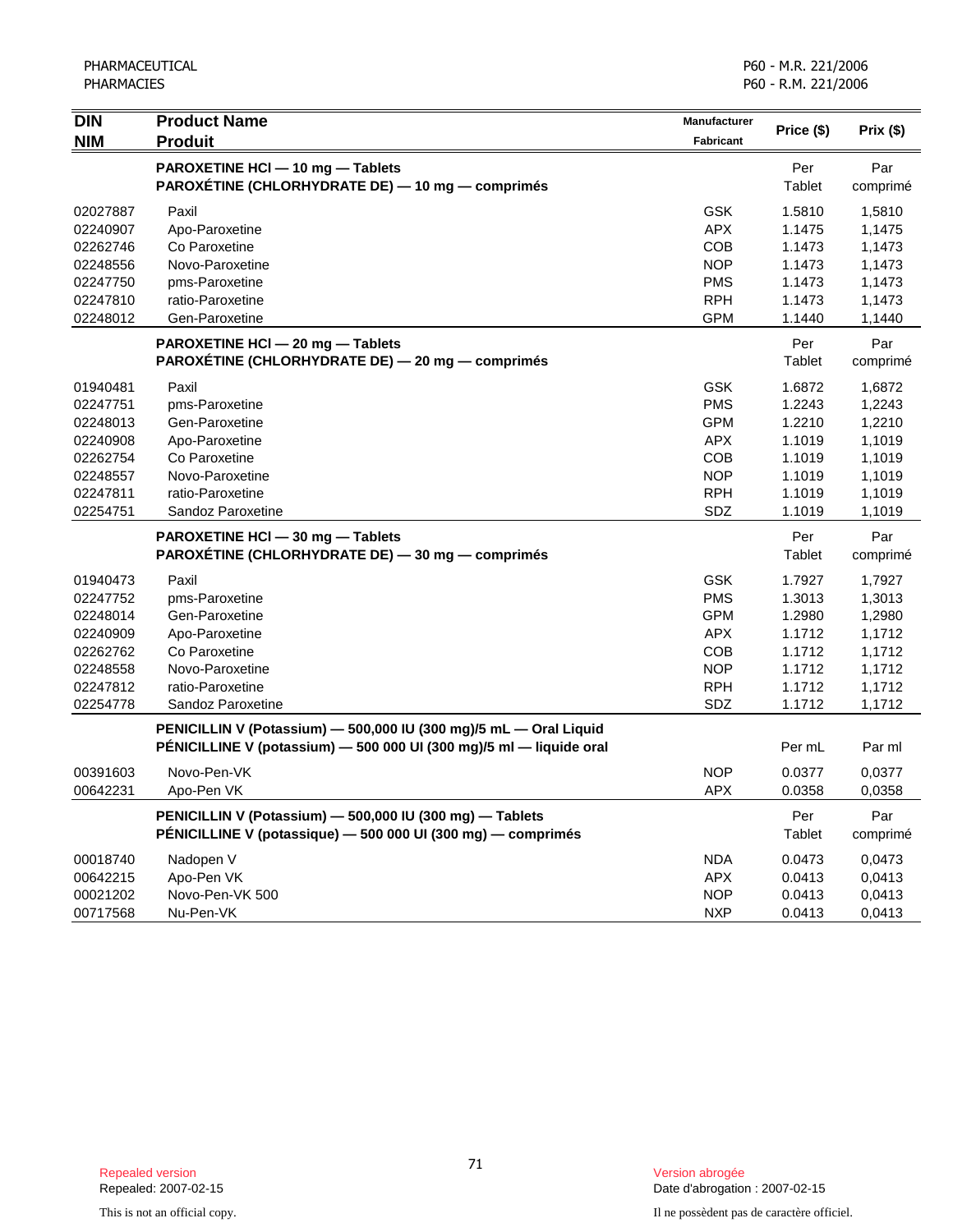| DIN<br>NIM | Product Name<br>Produit | Manufacturer<br>Fabricant | Price ($) | Prix ($) |
|---|---|---|---|---|
| | **PAROXETINE HCl — 10 mg — Tablets**<br>**PAROXÉTINE (CHLORHYDRATE DE) — 10 mg — comprimés** | | Per Tablet | Par comprimé |
| 02027887 | Paxil | GSK | 1.5810 | 1,5810 |
| 02240907 | Apo-Paroxetine | APX | 1.1475 | 1,1475 |
| 02262746 | Co Paroxetine | COB | 1.1473 | 1,1473 |
| 02248556 | Novo-Paroxetine | NOP | 1.1473 | 1,1473 |
| 02247750 | pms-Paroxetine | PMS | 1.1473 | 1,1473 |
| 02247810 | ratio-Paroxetine | RPH | 1.1473 | 1,1473 |
| 02248012 | Gen-Paroxetine | GPM | 1.1440 | 1,1440 |
| | **PAROXETINE HCl — 20 mg — Tablets**<br>**PAROXÉTINE (CHLORHYDRATE DE) — 20 mg — comprimés** | | Per Tablet | Par comprimé |
| 01940481 | Paxil | GSK | 1.6872 | 1,6872 |
| 02247751 | pms-Paroxetine | PMS | 1.2243 | 1,2243 |
| 02248013 | Gen-Paroxetine | GPM | 1.2210 | 1,2210 |
| 02240908 | Apo-Paroxetine | APX | 1.1019 | 1,1019 |
| 02262754 | Co Paroxetine | COB | 1.1019 | 1,1019 |
| 02248557 | Novo-Paroxetine | NOP | 1.1019 | 1,1019 |
| 02247811 | ratio-Paroxetine | RPH | 1.1019 | 1,1019 |
| 02254751 | Sandoz Paroxetine | SDZ | 1.1019 | 1,1019 |
| | **PAROXETINE HCl — 30 mg — Tablets**<br>**PAROXÉTINE (CHLORHYDRATE DE) — 30 mg — comprimés** | | Per Tablet | Par comprimé |
| 01940473 | Paxil | GSK | 1.7927 | 1,7927 |
| 02247752 | pms-Paroxetine | PMS | 1.3013 | 1,3013 |
| 02248014 | Gen-Paroxetine | GPM | 1.2980 | 1,2980 |
| 02240909 | Apo-Paroxetine | APX | 1.1712 | 1,1712 |
| 02262762 | Co Paroxetine | COB | 1.1712 | 1,1712 |
| 02248558 | Novo-Paroxetine | NOP | 1.1712 | 1,1712 |
| 02247812 | ratio-Paroxetine | RPH | 1.1712 | 1,1712 |
| 02254778 | Sandoz Paroxetine | SDZ | 1.1712 | 1,1712 |
| | **PENICILLIN V (Potassium) — 500,000 IU (300 mg)/5 mL — Oral Liquid**<br>**PÉNICILLINE V (potassium) — 500 000 UI (300 mg)/5 ml — liquide oral** | | Per mL | Par ml |
| 00391603 | Novo-Pen-VK | NOP | 0.0377 | 0,0377 |
| 00642231 | Apo-Pen VK | APX | 0.0358 | 0,0358 |
| | **PENICILLIN V (Potassium) — 500,000 IU (300 mg) — Tablets**<br>**PÉNICILLINE V (potassique) — 500 000 UI (300 mg) — comprimés** | | Per Tablet | Par comprimé |
| 00018740 | Nadopen V | NDA | 0.0473 | 0,0473 |
| 00642215 | Apo-Pen VK | APX | 0.0413 | 0,0413 |
| 00021202 | Novo-Pen-VK 500 | NOP | 0.0413 | 0,0413 |
| 00717568 | Nu-Pen-VK | NXP | 0.0413 | 0,0413 |

Repealed version
Repealed: 2007-02-15

Version abrogée
Date d'abrogation : 2007-02-15

This is not an official copy.

Il ne possèdent pas de caractère officiel.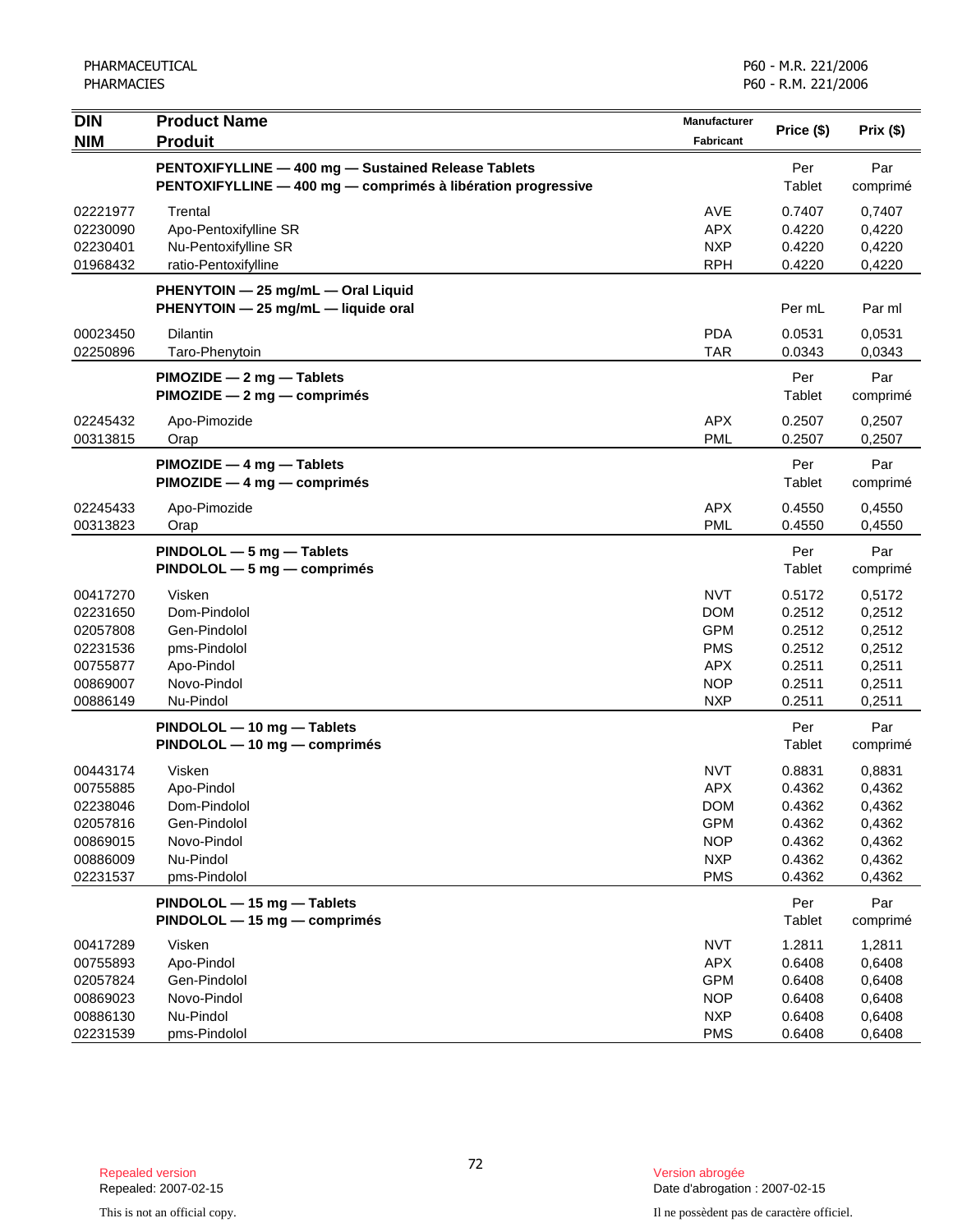| DIN<br>NIM | Product Name<br>Produit | Manufacturer<br>Fabricant | Price ($) | Prix ($) |
|---|---|---|---|---|
| | **PENTOXIFYLLINE — 400 mg — Sustained Release Tablets**<br>**PENTOXIFYLLINE — 400 mg — comprimés à libération progressive** | | Per Tablet | Par comprimé |
| 02221977 | Trental | AVE | 0.7407 | 0,7407 |
| 02230090 | Apo-Pentoxifylline SR | APX | 0.4220 | 0,4220 |
| 02230401 | Nu-Pentoxifylline SR | NXP | 0.4220 | 0,4220 |
| 01968432 | ratio-Pentoxifylline | RPH | 0.4220 | 0,4220 |
| | **PHENYTOIN — 25 mg/mL — Oral Liquid**<br>**PHENYTOIN — 25 mg/mL — liquide oral** | | Per mL | Par ml |
| 00023450 | Dilantin | PDA | 0.0531 | 0,0531 |
| 02250896 | Taro-Phenytoin | TAR | 0.0343 | 0,0343 |
| | **PIMOZIDE — 2 mg — Tablets**<br>**PIMOZIDE — 2 mg — comprimés** | | Per Tablet | Par comprimé |
| 02245432 | Apo-Pimozide | APX | 0.2507 | 0,2507 |
| 00313815 | Orap | PML | 0.2507 | 0,2507 |
| | **PIMOZIDE — 4 mg — Tablets**<br>**PIMOZIDE — 4 mg — comprimés** | | Per Tablet | Par comprimé |
| 02245433 | Apo-Pimozide | APX | 0.4550 | 0,4550 |
| 00313823 | Orap | PML | 0.4550 | 0,4550 |
| | **PINDOLOL — 5 mg — Tablets**<br>**PINDOLOL — 5 mg — comprimés** | | Per Tablet | Par comprimé |
| 00417270 | Visken | NVT | 0.5172 | 0,5172 |
| 02231650 | Dom-Pindolol | DOM | 0.2512 | 0,2512 |
| 02057808 | Gen-Pindolol | GPM | 0.2512 | 0,2512 |
| 02231536 | pms-Pindolol | PMS | 0.2512 | 0,2512 |
| 00755877 | Apo-Pindol | APX | 0.2511 | 0,2511 |
| 00869007 | Novo-Pindol | NOP | 0.2511 | 0,2511 |
| 00886149 | Nu-Pindol | NXP | 0.2511 | 0,2511 |
| | **PINDOLOL — 10 mg — Tablets**<br>**PINDOLOL — 10 mg — comprimés** | | Per Tablet | Par comprimé |
| 00443174 | Visken | NVT | 0.8831 | 0,8831 |
| 00755885 | Apo-Pindol | APX | 0.4362 | 0,4362 |
| 02238046 | Dom-Pindolol | DOM | 0.4362 | 0,4362 |
| 02057816 | Gen-Pindolol | GPM | 0.4362 | 0,4362 |
| 00869015 | Novo-Pindol | NOP | 0.4362 | 0,4362 |
| 00886009 | Nu-Pindol | NXP | 0.4362 | 0,4362 |
| 02231537 | pms-Pindolol | PMS | 0.4362 | 0,4362 |
| | **PINDOLOL — 15 mg — Tablets**<br>**PINDOLOL — 15 mg — comprimés** | | Per Tablet | Par comprimé |
| 00417289 | Visken | NVT | 1.2811 | 1,2811 |
| 00755893 | Apo-Pindol | APX | 0.6408 | 0,6408 |
| 02057824 | Gen-Pindolol | GPM | 0.6408 | 0,6408 |
| 00869023 | Novo-Pindol | NOP | 0.6408 | 0,6408 |
| 00886130 | Nu-Pindol | NXP | 0.6408 | 0,6408 |
| 02231539 | pms-Pindolol | PMS | 0.6408 | 0,6408 |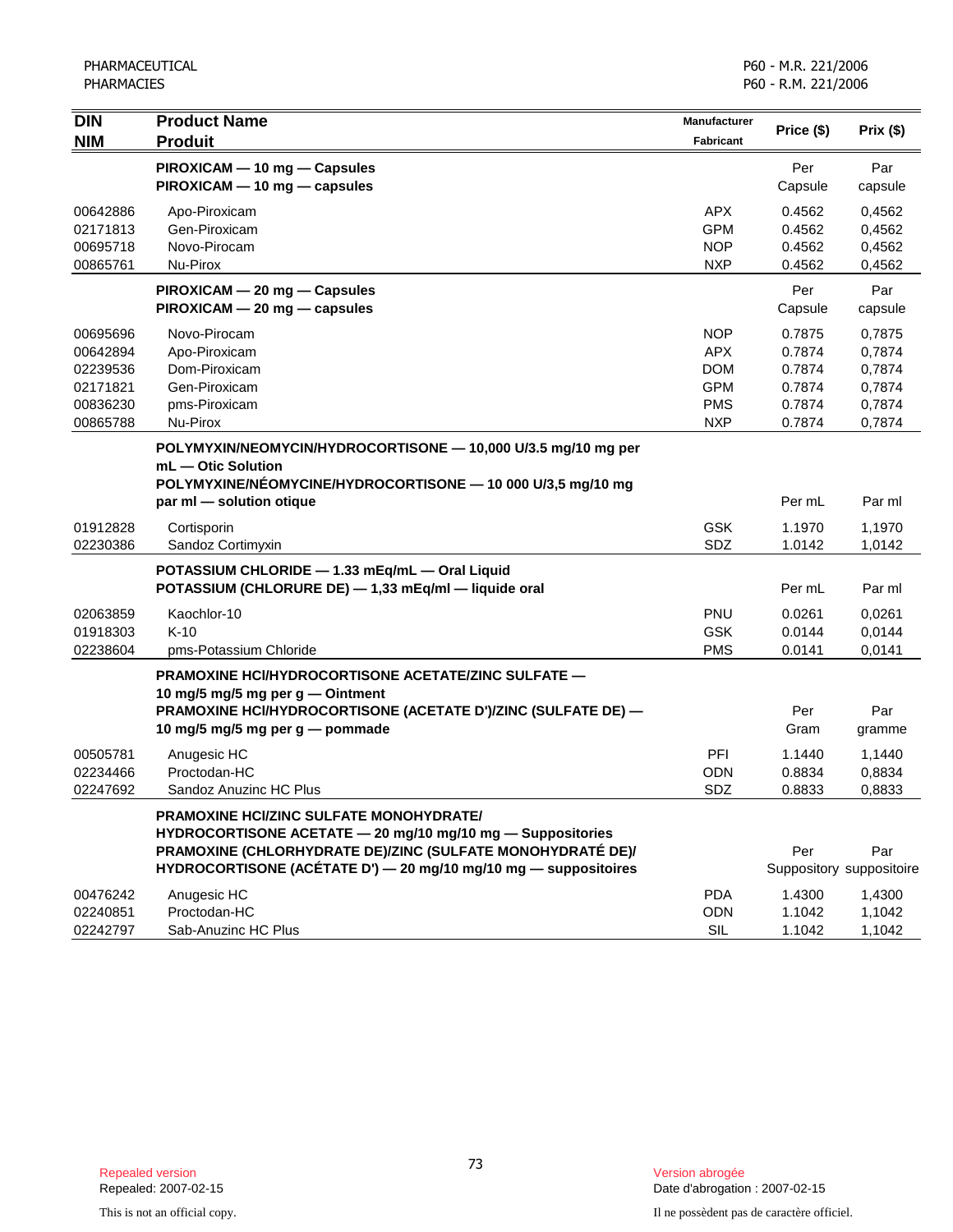| DIN<br>NIM | Product Name<br>Produit | Manufacturer<br>Fabricant | Price ($) | Prix ($) |
|---|---|---|---|---|
| | **PIROXICAM — 10 mg — Capsules**<br>**PIROXICAM — 10 mg — capsules** | | Per Capsule | Par capsule |
| 00642886 | Apo-Piroxicam | APX | 0.4562 | 0,4562 |
| 02171813 | Gen-Piroxicam | GPM | 0.4562 | 0,4562 |
| 00695718 | Novo-Pirocam | NOP | 0.4562 | 0,4562 |
| 00865761 | Nu-Pirox | NXP | 0.4562 | 0,4562 |
| | **PIROXICAM — 20 mg — Capsules**<br>**PIROXICAM — 20 mg — capsules** | | Per Capsule | Par capsule |
| 00695696 | Novo-Pirocam | NOP | 0.7875 | 0,7875 |
| 00642894 | Apo-Piroxicam | APX | 0.7874 | 0,7874 |
| 02239536 | Dom-Piroxicam | DOM | 0.7874 | 0,7874 |
| 02171821 | Gen-Piroxicam | GPM | 0.7874 | 0,7874 |
| 00836230 | pms-Piroxicam | PMS | 0.7874 | 0,7874 |
| 00865788 | Nu-Pirox | NXP | 0.7874 | 0,7874 |
| | **POLYMYXIN/NEOMYCIN/HYDROCORTISONE — 10,000 U/3.5 mg/10 mg per mL — Otic Solution**<br>**POLYMYXINE/NÉOMYCINE/HYDROCORTISONE — 10 000 U/3,5 mg/10 mg par ml — solution otique** | | Per mL | Par ml |
| 01912828 | Cortisporin | GSK | 1.1970 | 1,1970 |
| 02230386 | Sandoz Cortimyxin | SDZ | 1.0142 | 1,0142 |
| | **POTASSIUM CHLORIDE — 1.33 mEq/mL — Oral Liquid**<br>**POTASSIUM (CHLORURE DE) — 1,33 mEq/ml — liquide oral** | | Per mL | Par ml |
| 02063859 | Kaochlor-10 | PNU | 0.0261 | 0,0261 |
| 01918303 | K-10 | GSK | 0.0144 | 0,0144 |
| 02238604 | pms-Potassium Chloride | PMS | 0.0141 | 0,0141 |
| | **PRAMOXINE HCl/HYDROCORTISONE ACETATE/ZINC SULFATE — 10 mg/5 mg/5 mg per g — Ointment**<br>**PRAMOXINE HCl/HYDROCORTISONE (ACETATE D')/ZINC (SULFATE DE) — 10 mg/5 mg/5 mg per g — pommade** | | Per Gram | Par gramme |
| 00505781 | Anugesic HC | PFI | 1.1440 | 1,1440 |
| 02234466 | Proctodan-HC | ODN | 0.8834 | 0,8834 |
| 02247692 | Sandoz Anuzinc HC Plus | SDZ | 0.8833 | 0,8833 |
| | **PRAMOXINE HCl/ZINC SULFATE MONOHYDRATE/ HYDROCORTISONE ACETATE — 20 mg/10 mg/10 mg — Suppositories**<br>**PRAMOXINE (CHLORHYDRATE DE)/ZINC (SULFATE MONOHYDRATÉ DE)/ HYDROCORTISONE (ACÉTATE D') — 20 mg/10 mg/10 mg — suppositoires** | | Per Suppository | Par suppositoire |
| 00476242 | Anugesic HC | PDA | 1.4300 | 1,4300 |
| 02240851 | Proctodan-HC | ODN | 1.1042 | 1,1042 |
| 02242797 | Sab-Anuzinc HC Plus | SIL | 1.1042 | 1,1042 |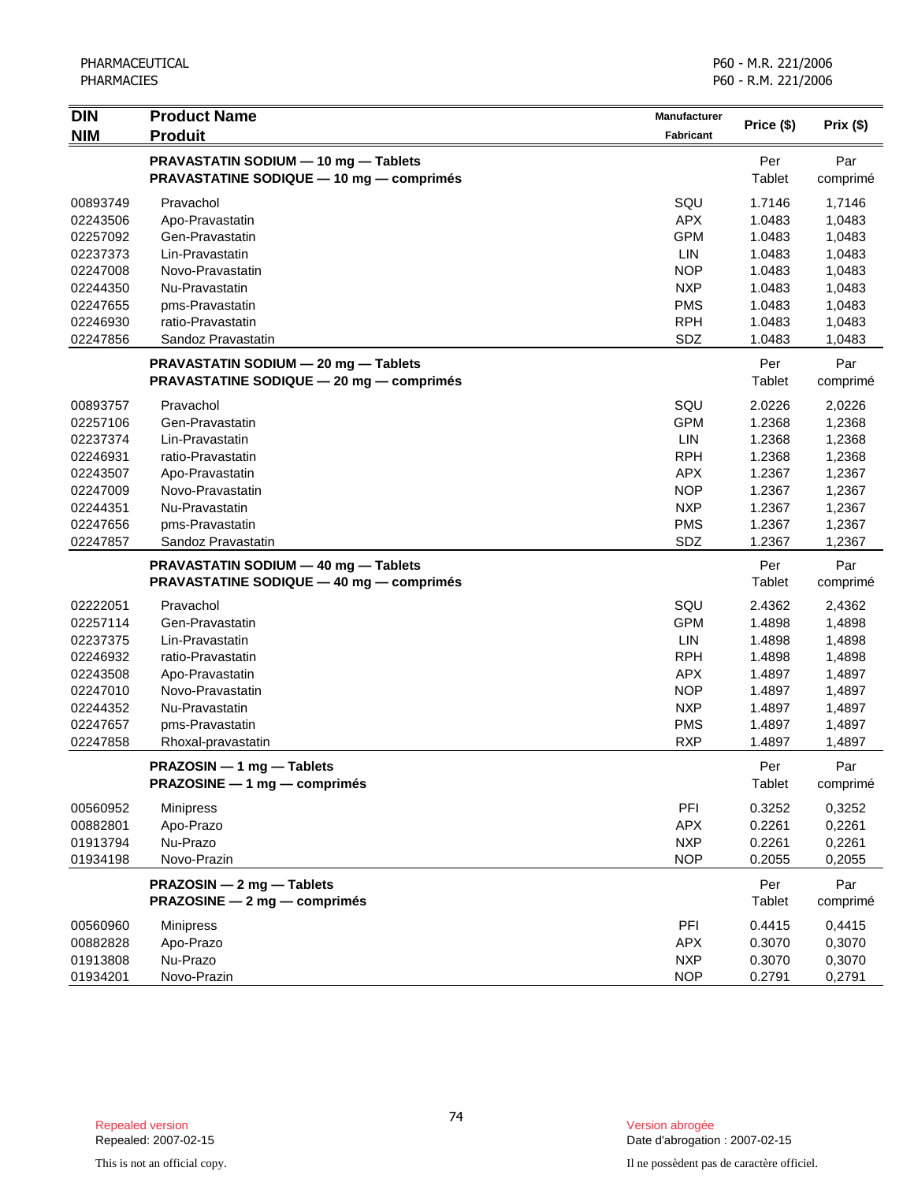| DIN<br>NIM | Product Name<br>Produit | Manufacturer<br>Fabricant | Price ($) | Prix ($) |
|---|---|---|---|---|
| | **PRAVASTATIN SODIUM — 10 mg — Tablets**<br>**PRAVASTATINE SODIQUE — 10 mg — comprimés** | | Per Tablet | Par comprimé |
| 00893749 | Pravachol | SQU | 1.7146 | 1,7146 |
| 02243506 | Apo-Pravastatin | APX | 1.0483 | 1,0483 |
| 02257092 | Gen-Pravastatin | GPM | 1.0483 | 1,0483 |
| 02237373 | Lin-Pravastatin | LIN | 1.0483 | 1,0483 |
| 02247008 | Novo-Pravastatin | NOP | 1.0483 | 1,0483 |
| 02244350 | Nu-Pravastatin | NXP | 1.0483 | 1,0483 |
| 02247655 | pms-Pravastatin | PMS | 1.0483 | 1,0483 |
| 02246930 | ratio-Pravastatin | RPH | 1.0483 | 1,0483 |
| 02247856 | Sandoz Pravastatin | SDZ | 1.0483 | 1,0483 |
| | **PRAVASTATIN SODIUM — 20 mg — Tablets**<br>**PRAVASTATINE SODIQUE — 20 mg — comprimés** | | Per Tablet | Par comprimé |
| 00893757 | Pravachol | SQU | 2.0226 | 2,0226 |
| 02257106 | Gen-Pravastatin | GPM | 1.2368 | 1,2368 |
| 02237374 | Lin-Pravastatin | LIN | 1.2368 | 1,2368 |
| 02246931 | ratio-Pravastatin | RPH | 1.2368 | 1,2368 |
| 02243507 | Apo-Pravastatin | APX | 1.2367 | 1,2367 |
| 02247009 | Novo-Pravastatin | NOP | 1.2367 | 1,2367 |
| 02244351 | Nu-Pravastatin | NXP | 1.2367 | 1,2367 |
| 02247656 | pms-Pravastatin | PMS | 1.2367 | 1,2367 |
| 02247857 | Sandoz Pravastatin | SDZ | 1.2367 | 1,2367 |
| | **PRAVASTATIN SODIUM — 40 mg — Tablets**<br>**PRAVASTATINE SODIQUE — 40 mg — comprimés** | | Per Tablet | Par comprimé |
| 02222051 | Pravachol | SQU | 2.4362 | 2,4362 |
| 02257114 | Gen-Pravastatin | GPM | 1.4898 | 1,4898 |
| 02237375 | Lin-Pravastatin | LIN | 1.4898 | 1,4898 |
| 02246932 | ratio-Pravastatin | RPH | 1.4898 | 1,4898 |
| 02243508 | Apo-Pravastatin | APX | 1.4897 | 1,4897 |
| 02247010 | Novo-Pravastatin | NOP | 1.4897 | 1,4897 |
| 02244352 | Nu-Pravastatin | NXP | 1.4897 | 1,4897 |
| 02247657 | pms-Pravastatin | PMS | 1.4897 | 1,4897 |
| 02247858 | Rhoxal-pravastatin | RXP | 1.4897 | 1,4897 |
| | **PRAZOSIN — 1 mg — Tablets**<br>**PRAZOSINE — 1 mg — comprimés** | | Per Tablet | Par comprimé |
| 00560952 | Minipress | PFI | 0.3252 | 0,3252 |
| 00882801 | Apo-Prazo | APX | 0.2261 | 0,2261 |
| 01913794 | Nu-Prazo | NXP | 0.2261 | 0,2261 |
| 01934198 | Novo-Prazin | NOP | 0.2055 | 0,2055 |
| | **PRAZOSIN — 2 mg — Tablets**<br>**PRAZOSINE — 2 mg — comprimés** | | Per Tablet | Par comprimé |
| 00560960 | Minipress | PFI | 0.4415 | 0,4415 |
| 00882828 | Apo-Prazo | APX | 0.3070 | 0,3070 |
| 01913808 | Nu-Prazo | NXP | 0.3070 | 0,3070 |
| 01934201 | Novo-Prazin | NOP | 0.2791 | 0,2791 |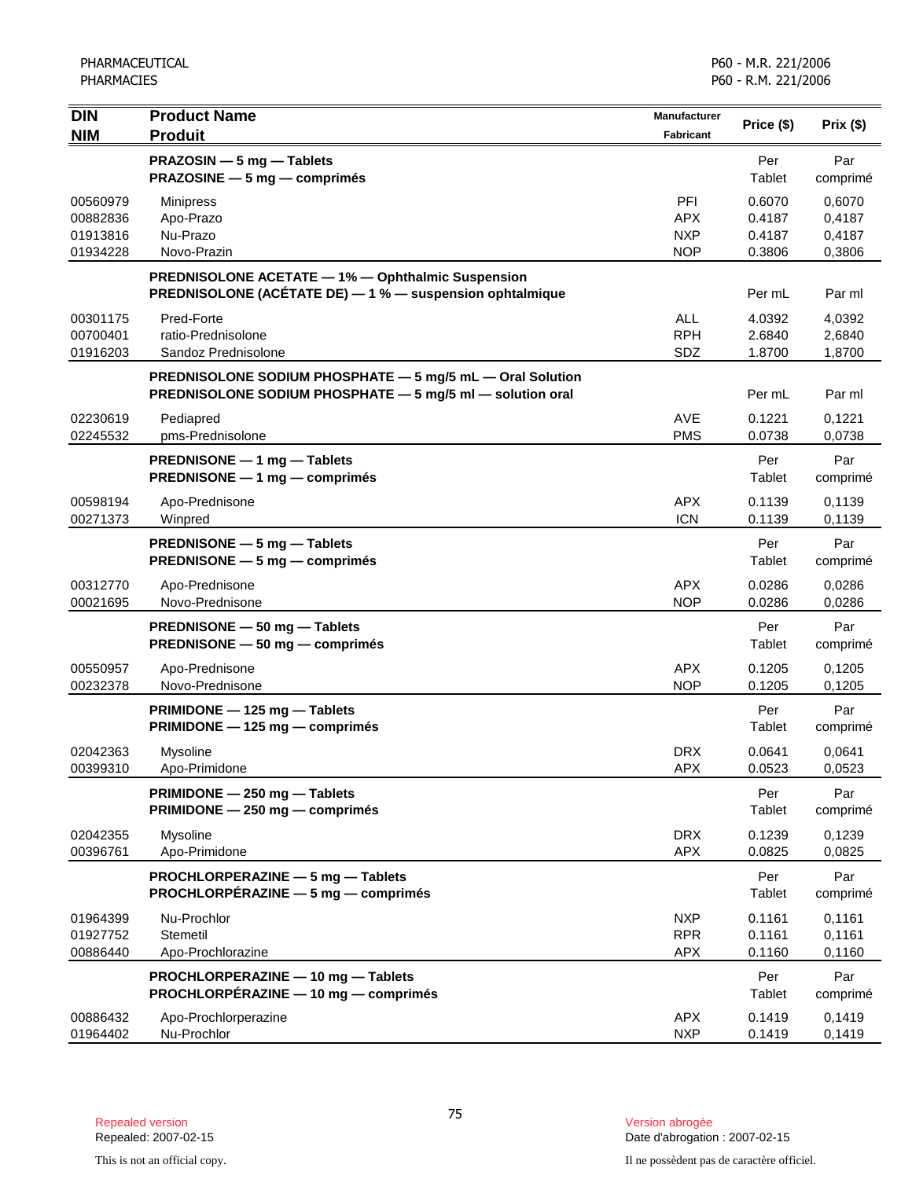| DIN<br>NIM | Product Name<br>Produit | Manufacturer<br>Fabricant | Price ($) | Prix ($) |
|---|---|---|---|---|
| | **PRAZOSIN — 5 mg — Tablets**<br>**PRAZOSINE — 5 mg — comprimés** | | Per Tablet | Par comprimé |
| 00560979 | Minipress | PFI | 0.6070 | 0,6070 |
| 00882836 | Apo-Prazo | APX | 0.4187 | 0,4187 |
| 01913816 | Nu-Prazo | NXP | 0.4187 | 0,4187 |
| 01934228 | Novo-Prazin | NOP | 0.3806 | 0,3806 |
| | **PREDNISOLONE ACETATE — 1% — Ophthalmic Suspension**<br>**PREDNISOLONE (ACÉTATE DE) — 1 % — suspension ophtalmique** | | Per mL | Par ml |
| 00301175 | Pred-Forte | ALL | 4.0392 | 4,0392 |
| 00700401 | ratio-Prednisolone | RPH | 2.6840 | 2,6840 |
| 01916203 | Sandoz Prednisolone | SDZ | 1.8700 | 1,8700 |
| | **PREDNISOLONE SODIUM PHOSPHATE — 5 mg/5 mL — Oral Solution**<br>**PREDNISOLONE SODIUM PHOSPHATE — 5 mg/5 ml — solution oral** | | Per mL | Par ml |
| 02230619 | Pediapred | AVE | 0.1221 | 0,1221 |
| 02245532 | pms-Prednisolone | PMS | 0.0738 | 0,0738 |
| | **PREDNISONE — 1 mg — Tablets**<br>**PREDNISONE — 1 mg — comprimés** | | Per Tablet | Par comprimé |
| 00598194 | Apo-Prednisone | APX | 0.1139 | 0,1139 |
| 00271373 | Winpred | ICN | 0.1139 | 0,1139 |
| | **PREDNISONE — 5 mg — Tablets**<br>**PREDNISONE — 5 mg — comprimés** | | Per Tablet | Par comprimé |
| 00312770 | Apo-Prednisone | APX | 0.0286 | 0,0286 |
| 00021695 | Novo-Prednisone | NOP | 0.0286 | 0,0286 |
| | **PREDNISONE — 50 mg — Tablets**<br>**PREDNISONE — 50 mg — comprimés** | | Per Tablet | Par comprimé |
| 00550957 | Apo-Prednisone | APX | 0.1205 | 0,1205 |
| 00232378 | Novo-Prednisone | NOP | 0.1205 | 0,1205 |
| | **PRIMIDONE — 125 mg — Tablets**<br>**PRIMIDONE — 125 mg — comprimés** | | Per Tablet | Par comprimé |
| 02042363 | Mysoline | DRX | 0.0641 | 0,0641 |
| 00399310 | Apo-Primidone | APX | 0.0523 | 0,0523 |
| | **PRIMIDONE — 250 mg — Tablets**<br>**PRIMIDONE — 250 mg — comprimés** | | Per Tablet | Par comprimé |
| 02042355 | Mysoline | DRX | 0.1239 | 0,1239 |
| 00396761 | Apo-Primidone | APX | 0.0825 | 0,0825 |
| | **PROCHLORPERAZINE — 5 mg — Tablets**<br>**PROCHLORPÉRAZINE — 5 mg — comprimés** | | Per Tablet | Par comprimé |
| 01964399 | Nu-Prochlor | NXP | 0.1161 | 0,1161 |
| 01927752 | Stemetil | RPR | 0.1161 | 0,1161 |
| 00886440 | Apo-Prochlorazine | APX | 0.1160 | 0,1160 |
| | **PROCHLORPERAZINE — 10 mg — Tablets**<br>**PROCHLORPÉRAZINE — 10 mg — comprimés** | | Per Tablet | Par comprimé |
| 00886432 | Apo-Prochlorperazine | APX | 0.1419 | 0,1419 |
| 01964402 | Nu-Prochlor | NXP | 0.1419 | 0,1419 |

Repealed version
Repealed: 2007-02-15

Version abrogée
Date d'abrogation : 2007-02-15

This is not an official copy.

Il ne possèdent pas de caractère officiel.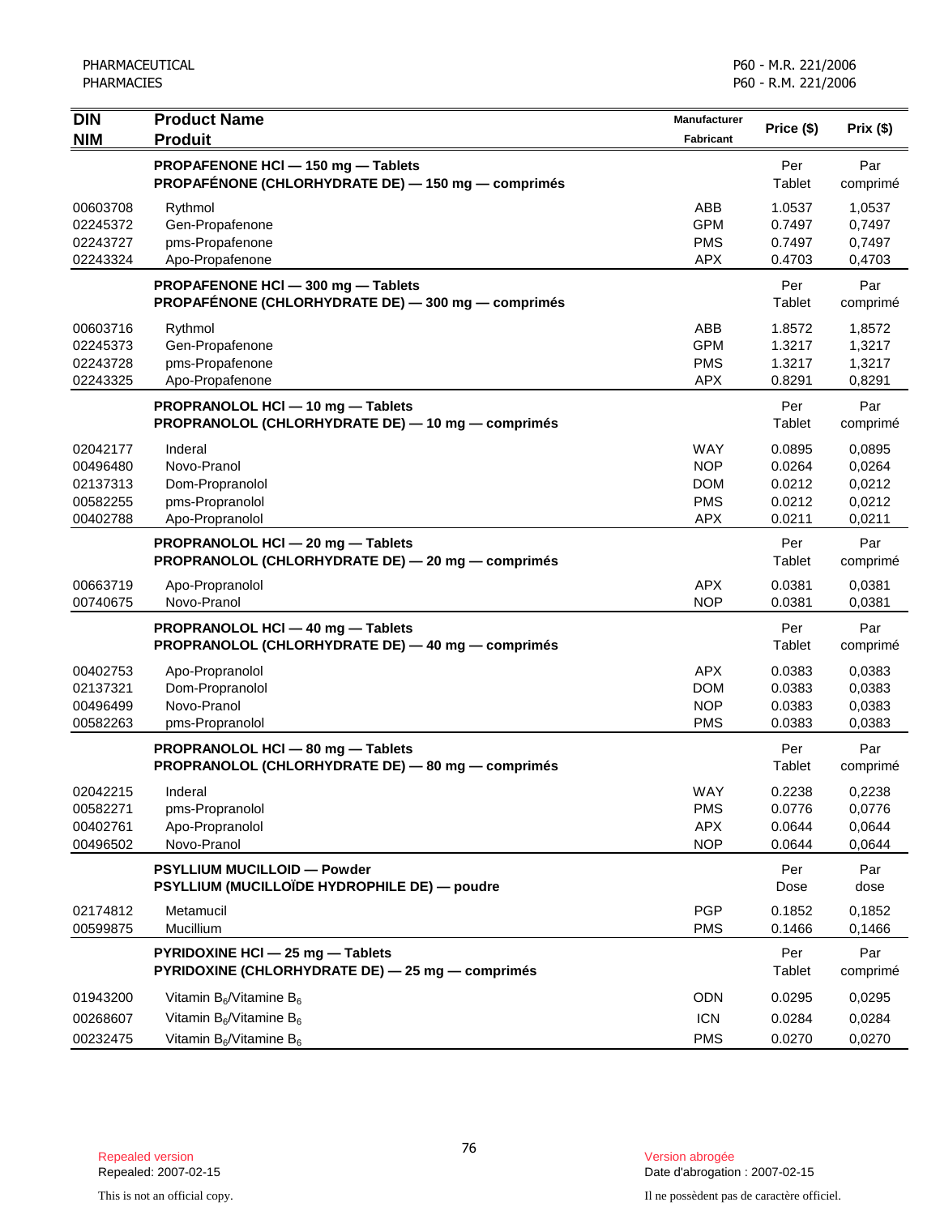| DIN<br>NIM | Product Name<br>Produit | Manufacturer<br>Fabricant | Price ($) | Prix ($) |
|---|---|---|---|---|
| | **PROPAFENONE HCl — 150 mg — Tablets**<br>**PROPAFÉNONE (CHLORHYDRATE DE) — 150 mg — comprimés** | | Per Tablet | Par comprimé |
| 00603708 | Rythmol | ABB | 1.0537 | 1,0537 |
| 02245372 | Gen-Propafenone | GPM | 0.7497 | 0,7497 |
| 02243727 | pms-Propafenone | PMS | 0.7497 | 0,7497 |
| 02243324 | Apo-Propafenone | APX | 0.4703 | 0,4703 |
| | **PROPAFENONE HCl — 300 mg — Tablets**<br>**PROPAFÉNONE (CHLORHYDRATE DE) — 300 mg — comprimés** | | Per Tablet | Par comprimé |
| 00603716 | Rythmol | ABB | 1.8572 | 1,8572 |
| 02245373 | Gen-Propafenone | GPM | 1.3217 | 1,3217 |
| 02243728 | pms-Propafenone | PMS | 1.3217 | 1,3217 |
| 02243325 | Apo-Propafenone | APX | 0.8291 | 0,8291 |
| | **PROPRANOLOL HCl — 10 mg — Tablets**<br>**PROPRANOLOL (CHLORHYDRATE DE) — 10 mg — comprimés** | | Per Tablet | Par comprimé |
| 02042177 | Inderal | WAY | 0.0895 | 0,0895 |
| 00496480 | Novo-Pranol | NOP | 0.0264 | 0,0264 |
| 02137313 | Dom-Propranolol | DOM | 0.0212 | 0,0212 |
| 00582255 | pms-Propranolol | PMS | 0.0212 | 0,0212 |
| 00402788 | Apo-Propranolol | APX | 0.0211 | 0,0211 |
| | **PROPRANOLOL HCl — 20 mg — Tablets**<br>**PROPRANOLOL (CHLORHYDRATE DE) — 20 mg — comprimés** | | Per Tablet | Par comprimé |
| 00663719 | Apo-Propranolol | APX | 0.0381 | 0,0381 |
| 00740675 | Novo-Pranol | NOP | 0.0381 | 0,0381 |
| | **PROPRANOLOL HCl — 40 mg — Tablets**<br>**PROPRANOLOL (CHLORHYDRATE DE) — 40 mg — comprimés** | | Per Tablet | Par comprimé |
| 00402753 | Apo-Propranolol | APX | 0.0383 | 0,0383 |
| 02137321 | Dom-Propranolol | DOM | 0.0383 | 0,0383 |
| 00496499 | Novo-Pranol | NOP | 0.0383 | 0,0383 |
| 00582263 | pms-Propranolol | PMS | 0.0383 | 0,0383 |
| | **PROPRANOLOL HCl — 80 mg — Tablets**<br>**PROPRANOLOL (CHLORHYDRATE DE) — 80 mg — comprimés** | | Per Tablet | Par comprimé |
| 02042215 | Inderal | WAY | 0.2238 | 0,2238 |
| 00582271 | pms-Propranolol | PMS | 0.0776 | 0,0776 |
| 00402761 | Apo-Propranolol | APX | 0.0644 | 0,0644 |
| 00496502 | Novo-Pranol | NOP | 0.0644 | 0,0644 |
| | **PSYLLIUM MUCILLOID — Powder**<br>**PSYLLIUM (MUCILLOÏDE HYDROPHILE DE) — poudre** | | Per Dose | Par dose |
| 02174812 | Metamucil | PGP | 0.1852 | 0,1852 |
| 00599875 | Mucillium | PMS | 0.1466 | 0,1466 |
| | **PYRIDOXINE HCl — 25 mg — Tablets**<br>**PYRIDOXINE (CHLORHYDRATE DE) — 25 mg — comprimés** | | Per Tablet | Par comprimé |
| 01943200 | Vitamin $B_6$/Vitamine $B_6$ | ODN | 0.0295 | 0,0295 |
| 00268607 | Vitamin $B_6$/Vitamine $B_6$ | ICN | 0.0284 | 0,0284 |
| 00232475 | Vitamin $B_6$/Vitamine $B_6$ | PMS | 0.0270 | 0,0270 |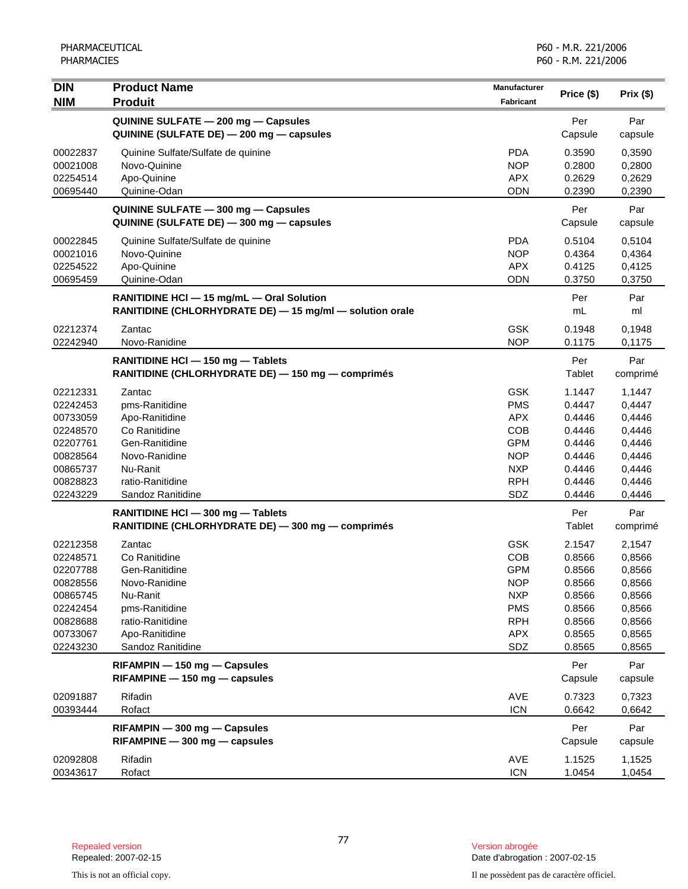| DIN<br>NIM | Product Name<br>Produit | Manufacturer<br>Fabricant | Price ($) | Prix ($) |
|---|---|---|---|---|
| | **QUININE SULFATE — 200 mg — Capsules**<br>**QUININE (SULFATE DE) — 200 mg — capsules** | | Per<br>Capsule | Par<br>capsule |
| 00022837 | Quinine Sulfate/Sulfate de quinine | PDA | 0.3590 | 0,3590 |
| 00021008 | Novo-Quinine | NOP | 0.2800 | 0,2800 |
| 02254514 | Apo-Quinine | APX | 0.2629 | 0,2629 |
| 00695440 | Quinine-Odan | ODN | 0.2390 | 0,2390 |
| | **QUININE SULFATE — 300 mg — Capsules**<br>**QUININE (SULFATE DE) — 300 mg — capsules** | | Per<br>Capsule | Par<br>capsule |
| 00022845 | Quinine Sulfate/Sulfate de quinine | PDA | 0.5104 | 0,5104 |
| 00021016 | Novo-Quinine | NOP | 0.4364 | 0,4364 |
| 02254522 | Apo-Quinine | APX | 0.4125 | 0,4125 |
| 00695459 | Quinine-Odan | ODN | 0.3750 | 0,3750 |
| | **RANITIDINE HCl — 15 mg/mL — Oral Solution**<br>**RANITIDINE (CHLORHYDRATE DE) — 15 mg/ml — solution orale** | | Per<br>mL | Par<br>ml |
| 02212374 | Zantac | GSK | 0.1948 | 0,1948 |
| 02242940 | Novo-Ranidine | NOP | 0.1175 | 0,1175 |
| | **RANITIDINE HCl — 150 mg — Tablets**<br>**RANITIDINE (CHLORHYDRATE DE) — 150 mg — comprimés** | | Per<br>Tablet | Par<br>comprimé |
| 02212331 | Zantac | GSK | 1.1447 | 1,1447 |
| 02242453 | pms-Ranitidine | PMS | 0.4447 | 0,4447 |
| 00733059 | Apo-Ranitidine | APX | 0.4446 | 0,4446 |
| 02248570 | Co Ranitidine | COB | 0.4446 | 0,4446 |
| 02207761 | Gen-Ranitidine | GPM | 0.4446 | 0,4446 |
| 00828564 | Novo-Ranidine | NOP | 0.4446 | 0,4446 |
| 00865737 | Nu-Ranit | NXP | 0.4446 | 0,4446 |
| 00828823 | ratio-Ranitidine | RPH | 0.4446 | 0,4446 |
| 02243229 | Sandoz Ranitidine | SDZ | 0.4446 | 0,4446 |
| | **RANITIDINE HCl — 300 mg — Tablets**<br>**RANITIDINE (CHLORHYDRATE DE) — 300 mg — comprimés** | | Per<br>Tablet | Par<br>comprimé |
| 02212358 | Zantac | GSK | 2.1547 | 2,1547 |
| 02248571 | Co Ranitidine | COB | 0.8566 | 0,8566 |
| 02207788 | Gen-Ranitidine | GPM | 0.8566 | 0,8566 |
| 00828556 | Novo-Ranidine | NOP | 0.8566 | 0,8566 |
| 00865745 | Nu-Ranit | NXP | 0.8566 | 0,8566 |
| 02242454 | pms-Ranitidine | PMS | 0.8566 | 0,8566 |
| 00828688 | ratio-Ranitidine | RPH | 0.8566 | 0,8566 |
| 00733067 | Apo-Ranitidine | APX | 0.8565 | 0,8565 |
| 02243230 | Sandoz Ranitidine | SDZ | 0.8565 | 0,8565 |
| | **RIFAMPIN — 150 mg — Capsules**<br>**RIFAMPINE — 150 mg — capsules** | | Per<br>Capsule | Par<br>capsule |
| 02091887 | Rifadin | AVE | 0.7323 | 0,7323 |
| 00393444 | Rofact | ICN | 0.6642 | 0,6642 |
| | **RIFAMPIN — 300 mg — Capsules**<br>**RIFAMPINE — 300 mg — capsules** | | Per<br>Capsule | Par<br>capsule |
| 02092808 | Rifadin | AVE | 1.1525 | 1,1525 |
| 00343617 | Rofact | ICN | 1.0454 | 1,0454 |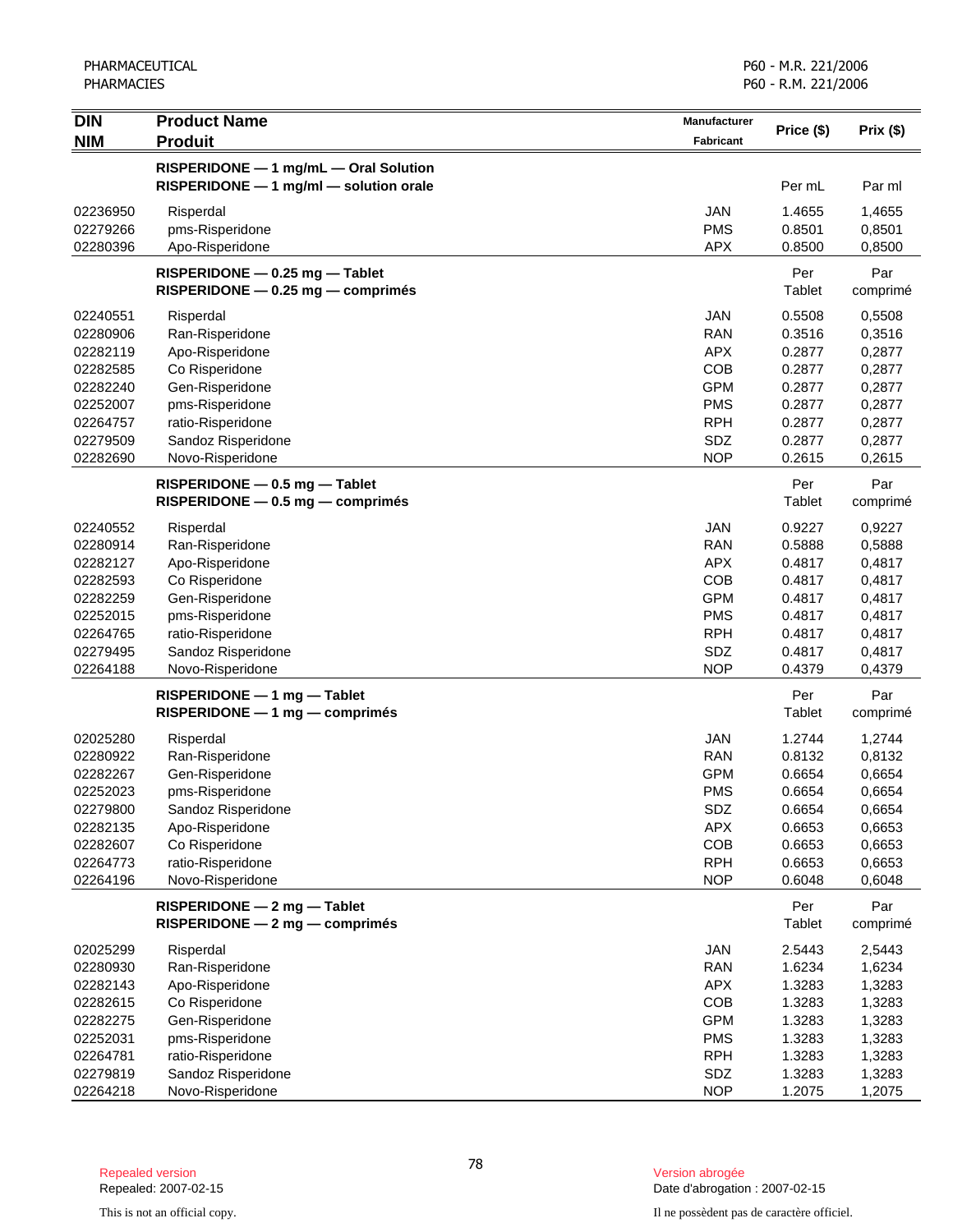| DIN<br>NIM | Product Name<br>Produit | Manufacturer<br>Fabricant | Price ($) | Prix ($) |
|---|---|---|---|---|
| | **RISPERIDONE — 1 mg/mL — Oral Solution**<br>**RISPERIDONE — 1 mg/ml — solution orale** | | Per mL | Par ml |
| 02236950 | Risperdal | JAN | 1.4655 | 1,4655 |
| 02279266 | pms-Risperidone | PMS | 0.8501 | 0,8501 |
| 02280396 | Apo-Risperidone | APX | 0.8500 | 0,8500 |
| | **RISPERIDONE — 0.25 mg — Tablet**<br>**RISPERIDONE — 0.25 mg — comprimés** | | Per Tablet | Par comprimé |
| 02240551 | Risperdal | JAN | 0.5508 | 0,5508 |
| 02280906 | Ran-Risperidone | RAN | 0.3516 | 0,3516 |
| 02282119 | Apo-Risperidone | APX | 0.2877 | 0,2877 |
| 02282585 | Co Risperidone | COB | 0.2877 | 0,2877 |
| 02282240 | Gen-Risperidone | GPM | 0.2877 | 0,2877 |
| 02252007 | pms-Risperidone | PMS | 0.2877 | 0,2877 |
| 02264757 | ratio-Risperidone | RPH | 0.2877 | 0,2877 |
| 02279509 | Sandoz Risperidone | SDZ | 0.2877 | 0,2877 |
| 02282690 | Novo-Risperidone | NOP | 0.2615 | 0,2615 |
| | **RISPERIDONE — 0.5 mg — Tablet**<br>**RISPERIDONE — 0.5 mg — comprimés** | | Per Tablet | Par comprimé |
| 02240552 | Risperdal | JAN | 0.9227 | 0,9227 |
| 02280914 | Ran-Risperidone | RAN | 0.5888 | 0,5888 |
| 02282127 | Apo-Risperidone | APX | 0.4817 | 0,4817 |
| 02282593 | Co Risperidone | COB | 0.4817 | 0,4817 |
| 02282259 | Gen-Risperidone | GPM | 0.4817 | 0,4817 |
| 02252015 | pms-Risperidone | PMS | 0.4817 | 0,4817 |
| 02264765 | ratio-Risperidone | RPH | 0.4817 | 0,4817 |
| 02279495 | Sandoz Risperidone | SDZ | 0.4817 | 0,4817 |
| 02264188 | Novo-Risperidone | NOP | 0.4379 | 0,4379 |
| | **RISPERIDONE — 1 mg — Tablet**<br>**RISPERIDONE — 1 mg — comprimés** | | Per Tablet | Par comprimé |
| 02025280 | Risperdal | JAN | 1.2744 | 1,2744 |
| 02280922 | Ran-Risperidone | RAN | 0.8132 | 0,8132 |
| 02282267 | Gen-Risperidone | GPM | 0.6654 | 0,6654 |
| 02252023 | pms-Risperidone | PMS | 0.6654 | 0,6654 |
| 02279800 | Sandoz Risperidone | SDZ | 0.6654 | 0,6654 |
| 02282135 | Apo-Risperidone | APX | 0.6653 | 0,6653 |
| 02282607 | Co Risperidone | COB | 0.6653 | 0,6653 |
| 02264773 | ratio-Risperidone | RPH | 0.6653 | 0,6653 |
| 02264196 | Novo-Risperidone | NOP | 0.6048 | 0,6048 |
| | **RISPERIDONE — 2 mg — Tablet**<br>**RISPERIDONE — 2 mg — comprimés** | | Per Tablet | Par comprimé |
| 02025299 | Risperdal | JAN | 2.5443 | 2,5443 |
| 02280930 | Ran-Risperidone | RAN | 1.6234 | 1,6234 |
| 02282143 | Apo-Risperidone | APX | 1.3283 | 1,3283 |
| 02282615 | Co Risperidone | COB | 1.3283 | 1,3283 |
| 02282275 | Gen-Risperidone | GPM | 1.3283 | 1,3283 |
| 02252031 | pms-Risperidone | PMS | 1.3283 | 1,3283 |
| 02264781 | ratio-Risperidone | RPH | 1.3283 | 1,3283 |
| 02279819 | Sandoz Risperidone | SDZ | 1.3283 | 1,3283 |
| 02264218 | Novo-Risperidone | NOP | 1.2075 | 1,2075 |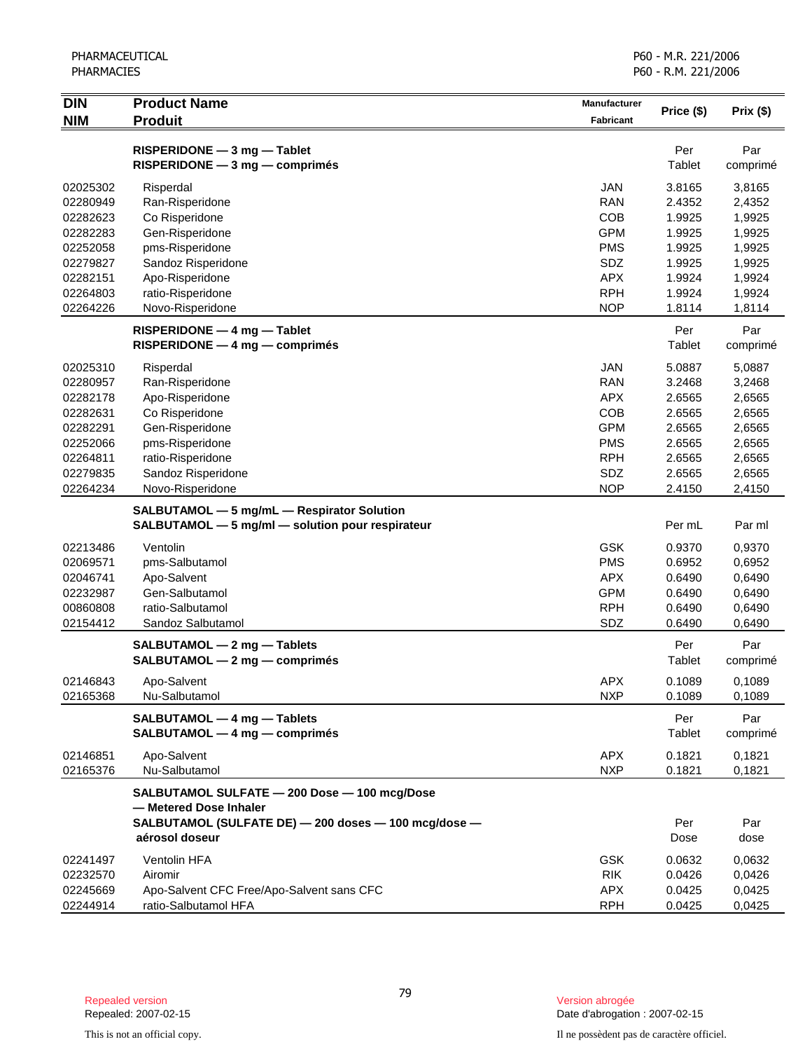| DIN<br>NIM | Product Name<br>Produit | Manufacturer<br>Fabricant | Price ($) | Prix ($) |
|---|---|---|---|---|
| | **RISPERIDONE — 3 mg — Tablet**<br>**RISPERIDONE — 3 mg — comprimés** | | Per Tablet | Par comprimé |
| 02025302 | Risperdal | JAN | 3.8165 | 3,8165 |
| 02280949 | Ran-Risperidone | RAN | 2.4352 | 2,4352 |
| 02282623 | Co Risperidone | COB | 1.9925 | 1,9925 |
| 02282283 | Gen-Risperidone | GPM | 1.9925 | 1,9925 |
| 02252058 | pms-Risperidone | PMS | 1.9925 | 1,9925 |
| 02279827 | Sandoz Risperidone | SDZ | 1.9925 | 1,9925 |
| 02282151 | Apo-Risperidone | APX | 1.9924 | 1,9924 |
| 02264803 | ratio-Risperidone | RPH | 1.9924 | 1,9924 |
| 02264226 | Novo-Risperidone | NOP | 1.8114 | 1,8114 |
| | **RISPERIDONE — 4 mg — Tablet**<br>**RISPERIDONE — 4 mg — comprimés** | | Per Tablet | Par comprimé |
| 02025310 | Risperdal | JAN | 5.0887 | 5,0887 |
| 02280957 | Ran-Risperidone | RAN | 3.2468 | 3,2468 |
| 02282178 | Apo-Risperidone | APX | 2.6565 | 2,6565 |
| 02282631 | Co Risperidone | COB | 2.6565 | 2,6565 |
| 02282291 | Gen-Risperidone | GPM | 2.6565 | 2,6565 |
| 02252066 | pms-Risperidone | PMS | 2.6565 | 2,6565 |
| 02264811 | ratio-Risperidone | RPH | 2.6565 | 2,6565 |
| 02279835 | Sandoz Risperidone | SDZ | 2.6565 | 2,6565 |
| 02264234 | Novo-Risperidone | NOP | 2.4150 | 2,4150 |
| | **SALBUTAMOL — 5 mg/mL — Respirator Solution**<br>**SALBUTAMOL — 5 mg/ml — solution pour respirateur** | | Per mL | Par ml |
| 02213486 | Ventolin | GSK | 0.9370 | 0,9370 |
| 02069571 | pms-Salbutamol | PMS | 0.6952 | 0,6952 |
| 02046741 | Apo-Salvent | APX | 0.6490 | 0,6490 |
| 02232987 | Gen-Salbutamol | GPM | 0.6490 | 0,6490 |
| 00860808 | ratio-Salbutamol | RPH | 0.6490 | 0,6490 |
| 02154412 | Sandoz Salbutamol | SDZ | 0.6490 | 0,6490 |
| | **SALBUTAMOL — 2 mg — Tablets**<br>**SALBUTAMOL — 2 mg — comprimés** | | Per Tablet | Par comprimé |
| 02146843 | Apo-Salvent | APX | 0.1089 | 0,1089 |
| 02165368 | Nu-Salbutamol | NXP | 0.1089 | 0,1089 |
| | **SALBUTAMOL — 4 mg — Tablets**<br>**SALBUTAMOL — 4 mg — comprimés** | | Per Tablet | Par comprimé |
| 02146851 | Apo-Salvent | APX | 0.1821 | 0,1821 |
| 02165376 | Nu-Salbutamol | NXP | 0.1821 | 0,1821 |
| | **SALBUTAMOL SULFATE — 200 Dose — 100 mcg/Dose — Metered Dose Inhaler**<br>**SALBUTAMOL (SULFATE DE) — 200 doses — 100 mcg/dose — aérosol doseur** | | Per Dose | Par dose |
| 02241497 | Ventolin HFA | GSK | 0.0632 | 0,0632 |
| 02232570 | Airomir | RIK | 0.0426 | 0,0426 |
| 02245669 | Apo-Salvent CFC Free/Apo-Salvent sans CFC | APX | 0.0425 | 0,0425 |
| 02244914 | ratio-Salbutamol HFA | RPH | 0.0425 | 0,0425 |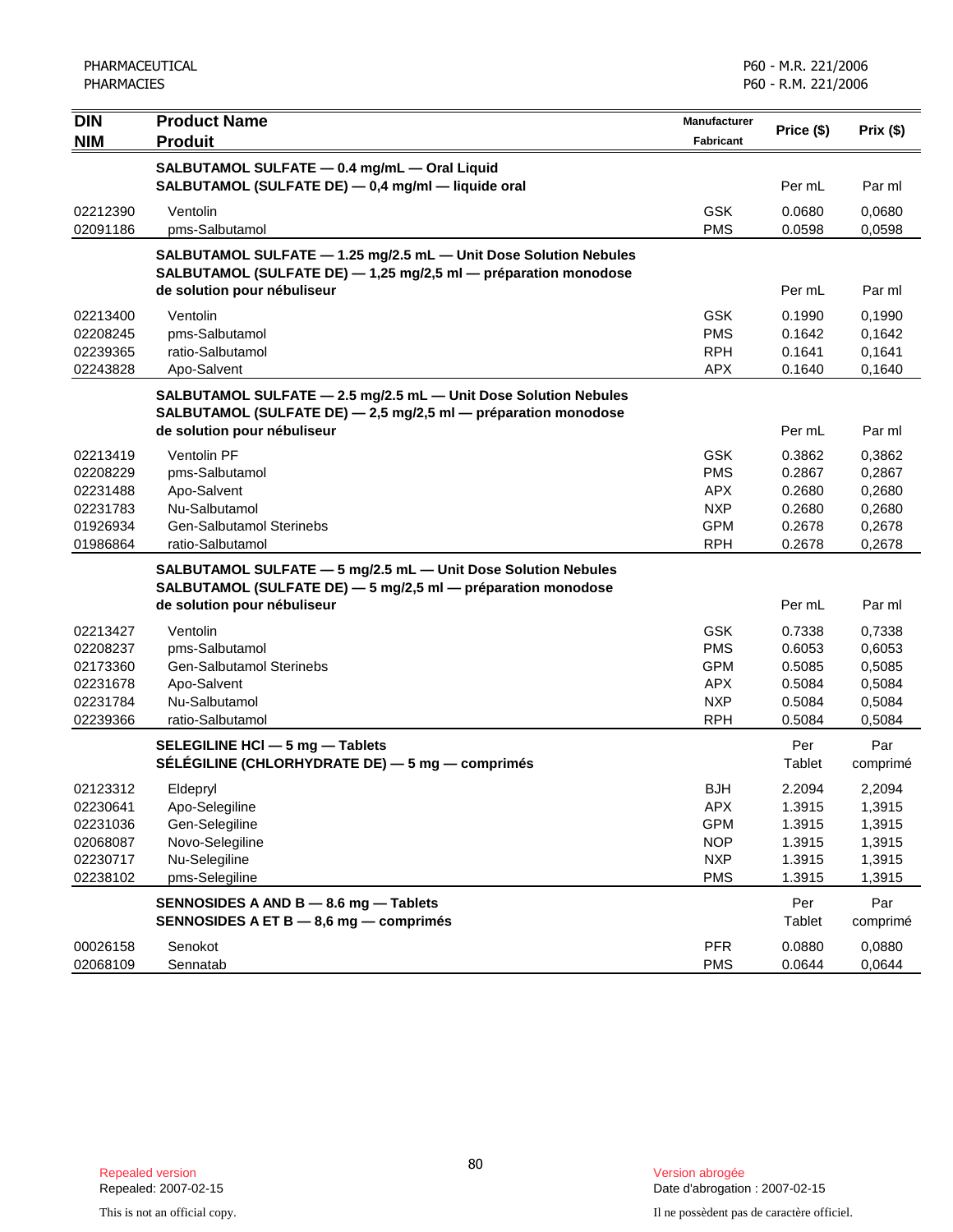| DIN<br>NIM | Product Name<br>Produit | Manufacturer<br>Fabricant | Price ($) | Prix ($) |
|---|---|---|---|---|
| | **SALBUTAMOL SULFATE — 0.4 mg/mL — Oral Liquid**<br>**SALBUTAMOL (SULFATE DE) — 0,4 mg/ml — liquide oral** | | Per mL | Par ml |
| 02212390 | Ventolin | GSK | 0.0680 | 0,0680 |
| 02091186 | pms-Salbutamol | PMS | 0.0598 | 0,0598 |
| | **SALBUTAMOL SULFATE — 1.25 mg/2.5 mL — Unit Dose Solution Nebules**<br>**SALBUTAMOL (SULFATE DE) — 1,25 mg/2,5 ml — préparation monodose de solution pour nébuliseur** | | Per mL | Par ml |
| 02213400 | Ventolin | GSK | 0.1990 | 0,1990 |
| 02208245 | pms-Salbutamol | PMS | 0.1642 | 0,1642 |
| 02239365 | ratio-Salbutamol | RPH | 0.1641 | 0,1641 |
| 02243828 | Apo-Salvent | APX | 0.1640 | 0,1640 |
| | **SALBUTAMOL SULFATE — 2.5 mg/2.5 mL — Unit Dose Solution Nebules**<br>**SALBUTAMOL (SULFATE DE) — 2,5 mg/2,5 ml — préparation monodose de solution pour nébuliseur** | | Per mL | Par ml |
| 02213419 | Ventolin PF | GSK | 0.3862 | 0,3862 |
| 02208229 | pms-Salbutamol | PMS | 0.2867 | 0,2867 |
| 02231488 | Apo-Salvent | APX | 0.2680 | 0,2680 |
| 02231783 | Nu-Salbutamol | NXP | 0.2680 | 0,2680 |
| 01926934 | Gen-Salbutamol Sterinebs | GPM | 0.2678 | 0,2678 |
| 01986864 | ratio-Salbutamol | RPH | 0.2678 | 0,2678 |
| | **SALBUTAMOL SULFATE — 5 mg/2.5 mL — Unit Dose Solution Nebules**<br>**SALBUTAMOL (SULFATE DE) — 5 mg/2,5 ml — préparation monodose de solution pour nébuliseur** | | Per mL | Par ml |
| 02213427 | Ventolin | GSK | 0.7338 | 0,7338 |
| 02208237 | pms-Salbutamol | PMS | 0.6053 | 0,6053 |
| 02173360 | Gen-Salbutamol Sterinebs | GPM | 0.5085 | 0,5085 |
| 02231678 | Apo-Salvent | APX | 0.5084 | 0,5084 |
| 02231784 | Nu-Salbutamol | NXP | 0.5084 | 0,5084 |
| 02239366 | ratio-Salbutamol | RPH | 0.5084 | 0,5084 |
| | **SELEGILINE HCl — 5 mg — Tablets**<br>**SÉLÉGILINE (CHLORHYDRATE DE) — 5 mg — comprimés** | | Per Tablet | Par comprimé |
| 02123312 | Eldepryl | BJH | 2.2094 | 2,2094 |
| 02230641 | Apo-Selegiline | APX | 1.3915 | 1,3915 |
| 02231036 | Gen-Selegiline | GPM | 1.3915 | 1,3915 |
| 02068087 | Novo-Selegiline | NOP | 1.3915 | 1,3915 |
| 02230717 | Nu-Selegiline | NXP | 1.3915 | 1,3915 |
| 02238102 | pms-Selegiline | PMS | 1.3915 | 1,3915 |
| | **SENNOSIDES A AND B — 8.6 mg — Tablets**<br>**SENNOSIDES A ET B — 8,6 mg — comprimés** | | Per Tablet | Par comprimé |
| 00026158 | Senokot | PFR | 0.0880 | 0,0880 |
| 02068109 | Sennatab | PMS | 0.0644 | 0,0644 |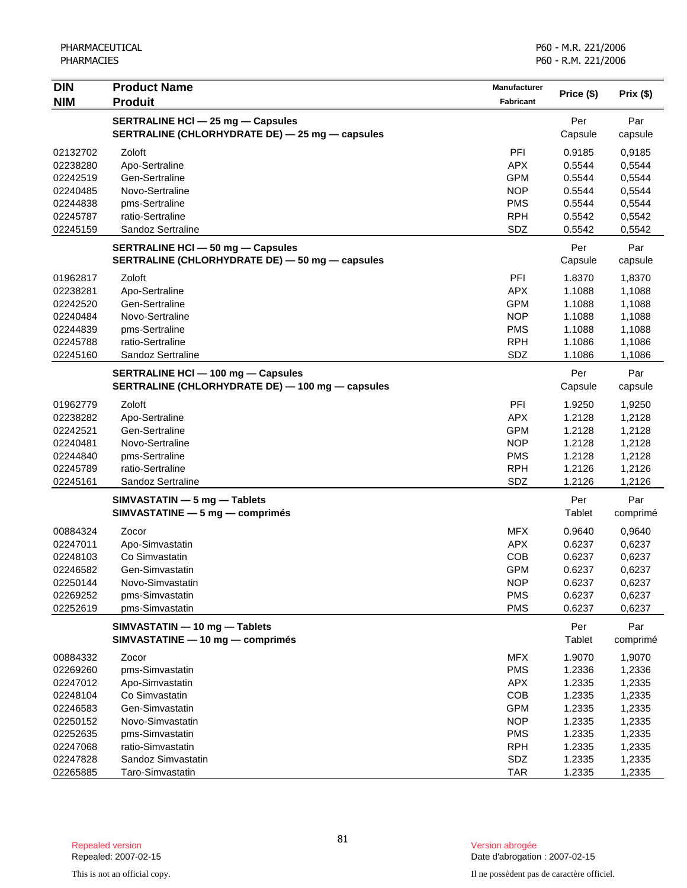| DIN<br>NIM | Product Name<br>Produit | Manufacturer<br>Fabricant | Price ($) | Prix ($) |
|---|---|---|---|---|
| | **SERTRALINE HCl — 25 mg — Capsules**<br>**SERTRALINE (CHLORHYDRATE DE) — 25 mg — capsules** | | Per Capsule | Par capsule |
| 02132702 | Zoloft | PFI | 0.9185 | 0,9185 |
| 02238280 | Apo-Sertraline | APX | 0.5544 | 0,5544 |
| 02242519 | Gen-Sertraline | GPM | 0.5544 | 0,5544 |
| 02240485 | Novo-Sertraline | NOP | 0.5544 | 0,5544 |
| 02244838 | pms-Sertraline | PMS | 0.5544 | 0,5544 |
| 02245787 | ratio-Sertraline | RPH | 0.5542 | 0,5542 |
| 02245159 | Sandoz Sertraline | SDZ | 0.5542 | 0,5542 |
| | **SERTRALINE HCl — 50 mg — Capsules**<br>**SERTRALINE (CHLORHYDRATE DE) — 50 mg — capsules** | | Per Capsule | Par capsule |
| 01962817 | Zoloft | PFI | 1.8370 | 1,8370 |
| 02238281 | Apo-Sertraline | APX | 1.1088 | 1,1088 |
| 02242520 | Gen-Sertraline | GPM | 1.1088 | 1,1088 |
| 02240484 | Novo-Sertraline | NOP | 1.1088 | 1,1088 |
| 02244839 | pms-Sertraline | PMS | 1.1088 | 1,1088 |
| 02245788 | ratio-Sertraline | RPH | 1.1086 | 1,1086 |
| 02245160 | Sandoz Sertraline | SDZ | 1.1086 | 1,1086 |
| | **SERTRALINE HCl — 100 mg — Capsules**<br>**SERTRALINE (CHLORHYDRATE DE) — 100 mg — capsules** | | Per Capsule | Par capsule |
| 01962779 | Zoloft | PFI | 1.9250 | 1,9250 |
| 02238282 | Apo-Sertraline | APX | 1.2128 | 1,2128 |
| 02242521 | Gen-Sertraline | GPM | 1.2128 | 1,2128 |
| 02240481 | Novo-Sertraline | NOP | 1.2128 | 1,2128 |
| 02244840 | pms-Sertraline | PMS | 1.2128 | 1,2128 |
| 02245789 | ratio-Sertraline | RPH | 1.2126 | 1,2126 |
| 02245161 | Sandoz Sertraline | SDZ | 1.2126 | 1,2126 |
| | **SIMVASTATIN — 5 mg — Tablets**<br>**SIMVASTATINE — 5 mg — comprimés** | | Per Tablet | Par comprimé |
| 00884324 | Zocor | MFX | 0.9640 | 0,9640 |
| 02247011 | Apo-Simvastatin | APX | 0.6237 | 0,6237 |
| 02248103 | Co Simvastatin | COB | 0.6237 | 0,6237 |
| 02246582 | Gen-Simvastatin | GPM | 0.6237 | 0,6237 |
| 02250144 | Novo-Simvastatin | NOP | 0.6237 | 0,6237 |
| 02269252 | pms-Simvastatin | PMS | 0.6237 | 0,6237 |
| 02252619 | pms-Simvastatin | PMS | 0.6237 | 0,6237 |
| | **SIMVASTATIN — 10 mg — Tablets**<br>**SIMVASTATINE — 10 mg — comprimés** | | Per Tablet | Par comprimé |
| 00884332 | Zocor | MFX | 1.9070 | 1,9070 |
| 02269260 | pms-Simvastatin | PMS | 1.2336 | 1,2336 |
| 02247012 | Apo-Simvastatin | APX | 1.2335 | 1,2335 |
| 02248104 | Co Simvastatin | COB | 1.2335 | 1,2335 |
| 02246583 | Gen-Simvastatin | GPM | 1.2335 | 1,2335 |
| 02250152 | Novo-Simvastatin | NOP | 1.2335 | 1,2335 |
| 02252635 | pms-Simvastatin | PMS | 1.2335 | 1,2335 |
| 02247068 | ratio-Simvastatin | RPH | 1.2335 | 1,2335 |
| 02247828 | Sandoz Simvastatin | SDZ | 1.2335 | 1,2335 |
| 02265885 | Taro-Simvastatin | TAR | 1.2335 | 1,2335 |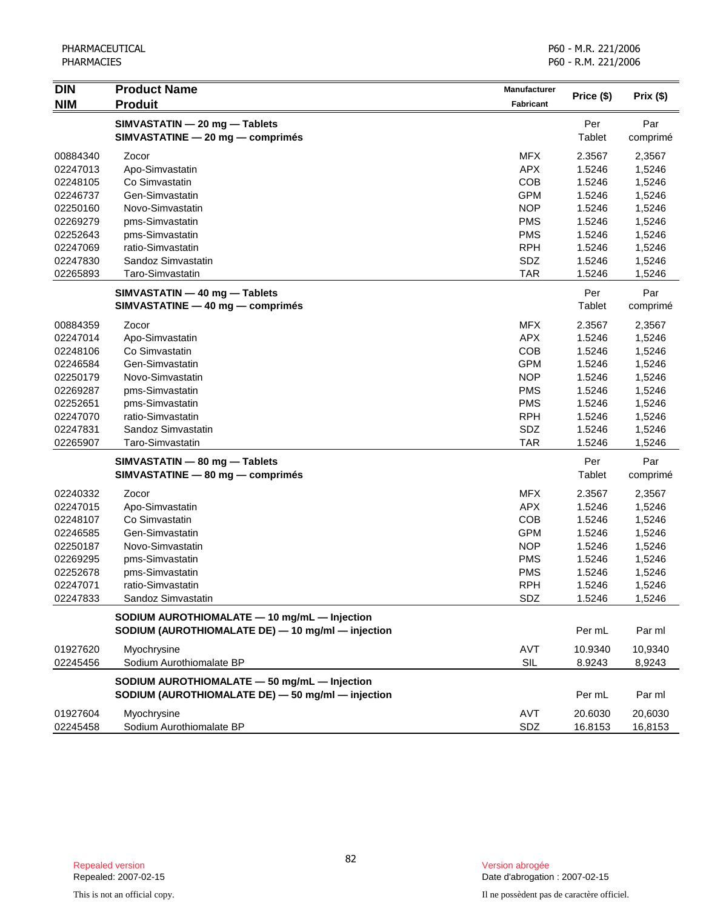| DIN<br>NIM | Product Name<br>Produit | Manufacturer<br>Fabricant | Price ($) | Prix ($) |
|---|---|---|---|---|
| | **SIMVASTATIN — 20 mg — Tablets**<br>**SIMVASTATINE — 20 mg — comprimés** | | Per Tablet | Par comprimé |
| 00884340 | Zocor | MFX | 2.3567 | 2,3567 |
| 02247013 | Apo-Simvastatin | APX | 1.5246 | 1,5246 |
| 02248105 | Co Simvastatin | COB | 1.5246 | 1,5246 |
| 02246737 | Gen-Simvastatin | GPM | 1.5246 | 1,5246 |
| 02250160 | Novo-Simvastatin | NOP | 1.5246 | 1,5246 |
| 02269279 | pms-Simvastatin | PMS | 1.5246 | 1,5246 |
| 02252643 | pms-Simvastatin | PMS | 1.5246 | 1,5246 |
| 02247069 | ratio-Simvastatin | RPH | 1.5246 | 1,5246 |
| 02247830 | Sandoz Simvastatin | SDZ | 1.5246 | 1,5246 |
| 02265893 | Taro-Simvastatin | TAR | 1.5246 | 1,5246 |
| | **SIMVASTATIN — 40 mg — Tablets**<br>**SIMVASTATINE — 40 mg — comprimés** | | Per Tablet | Par comprimé |
| 00884359 | Zocor | MFX | 2.3567 | 2,3567 |
| 02247014 | Apo-Simvastatin | APX | 1.5246 | 1,5246 |
| 02248106 | Co Simvastatin | COB | 1.5246 | 1,5246 |
| 02246584 | Gen-Simvastatin | GPM | 1.5246 | 1,5246 |
| 02250179 | Novo-Simvastatin | NOP | 1.5246 | 1,5246 |
| 02269287 | pms-Simvastatin | PMS | 1.5246 | 1,5246 |
| 02252651 | pms-Simvastatin | PMS | 1.5246 | 1,5246 |
| 02247070 | ratio-Simvastatin | RPH | 1.5246 | 1,5246 |
| 02247831 | Sandoz Simvastatin | SDZ | 1.5246 | 1,5246 |
| 02265907 | Taro-Simvastatin | TAR | 1.5246 | 1,5246 |
| | **SIMVASTATIN — 80 mg — Tablets**<br>**SIMVASTATINE — 80 mg — comprimés** | | Per Tablet | Par comprimé |
| 02240332 | Zocor | MFX | 2.3567 | 2,3567 |
| 02247015 | Apo-Simvastatin | APX | 1.5246 | 1,5246 |
| 02248107 | Co Simvastatin | COB | 1.5246 | 1,5246 |
| 02246585 | Gen-Simvastatin | GPM | 1.5246 | 1,5246 |
| 02250187 | Novo-Simvastatin | NOP | 1.5246 | 1,5246 |
| 02269295 | pms-Simvastatin | PMS | 1.5246 | 1,5246 |
| 02252678 | pms-Simvastatin | PMS | 1.5246 | 1,5246 |
| 02247071 | ratio-Simvastatin | RPH | 1.5246 | 1,5246 |
| 02247833 | Sandoz Simvastatin | SDZ | 1.5246 | 1,5246 |
| | **SODIUM AUROTHIOMALATE — 10 mg/mL — Injection**<br>**SODIUM (AUROTHIOMALATE DE) — 10 mg/ml — injection** | | Per mL | Par ml |
| 01927620 | Myochrysine | AVT | 10.9340 | 10,9340 |
| 02245456 | Sodium Aurothiomalate BP | SIL | 8.9243 | 8,9243 |
| | **SODIUM AUROTHIOMALATE — 50 mg/mL — Injection**<br>**SODIUM (AUROTHIOMALATE DE) — 50 mg/ml — injection** | | Per mL | Par ml |
| 01927604 | Myochrysine | AVT | 20.6030 | 20,6030 |
| 02245458 | Sodium Aurothiomalate BP | SDZ | 16.8153 | 16,8153 |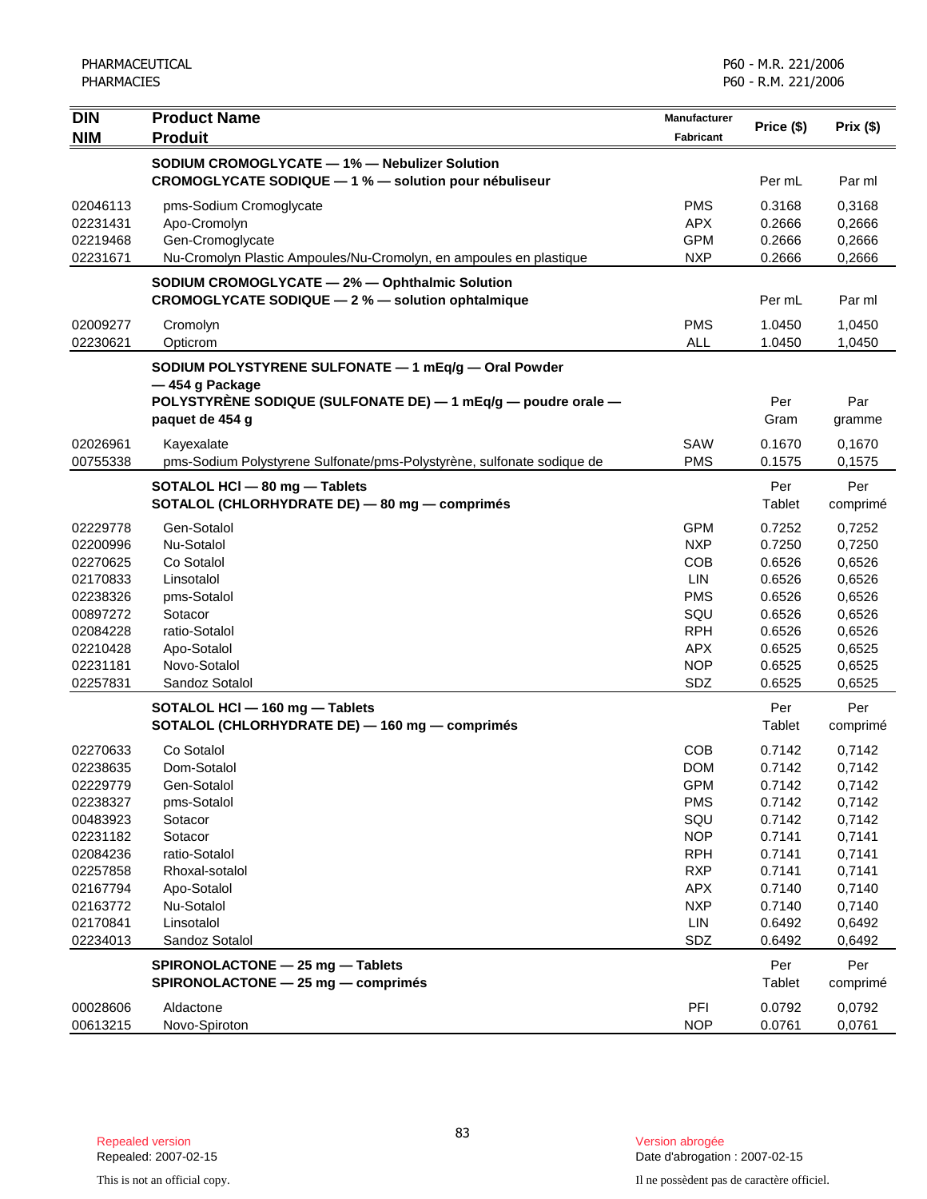| DIN<br>NIM | Product Name<br>Produit | Manufacturer<br>Fabricant | Price ($) | Prix ($) |
|---|---|---|---|---|
| | **SODIUM CROMOGLYCATE — 1% — Nebulizer Solution**<br>**CROMOGLYCATE SODIQUE — 1 % — solution pour nébuliseur** | | Per mL | Par ml |
| 02046113 | pms-Sodium Cromoglycate | PMS | 0.3168 | 0,3168 |
| 02231431 | Apo-Cromolyn | APX | 0.2666 | 0,2666 |
| 02219468 | Gen-Cromoglycate | GPM | 0.2666 | 0,2666 |
| 02231671 | Nu-Cromolyn Plastic Ampoules/Nu-Cromolyn, en ampoules en plastique | NXP | 0.2666 | 0,2666 |
| | **SODIUM CROMOGLYCATE — 2% — Ophthalmic Solution**<br>**CROMOGLYCATE SODIQUE — 2 % — solution ophtalmique** | | Per mL | Par ml |
| 02009277 | Cromolyn | PMS | 1.0450 | 1,0450 |
| 02230621 | Opticrom | ALL | 1.0450 | 1,0450 |
| | **SODIUM POLYSTYRENE SULFONATE — 1 mEq/g — Oral Powder — 454 g Package**<br>**POLYSTYRÈNE SODIQUE (SULFONATE DE) — 1 mEq/g — poudre orale — paquet de 454 g** | | Per Gram | Par gramme |
| 02026961 | Kayexalate | SAW | 0.1670 | 0,1670 |
| 00755338 | pms-Sodium Polystyrene Sulfonate/pms-Polystyrène, sulfonate sodique de | PMS | 0.1575 | 0,1575 |
| | **SOTALOL HCl — 80 mg — Tablets**<br>**SOTALOL (CHLORHYDRATE DE) — 80 mg — comprimés** | | Per Tablet | Per comprimé |
| 02229778 | Gen-Sotalol | GPM | 0.7252 | 0,7252 |
| 02200996 | Nu-Sotalol | NXP | 0.7250 | 0,7250 |
| 02270625 | Co Sotalol | COB | 0.6526 | 0,6526 |
| 02170833 | Linsotalol | LIN | 0.6526 | 0,6526 |
| 02238326 | pms-Sotalol | PMS | 0.6526 | 0,6526 |
| 00897272 | Sotacor | SQU | 0.6526 | 0,6526 |
| 02084228 | ratio-Sotalol | RPH | 0.6526 | 0,6526 |
| 02210428 | Apo-Sotalol | APX | 0.6525 | 0,6525 |
| 02231181 | Novo-Sotalol | NOP | 0.6525 | 0,6525 |
| 02257831 | Sandoz Sotalol | SDZ | 0.6525 | 0,6525 |
| | **SOTALOL HCl — 160 mg — Tablets**<br>**SOTALOL (CHLORHYDRATE DE) — 160 mg — comprimés** | | Per Tablet | Per comprimé |
| 02270633 | Co Sotalol | COB | 0.7142 | 0,7142 |
| 02238635 | Dom-Sotalol | DOM | 0.7142 | 0,7142 |
| 02229779 | Gen-Sotalol | GPM | 0.7142 | 0,7142 |
| 02238327 | pms-Sotalol | PMS | 0.7142 | 0,7142 |
| 00483923 | Sotacor | SQU | 0.7142 | 0,7142 |
| 02231182 | Sotacor | NOP | 0.7141 | 0,7141 |
| 02084236 | ratio-Sotalol | RPH | 0.7141 | 0,7141 |
| 02257858 | Rhoxal-sotalol | RXP | 0.7141 | 0,7141 |
| 02167794 | Apo-Sotalol | APX | 0.7140 | 0,7140 |
| 02163772 | Nu-Sotalol | NXP | 0.7140 | 0,7140 |
| 02170841 | Linsotalol | LIN | 0.6492 | 0,6492 |
| 02234013 | Sandoz Sotalol | SDZ | 0.6492 | 0,6492 |
| | **SPIRONOLACTONE — 25 mg — Tablets**<br>**SPIRONOLACTONE — 25 mg — comprimés** | | Per Tablet | Per comprimé |
| 00028606 | Aldactone | PFI | 0.0792 | 0,0792 |
| 00613215 | Novo-Spiroton | NOP | 0.0761 | 0,0761 |

Repealed version
Repealed: 2007-02-15

Version abrogée
Date d'abrogation : 2007-02-15

This is not an official copy.

Il ne possèdent pas de caractère officiel.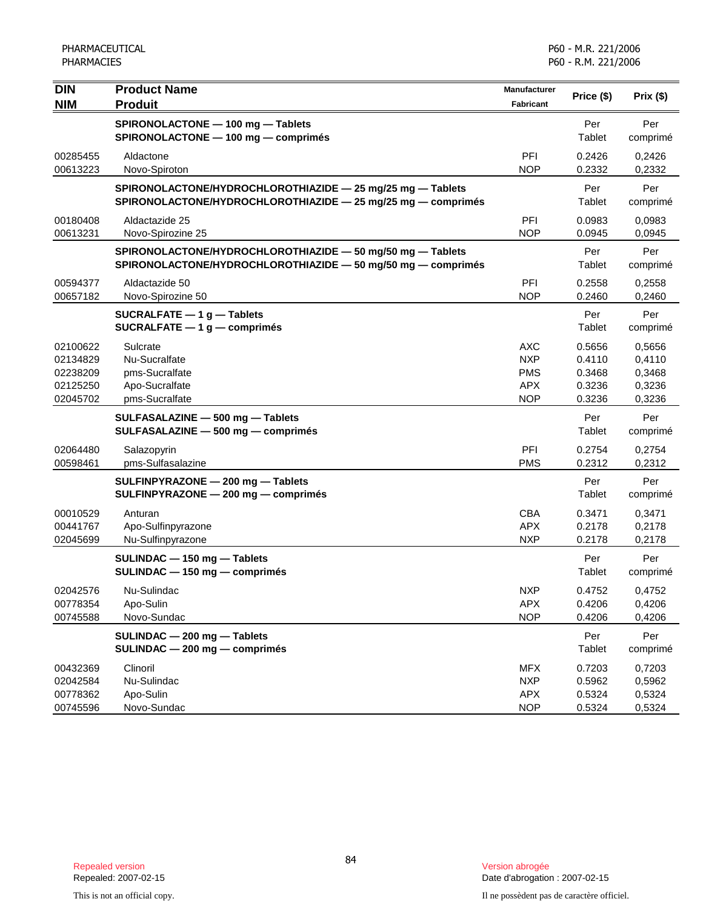| DIN<br>NIM | Product Name<br>Produit | Manufacturer<br>Fabricant | Price ($) | Prix ($) |
|---|---|---|---|---|
| | **SPIRONOLACTONE — 100 mg — Tablets**<br>**SPIRONOLACTONE — 100 mg — comprimés** | | Per Tablet | Per comprimé |
| 00285455 | Aldactone | PFI | 0.2426 | 0,2426 |
| 00613223 | Novo-Spiroton | NOP | 0.2332 | 0,2332 |
| | **SPIRONOLACTONE/HYDROCHLOROTHIAZIDE — 25 mg/25 mg — Tablets**<br>**SPIRONOLACTONE/HYDROCHLOROTHIAZIDE — 25 mg/25 mg — comprimés** | | Per Tablet | Per comprimé |
| 00180408 | Aldactazide 25 | PFI | 0.0983 | 0,0983 |
| 00613231 | Novo-Spirozine 25 | NOP | 0.0945 | 0,0945 |
| | **SPIRONOLACTONE/HYDROCHLOROTHIAZIDE — 50 mg/50 mg — Tablets**<br>**SPIRONOLACTONE/HYDROCHLOROTHIAZIDE — 50 mg/50 mg — comprimés** | | Per Tablet | Per comprimé |
| 00594377 | Aldactazide 50 | PFI | 0.2558 | 0,2558 |
| 00657182 | Novo-Spirozine 50 | NOP | 0.2460 | 0,2460 |
| | **SUCRALFATE — 1 g — Tablets**<br>**SUCRALFATE — 1 g — comprimés** | | Per Tablet | Per comprimé |
| 02100622 | Sulcrate | AXC | 0.5656 | 0,5656 |
| 02134829 | Nu-Sucralfate | NXP | 0.4110 | 0,4110 |
| 02238209 | pms-Sucralfate | PMS | 0.3468 | 0,3468 |
| 02125250 | Apo-Sucralfate | APX | 0.3236 | 0,3236 |
| 02045702 | pms-Sucralfate | NOP | 0.3236 | 0,3236 |
| | **SULFASALAZINE — 500 mg — Tablets**<br>**SULFASALAZINE — 500 mg — comprimés** | | Per Tablet | Per comprimé |
| 02064480 | Salazopyrin | PFI | 0.2754 | 0,2754 |
| 00598461 | pms-Sulfasalazine | PMS | 0.2312 | 0,2312 |
| | **SULFINPYRAZONE — 200 mg — Tablets**<br>**SULFINPYRAZONE — 200 mg — comprimés** | | Per Tablet | Per comprimé |
| 00010529 | Anturan | CBA | 0.3471 | 0,3471 |
| 00441767 | Apo-Sulfinpyrazone | APX | 0.2178 | 0,2178 |
| 02045699 | Nu-Sulfinpyrazone | NXP | 0.2178 | 0,2178 |
| | **SULINDAC — 150 mg — Tablets**<br>**SULINDAC — 150 mg — comprimés** | | Per Tablet | Per comprimé |
| 02042576 | Nu-Sulindac | NXP | 0.4752 | 0,4752 |
| 00778354 | Apo-Sulin | APX | 0.4206 | 0,4206 |
| 00745588 | Novo-Sundac | NOP | 0.4206 | 0,4206 |
| | **SULINDAC — 200 mg — Tablets**<br>**SULINDAC — 200 mg — comprimés** | | Per Tablet | Per comprimé |
| 00432369 | Clinoril | MFX | 0.7203 | 0,7203 |
| 02042584 | Nu-Sulindac | NXP | 0.5962 | 0,5962 |
| 00778362 | Apo-Sulin | APX | 0.5324 | 0,5324 |
| 00745596 | Novo-Sundac | NOP | 0.5324 | 0,5324 |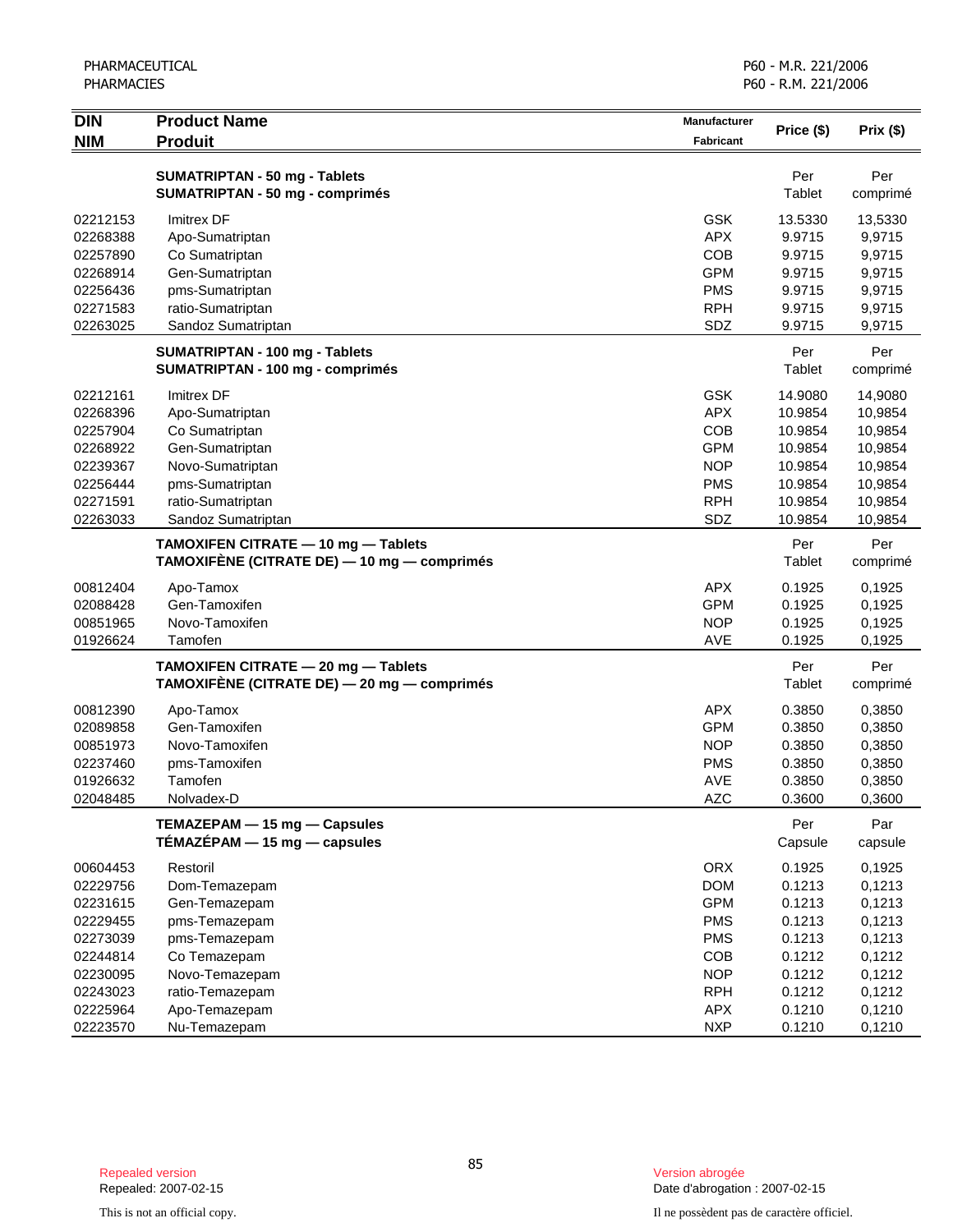| DIN<br>NIM | Product Name<br>Produit | Manufacturer<br>Fabricant | Price ($) | Prix ($) |
|---|---|---|---|---|
| | **SUMATRIPTAN - 50 mg - Tablets**<br>**SUMATRIPTAN - 50 mg - comprimés** | | Per<br>Tablet | Per<br>comprimé |
| 02212153 | Imitrex DF | GSK | 13.5330 | 13,5330 |
| 02268388 | Apo-Sumatriptan | APX | 9.9715 | 9,9715 |
| 02257890 | Co Sumatriptan | COB | 9.9715 | 9,9715 |
| 02268914 | Gen-Sumatriptan | GPM | 9.9715 | 9,9715 |
| 02256436 | pms-Sumatriptan | PMS | 9.9715 | 9,9715 |
| 02271583 | ratio-Sumatriptan | RPH | 9.9715 | 9,9715 |
| 02263025 | Sandoz Sumatriptan | SDZ | 9.9715 | 9,9715 |
| | **SUMATRIPTAN - 100 mg - Tablets**<br>**SUMATRIPTAN - 100 mg - comprimés** | | Per<br>Tablet | Per<br>comprimé |
| 02212161 | Imitrex DF | GSK | 14.9080 | 14,9080 |
| 02268396 | Apo-Sumatriptan | APX | 10.9854 | 10,9854 |
| 02257904 | Co Sumatriptan | COB | 10.9854 | 10,9854 |
| 02268922 | Gen-Sumatriptan | GPM | 10.9854 | 10,9854 |
| 02239367 | Novo-Sumatriptan | NOP | 10.9854 | 10,9854 |
| 02256444 | pms-Sumatriptan | PMS | 10.9854 | 10,9854 |
| 02271591 | ratio-Sumatriptan | RPH | 10.9854 | 10,9854 |
| 02263033 | Sandoz Sumatriptan | SDZ | 10.9854 | 10,9854 |
| | **TAMOXIFEN CITRATE — 10 mg — Tablets**<br>**TAMOXIFÈNE (CITRATE DE) — 10 mg — comprimés** | | Per<br>Tablet | Per<br>comprimé |
| 00812404 | Apo-Tamox | APX | 0.1925 | 0,1925 |
| 02088428 | Gen-Tamoxifen | GPM | 0.1925 | 0,1925 |
| 00851965 | Novo-Tamoxifen | NOP | 0.1925 | 0,1925 |
| 01926624 | Tamofen | AVE | 0.1925 | 0,1925 |
| | **TAMOXIFEN CITRATE — 20 mg — Tablets**<br>**TAMOXIFÈNE (CITRATE DE) — 20 mg — comprimés** | | Per<br>Tablet | Per<br>comprimé |
| 00812390 | Apo-Tamox | APX | 0.3850 | 0,3850 |
| 02089858 | Gen-Tamoxifen | GPM | 0.3850 | 0,3850 |
| 00851973 | Novo-Tamoxifen | NOP | 0.3850 | 0,3850 |
| 02237460 | pms-Tamoxifen | PMS | 0.3850 | 0,3850 |
| 01926632 | Tamofen | AVE | 0.3850 | 0,3850 |
| 02048485 | Nolvadex-D | AZC | 0.3600 | 0,3600 |
| | **TEMAZEPAM — 15 mg — Capsules**<br>**TÉMAZÉPAM — 15 mg — capsules** | | Per<br>Capsule | Par<br>capsule |
| 00604453 | Restoril | ORX | 0.1925 | 0,1925 |
| 02229756 | Dom-Temazepam | DOM | 0.1213 | 0,1213 |
| 02231615 | Gen-Temazepam | GPM | 0.1213 | 0,1213 |
| 02229455 | pms-Temazepam | PMS | 0.1213 | 0,1213 |
| 02273039 | pms-Temazepam | PMS | 0.1213 | 0,1213 |
| 02244814 | Co Temazepam | COB | 0.1212 | 0,1212 |
| 02230095 | Novo-Temazepam | NOP | 0.1212 | 0,1212 |
| 02243023 | ratio-Temazepam | RPH | 0.1212 | 0,1212 |
| 02225964 | Apo-Temazepam | APX | 0.1210 | 0,1210 |
| 02223570 | Nu-Temazepam | NXP | 0.1210 | 0,1210 |

Repealed version
Repealed: 2007-02-15

Version abrogée
Date d'abrogation : 2007-02-15

This is not an official copy.

Il ne possèdent pas de caractère officiel.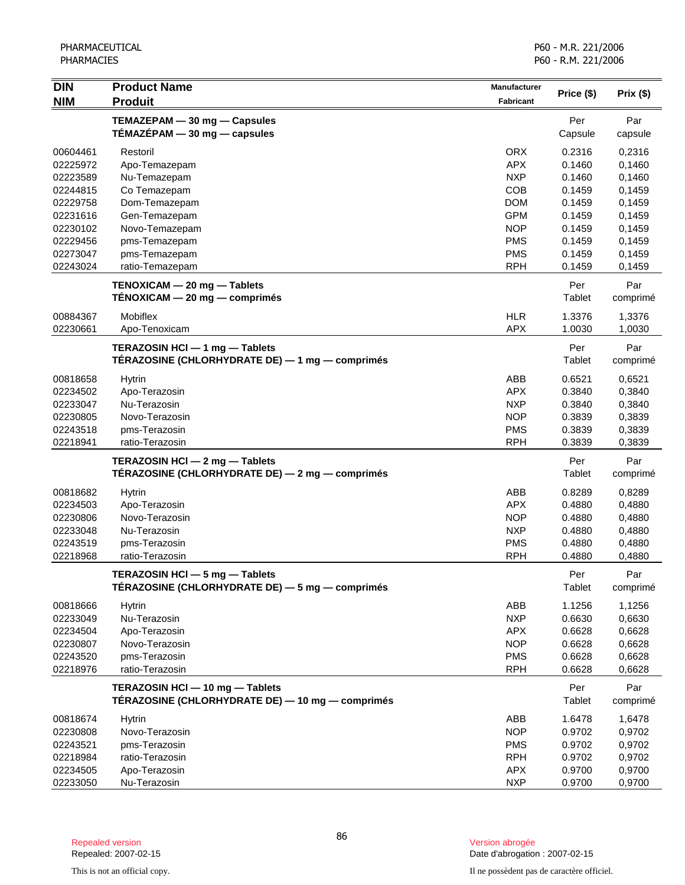| DIN<br>NIM | Product Name<br>Produit | Manufacturer<br>Fabricant | Price ($) | Prix ($) |
|---|---|---|---|---|
| | **TEMAZEPAM — 30 mg — Capsules**<br>**TÉMAZÉPAM — 30 mg — capsules** | | Per<br>Capsule | Par<br>capsule |
| 00604461 | Restoril | ORX | 0.2316 | 0,2316 |
| 02225972 | Apo-Temazepam | APX | 0.1460 | 0,1460 |
| 02223589 | Nu-Temazepam | NXP | 0.1460 | 0,1460 |
| 02244815 | Co Temazepam | COB | 0.1459 | 0,1459 |
| 02229758 | Dom-Temazepam | DOM | 0.1459 | 0,1459 |
| 02231616 | Gen-Temazepam | GPM | 0.1459 | 0,1459 |
| 02230102 | Novo-Temazepam | NOP | 0.1459 | 0,1459 |
| 02229456 | pms-Temazepam | PMS | 0.1459 | 0,1459 |
| 02273047 | pms-Temazepam | PMS | 0.1459 | 0,1459 |
| 02243024 | ratio-Temazepam | RPH | 0.1459 | 0,1459 |
| | **TENOXICAM — 20 mg — Tablets**<br>**TÉNOXICAM — 20 mg — comprimés** | | Per<br>Tablet | Par<br>comprimé |
| 00884367 | Mobiflex | HLR | 1.3376 | 1,3376 |
| 02230661 | Apo-Tenoxicam | APX | 1.0030 | 1,0030 |
| | **TERAZOSIN HCl — 1 mg — Tablets**<br>**TÉRAZOSINE (CHLORHYDRATE DE) — 1 mg — comprimés** | | Per<br>Tablet | Par<br>comprimé |
| 00818658 | Hytrin | ABB | 0.6521 | 0,6521 |
| 02234502 | Apo-Terazosin | APX | 0.3840 | 0,3840 |
| 02233047 | Nu-Terazosin | NXP | 0.3840 | 0,3840 |
| 02230805 | Novo-Terazosin | NOP | 0.3839 | 0,3839 |
| 02243518 | pms-Terazosin | PMS | 0.3839 | 0,3839 |
| 02218941 | ratio-Terazosin | RPH | 0.3839 | 0,3839 |
| | **TERAZOSIN HCl — 2 mg — Tablets**<br>**TÉRAZOSINE (CHLORHYDRATE DE) — 2 mg — comprimés** | | Per<br>Tablet | Par<br>comprimé |
| 00818682 | Hytrin | ABB | 0.8289 | 0,8289 |
| 02234503 | Apo-Terazosin | APX | 0.4880 | 0,4880 |
| 02230806 | Novo-Terazosin | NOP | 0.4880 | 0,4880 |
| 02233048 | Nu-Terazosin | NXP | 0.4880 | 0,4880 |
| 02243519 | pms-Terazosin | PMS | 0.4880 | 0,4880 |
| 02218968 | ratio-Terazosin | RPH | 0.4880 | 0,4880 |
| | **TERAZOSIN HCl — 5 mg — Tablets**<br>**TÉRAZOSINE (CHLORHYDRATE DE) — 5 mg — comprimés** | | Per<br>Tablet | Par<br>comprimé |
| 00818666 | Hytrin | ABB | 1.1256 | 1,1256 |
| 02233049 | Nu-Terazosin | NXP | 0.6630 | 0,6630 |
| 02234504 | Apo-Terazosin | APX | 0.6628 | 0,6628 |
| 02230807 | Novo-Terazosin | NOP | 0.6628 | 0,6628 |
| 02243520 | pms-Terazosin | PMS | 0.6628 | 0,6628 |
| 02218976 | ratio-Terazosin | RPH | 0.6628 | 0,6628 |
| | **TERAZOSIN HCl — 10 mg — Tablets**<br>**TÉRAZOSINE (CHLORHYDRATE DE) — 10 mg — comprimés** | | Per<br>Tablet | Par<br>comprimé |
| 00818674 | Hytrin | ABB | 1.6478 | 1,6478 |
| 02230808 | Novo-Terazosin | NOP | 0.9702 | 0,9702 |
| 02243521 | pms-Terazosin | PMS | 0.9702 | 0,9702 |
| 02218984 | ratio-Terazosin | RPH | 0.9702 | 0,9702 |
| 02234505 | Apo-Terazosin | APX | 0.9700 | 0,9700 |
| 02233050 | Nu-Terazosin | NXP | 0.9700 | 0,9700 |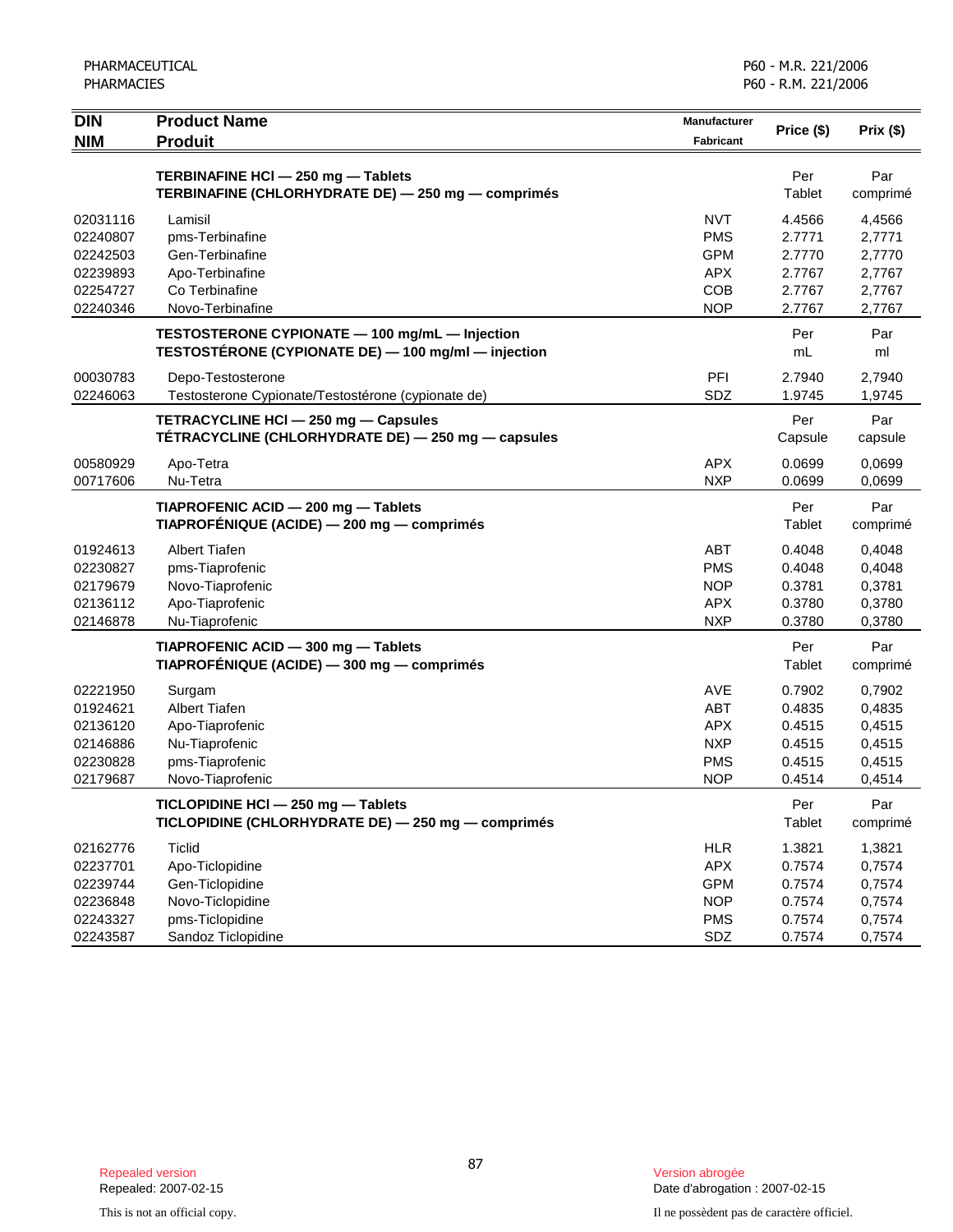| DIN<br>NIM | Product Name<br>Produit | Manufacturer<br>Fabricant | Price ($) | Prix ($) |
|---|---|---|---|---|
| | **TERBINAFINE HCl — 250 mg — Tablets**<br>**TERBINAFINE (CHLORHYDRATE DE) — 250 mg — comprimés** | | Per<br>Tablet | Par<br>comprimé |
| 02031116 | Lamisil | NVT | 4.4566 | 4,4566 |
| 02240807 | pms-Terbinafine | PMS | 2.7771 | 2,7771 |
| 02242503 | Gen-Terbinafine | GPM | 2.7770 | 2,7770 |
| 02239893 | Apo-Terbinafine | APX | 2.7767 | 2,7767 |
| 02254727 | Co Terbinafine | COB | 2.7767 | 2,7767 |
| 02240346 | Novo-Terbinafine | NOP | 2.7767 | 2,7767 |
| | **TESTOSTERONE CYPIONATE — 100 mg/mL — Injection**<br>**TESTOSTÉRONE (CYPIONATE DE) — 100 mg/ml — injection** | | Per<br>mL | Par<br>ml |
| 00030783 | Depo-Testosterone | PFI | 2.7940 | 2,7940 |
| 02246063 | Testosterone Cypionate/Testostérone (cypionate de) | SDZ | 1.9745 | 1,9745 |
| | **TETRACYCLINE HCl — 250 mg — Capsules**<br>**TÉTRACYCLINE (CHLORHYDRATE DE) — 250 mg — capsules** | | Per<br>Capsule | Par<br>capsule |
| 00580929 | Apo-Tetra | APX | 0.0699 | 0,0699 |
| 00717606 | Nu-Tetra | NXP | 0.0699 | 0,0699 |
| | **TIAPROFENIC ACID — 200 mg — Tablets**<br>**TIAPROFÉNIQUE (ACIDE) — 200 mg — comprimés** | | Per<br>Tablet | Par<br>comprimé |
| 01924613 | Albert Tiafen | ABT | 0.4048 | 0,4048 |
| 02230827 | pms-Tiaprofenic | PMS | 0.4048 | 0,4048 |
| 02179679 | Novo-Tiaprofenic | NOP | 0.3781 | 0,3781 |
| 02136112 | Apo-Tiaprofenic | APX | 0.3780 | 0,3780 |
| 02146878 | Nu-Tiaprofenic | NXP | 0.3780 | 0,3780 |
| | **TIAPROFENIC ACID — 300 mg — Tablets**<br>**TIAPROFÉNIQUE (ACIDE) — 300 mg — comprimés** | | Per<br>Tablet | Par<br>comprimé |
| 02221950 | Surgam | AVE | 0.7902 | 0,7902 |
| 01924621 | Albert Tiafen | ABT | 0.4835 | 0,4835 |
| 02136120 | Apo-Tiaprofenic | APX | 0.4515 | 0,4515 |
| 02146886 | Nu-Tiaprofenic | NXP | 0.4515 | 0,4515 |
| 02230828 | pms-Tiaprofenic | PMS | 0.4515 | 0,4515 |
| 02179687 | Novo-Tiaprofenic | NOP | 0.4514 | 0,4514 |
| | **TICLOPIDINE HCl — 250 mg — Tablets**<br>**TICLOPIDINE (CHLORHYDRATE DE) — 250 mg — comprimés** | | Per<br>Tablet | Par<br>comprimé |
| 02162776 | Ticlid | HLR | 1.3821 | 1,3821 |
| 02237701 | Apo-Ticlopidine | APX | 0.7574 | 0,7574 |
| 02239744 | Gen-Ticlopidine | GPM | 0.7574 | 0,7574 |
| 02236848 | Novo-Ticlopidine | NOP | 0.7574 | 0,7574 |
| 02243327 | pms-Ticlopidine | PMS | 0.7574 | 0,7574 |
| 02243587 | Sandoz Ticlopidine | SDZ | 0.7574 | 0,7574 |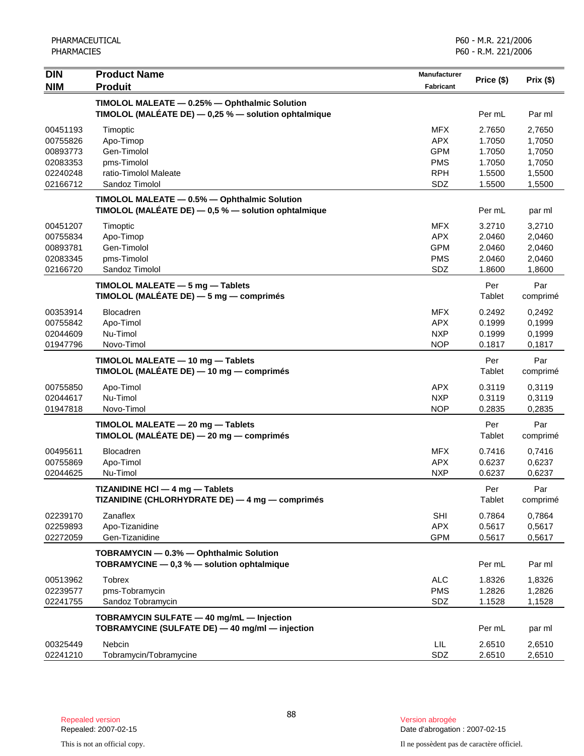| DIN<br>NIM | Product Name<br>Produit | Manufacturer<br>Fabricant | Price ($) | Prix ($) |
|---|---|---|---|---|
| | **TIMOLOL MALEATE — 0.25% — Ophthalmic Solution**<br>**TIMOLOL (MALÉATE DE) — 0,25 % — solution ophtalmique** | | Per mL | Par ml |
| 00451193 | Timoptic | MFX | 2.7650 | 2,7650 |
| 00755826 | Apo-Timop | APX | 1.7050 | 1,7050 |
| 00893773 | Gen-Timolol | GPM | 1.7050 | 1,7050 |
| 02083353 | pms-Timolol | PMS | 1.7050 | 1,7050 |
| 02240248 | ratio-Timolol Maleate | RPH | 1.5500 | 1,5500 |
| 02166712 | Sandoz Timolol | SDZ | 1.5500 | 1,5500 |
| | **TIMOLOL MALEATE — 0.5% — Ophthalmic Solution**<br>**TIMOLOL (MALÉATE DE) — 0,5 % — solution ophtalmique** | | Per mL | par ml |
| 00451207 | Timoptic | MFX | 3.2710 | 3,2710 |
| 00755834 | Apo-Timop | APX | 2.0460 | 2,0460 |
| 00893781 | Gen-Timolol | GPM | 2.0460 | 2,0460 |
| 02083345 | pms-Timolol | PMS | 2.0460 | 2,0460 |
| 02166720 | Sandoz Timolol | SDZ | 1.8600 | 1,8600 |
| | **TIMOLOL MALEATE — 5 mg — Tablets**<br>**TIMOLOL (MALÉATE DE) — 5 mg — comprimés** | | Per Tablet | Par comprimé |
| 00353914 | Blocadren | MFX | 0.2492 | 0,2492 |
| 00755842 | Apo-Timol | APX | 0.1999 | 0,1999 |
| 02044609 | Nu-Timol | NXP | 0.1999 | 0,1999 |
| 01947796 | Novo-Timol | NOP | 0.1817 | 0,1817 |
| | **TIMOLOL MALEATE — 10 mg — Tablets**<br>**TIMOLOL (MALÉATE DE) — 10 mg — comprimés** | | Per Tablet | Par comprimé |
| 00755850 | Apo-Timol | APX | 0.3119 | 0,3119 |
| 02044617 | Nu-Timol | NXP | 0.3119 | 0,3119 |
| 01947818 | Novo-Timol | NOP | 0.2835 | 0,2835 |
| | **TIMOLOL MALEATE — 20 mg — Tablets**<br>**TIMOLOL (MALÉATE DE) — 20 mg — comprimés** | | Per Tablet | Par comprimé |
| 00495611 | Blocadren | MFX | 0.7416 | 0,7416 |
| 00755869 | Apo-Timol | APX | 0.6237 | 0,6237 |
| 02044625 | Nu-Timol | NXP | 0.6237 | 0,6237 |
| | **TIZANIDINE HCl — 4 mg — Tablets**<br>**TIZANIDINE (CHLORHYDRATE DE) — 4 mg — comprimés** | | Per Tablet | Par comprimé |
| 02239170 | Zanaflex | SHI | 0.7864 | 0,7864 |
| 02259893 | Apo-Tizanidine | APX | 0.5617 | 0,5617 |
| 02272059 | Gen-Tizanidine | GPM | 0.5617 | 0,5617 |
| | **TOBRAMYCIN — 0.3% — Ophthalmic Solution**<br>**TOBRAMYCINE — 0,3 % — solution ophtalmique** | | Per mL | Par ml |
| 00513962 | Tobrex | ALC | 1.8326 | 1,8326 |
| 02239577 | pms-Tobramycin | PMS | 1.2826 | 1,2826 |
| 02241755 | Sandoz Tobramycin | SDZ | 1.1528 | 1,1528 |
| | **TOBRAMYCIN SULFATE — 40 mg/mL — Injection**<br>**TOBRAMYCINE (SULFATE DE) — 40 mg/ml — injection** | | Per mL | par ml |
| 00325449 | Nebcin | LIL | 2.6510 | 2,6510 |
| 02241210 | Tobramycin/Tobramycine | SDZ | 2.6510 | 2,6510 |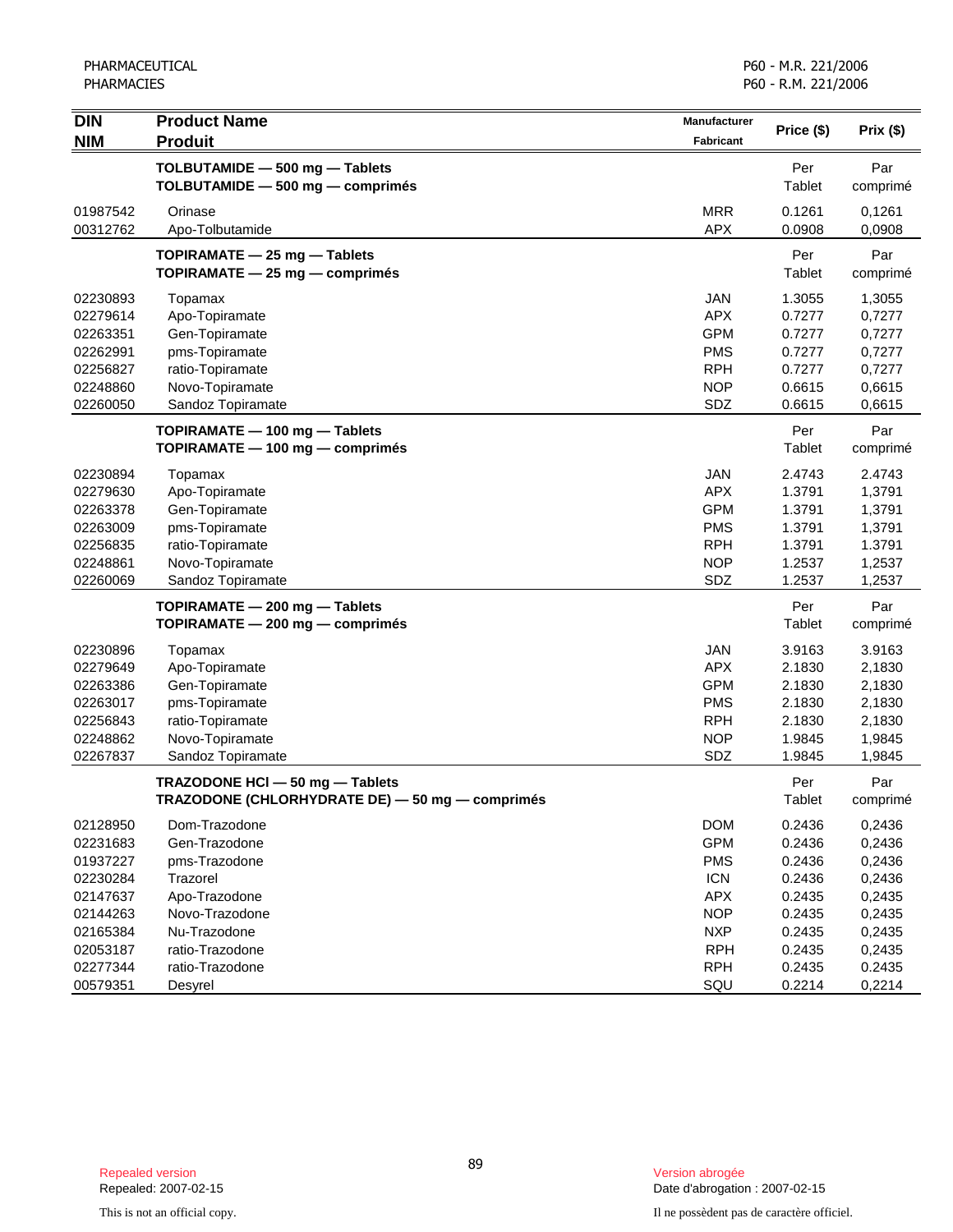| DIN<br>NIM | Product Name<br>Produit | Manufacturer<br>Fabricant | Price ($) | Prix ($) |
|---|---|---|---|---|
| | **TOLBUTAMIDE — 500 mg — Tablets**<br>**TOLBUTAMIDE — 500 mg — comprimés** | | Per<br>Tablet | Par<br>comprimé |
| 01987542 | Orinase | MRR | 0.1261 | 0,1261 |
| 00312762 | Apo-Tolbutamide | APX | 0.0908 | 0,0908 |
| | **TOPIRAMATE — 25 mg — Tablets**<br>**TOPIRAMATE — 25 mg — comprimés** | | Per<br>Tablet | Par<br>comprimé |
| 02230893 | Topamax | JAN | 1.3055 | 1,3055 |
| 02279614 | Apo-Topiramate | APX | 0.7277 | 0,7277 |
| 02263351 | Gen-Topiramate | GPM | 0.7277 | 0,7277 |
| 02262991 | pms-Topiramate | PMS | 0.7277 | 0,7277 |
| 02256827 | ratio-Topiramate | RPH | 0.7277 | 0,7277 |
| 02248860 | Novo-Topiramate | NOP | 0.6615 | 0,6615 |
| 02260050 | Sandoz Topiramate | SDZ | 0.6615 | 0,6615 |
| | **TOPIRAMATE — 100 mg — Tablets**<br>**TOPIRAMATE — 100 mg — comprimés** | | Per<br>Tablet | Par<br>comprimé |
| 02230894 | Topamax | JAN | 2.4743 | 2.4743 |
| 02279630 | Apo-Topiramate | APX | 1.3791 | 1,3791 |
| 02263378 | Gen-Topiramate | GPM | 1.3791 | 1,3791 |
| 02263009 | pms-Topiramate | PMS | 1.3791 | 1,3791 |
| 02256835 | ratio-Topiramate | RPH | 1.3791 | 1.3791 |
| 02248861 | Novo-Topiramate | NOP | 1.2537 | 1,2537 |
| 02260069 | Sandoz Topiramate | SDZ | 1.2537 | 1,2537 |
| | **TOPIRAMATE — 200 mg — Tablets**<br>**TOPIRAMATE — 200 mg — comprimés** | | Per<br>Tablet | Par<br>comprimé |
| 02230896 | Topamax | JAN | 3.9163 | 3.9163 |
| 02279649 | Apo-Topiramate | APX | 2.1830 | 2,1830 |
| 02263386 | Gen-Topiramate | GPM | 2.1830 | 2,1830 |
| 02263017 | pms-Topiramate | PMS | 2.1830 | 2,1830 |
| 02256843 | ratio-Topiramate | RPH | 2.1830 | 2,1830 |
| 02248862 | Novo-Topiramate | NOP | 1.9845 | 1,9845 |
| 02267837 | Sandoz Topiramate | SDZ | 1.9845 | 1,9845 |
| | **TRAZODONE HCI — 50 mg — Tablets**<br>**TRAZODONE (CHLORHYDRATE DE) — 50 mg — comprimés** | | Per<br>Tablet | Par<br>comprimé |
| 02128950 | Dom-Trazodone | DOM | 0.2436 | 0,2436 |
| 02231683 | Gen-Trazodone | GPM | 0.2436 | 0,2436 |
| 01937227 | pms-Trazodone | PMS | 0.2436 | 0,2436 |
| 02230284 | Trazorel | ICN | 0.2436 | 0,2436 |
| 02147637 | Apo-Trazodone | APX | 0.2435 | 0,2435 |
| 02144263 | Novo-Trazodone | NOP | 0.2435 | 0,2435 |
| 02165384 | Nu-Trazodone | NXP | 0.2435 | 0,2435 |
| 02053187 | ratio-Trazodone | RPH | 0.2435 | 0,2435 |
| 02277344 | ratio-Trazodone | RPH | 0.2435 | 0.2435 |
| 00579351 | Desyrel | SQU | 0.2214 | 0,2214 |

Repealed version
Repealed: 2007-02-15

Version abrogée
Date d'abrogation : 2007-02-15

This is not an official copy.

Il ne possèdent pas de caractère officiel.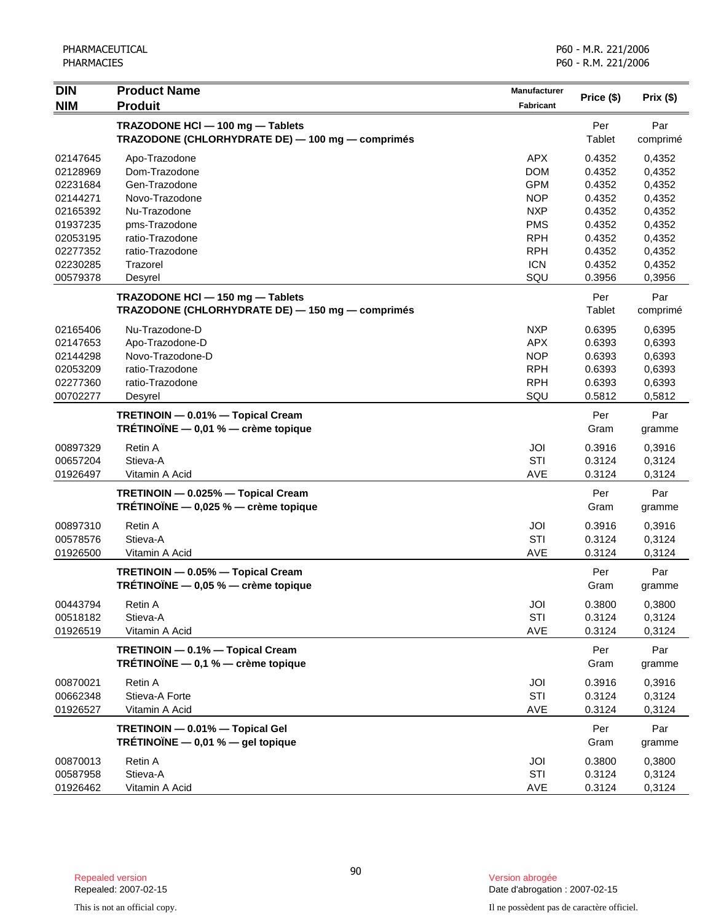| DIN<br>NIM | Product Name<br>Produit | Manufacturer<br>Fabricant | Price ($) | Prix ($) |
|---|---|---|---|---|
| | **TRAZODONE HCl — 100 mg — Tablets**<br>**TRAZODONE (CHLORHYDRATE DE) — 100 mg — comprimés** | | Per Tablet | Par comprimé |
| 02147645 | Apo-Trazodone | APX | 0.4352 | 0,4352 |
| 02128969 | Dom-Trazodone | DOM | 0.4352 | 0,4352 |
| 02231684 | Gen-Trazodone | GPM | 0.4352 | 0,4352 |
| 02144271 | Novo-Trazodone | NOP | 0.4352 | 0,4352 |
| 02165392 | Nu-Trazodone | NXP | 0.4352 | 0,4352 |
| 01937235 | pms-Trazodone | PMS | 0.4352 | 0,4352 |
| 02053195 | ratio-Trazodone | RPH | 0.4352 | 0,4352 |
| 02277352 | ratio-Trazodone | RPH | 0.4352 | 0,4352 |
| 02230285 | Trazorel | ICN | 0.4352 | 0,4352 |
| 00579378 | Desyrel | SQU | 0.3956 | 0,3956 |
| | **TRAZODONE HCl — 150 mg — Tablets**<br>**TRAZODONE (CHLORHYDRATE DE) — 150 mg — comprimés** | | Per Tablet | Par comprimé |
| 02165406 | Nu-Trazodone-D | NXP | 0.6395 | 0,6395 |
| 02147653 | Apo-Trazodone-D | APX | 0.6393 | 0,6393 |
| 02144298 | Novo-Trazodone-D | NOP | 0.6393 | 0,6393 |
| 02053209 | ratio-Trazodone | RPH | 0.6393 | 0,6393 |
| 02277360 | ratio-Trazodone | RPH | 0.6393 | 0,6393 |
| 00702277 | Desyrel | SQU | 0.5812 | 0,5812 |
| | **TRETINOIN — 0.01% — Topical Cream**<br>**TRÉTINOÏNE — 0,01 % — crème topique** | | Per Gram | Par gramme |
| 00897329 | Retin A | JOI | 0.3916 | 0,3916 |
| 00657204 | Stieva-A | STI | 0.3124 | 0,3124 |
| 01926497 | Vitamin A Acid | AVE | 0.3124 | 0,3124 |
| | **TRETINOIN — 0.025% — Topical Cream**<br>**TRÉTINOÏNE — 0,025 % — crème topique** | | Per Gram | Par gramme |
| 00897310 | Retin A | JOI | 0.3916 | 0,3916 |
| 00578576 | Stieva-A | STI | 0.3124 | 0,3124 |
| 01926500 | Vitamin A Acid | AVE | 0.3124 | 0,3124 |
| | **TRETINOIN — 0.05% — Topical Cream**<br>**TRÉTINOÏNE — 0,05 % — crème topique** | | Per Gram | Par gramme |
| 00443794 | Retin A | JOI | 0.3800 | 0,3800 |
| 00518182 | Stieva-A | STI | 0.3124 | 0,3124 |
| 01926519 | Vitamin A Acid | AVE | 0.3124 | 0,3124 |
| | **TRETINOIN — 0.1% — Topical Cream**<br>**TRÉTINOÏNE — 0,1 % — crème topique** | | Per Gram | Par gramme |
| 00870021 | Retin A | JOI | 0.3916 | 0,3916 |
| 00662348 | Stieva-A Forte | STI | 0.3124 | 0,3124 |
| 01926527 | Vitamin A Acid | AVE | 0.3124 | 0,3124 |
| | **TRETINOIN — 0.01% — Topical Gel**<br>**TRÉTINOÏNE — 0,01 % — gel topique** | | Per Gram | Par gramme |
| 00870013 | Retin A | JOI | 0.3800 | 0,3800 |
| 00587958 | Stieva-A | STI | 0.3124 | 0,3124 |
| 01926462 | Vitamin A Acid | AVE | 0.3124 | 0,3124 |

Repealed version
Repealed: 2007-02-15

Version abrogée
Date d'abrogation : 2007-02-15

This is not an official copy.

Il ne possèdent pas de caractère officiel.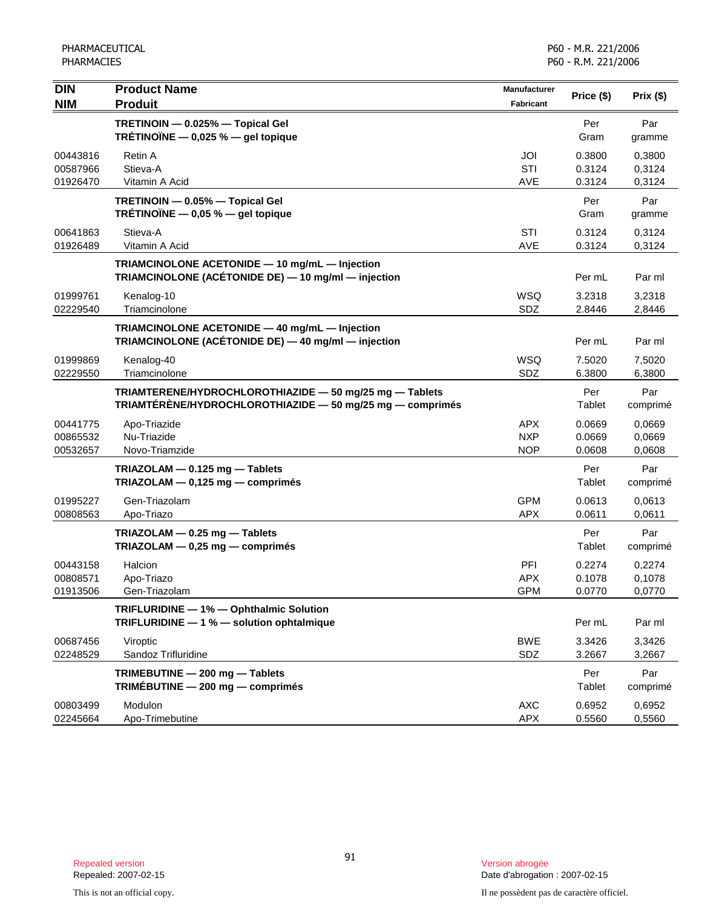| DIN<br>NIM | Product Name<br>Produit | Manufacturer<br>Fabricant | Price ($) | Prix ($) |
|---|---|---|---|---|
| | **TRETINOIN — 0.025% — Topical Gel**<br>**TRÉTINOÏNE — 0,025 % — gel topique** | | Per Gram | Par gramme |
| 00443816 | Retin A | JOI | 0.3800 | 0,3800 |
| 00587966 | Stieva-A | STI | 0.3124 | 0,3124 |
| 01926470 | Vitamin A Acid | AVE | 0.3124 | 0,3124 |
| | **TRETINOIN — 0.05% — Topical Gel**<br>**TRÉTINOÏNE — 0,05 % — gel topique** | | Per Gram | Par gramme |
| 00641863 | Stieva-A | STI | 0.3124 | 0,3124 |
| 01926489 | Vitamin A Acid | AVE | 0.3124 | 0,3124 |
| | **TRIAMCINOLONE ACETONIDE — 10 mg/mL — Injection**<br>**TRIAMCINOLONE (ACÉTONIDE DE) — 10 mg/ml — injection** | | Per mL | Par ml |
| 01999761 | Kenalog-10 | WSQ | 3.2318 | 3,2318 |
| 02229540 | Triamcinolone | SDZ | 2.8446 | 2,8446 |
| | **TRIAMCINOLONE ACETONIDE — 40 mg/mL — Injection**<br>**TRIAMCINOLONE (ACÉTONIDE DE) — 40 mg/ml — injection** | | Per mL | Par ml |
| 01999869 | Kenalog-40 | WSQ | 7.5020 | 7,5020 |
| 02229550 | Triamcinolone | SDZ | 6.3800 | 6,3800 |
| | **TRIAMTERENE/HYDROCHLOROTHIAZIDE — 50 mg/25 mg — Tablets**<br>**TRIAMTÉRÈNE/HYDROCHLOROTHIAZIDE — 50 mg/25 mg — comprimés** | | Per Tablet | Par comprimé |
| 00441775 | Apo-Triazide | APX | 0.0669 | 0,0669 |
| 00865532 | Nu-Triazide | NXP | 0.0669 | 0,0669 |
| 00532657 | Novo-Triamzide | NOP | 0.0608 | 0,0608 |
| | **TRIAZOLAM — 0.125 mg — Tablets**<br>**TRIAZOLAM — 0,125 mg — comprimés** | | Per Tablet | Par comprimé |
| 01995227 | Gen-Triazolam | GPM | 0.0613 | 0,0613 |
| 00808563 | Apo-Triazo | APX | 0.0611 | 0,0611 |
| | **TRIAZOLAM — 0.25 mg — Tablets**<br>**TRIAZOLAM — 0,25 mg — comprimés** | | Per Tablet | Par comprimé |
| 00443158 | Halcion | PFI | 0.2274 | 0,2274 |
| 00808571 | Apo-Triazo | APX | 0.1078 | 0,1078 |
| 01913506 | Gen-Triazolam | GPM | 0.0770 | 0,0770 |
| | **TRIFLURIDINE — 1% — Ophthalmic Solution**<br>**TRIFLURIDINE — 1 % — solution ophtalmique** | | Per mL | Par ml |
| 00687456 | Viroptic | BWE | 3.3426 | 3,3426 |
| 02248529 | Sandoz Trifluridine | SDZ | 3.2667 | 3,2667 |
| | **TRIMEBUTINE — 200 mg — Tablets**<br>**TRIMÉBUTINE — 200 mg — comprimés** | | Per Tablet | Par comprimé |
| 00803499 | Modulon | AXC | 0.6952 | 0,6952 |
| 02245664 | Apo-Trimebutine | APX | 0.5560 | 0,5560 |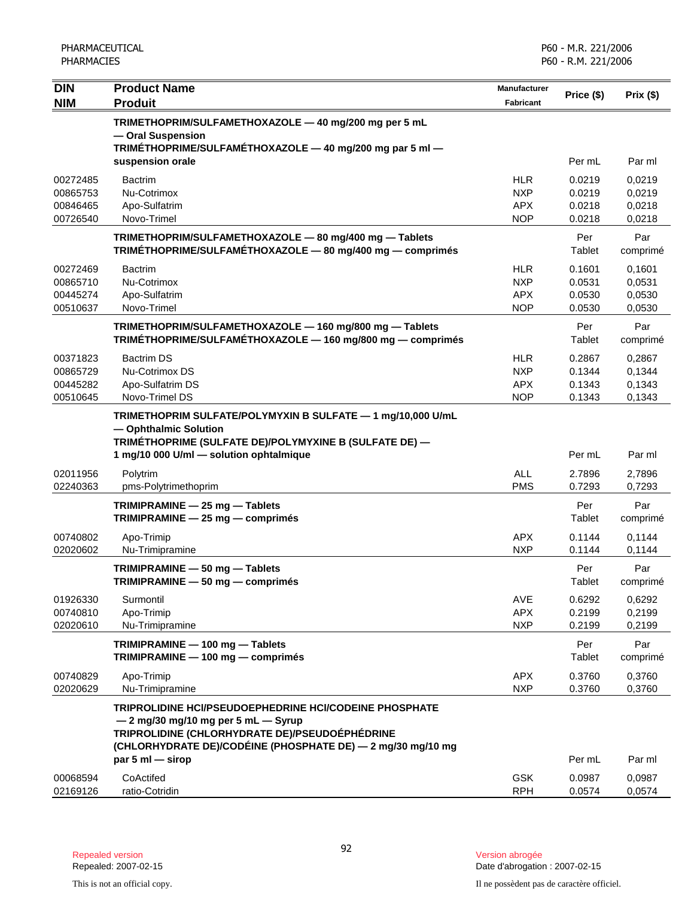| DIN<br>NIM | Product Name<br>Produit | Manufacturer<br>Fabricant | Price ($) | Prix ($) |
|---|---|---|---|---|
| | **TRIMETHOPRIM/SULFAMETHOXAZOLE — 40 mg/200 mg per 5 mL — Oral Suspension**<br>**TRIMÉTHOPRIME/SULFAMÉTHOXAZOLE — 40 mg/200 mg par 5 ml — suspension orale** | | Per mL | Par ml |
| 00272485 | Bactrim | HLR | 0.0219 | 0,0219 |
| 00865753 | Nu-Cotrimox | NXP | 0.0219 | 0,0219 |
| 00846465 | Apo-Sulfatrim | APX | 0.0218 | 0,0218 |
| 00726540 | Novo-Trimel | NOP | 0.0218 | 0,0218 |
| | **TRIMETHOPRIM/SULFAMETHOXAZOLE — 80 mg/400 mg — Tablets**<br>**TRIMÉTHOPRIME/SULFAMÉTHOXAZOLE — 80 mg/400 mg — comprimés** | | Per Tablet | Par comprimé |
| 00272469 | Bactrim | HLR | 0.1601 | 0,1601 |
| 00865710 | Nu-Cotrimox | NXP | 0.0531 | 0,0531 |
| 00445274 | Apo-Sulfatrim | APX | 0.0530 | 0,0530 |
| 00510637 | Novo-Trimel | NOP | 0.0530 | 0,0530 |
| | **TRIMETHOPRIM/SULFAMETHOXAZOLE — 160 mg/800 mg — Tablets**<br>**TRIMÉTHOPRIME/SULFAMÉTHOXAZOLE — 160 mg/800 mg — comprimés** | | Per Tablet | Par comprimé |
| 00371823 | Bactrim DS | HLR | 0.2867 | 0,2867 |
| 00865729 | Nu-Cotrimox DS | NXP | 0.1344 | 0,1344 |
| 00445282 | Apo-Sulfatrim DS | APX | 0.1343 | 0,1343 |
| 00510645 | Novo-Trimel DS | NOP | 0.1343 | 0,1343 |
| | **TRIMETHOPRIM SULFATE/POLYMYXIN B SULFATE — 1 mg/10,000 U/mL — Ophthalmic Solution**<br>**TRIMÉTHOPRIME (SULFATE DE)/POLYMYXINE B (SULFATE DE) — 1 mg/10 000 U/ml — solution ophtalmique** | | Per mL | Par ml |
| 02011956 | Polytrim | ALL | 2.7896 | 2,7896 |
| 02240363 | pms-Polytrimethoprim | PMS | 0.7293 | 0,7293 |
| | **TRIMIPRAMINE — 25 mg — Tablets**<br>**TRIMIPRAMINE — 25 mg — comprimés** | | Per Tablet | Par comprimé |
| 00740802 | Apo-Trimip | APX | 0.1144 | 0,1144 |
| 02020602 | Nu-Trimipramine | NXP | 0.1144 | 0,1144 |
| | **TRIMIPRAMINE — 50 mg — Tablets**<br>**TRIMIPRAMINE — 50 mg — comprimés** | | Per Tablet | Par comprimé |
| 01926330 | Surmontil | AVE | 0.6292 | 0,6292 |
| 00740810 | Apo-Trimip | APX | 0.2199 | 0,2199 |
| 02020610 | Nu-Trimipramine | NXP | 0.2199 | 0,2199 |
| | **TRIMIPRAMINE — 100 mg — Tablets**<br>**TRIMIPRAMINE — 100 mg — comprimés** | | Per Tablet | Par comprimé |
| 00740829 | Apo-Trimip | APX | 0.3760 | 0,3760 |
| 02020629 | Nu-Trimipramine | NXP | 0.3760 | 0,3760 |
| | **TRIPROLIDINE HCl/PSEUDOEPHEDRINE HCl/CODEINE PHOSPHATE — 2 mg/30 mg/10 mg per 5 mL — Syrup**<br>**TRIPROLIDINE (CHLORHYDRATE DE)/PSEUDOÉPHÉDRINE (CHLORHYDRATE DE)/CODÉINE (PHOSPHATE DE) — 2 mg/30 mg/10 mg par 5 ml — sirop** | | Per mL | Par ml |
| 00068594 | CoActifed | GSK | 0.0987 | 0,0987 |
| 02169126 | ratio-Cotridin | RPH | 0.0574 | 0,0574 |

Repealed version
Repealed: 2007-02-15

Version abrogée
Date d'abrogation : 2007-02-15

This is not an official copy.

Il ne possèdent pas de caractère officiel.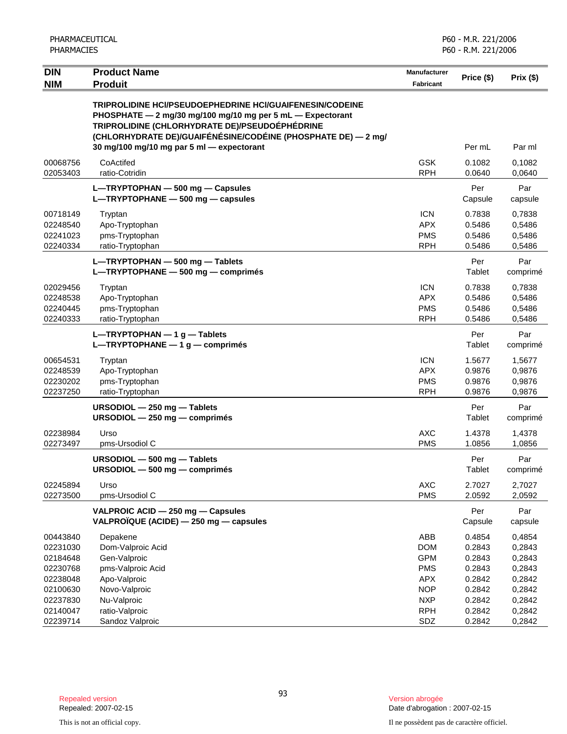| DIN<br>NIM | Product Name<br>Produit | Manufacturer<br>Fabricant | Price ($) | Prix ($) |
|---|---|---|---|---|
| | **TRIPROLIDINE HCl/PSEUDOEPHEDRINE HCl/GUAIFENESIN/CODEINE PHOSPHATE — 2 mg/30 mg/100 mg/10 mg per 5 mL — Expectorant**<br>**TRIPROLIDINE (CHLORHYDRATE DE)/PSEUDOÉPHÉDRINE (CHLORHYDRATE DE)/GUAIFÉNÉSINE/CODÉINE (PHOSPHATE DE) — 2 mg/ 30 mg/100 mg/10 mg par 5 ml — expectorant** | | Per mL | Par ml |
| 00068756 | CoActifed | GSK | 0.1082 | 0,1082 |
| 02053403 | ratio-Cotridin | RPH | 0.0640 | 0,0640 |
| | **L—TRYPTOPHAN — 500 mg — Capsules**<br>**L—TRYPTOPHANE — 500 mg — capsules** | | Per Capsule | Par capsule |
| 00718149 | Tryptan | ICN | 0.7838 | 0,7838 |
| 02248540 | Apo-Tryptophan | APX | 0.5486 | 0,5486 |
| 02241023 | pms-Tryptophan | PMS | 0.5486 | 0,5486 |
| 02240334 | ratio-Tryptophan | RPH | 0.5486 | 0,5486 |
| | **L—TRYPTOPHAN — 500 mg — Tablets**<br>**L—TRYPTOPHANE — 500 mg — comprimés** | | Per Tablet | Par comprimé |
| 02029456 | Tryptan | ICN | 0.7838 | 0,7838 |
| 02248538 | Apo-Tryptophan | APX | 0.5486 | 0,5486 |
| 02240445 | pms-Tryptophan | PMS | 0.5486 | 0,5486 |
| 02240333 | ratio-Tryptophan | RPH | 0.5486 | 0,5486 |
| | **L—TRYPTOPHAN — 1 g — Tablets**<br>**L—TRYPTOPHANE — 1 g — comprimés** | | Per Tablet | Par comprimé |
| 00654531 | Tryptan | ICN | 1.5677 | 1,5677 |
| 02248539 | Apo-Tryptophan | APX | 0.9876 | 0,9876 |
| 02230202 | pms-Tryptophan | PMS | 0.9876 | 0,9876 |
| 02237250 | ratio-Tryptophan | RPH | 0.9876 | 0,9876 |
| | **URSODIOL — 250 mg — Tablets**<br>**URSODIOL — 250 mg — comprimés** | | Per Tablet | Par comprimé |
| 02238984 | Urso | AXC | 1.4378 | 1,4378 |
| 02273497 | pms-Ursodiol C | PMS | 1.0856 | 1,0856 |
| | **URSODIOL — 500 mg — Tablets**<br>**URSODIOL — 500 mg — comprimés** | | Per Tablet | Par comprimé |
| 02245894 | Urso | AXC | 2.7027 | 2,7027 |
| 02273500 | pms-Ursodiol C | PMS | 2.0592 | 2,0592 |
| | **VALPROIC ACID — 250 mg — Capsules**<br>**VALPROÏQUE (ACIDE) — 250 mg — capsules** | | Per Capsule | Par capsule |
| 00443840 | Depakene | ABB | 0.4854 | 0,4854 |
| 02231030 | Dom-Valproic Acid | DOM | 0.2843 | 0,2843 |
| 02184648 | Gen-Valproic | GPM | 0.2843 | 0,2843 |
| 02230768 | pms-Valproic Acid | PMS | 0.2843 | 0,2843 |
| 02238048 | Apo-Valproic | APX | 0.2842 | 0,2842 |
| 02100630 | Novo-Valproic | NOP | 0.2842 | 0,2842 |
| 02237830 | Nu-Valproic | NXP | 0.2842 | 0,2842 |
| 02140047 | ratio-Valproic | RPH | 0.2842 | 0,2842 |
| 02239714 | Sandoz Valproic | SDZ | 0.2842 | 0,2842 |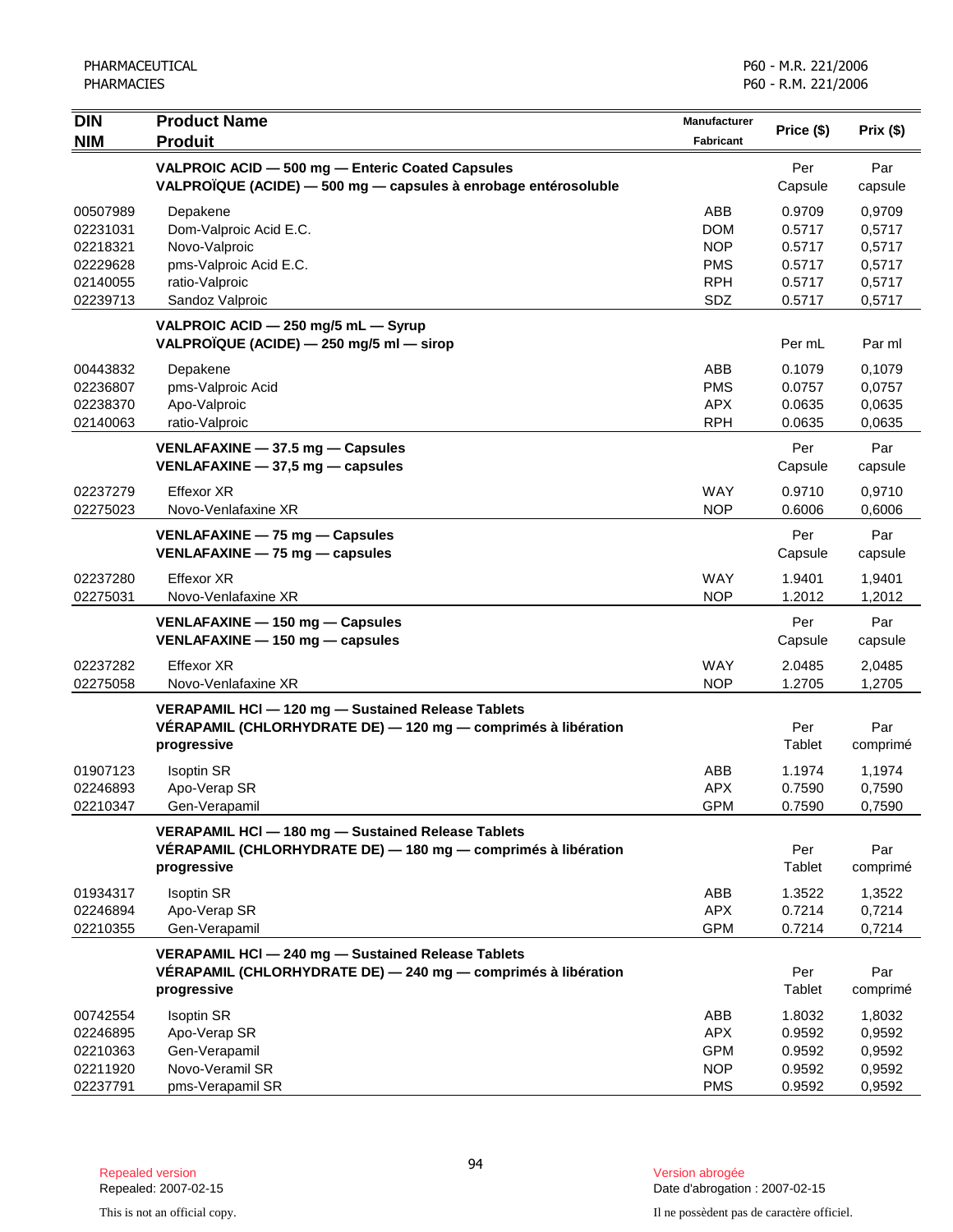| DIN<br>NIM | Product Name<br>Produit | Manufacturer<br>Fabricant | Price ($) | Prix ($) |
|---|---|---|---|---|
| | **VALPROIC ACID — 500 mg — Enteric Coated Capsules**<br>**VALPROÏQUE (ACIDE) — 500 mg — capsules à enrobage entérosoluble** | | Per Capsule | Par capsule |
| 00507989 | Depakene | ABB | 0.9709 | 0,9709 |
| 02231031 | Dom-Valproic Acid E.C. | DOM | 0.5717 | 0,5717 |
| 02218321 | Novo-Valproic | NOP | 0.5717 | 0,5717 |
| 02229628 | pms-Valproic Acid E.C. | PMS | 0.5717 | 0,5717 |
| 02140055 | ratio-Valproic | RPH | 0.5717 | 0,5717 |
| 02239713 | Sandoz Valproic | SDZ | 0.5717 | 0,5717 |
| | **VALPROIC ACID — 250 mg/5 mL — Syrup**<br>**VALPROÏQUE (ACIDE) — 250 mg/5 ml — sirop** | | Per mL | Par ml |
| 00443832 | Depakene | ABB | 0.1079 | 0,1079 |
| 02236807 | pms-Valproic Acid | PMS | 0.0757 | 0,0757 |
| 02238370 | Apo-Valproic | APX | 0.0635 | 0,0635 |
| 02140063 | ratio-Valproic | RPH | 0.0635 | 0,0635 |
| | **VENLAFAXINE — 37.5 mg — Capsules**<br>**VENLAFAXINE — 37,5 mg — capsules** | | Per Capsule | Par capsule |
| 02237279 | Effexor XR | WAY | 0.9710 | 0,9710 |
| 02275023 | Novo-Venlafaxine XR | NOP | 0.6006 | 0,6006 |
| | **VENLAFAXINE — 75 mg — Capsules**<br>**VENLAFAXINE — 75 mg — capsules** | | Per Capsule | Par capsule |
| 02237280 | Effexor XR | WAY | 1.9401 | 1,9401 |
| 02275031 | Novo-Venlafaxine XR | NOP | 1.2012 | 1,2012 |
| | **VENLAFAXINE — 150 mg — Capsules**<br>**VENLAFAXINE — 150 mg — capsules** | | Per Capsule | Par capsule |
| 02237282 | Effexor XR | WAY | 2.0485 | 2,0485 |
| 02275058 | Novo-Venlafaxine XR | NOP | 1.2705 | 1,2705 |
| | **VERAPAMIL HCl — 120 mg — Sustained Release Tablets**<br>**VÉRAPAMIL (CHLORHYDRATE DE) — 120 mg — comprimés à libération progressive** | | Per Tablet | Par comprimé |
| 01907123 | Isoptin SR | ABB | 1.1974 | 1,1974 |
| 02246893 | Apo-Verap SR | APX | 0.7590 | 0,7590 |
| 02210347 | Gen-Verapamil | GPM | 0.7590 | 0,7590 |
| | **VERAPAMIL HCl — 180 mg — Sustained Release Tablets**<br>**VÉRAPAMIL (CHLORHYDRATE DE) — 180 mg — comprimés à libération progressive** | | Per Tablet | Par comprimé |
| 01934317 | Isoptin SR | ABB | 1.3522 | 1,3522 |
| 02246894 | Apo-Verap SR | APX | 0.7214 | 0,7214 |
| 02210355 | Gen-Verapamil | GPM | 0.7214 | 0,7214 |
| | **VERAPAMIL HCl — 240 mg — Sustained Release Tablets**<br>**VÉRAPAMIL (CHLORHYDRATE DE) — 240 mg — comprimés à libération progressive** | | Per Tablet | Par comprimé |
| 00742554 | Isoptin SR | ABB | 1.8032 | 1,8032 |
| 02246895 | Apo-Verap SR | APX | 0.9592 | 0,9592 |
| 02210363 | Gen-Verapamil | GPM | 0.9592 | 0,9592 |
| 02211920 | Novo-Veramil SR | NOP | 0.9592 | 0,9592 |
| 02237791 | pms-Verapamil SR | PMS | 0.9592 | 0,9592 |

Repealed version
Repealed: 2007-02-15

Version abrogée
Date d'abrogation : 2007-02-15

This is not an official copy.

Il ne possèdent pas de caractère officiel.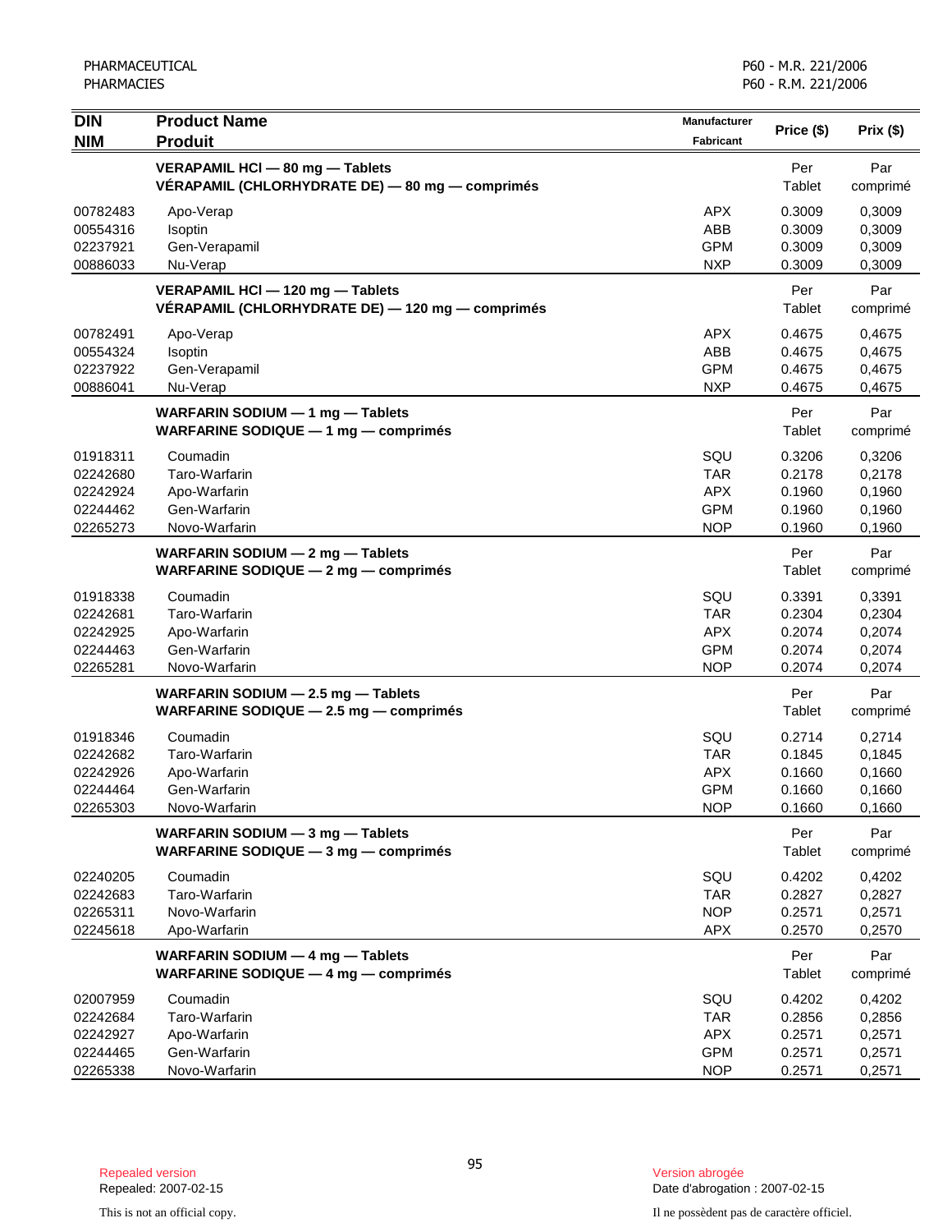| DIN<br>NIM | Product Name<br>Produit | Manufacturer<br>Fabricant | Price ($) | Prix ($) |
|---|---|---|---|---|
| | **VERAPAMIL HCl — 80 mg — Tablets**<br>**VÉRAPAMIL (CHLORHYDRATE DE) — 80 mg — comprimés** | | Per Tablet | Par comprimé |
| 00782483 | Apo-Verap | APX | 0.3009 | 0,3009 |
| 00554316 | Isoptin | ABB | 0.3009 | 0,3009 |
| 02237921 | Gen-Verapamil | GPM | 0.3009 | 0,3009 |
| 00886033 | Nu-Verap | NXP | 0.3009 | 0,3009 |
| | **VERAPAMIL HCl — 120 mg — Tablets**<br>**VÉRAPAMIL (CHLORHYDRATE DE) — 120 mg — comprimés** | | Per Tablet | Par comprimé |
| 00782491 | Apo-Verap | APX | 0.4675 | 0,4675 |
| 00554324 | Isoptin | ABB | 0.4675 | 0,4675 |
| 02237922 | Gen-Verapamil | GPM | 0.4675 | 0,4675 |
| 00886041 | Nu-Verap | NXP | 0.4675 | 0,4675 |
| | **WARFARIN SODIUM — 1 mg — Tablets**<br>**WARFARINE SODIQUE — 1 mg — comprimés** | | Per Tablet | Par comprimé |
| 01918311 | Coumadin | SQU | 0.3206 | 0,3206 |
| 02242680 | Taro-Warfarin | TAR | 0.2178 | 0,2178 |
| 02242924 | Apo-Warfarin | APX | 0.1960 | 0,1960 |
| 02244462 | Gen-Warfarin | GPM | 0.1960 | 0,1960 |
| 02265273 | Novo-Warfarin | NOP | 0.1960 | 0,1960 |
| | **WARFARIN SODIUM — 2 mg — Tablets**<br>**WARFARINE SODIQUE — 2 mg — comprimés** | | Per Tablet | Par comprimé |
| 01918338 | Coumadin | SQU | 0.3391 | 0,3391 |
| 02242681 | Taro-Warfarin | TAR | 0.2304 | 0,2304 |
| 02242925 | Apo-Warfarin | APX | 0.2074 | 0,2074 |
| 02244463 | Gen-Warfarin | GPM | 0.2074 | 0,2074 |
| 02265281 | Novo-Warfarin | NOP | 0.2074 | 0,2074 |
| | **WARFARIN SODIUM — 2.5 mg — Tablets**<br>**WARFARINE SODIQUE — 2.5 mg — comprimés** | | Per Tablet | Par comprimé |
| 01918346 | Coumadin | SQU | 0.2714 | 0,2714 |
| 02242682 | Taro-Warfarin | TAR | 0.1845 | 0,1845 |
| 02242926 | Apo-Warfarin | APX | 0.1660 | 0,1660 |
| 02244464 | Gen-Warfarin | GPM | 0.1660 | 0,1660 |
| 02265303 | Novo-Warfarin | NOP | 0.1660 | 0,1660 |
| | **WARFARIN SODIUM — 3 mg — Tablets**<br>**WARFARINE SODIQUE — 3 mg — comprimés** | | Per Tablet | Par comprimé |
| 02240205 | Coumadin | SQU | 0.4202 | 0,4202 |
| 02242683 | Taro-Warfarin | TAR | 0.2827 | 0,2827 |
| 02265311 | Novo-Warfarin | NOP | 0.2571 | 0,2571 |
| 02245618 | Apo-Warfarin | APX | 0.2570 | 0,2570 |
| | **WARFARIN SODIUM — 4 mg — Tablets**<br>**WARFARINE SODIQUE — 4 mg — comprimés** | | Per Tablet | Par comprimé |
| 02007959 | Coumadin | SQU | 0.4202 | 0,4202 |
| 02242684 | Taro-Warfarin | TAR | 0.2856 | 0,2856 |
| 02242927 | Apo-Warfarin | APX | 0.2571 | 0,2571 |
| 02244465 | Gen-Warfarin | GPM | 0.2571 | 0,2571 |
| 02265338 | Novo-Warfarin | NOP | 0.2571 | 0,2571 |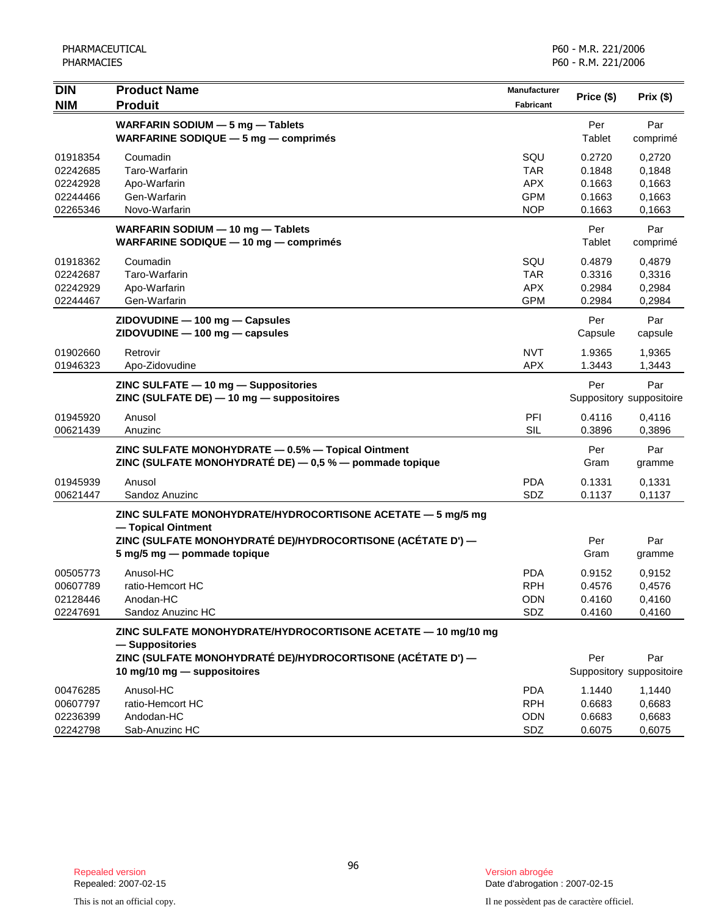| DIN<br>NIM | Product Name<br>Produit | Manufacturer<br>Fabricant | Price ($) | Prix ($) |
|---|---|---|---|---|
| | **WARFARIN SODIUM — 5 mg — Tablets**<br>**WARFARINE SODIQUE — 5 mg — comprimés** | | Per<br>Tablet | Par<br>comprimé |
| 01918354 | Coumadin | SQU | 0.2720 | 0,2720 |
| 02242685 | Taro-Warfarin | TAR | 0.1848 | 0,1848 |
| 02242928 | Apo-Warfarin | APX | 0.1663 | 0,1663 |
| 02244466 | Gen-Warfarin | GPM | 0.1663 | 0,1663 |
| 02265346 | Novo-Warfarin | NOP | 0.1663 | 0,1663 |
| | **WARFARIN SODIUM — 10 mg — Tablets**<br>**WARFARINE SODIQUE — 10 mg — comprimés** | | Per<br>Tablet | Par<br>comprimé |
| 01918362 | Coumadin | SQU | 0.4879 | 0,4879 |
| 02242687 | Taro-Warfarin | TAR | 0.3316 | 0,3316 |
| 02242929 | Apo-Warfarin | APX | 0.2984 | 0,2984 |
| 02244467 | Gen-Warfarin | GPM | 0.2984 | 0,2984 |
| | **ZIDOVUDINE — 100 mg — Capsules**<br>**ZIDOVUDINE — 100 mg — capsules** | | Per<br>Capsule | Par<br>capsule |
| 01902660 | Retrovir | NVT | 1.9365 | 1,9365 |
| 01946323 | Apo-Zidovudine | APX | 1.3443 | 1,3443 |
| | **ZINC SULFATE — 10 mg — Suppositories**<br>**ZINC (SULFATE DE) — 10 mg — suppositoires** | | Per<br>Suppository | Par<br>suppositoire |
| 01945920 | Anusol | PFI | 0.4116 | 0,4116 |
| 00621439 | Anuzinc | SIL | 0.3896 | 0,3896 |
| | **ZINC SULFATE MONOHYDRATE — 0.5% — Topical Ointment**<br>**ZINC (SULFATE MONOHYDRATÉ DE) — 0,5 % — pommade topique** | | Per<br>Gram | Par<br>gramme |
| 01945939 | Anusol | PDA | 0.1331 | 0,1331 |
| 00621447 | Sandoz Anuzinc | SDZ | 0.1137 | 0,1137 |
| | **ZINC SULFATE MONOHYDRATE/HYDROCORTISONE ACETATE — 5 mg/5 mg — Topical Ointment**<br>**ZINC (SULFATE MONOHYDRATÉ DE)/HYDROCORTISONE (ACÉTATE D') — 5 mg/5 mg — pommade topique** | | Per<br>Gram | Par<br>gramme |
| 00505773 | Anusol-HC | PDA | 0.9152 | 0,9152 |
| 00607789 | ratio-Hemcort HC | RPH | 0.4576 | 0,4576 |
| 02128446 | Anodan-HC | ODN | 0.4160 | 0,4160 |
| 02247691 | Sandoz Anuzinc HC | SDZ | 0.4160 | 0,4160 |
| | **ZINC SULFATE MONOHYDRATE/HYDROCORTISONE ACETATE — 10 mg/10 mg — Suppositories**<br>**ZINC (SULFATE MONOHYDRATÉ DE)/HYDROCORTISONE (ACÉTATE D') — 10 mg/10 mg — suppositoires** | | Per<br>Suppository | Par<br>suppositoire |
| 00476285 | Anusol-HC | PDA | 1.1440 | 1,1440 |
| 00607797 | ratio-Hemcort HC | RPH | 0.6683 | 0,6683 |
| 02236399 | Andodan-HC | ODN | 0.6683 | 0,6683 |
| 02242798 | Sab-Anuzinc HC | SDZ | 0.6075 | 0,6075 |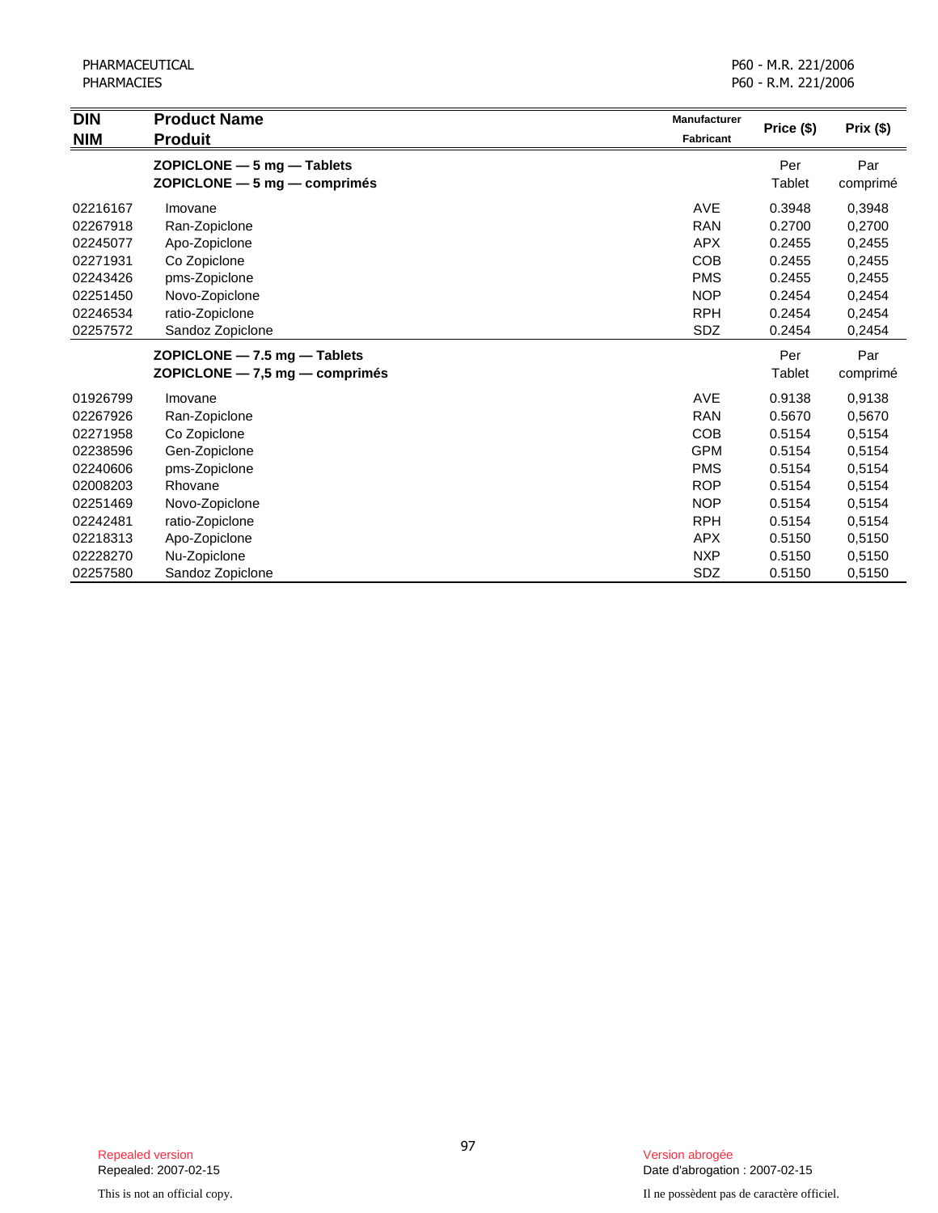| DIN<br>NIM | Product Name<br>Produit | Manufacturer<br>Fabricant | Price ($) | Prix ($) |
|---|---|---|---|---|
| | **ZOPICLONE — 5 mg — Tablets**<br>**ZOPICLONE — 5 mg — comprimés** | | Per Tablet | Par comprimé |
| 02216167 | Imovane | AVE | 0.3948 | 0,3948 |
| 02267918 | Ran-Zopiclone | RAN | 0.2700 | 0,2700 |
| 02245077 | Apo-Zopiclone | APX | 0.2455 | 0,2455 |
| 02271931 | Co Zopiclone | COB | 0.2455 | 0,2455 |
| 02243426 | pms-Zopiclone | PMS | 0.2455 | 0,2455 |
| 02251450 | Novo-Zopiclone | NOP | 0.2454 | 0,2454 |
| 02246534 | ratio-Zopiclone | RPH | 0.2454 | 0,2454 |
| 02257572 | Sandoz Zopiclone | SDZ | 0.2454 | 0,2454 |
| | **ZOPICLONE — 7.5 mg — Tablets**<br>**ZOPICLONE — 7,5 mg — comprimés** | | Per Tablet | Par comprimé |
| 01926799 | Imovane | AVE | 0.9138 | 0,9138 |
| 02267926 | Ran-Zopiclone | RAN | 0.5670 | 0,5670 |
| 02271958 | Co Zopiclone | COB | 0.5154 | 0,5154 |
| 02238596 | Gen-Zopiclone | GPM | 0.5154 | 0,5154 |
| 02240606 | pms-Zopiclone | PMS | 0.5154 | 0,5154 |
| 02008203 | Rhovane | ROP | 0.5154 | 0,5154 |
| 02251469 | Novo-Zopiclone | NOP | 0.5154 | 0,5154 |
| 02242481 | ratio-Zopiclone | RPH | 0.5154 | 0,5154 |
| 02218313 | Apo-Zopiclone | APX | 0.5150 | 0,5150 |
| 02228270 | Nu-Zopiclone | NXP | 0.5150 | 0,5150 |
| 02257580 | Sandoz Zopiclone | SDZ | 0.5150 | 0,5150 |